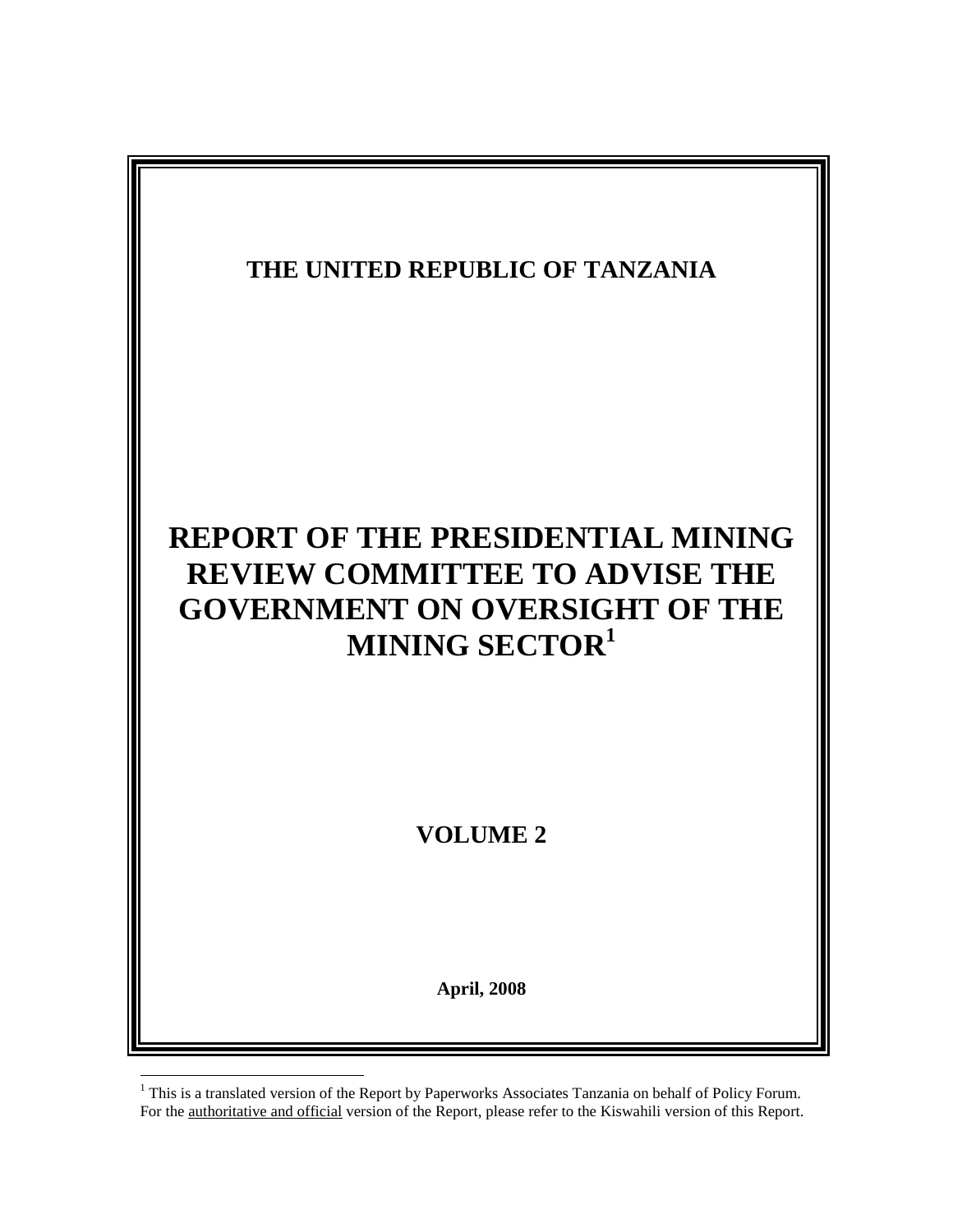**THE UNITED REPUBLIC OF TANZANIA**

# REPORT OF THE PRESIDENTIAL MINING REVIEW COMMITTEE TO ADVISE THE GOVERNMENT ON OVERSIGHT OF THE MINING SECTOR[1]

**VOLUME 2**

**April, 2008**

---

[1] This is a translated version of the Report by Paperworks Associates Tanzania on behalf of Policy Forum. For the authoritative and official version of the Report, please refer to the Kiswahili version of this Report.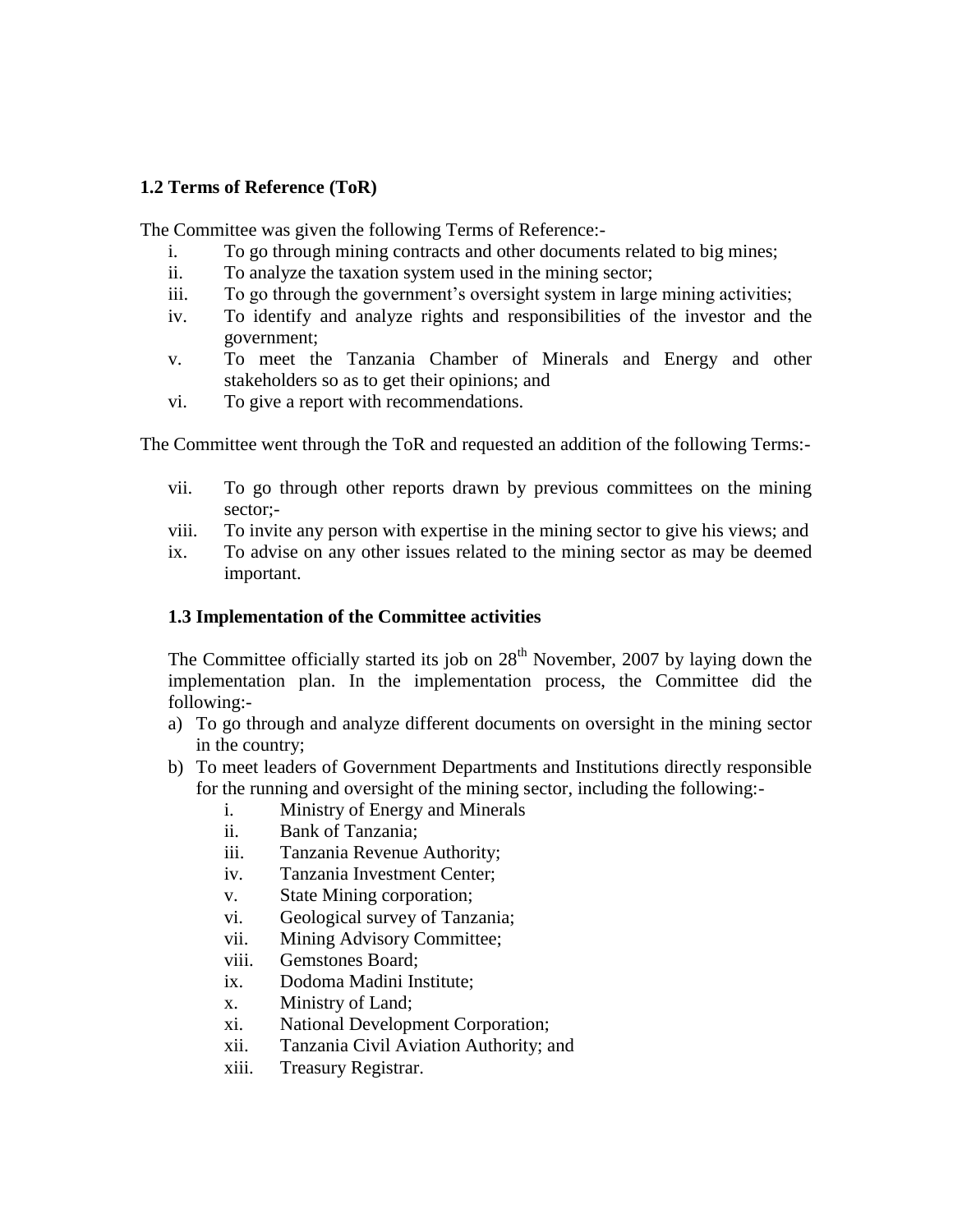### 1.2 Terms of Reference (ToR)

The Committee was given the following Terms of Reference:-

i. To go through mining contracts and other documents related to big mines;
ii. To analyze the taxation system used in the mining sector;
iii. To go through the government's oversight system in large mining activities;
iv. To identify and analyze rights and responsibilities of the investor and the government;
v. To meet the Tanzania Chamber of Minerals and Energy and other stakeholders so as to get their opinions; and
vi. To give a report with recommendations.

The Committee went through the ToR and requested an addition of the following Terms:-

vii. To go through other reports drawn by previous committees on the mining sector;-
viii. To invite any person with expertise in the mining sector to give his views; and
ix. To advise on any other issues related to the mining sector as may be deemed important.

### 1.3 Implementation of the Committee activities

The Committee officially started its job on 28th November, 2007 by laying down the implementation plan. In the implementation process, the Committee did the following:-

a) To go through and analyze different documents on oversight in the mining sector in the country;
b) To meet leaders of Government Departments and Institutions directly responsible for the running and oversight of the mining sector, including the following:-
    i. Ministry of Energy and Minerals
    ii. Bank of Tanzania;
    iii. Tanzania Revenue Authority;
    iv. Tanzania Investment Center;
    v. State Mining corporation;
    vi. Geological survey of Tanzania;
    vii. Mining Advisory Committee;
    viii. Gemstones Board;
    ix. Dodoma Madini Institute;
    x. Ministry of Land;
    xi. National Development Corporation;
    xii. Tanzania Civil Aviation Authority; and
    xiii. Treasury Registrar.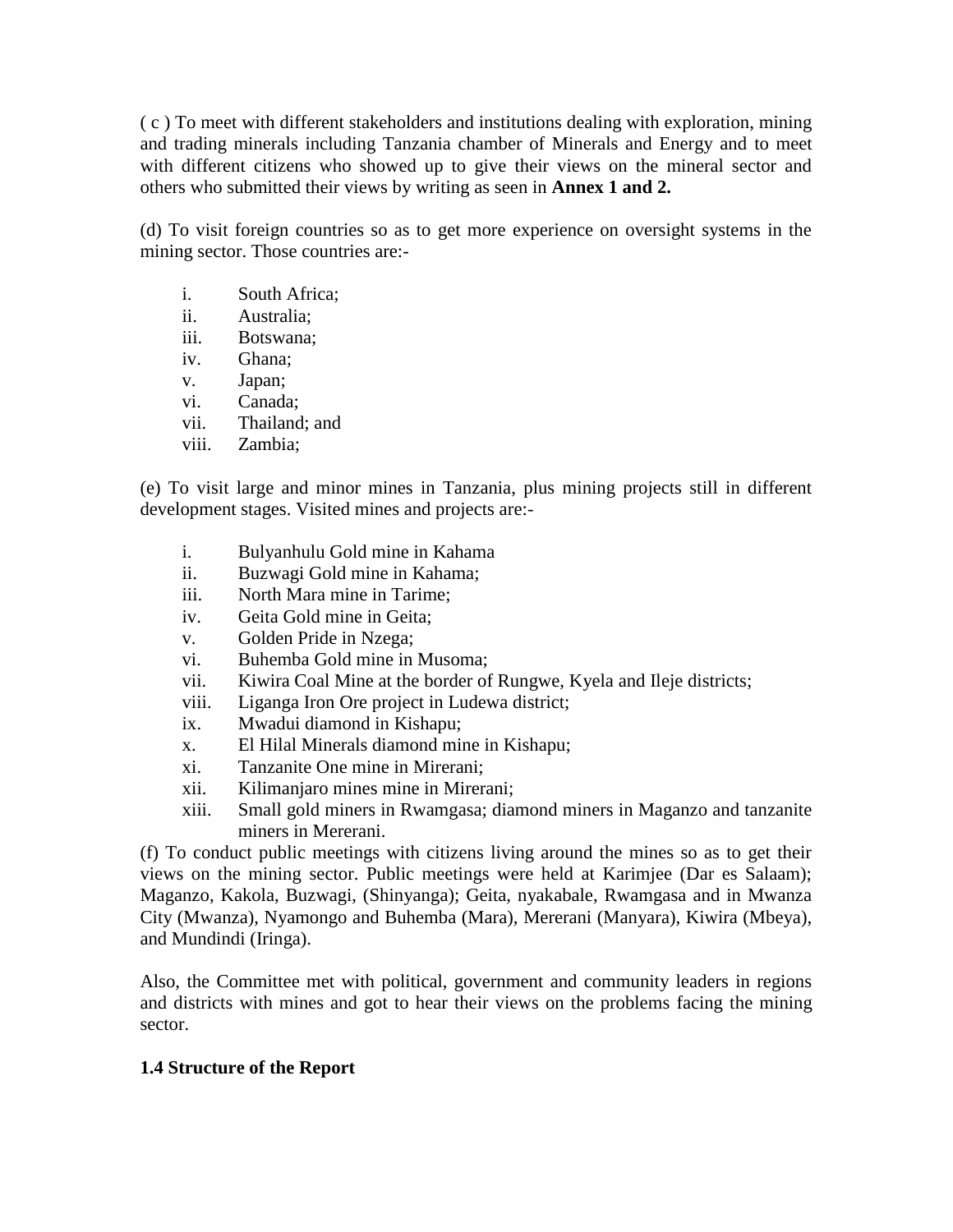( c ) To meet with different stakeholders and institutions dealing with exploration, mining and trading minerals including Tanzania chamber of Minerals and Energy and to meet with different citizens who showed up to give their views on the mineral sector and others who submitted their views by writing as seen in **Annex 1 and 2.**

(d) To visit foreign countries so as to get more experience on oversight systems in the mining sector. Those countries are:-

i. South Africa;
ii. Australia;
iii. Botswana;
iv. Ghana;
v. Japan;
vi. Canada;
vii. Thailand; and
viii. Zambia;

(e) To visit large and minor mines in Tanzania, plus mining projects still in different development stages. Visited mines and projects are:-

i. Bulyanhulu Gold mine in Kahama
ii. Buzwagi Gold mine in Kahama;
iii. North Mara mine in Tarime;
iv. Geita Gold mine in Geita;
v. Golden Pride in Nzega;
vi. Buhemba Gold mine in Musoma;
vii. Kiwira Coal Mine at the border of Rungwe, Kyela and Ileje districts;
viii. Liganga Iron Ore project in Ludewa district;
ix. Mwadui diamond in Kishapu;
x. El Hilal Minerals diamond mine in Kishapu;
xi. Tanzanite One mine in Mirerani;
xii. Kilimanjaro mines mine in Mirerani;
xiii. Small gold miners in Rwamgasa; diamond miners in Maganzo and tanzanite miners in Mererani.

(f) To conduct public meetings with citizens living around the mines so as to get their views on the mining sector. Public meetings were held at Karimjee (Dar es Salaam); Maganzo, Kakola, Buzwagi, (Shinyanga); Geita, nyakabale, Rwamgasa and in Mwanza City (Mwanza), Nyamongo and Buhemba (Mara), Mererani (Manyara), Kiwira (Mbeya), and Mundindi (Iringa).

Also, the Committee met with political, government and community leaders in regions and districts with mines and got to hear their views on the problems facing the mining sector.

### 1.4 Structure of the Report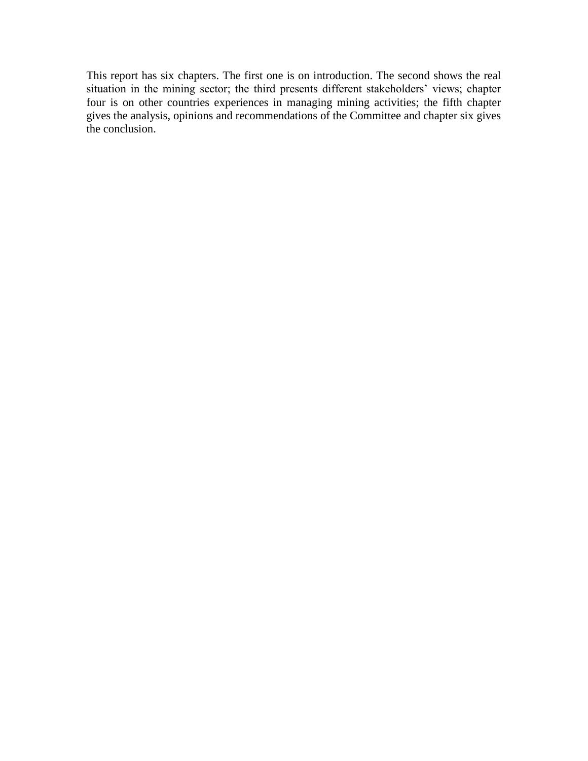This report has six chapters. The first one is on introduction. The second shows the real situation in the mining sector; the third presents different stakeholders' views; chapter four is on other countries experiences in managing mining activities; the fifth chapter gives the analysis, opinions and recommendations of the Committee and chapter six gives the conclusion.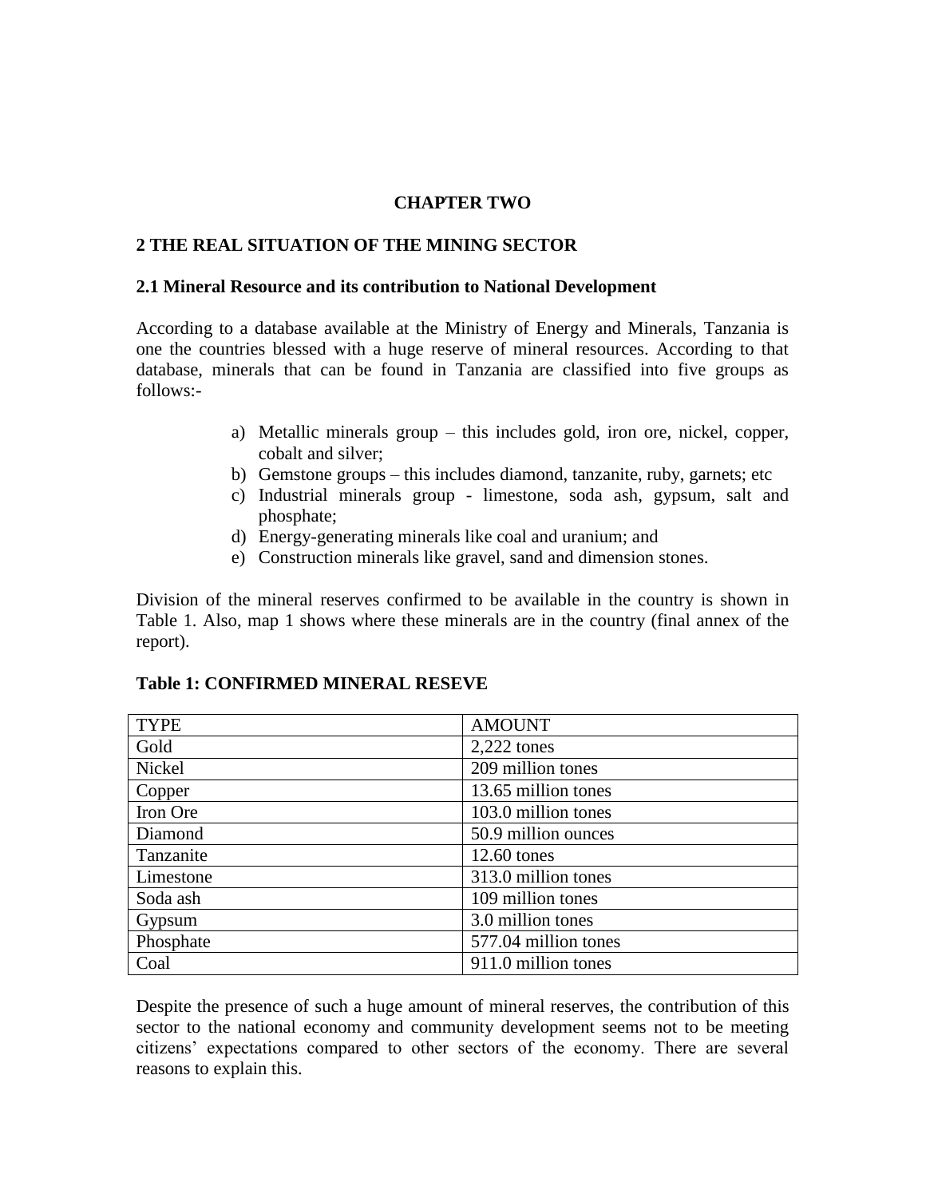# CHAPTER TWO

## 2 THE REAL SITUATION OF THE MINING SECTOR

### 2.1 Mineral Resource and its contribution to National Development

According to a database available at the Ministry of Energy and Minerals, Tanzania is one the countries blessed with a huge reserve of mineral resources. According to that database, minerals that can be found in Tanzania are classified into five groups as follows:-

a) Metallic minerals group – this includes gold, iron ore, nickel, copper, cobalt and silver;
b) Gemstone groups – this includes diamond, tanzanite, ruby, garnets; etc
c) Industrial minerals group - limestone, soda ash, gypsum, salt and phosphate;
d) Energy-generating minerals like coal and uranium; and
e) Construction minerals like gravel, sand and dimension stones.

Division of the mineral reserves confirmed to be available in the country is shown in Table 1. Also, map 1 shows where these minerals are in the country (final annex of the report).

**Table 1: CONFIRMED MINERAL RESEVE**

| TYPE | AMOUNT |
|---|---|
| Gold | 2,222 tones |
| Nickel | 209 million tones |
| Copper | 13.65 million tones |
| Iron Ore | 103.0 million tones |
| Diamond | 50.9 million ounces |
| Tanzanite | 12.60 tones |
| Limestone | 313.0 million tones |
| Soda ash | 109 million tones |
| Gypsum | 3.0 million tones |
| Phosphate | 577.04 million tones |
| Coal | 911.0 million tones |

Despite the presence of such a huge amount of mineral reserves, the contribution of this sector to the national economy and community development seems not to be meeting citizens' expectations compared to other sectors of the economy. There are several reasons to explain this.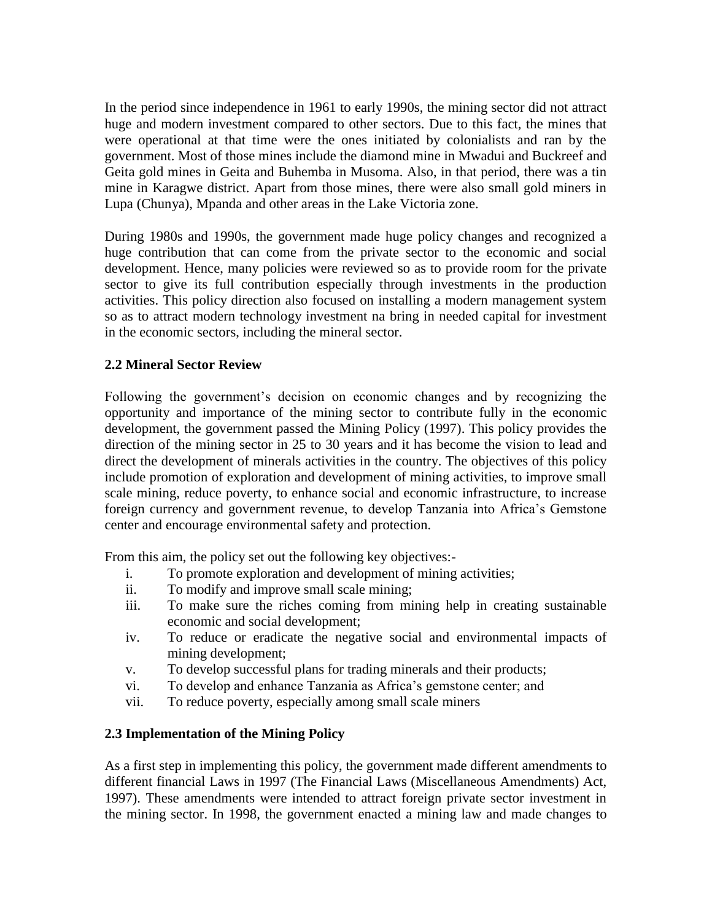In the period since independence in 1961 to early 1990s, the mining sector did not attract huge and modern investment compared to other sectors. Due to this fact, the mines that were operational at that time were the ones initiated by colonialists and ran by the government. Most of those mines include the diamond mine in Mwadui and Buckreef and Geita gold mines in Geita and Buhemba in Musoma. Also, in that period, there was a tin mine in Karagwe district. Apart from those mines, there were also small gold miners in Lupa (Chunya), Mpanda and other areas in the Lake Victoria zone.

During 1980s and 1990s, the government made huge policy changes and recognized a huge contribution that can come from the private sector to the economic and social development. Hence, many policies were reviewed so as to provide room for the private sector to give its full contribution especially through investments in the production activities. This policy direction also focused on installing a modern management system so as to attract modern technology investment na bring in needed capital for investment in the economic sectors, including the mineral sector.

### 2.2 Mineral Sector Review

Following the government's decision on economic changes and by recognizing the opportunity and importance of the mining sector to contribute fully in the economic development, the government passed the Mining Policy (1997). This policy provides the direction of the mining sector in 25 to 30 years and it has become the vision to lead and direct the development of minerals activities in the country. The objectives of this policy include promotion of exploration and development of mining activities, to improve small scale mining, reduce poverty, to enhance social and economic infrastructure, to increase foreign currency and government revenue, to develop Tanzania into Africa's Gemstone center and encourage environmental safety and protection.

From this aim, the policy set out the following key objectives:-

i. To promote exploration and development of mining activities;
ii. To modify and improve small scale mining;
iii. To make sure the riches coming from mining help in creating sustainable economic and social development;
iv. To reduce or eradicate the negative social and environmental impacts of mining development;
v. To develop successful plans for trading minerals and their products;
vi. To develop and enhance Tanzania as Africa's gemstone center; and
vii. To reduce poverty, especially among small scale miners

### 2.3 Implementation of the Mining Policy

As a first step in implementing this policy, the government made different amendments to different financial Laws in 1997 (The Financial Laws (Miscellaneous Amendments) Act, 1997). These amendments were intended to attract foreign private sector investment in the mining sector. In 1998, the government enacted a mining law and made changes to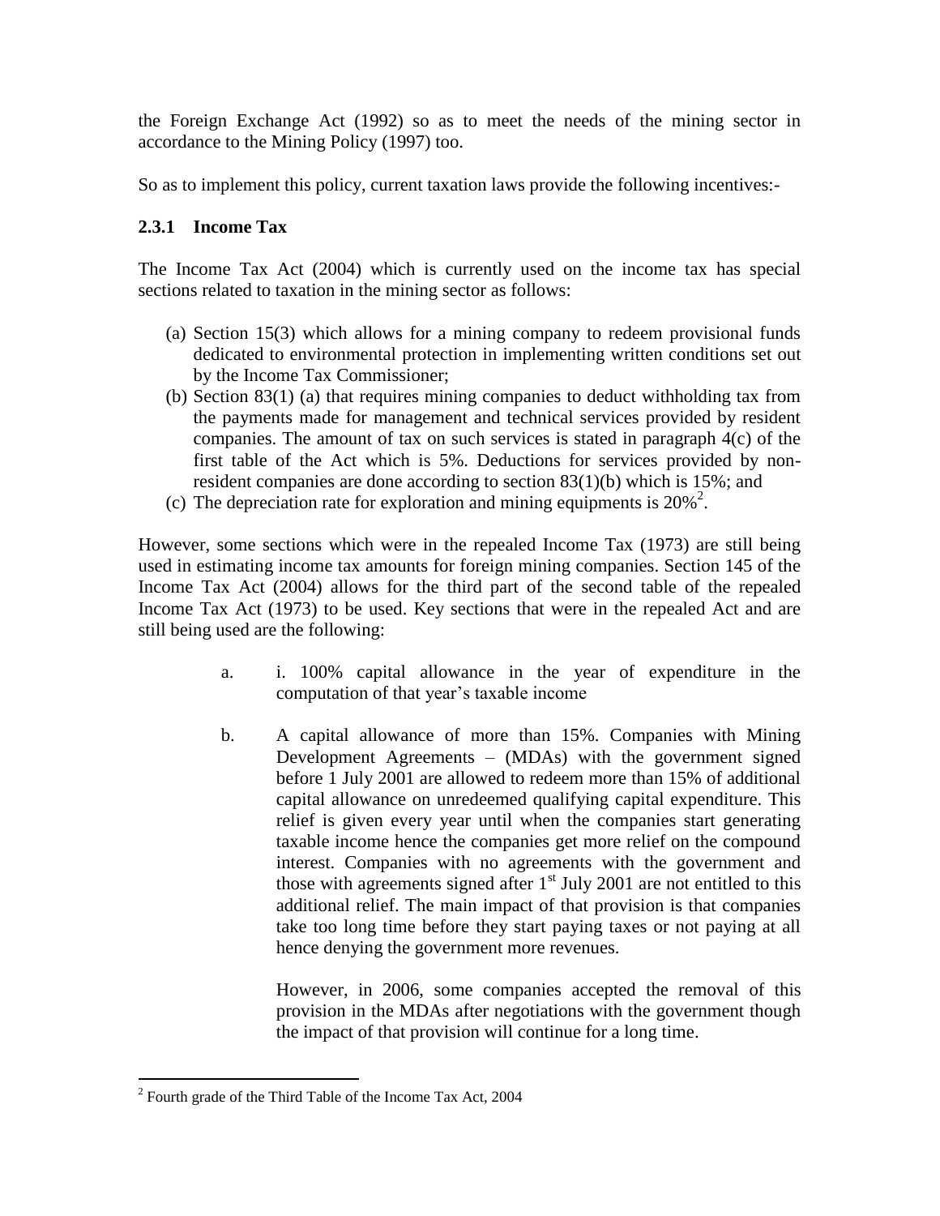the Foreign Exchange Act (1992) so as to meet the needs of the mining sector in accordance to the Mining Policy (1997) too.

So as to implement this policy, current taxation laws provide the following incentives:-

### 2.3.1 Income Tax

The Income Tax Act (2004) which is currently used on the income tax has special sections related to taxation in the mining sector as follows:

(a) Section 15(3) which allows for a mining company to redeem provisional funds dedicated to environmental protection in implementing written conditions set out by the Income Tax Commissioner;

(b) Section 83(1) (a) that requires mining companies to deduct withholding tax from the payments made for management and technical services provided by resident companies. The amount of tax on such services is stated in paragraph 4(c) of the first table of the Act which is 5%. Deductions for services provided by non-resident companies are done according to section 83(1)(b) which is 15%; and

(c) The depreciation rate for exploration and mining equipments is 20%[2].

However, some sections which were in the repealed Income Tax (1973) are still being used in estimating income tax amounts for foreign mining companies. Section 145 of the Income Tax Act (2004) allows for the third part of the second table of the repealed Income Tax Act (1973) to be used. Key sections that were in the repealed Act and are still being used are the following:

a. i. 100% capital allowance in the year of expenditure in the computation of that year's taxable income

b. A capital allowance of more than 15%. Companies with Mining Development Agreements – (MDAs) with the government signed before 1 July 2001 are allowed to redeem more than 15% of additional capital allowance on unredeemed qualifying capital expenditure. This relief is given every year until when the companies start generating taxable income hence the companies get more relief on the compound interest. Companies with no agreements with the government and those with agreements signed after 1st July 2001 are not entitled to this additional relief. The main impact of that provision is that companies take too long time before they start paying taxes or not paying at all hence denying the government more revenues.

   However, in 2006, some companies accepted the removal of this provision in the MDAs after negotiations with the government though the impact of that provision will continue for a long time.

---

[2] Fourth grade of the Third Table of the Income Tax Act, 2004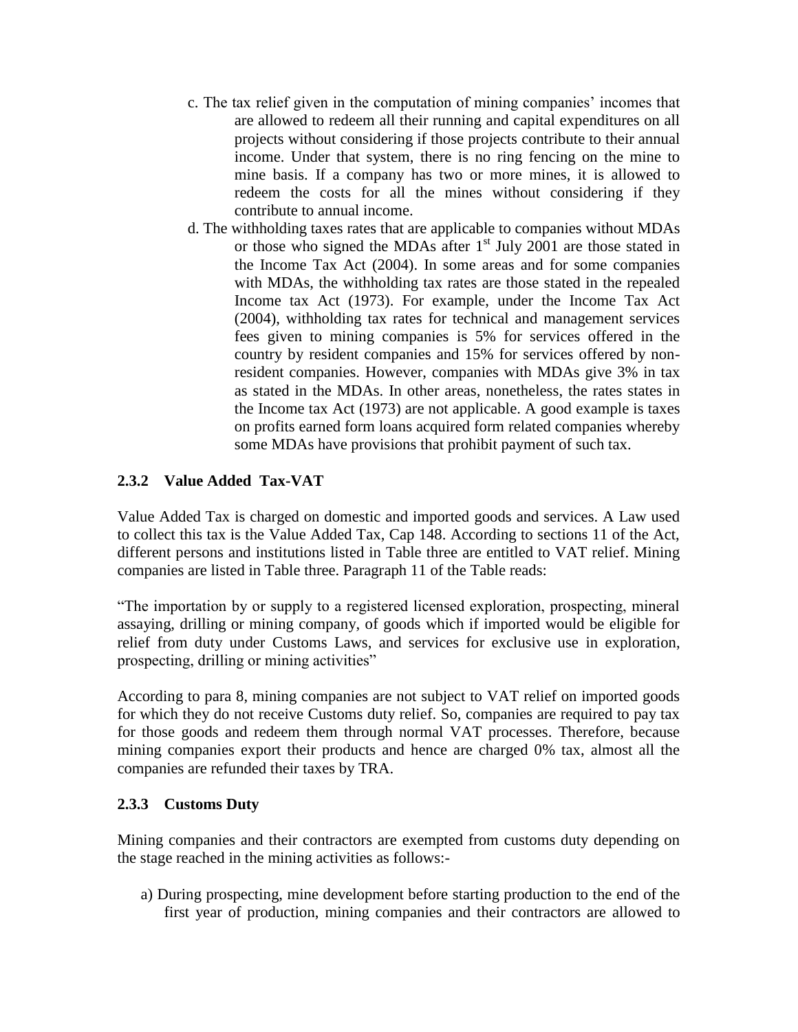c. The tax relief given in the computation of mining companies' incomes that are allowed to redeem all their running and capital expenditures on all projects without considering if those projects contribute to their annual income. Under that system, there is no ring fencing on the mine to mine basis. If a company has two or more mines, it is allowed to redeem the costs for all the mines without considering if they contribute to annual income.

d. The withholding taxes rates that are applicable to companies without MDAs or those who signed the MDAs after 1st July 2001 are those stated in the Income Tax Act (2004). In some areas and for some companies with MDAs, the withholding tax rates are those stated in the repealed Income tax Act (1973). For example, under the Income Tax Act (2004), withholding tax rates for technical and management services fees given to mining companies is 5% for services offered in the country by resident companies and 15% for services offered by non-resident companies. However, companies with MDAs give 3% in tax as stated in the MDAs. In other areas, nonetheless, the rates states in the Income tax Act (1973) are not applicable. A good example is taxes on profits earned form loans acquired form related companies whereby some MDAs have provisions that prohibit payment of such tax.

### 2.3.2 Value Added Tax-VAT

Value Added Tax is charged on domestic and imported goods and services. A Law used to collect this tax is the Value Added Tax, Cap 148. According to sections 11 of the Act, different persons and institutions listed in Table three are entitled to VAT relief. Mining companies are listed in Table three. Paragraph 11 of the Table reads:

"The importation by or supply to a registered licensed exploration, prospecting, mineral assaying, drilling or mining company, of goods which if imported would be eligible for relief from duty under Customs Laws, and services for exclusive use in exploration, prospecting, drilling or mining activities"

According to para 8, mining companies are not subject to VAT relief on imported goods for which they do not receive Customs duty relief. So, companies are required to pay tax for those goods and redeem them through normal VAT processes. Therefore, because mining companies export their products and hence are charged 0% tax, almost all the companies are refunded their taxes by TRA.

### 2.3.3 Customs Duty

Mining companies and their contractors are exempted from customs duty depending on the stage reached in the mining activities as follows:-

a) During prospecting, mine development before starting production to the end of the first year of production, mining companies and their contractors are allowed to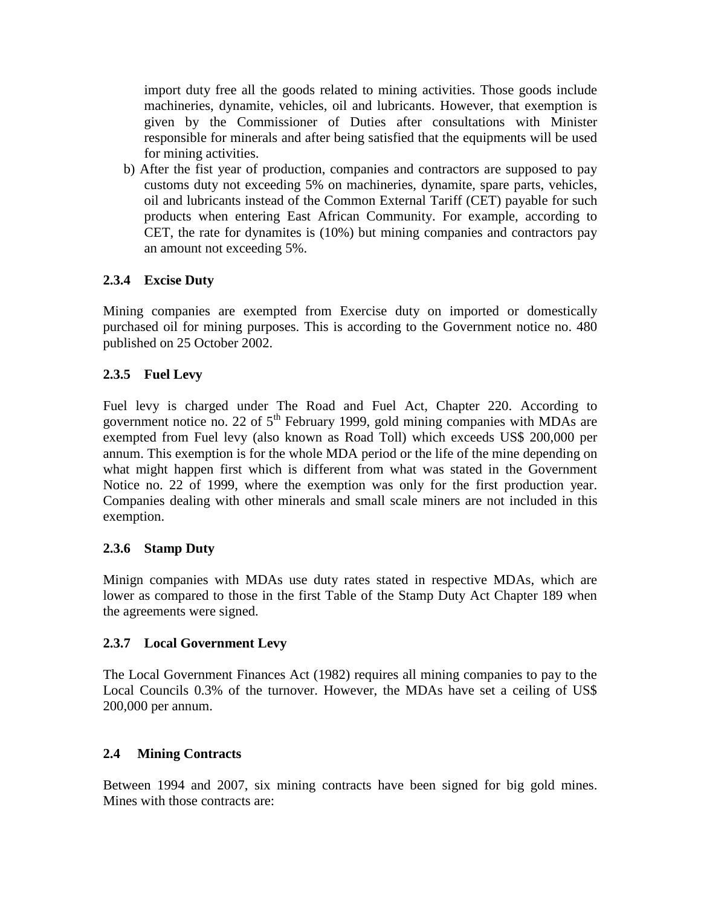import duty free all the goods related to mining activities. Those goods include machineries, dynamite, vehicles, oil and lubricants. However, that exemption is given by the Commissioner of Duties after consultations with Minister responsible for minerals and after being satisfied that the equipments will be used for mining activities.

b) After the fist year of production, companies and contractors are supposed to pay customs duty not exceeding 5% on machineries, dynamite, spare parts, vehicles, oil and lubricants instead of the Common External Tariff (CET) payable for such products when entering East African Community. For example, according to CET, the rate for dynamites is (10%) but mining companies and contractors pay an amount not exceeding 5%.

### 2.3.4 Excise Duty

Mining companies are exempted from Exercise duty on imported or domestically purchased oil for mining purposes. This is according to the Government notice no. 480 published on 25 October 2002.

### 2.3.5 Fuel Levy

Fuel levy is charged under The Road and Fuel Act, Chapter 220. According to government notice no. 22 of 5th February 1999, gold mining companies with MDAs are exempted from Fuel levy (also known as Road Toll) which exceeds US$ 200,000 per annum. This exemption is for the whole MDA period or the life of the mine depending on what might happen first which is different from what was stated in the Government Notice no. 22 of 1999, where the exemption was only for the first production year. Companies dealing with other minerals and small scale miners are not included in this exemption.

### 2.3.6 Stamp Duty

Minign companies with MDAs use duty rates stated in respective MDAs, which are lower as compared to those in the first Table of the Stamp Duty Act Chapter 189 when the agreements were signed.

### 2.3.7 Local Government Levy

The Local Government Finances Act (1982) requires all mining companies to pay to the Local Councils 0.3% of the turnover. However, the MDAs have set a ceiling of US$ 200,000 per annum.

## 2.4 Mining Contracts

Between 1994 and 2007, six mining contracts have been signed for big gold mines. Mines with those contracts are: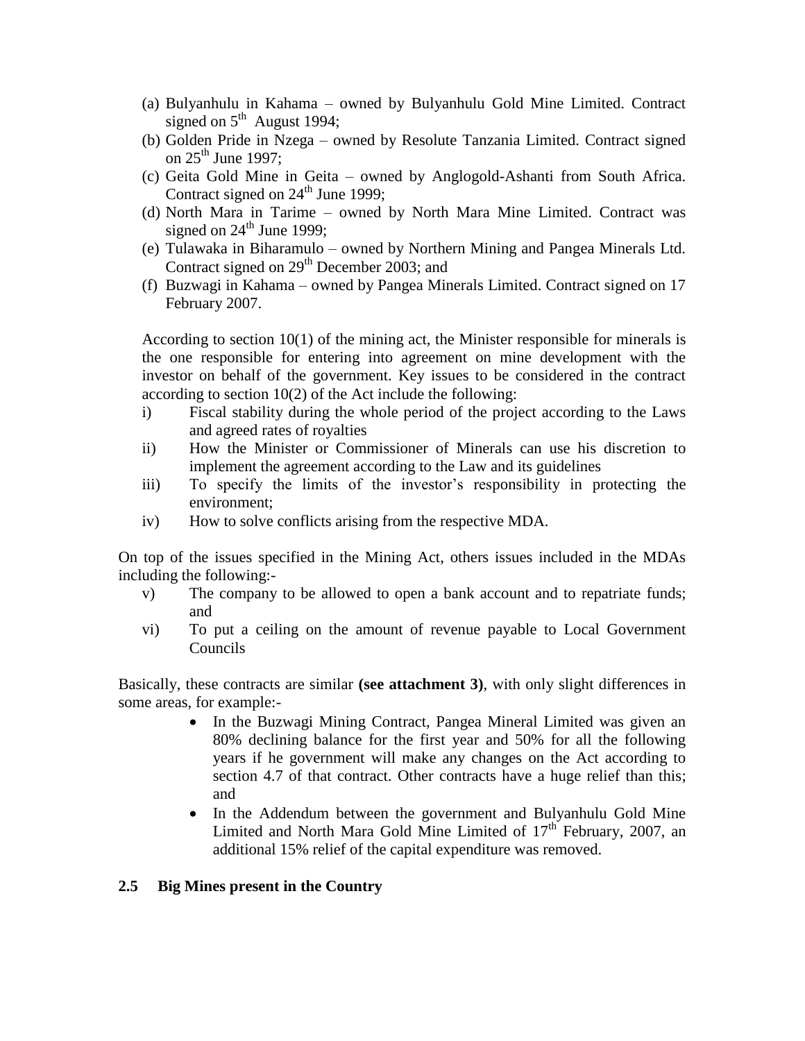(a) Bulyanhulu in Kahama – owned by Bulyanhulu Gold Mine Limited. Contract signed on 5th August 1994;
(b) Golden Pride in Nzega – owned by Resolute Tanzania Limited. Contract signed on 25th June 1997;
(c) Geita Gold Mine in Geita – owned by Anglogold-Ashanti from South Africa. Contract signed on 24th June 1999;
(d) North Mara in Tarime – owned by North Mara Mine Limited. Contract was signed on 24th June 1999;
(e) Tulawaka in Biharamulo – owned by Northern Mining and Pangea Minerals Ltd. Contract signed on 29th December 2003; and
(f) Buzwagi in Kahama – owned by Pangea Minerals Limited. Contract signed on 17 February 2007.

According to section 10(1) of the mining act, the Minister responsible for minerals is the one responsible for entering into agreement on mine development with the investor on behalf of the government. Key issues to be considered in the contract according to section 10(2) of the Act include the following:

i) Fiscal stability during the whole period of the project according to the Laws and agreed rates of royalties
ii) How the Minister or Commissioner of Minerals can use his discretion to implement the agreement according to the Law and its guidelines
iii) To specify the limits of the investor's responsibility in protecting the environment;
iv) How to solve conflicts arising from the respective MDA.

On top of the issues specified in the Mining Act, others issues included in the MDAs including the following:-

v) The company to be allowed to open a bank account and to repatriate funds; and
vi) To put a ceiling on the amount of revenue payable to Local Government Councils

Basically, these contracts are similar **(see attachment 3)**, with only slight differences in some areas, for example:-

- In the Buzwagi Mining Contract, Pangea Mineral Limited was given an 80% declining balance for the first year and 50% for all the following years if he government will make any changes on the Act according to section 4.7 of that contract. Other contracts have a huge relief than this; and
- In the Addendum between the government and Bulyanhulu Gold Mine Limited and North Mara Gold Mine Limited of 17th February, 2007, an additional 15% relief of the capital expenditure was removed.

## 2.5 Big Mines present in the Country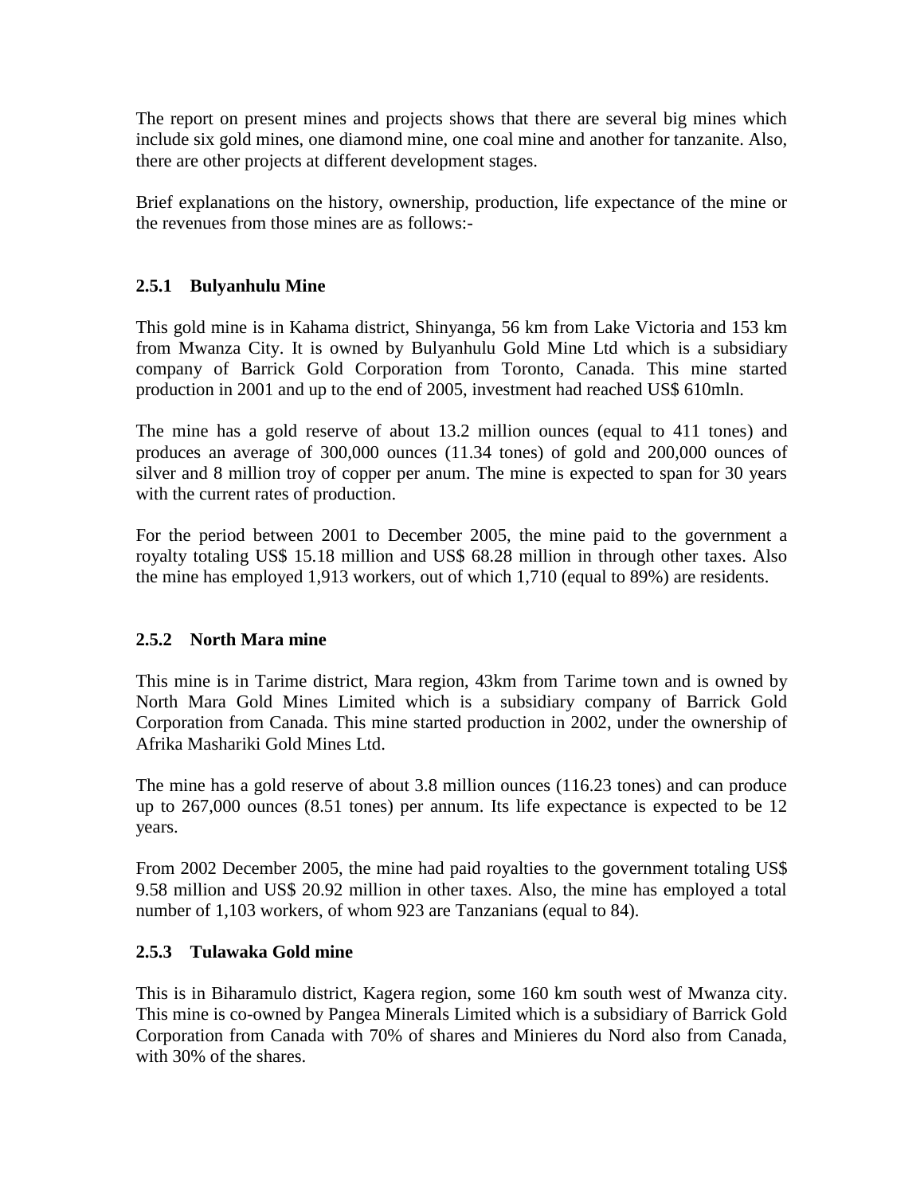The report on present mines and projects shows that there are several big mines which include six gold mines, one diamond mine, one coal mine and another for tanzanite. Also, there are other projects at different development stages.

Brief explanations on the history, ownership, production, life expectance of the mine or the revenues from those mines are as follows:-

### 2.5.1 Bulyanhulu Mine

This gold mine is in Kahama district, Shinyanga, 56 km from Lake Victoria and 153 km from Mwanza City. It is owned by Bulyanhulu Gold Mine Ltd which is a subsidiary company of Barrick Gold Corporation from Toronto, Canada. This mine started production in 2001 and up to the end of 2005, investment had reached US$ 610mln.

The mine has a gold reserve of about 13.2 million ounces (equal to 411 tones) and produces an average of 300,000 ounces (11.34 tones) of gold and 200,000 ounces of silver and 8 million troy of copper per anum. The mine is expected to span for 30 years with the current rates of production.

For the period between 2001 to December 2005, the mine paid to the government a royalty totaling US$ 15.18 million and US$ 68.28 million in through other taxes. Also the mine has employed 1,913 workers, out of which 1,710 (equal to 89%) are residents.

### 2.5.2 North Mara mine

This mine is in Tarime district, Mara region, 43km from Tarime town and is owned by North Mara Gold Mines Limited which is a subsidiary company of Barrick Gold Corporation from Canada. This mine started production in 2002, under the ownership of Afrika Mashariki Gold Mines Ltd.

The mine has a gold reserve of about 3.8 million ounces (116.23 tones) and can produce up to 267,000 ounces (8.51 tones) per annum. Its life expectance is expected to be 12 years.

From 2002 December 2005, the mine had paid royalties to the government totaling US$ 9.58 million and US$ 20.92 million in other taxes. Also, the mine has employed a total number of 1,103 workers, of whom 923 are Tanzanians (equal to 84).

### 2.5.3 Tulawaka Gold mine

This is in Biharamulo district, Kagera region, some 160 km south west of Mwanza city. This mine is co-owned by Pangea Minerals Limited which is a subsidiary of Barrick Gold Corporation from Canada with 70% of shares and Minieres du Nord also from Canada, with 30% of the shares.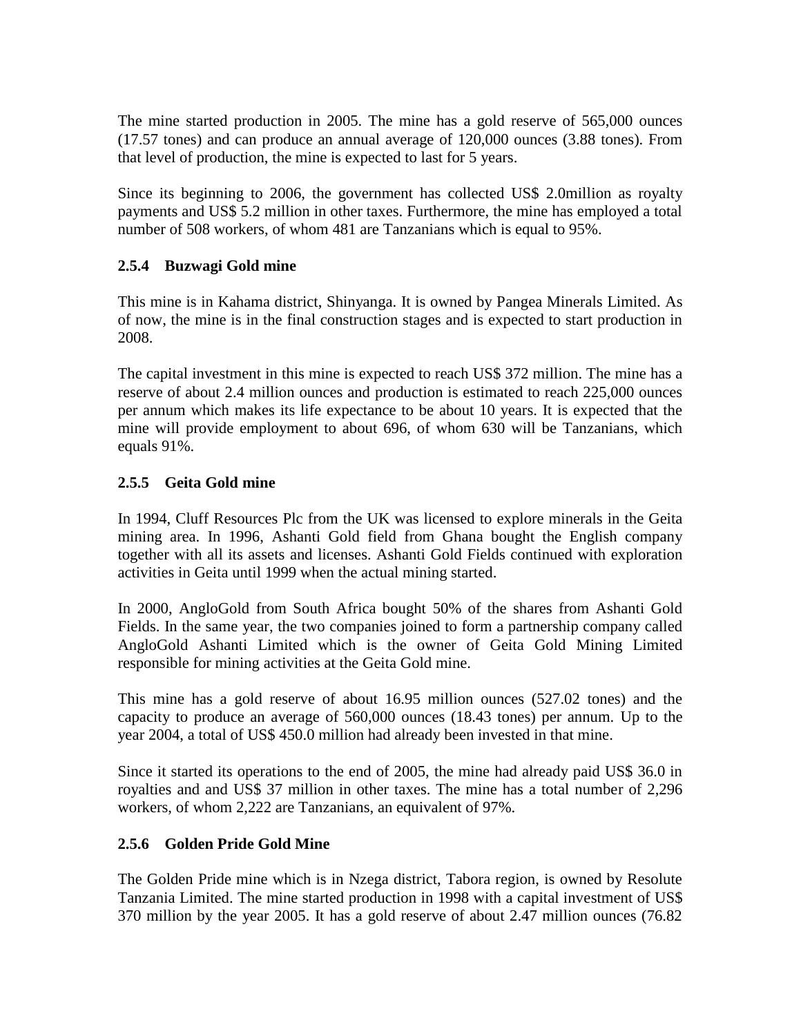The mine started production in 2005. The mine has a gold reserve of 565,000 ounces (17.57 tones) and can produce an annual average of 120,000 ounces (3.88 tones). From that level of production, the mine is expected to last for 5 years.

Since its beginning to 2006, the government has collected US$ 2.0million as royalty payments and US$ 5.2 million in other taxes. Furthermore, the mine has employed a total number of 508 workers, of whom 481 are Tanzanians which is equal to 95%.

### 2.5.4 Buzwagi Gold mine

This mine is in Kahama district, Shinyanga. It is owned by Pangea Minerals Limited. As of now, the mine is in the final construction stages and is expected to start production in 2008.

The capital investment in this mine is expected to reach US$ 372 million. The mine has a reserve of about 2.4 million ounces and production is estimated to reach 225,000 ounces per annum which makes its life expectance to be about 10 years. It is expected that the mine will provide employment to about 696, of whom 630 will be Tanzanians, which equals 91%.

### 2.5.5 Geita Gold mine

In 1994, Cluff Resources Plc from the UK was licensed to explore minerals in the Geita mining area. In 1996, Ashanti Gold field from Ghana bought the English company together with all its assets and licenses. Ashanti Gold Fields continued with exploration activities in Geita until 1999 when the actual mining started.

In 2000, AngloGold from South Africa bought 50% of the shares from Ashanti Gold Fields. In the same year, the two companies joined to form a partnership company called AngloGold Ashanti Limited which is the owner of Geita Gold Mining Limited responsible for mining activities at the Geita Gold mine.

This mine has a gold reserve of about 16.95 million ounces (527.02 tones) and the capacity to produce an average of 560,000 ounces (18.43 tones) per annum. Up to the year 2004, a total of US$ 450.0 million had already been invested in that mine.

Since it started its operations to the end of 2005, the mine had already paid US$ 36.0 in royalties and and US$ 37 million in other taxes. The mine has a total number of 2,296 workers, of whom 2,222 are Tanzanians, an equivalent of 97%.

### 2.5.6 Golden Pride Gold Mine

The Golden Pride mine which is in Nzega district, Tabora region, is owned by Resolute Tanzania Limited. The mine started production in 1998 with a capital investment of US$ 370 million by the year 2005. It has a gold reserve of about 2.47 million ounces (76.82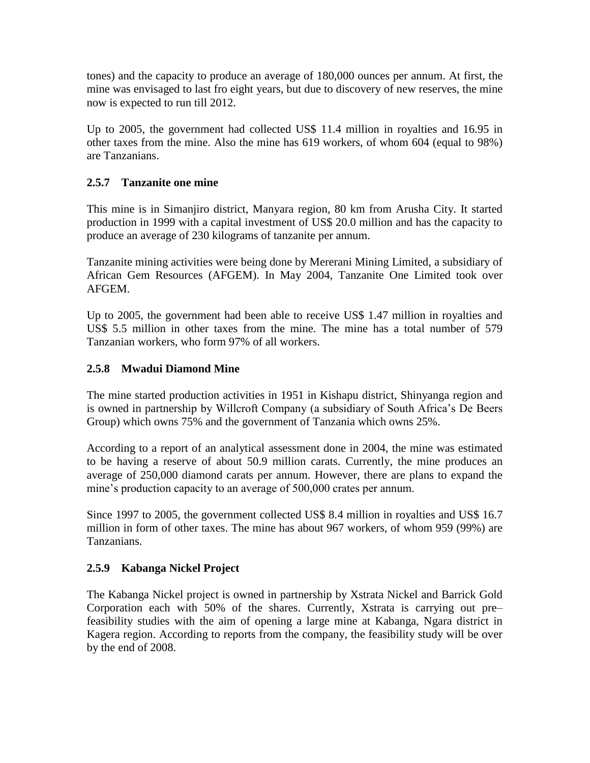tones) and the capacity to produce an average of 180,000 ounces per annum. At first, the mine was envisaged to last fro eight years, but due to discovery of new reserves, the mine now is expected to run till 2012.

Up to 2005, the government had collected US$ 11.4 million in royalties and 16.95 in other taxes from the mine. Also the mine has 619 workers, of whom 604 (equal to 98%) are Tanzanians.

### 2.5.7 Tanzanite one mine

This mine is in Simanjiro district, Manyara region, 80 km from Arusha City. It started production in 1999 with a capital investment of US$ 20.0 million and has the capacity to produce an average of 230 kilograms of tanzanite per annum.

Tanzanite mining activities were being done by Mererani Mining Limited, a subsidiary of African Gem Resources (AFGEM). In May 2004, Tanzanite One Limited took over AFGEM.

Up to 2005, the government had been able to receive US$ 1.47 million in royalties and US$ 5.5 million in other taxes from the mine. The mine has a total number of 579 Tanzanian workers, who form 97% of all workers.

### 2.5.8 Mwadui Diamond Mine

The mine started production activities in 1951 in Kishapu district, Shinyanga region and is owned in partnership by Willcroft Company (a subsidiary of South Africa's De Beers Group) which owns 75% and the government of Tanzania which owns 25%.

According to a report of an analytical assessment done in 2004, the mine was estimated to be having a reserve of about 50.9 million carats. Currently, the mine produces an average of 250,000 diamond carats per annum. However, there are plans to expand the mine's production capacity to an average of 500,000 crates per annum.

Since 1997 to 2005, the government collected US$ 8.4 million in royalties and US$ 16.7 million in form of other taxes. The mine has about 967 workers, of whom 959 (99%) are Tanzanians.

### 2.5.9 Kabanga Nickel Project

The Kabanga Nickel project is owned in partnership by Xstrata Nickel and Barrick Gold Corporation each with 50% of the shares. Currently, Xstrata is carrying out pre–feasibility studies with the aim of opening a large mine at Kabanga, Ngara district in Kagera region. According to reports from the company, the feasibility study will be over by the end of 2008.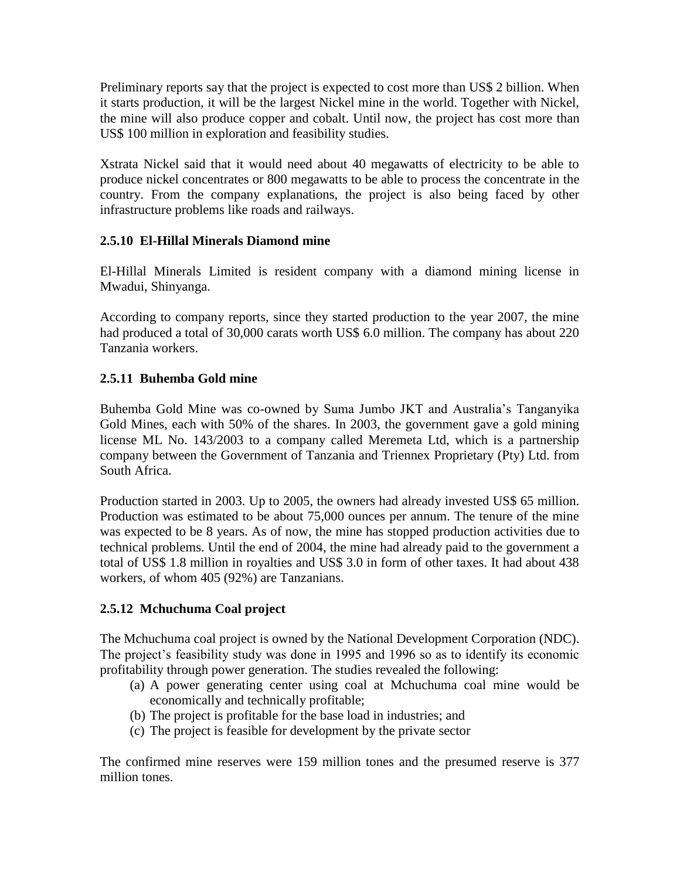Preliminary reports say that the project is expected to cost more than US$ 2 billion. When it starts production, it will be the largest Nickel mine in the world. Together with Nickel, the mine will also produce copper and cobalt. Until now, the project has cost more than US$ 100 million in exploration and feasibility studies.

Xstrata Nickel said that it would need about 40 megawatts of electricity to be able to produce nickel concentrates or 800 megawatts to be able to process the concentrate in the country. From the company explanations, the project is also being faced by other infrastructure problems like roads and railways.

### 2.5.10 El-Hillal Minerals Diamond mine

El-Hillal Minerals Limited is resident company with a diamond mining license in Mwadui, Shinyanga.

According to company reports, since they started production to the year 2007, the mine had produced a total of 30,000 carats worth US$ 6.0 million. The company has about 220 Tanzania workers.

### 2.5.11 Buhemba Gold mine

Buhemba Gold Mine was co-owned by Suma Jumbo JKT and Australia's Tanganyika Gold Mines, each with 50% of the shares. In 2003, the government gave a gold mining license ML No. 143/2003 to a company called Meremeta Ltd, which is a partnership company between the Government of Tanzania and Triennex Proprietary (Pty) Ltd. from South Africa.

Production started in 2003. Up to 2005, the owners had already invested US$ 65 million. Production was estimated to be about 75,000 ounces per annum. The tenure of the mine was expected to be 8 years. As of now, the mine has stopped production activities due to technical problems. Until the end of 2004, the mine had already paid to the government a total of US$ 1.8 million in royalties and US$ 3.0 in form of other taxes. It had about 438 workers, of whom 405 (92%) are Tanzanians.

### 2.5.12 Mchuchuma Coal project

The Mchuchuma coal project is owned by the National Development Corporation (NDC). The project's feasibility study was done in 1995 and 1996 so as to identify its economic profitability through power generation. The studies revealed the following:

(a) A power generating center using coal at Mchuchuma coal mine would be economically and technically profitable;
(b) The project is profitable for the base load in industries; and
(c) The project is feasible for development by the private sector

The confirmed mine reserves were 159 million tones and the presumed reserve is 377 million tones.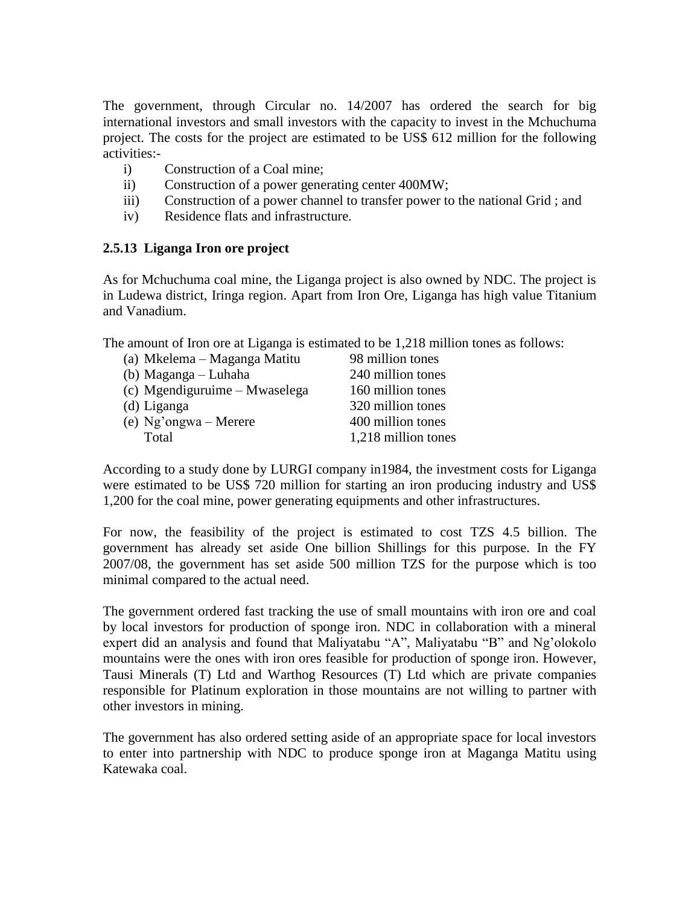The government, through Circular no. 14/2007 has ordered the search for big international investors and small investors with the capacity to invest in the Mchuchuma project. The costs for the project are estimated to be US$ 612 million for the following activities:-

i) Construction of a Coal mine;
ii) Construction of a power generating center 400MW;
iii) Construction of a power channel to transfer power to the national Grid ; and
iv) Residence flats and infrastructure.

### 2.5.13 Liganga Iron ore project

As for Mchuchuma coal mine, the Liganga project is also owned by NDC. The project is in Ludewa district, Iringa region. Apart from Iron Ore, Liganga has high value Titanium and Vanadium.

The amount of Iron ore at Liganga is estimated to be 1,218 million tones as follows:

| | |
|---|---|
| (a) Mkelema – Maganga Matitu | 98 million tones |
| (b) Maganga – Luhaha | 240 million tones |
| (c) Mgendiguruime – Mwaselega | 160 million tones |
| (d) Liganga | 320 million tones |
| (e) Ng'ongwa – Merere | 400 million tones |
| Total | 1,218 million tones |

According to a study done by LURGI company in1984, the investment costs for Liganga were estimated to be US$ 720 million for starting an iron producing industry and US$ 1,200 for the coal mine, power generating equipments and other infrastructures.

For now, the feasibility of the project is estimated to cost TZS 4.5 billion. The government has already set aside One billion Shillings for this purpose. In the FY 2007/08, the government has set aside 500 million TZS for the purpose which is too minimal compared to the actual need.

The government ordered fast tracking the use of small mountains with iron ore and coal by local investors for production of sponge iron. NDC in collaboration with a mineral expert did an analysis and found that Maliyatabu "A", Maliyatabu "B" and Ng'olokolo mountains were the ones with iron ores feasible for production of sponge iron. However, Tausi Minerals (T) Ltd and Warthog Resources (T) Ltd which are private companies responsible for Platinum exploration in those mountains are not willing to partner with other investors in mining.

The government has also ordered setting aside of an appropriate space for local investors to enter into partnership with NDC to produce sponge iron at Maganga Matitu using Katewaka coal.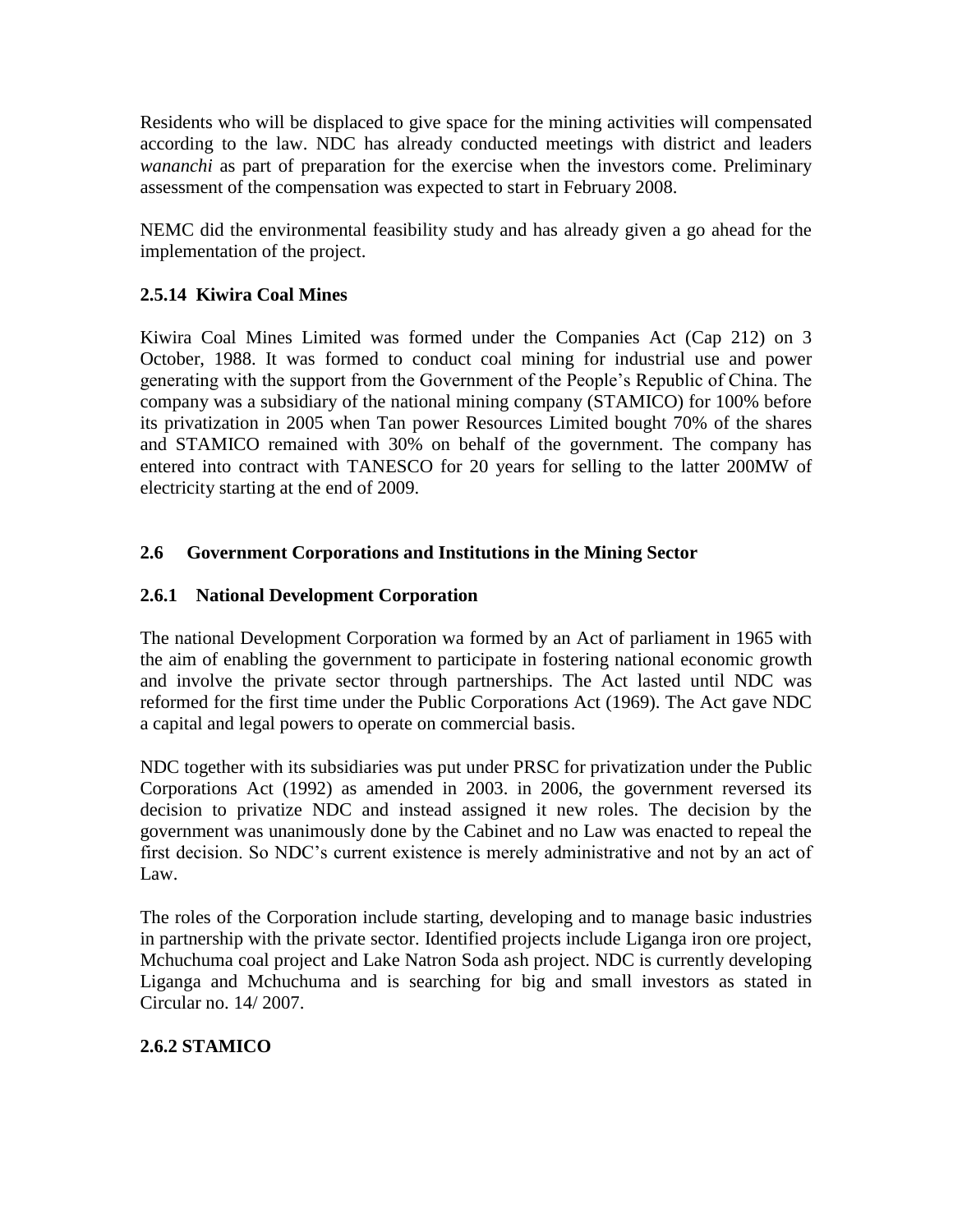Residents who will be displaced to give space for the mining activities will compensated according to the law. NDC has already conducted meetings with district and leaders *wananchi* as part of preparation for the exercise when the investors come. Preliminary assessment of the compensation was expected to start in February 2008.

NEMC did the environmental feasibility study and has already given a go ahead for the implementation of the project.

### 2.5.14 Kiwira Coal Mines

Kiwira Coal Mines Limited was formed under the Companies Act (Cap 212) on 3 October, 1988. It was formed to conduct coal mining for industrial use and power generating with the support from the Government of the People's Republic of China. The company was a subsidiary of the national mining company (STAMICO) for 100% before its privatization in 2005 when Tan power Resources Limited bought 70% of the shares and STAMICO remained with 30% on behalf of the government. The company has entered into contract with TANESCO for 20 years for selling to the latter 200MW of electricity starting at the end of 2009.

## 2.6 Government Corporations and Institutions in the Mining Sector

### 2.6.1 National Development Corporation

The national Development Corporation wa formed by an Act of parliament in 1965 with the aim of enabling the government to participate in fostering national economic growth and involve the private sector through partnerships. The Act lasted until NDC was reformed for the first time under the Public Corporations Act (1969). The Act gave NDC a capital and legal powers to operate on commercial basis.

NDC together with its subsidiaries was put under PRSC for privatization under the Public Corporations Act (1992) as amended in 2003. in 2006, the government reversed its decision to privatize NDC and instead assigned it new roles. The decision by the government was unanimously done by the Cabinet and no Law was enacted to repeal the first decision. So NDC's current existence is merely administrative and not by an act of Law.

The roles of the Corporation include starting, developing and to manage basic industries in partnership with the private sector. Identified projects include Liganga iron ore project, Mchuchuma coal project and Lake Natron Soda ash project. NDC is currently developing Liganga and Mchuchuma and is searching for big and small investors as stated in Circular no. 14/ 2007.

### 2.6.2 STAMICO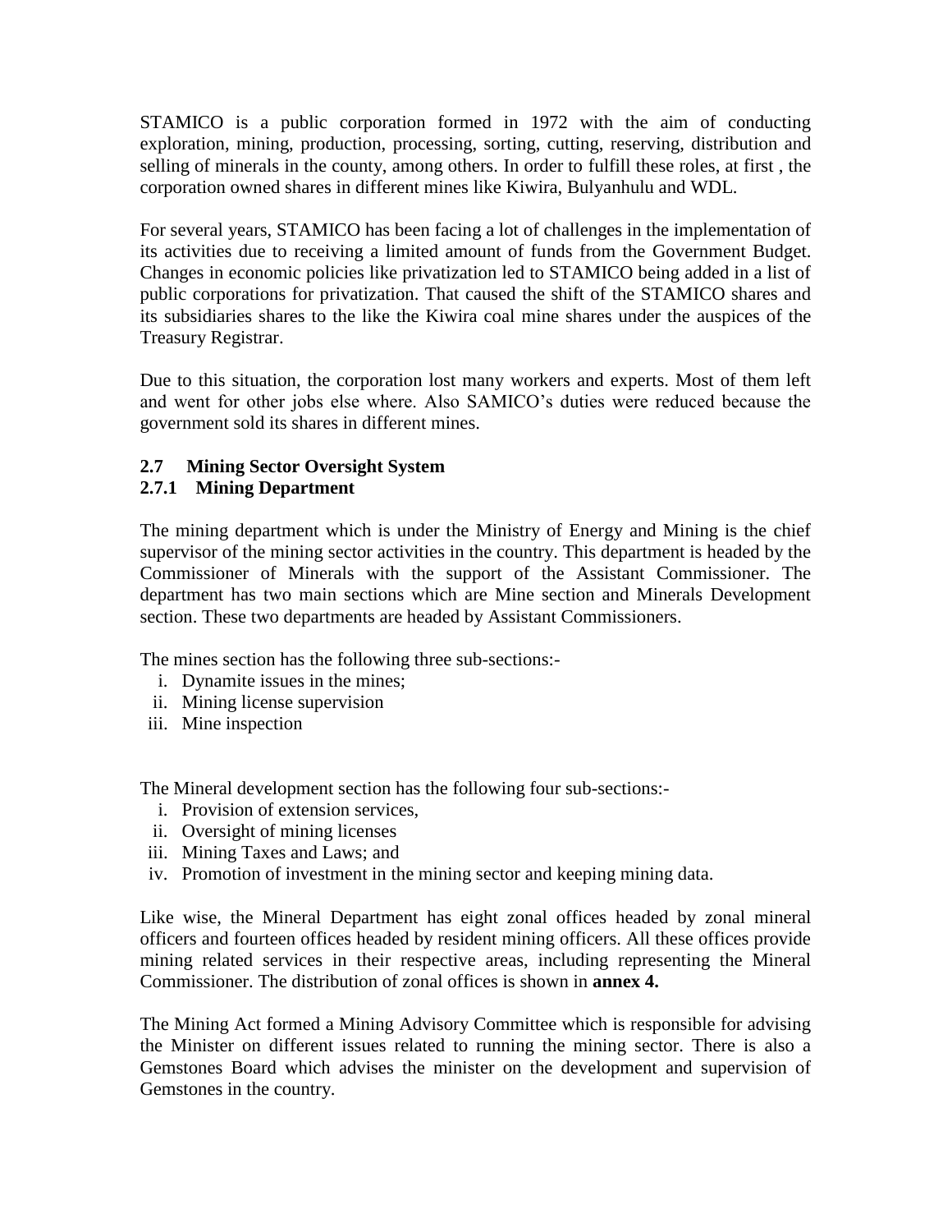STAMICO is a public corporation formed in 1972 with the aim of conducting exploration, mining, production, processing, sorting, cutting, reserving, distribution and selling of minerals in the county, among others. In order to fulfill these roles, at first , the corporation owned shares in different mines like Kiwira, Bulyanhulu and WDL.

For several years, STAMICO has been facing a lot of challenges in the implementation of its activities due to receiving a limited amount of funds from the Government Budget. Changes in economic policies like privatization led to STAMICO being added in a list of public corporations for privatization. That caused the shift of the STAMICO shares and its subsidiaries shares to the like the Kiwira coal mine shares under the auspices of the Treasury Registrar.

Due to this situation, the corporation lost many workers and experts. Most of them left and went for other jobs else where. Also SAMICO's duties were reduced because the government sold its shares in different mines.

## 2.7 Mining Sector Oversight System

### 2.7.1 Mining Department

The mining department which is under the Ministry of Energy and Mining is the chief supervisor of the mining sector activities in the country. This department is headed by the Commissioner of Minerals with the support of the Assistant Commissioner. The department has two main sections which are Mine section and Minerals Development section. These two departments are headed by Assistant Commissioners.

The mines section has the following three sub-sections:-

i. Dynamite issues in the mines;
ii. Mining license supervision
iii. Mine inspection

The Mineral development section has the following four sub-sections:-

i. Provision of extension services,
ii. Oversight of mining licenses
iii. Mining Taxes and Laws; and
iv. Promotion of investment in the mining sector and keeping mining data.

Like wise, the Mineral Department has eight zonal offices headed by zonal mineral officers and fourteen offices headed by resident mining officers. All these offices provide mining related services in their respective areas, including representing the Mineral Commissioner. The distribution of zonal offices is shown in **annex 4.**

The Mining Act formed a Mining Advisory Committee which is responsible for advising the Minister on different issues related to running the mining sector. There is also a Gemstones Board which advises the minister on the development and supervision of Gemstones in the country.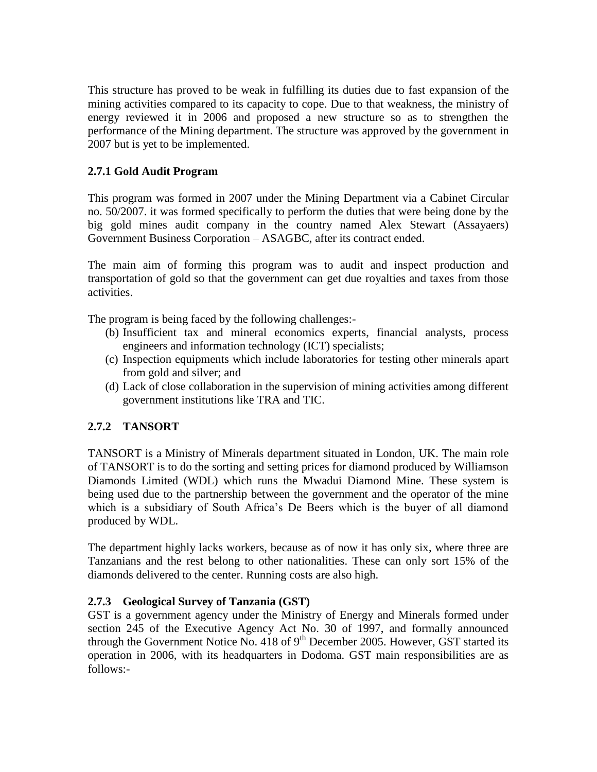This structure has proved to be weak in fulfilling its duties due to fast expansion of the mining activities compared to its capacity to cope. Due to that weakness, the ministry of energy reviewed it in 2006 and proposed a new structure so as to strengthen the performance of the Mining department. The structure was approved by the government in 2007 but is yet to be implemented.

### 2.7.1 Gold Audit Program

This program was formed in 2007 under the Mining Department via a Cabinet Circular no. 50/2007. it was formed specifically to perform the duties that were being done by the big gold mines audit company in the country named Alex Stewart (Assayaers) Government Business Corporation – ASAGBC, after its contract ended.

The main aim of forming this program was to audit and inspect production and transportation of gold so that the government can get due royalties and taxes from those activities.

The program is being faced by the following challenges:-

(b) Insufficient tax and mineral economics experts, financial analysts, process engineers and information technology (ICT) specialists;

(c) Inspection equipments which include laboratories for testing other minerals apart from gold and silver; and

(d) Lack of close collaboration in the supervision of mining activities among different government institutions like TRA and TIC.

### 2.7.2 TANSORT

TANSORT is a Ministry of Minerals department situated in London, UK. The main role of TANSORT is to do the sorting and setting prices for diamond produced by Williamson Diamonds Limited (WDL) which runs the Mwadui Diamond Mine. These system is being used due to the partnership between the government and the operator of the mine which is a subsidiary of South Africa's De Beers which is the buyer of all diamond produced by WDL.

The department highly lacks workers, because as of now it has only six, where three are Tanzanians and the rest belong to other nationalities. These can only sort 15% of the diamonds delivered to the center. Running costs are also high.

### 2.7.3 Geological Survey of Tanzania (GST)

GST is a government agency under the Ministry of Energy and Minerals formed under section 245 of the Executive Agency Act No. 30 of 1997, and formally announced through the Government Notice No. 418 of 9th December 2005. However, GST started its operation in 2006, with its headquarters in Dodoma. GST main responsibilities are as follows:-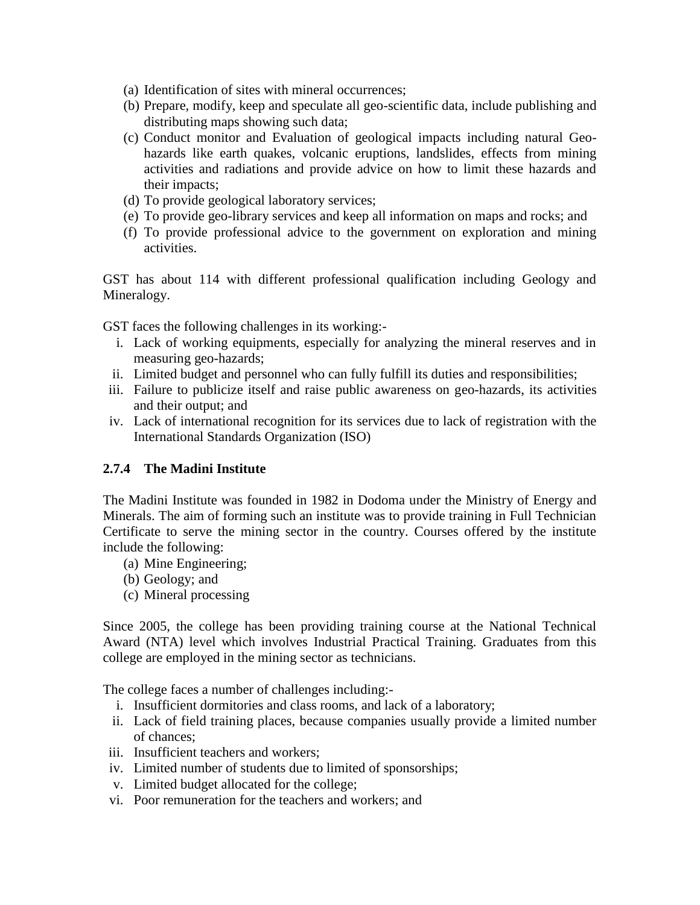(a) Identification of sites with mineral occurrences;
(b) Prepare, modify, keep and speculate all geo-scientific data, include publishing and distributing maps showing such data;
(c) Conduct monitor and Evaluation of geological impacts including natural Geo-hazards like earth quakes, volcanic eruptions, landslides, effects from mining activities and radiations and provide advice on how to limit these hazards and their impacts;
(d) To provide geological laboratory services;
(e) To provide geo-library services and keep all information on maps and rocks; and
(f) To provide professional advice to the government on exploration and mining activities.

GST has about 114 with different professional qualification including Geology and Mineralogy.

GST faces the following challenges in its working:-

i. Lack of working equipments, especially for analyzing the mineral reserves and in measuring geo-hazards;
ii. Limited budget and personnel who can fully fulfill its duties and responsibilities;
iii. Failure to publicize itself and raise public awareness on geo-hazards, its activities and their output; and
iv. Lack of international recognition for its services due to lack of registration with the International Standards Organization (ISO)

### 2.7.4 The Madini Institute

The Madini Institute was founded in 1982 in Dodoma under the Ministry of Energy and Minerals. The aim of forming such an institute was to provide training in Full Technician Certificate to serve the mining sector in the country. Courses offered by the institute include the following:

(a) Mine Engineering;
(b) Geology; and
(c) Mineral processing

Since 2005, the college has been providing training course at the National Technical Award (NTA) level which involves Industrial Practical Training. Graduates from this college are employed in the mining sector as technicians.

The college faces a number of challenges including:-

i. Insufficient dormitories and class rooms, and lack of a laboratory;
ii. Lack of field training places, because companies usually provide a limited number of chances;
iii. Insufficient teachers and workers;
iv. Limited number of students due to limited of sponsorships;
v. Limited budget allocated for the college;
vi. Poor remuneration for the teachers and workers; and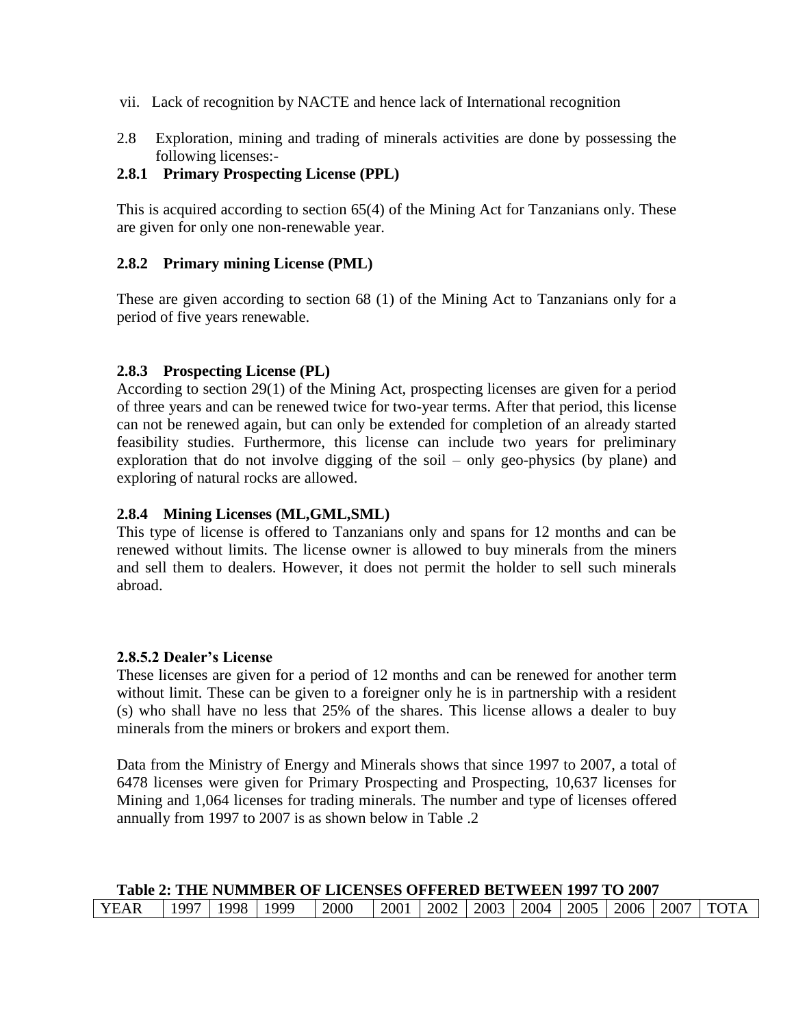vii. Lack of recognition by NACTE and hence lack of International recognition

2.8 Exploration, mining and trading of minerals activities are done by possessing the following licenses:-

### 2.8.1 Primary Prospecting License (PPL)

This is acquired according to section 65(4) of the Mining Act for Tanzanians only. These are given for only one non-renewable year.

### 2.8.2 Primary mining License (PML)

These are given according to section 68 (1) of the Mining Act to Tanzanians only for a period of five years renewable.

### 2.8.3 Prospecting License (PL)

According to section 29(1) of the Mining Act, prospecting licenses are given for a period of three years and can be renewed twice for two-year terms. After that period, this license can not be renewed again, but can only be extended for completion of an already started feasibility studies. Furthermore, this license can include two years for preliminary exploration that do not involve digging of the soil – only geo-physics (by plane) and exploring of natural rocks are allowed.

### 2.8.4 Mining Licenses (ML,GML,SML)

This type of license is offered to Tanzanians only and spans for 12 months and can be renewed without limits. The license owner is allowed to buy minerals from the miners and sell them to dealers. However, it does not permit the holder to sell such minerals abroad.

### 2.8.5.2 Dealer's License

These licenses are given for a period of 12 months and can be renewed for another term without limit. These can be given to a foreigner only he is in partnership with a resident (s) who shall have no less that 25% of the shares. This license allows a dealer to buy minerals from the miners or brokers and export them.

Data from the Ministry of Energy and Minerals shows that since 1997 to 2007, a total of 6478 licenses were given for Primary Prospecting and Prospecting, 10,637 licenses for Mining and 1,064 licenses for trading minerals. The number and type of licenses offered annually from 1997 to 2007 is as shown below in Table .2

**Table 2: THE NUMMBER OF LICENSES OFFERED BETWEEN 1997 TO 2007**

| YEAR | 1997 | 1998 | 1999 | 2000 | 2001 | 2002 | 2003 | 2004 | 2005 | 2006 | 2007 | TOTA |
|---|---|---|---|---|---|---|---|---|---|---|---|---|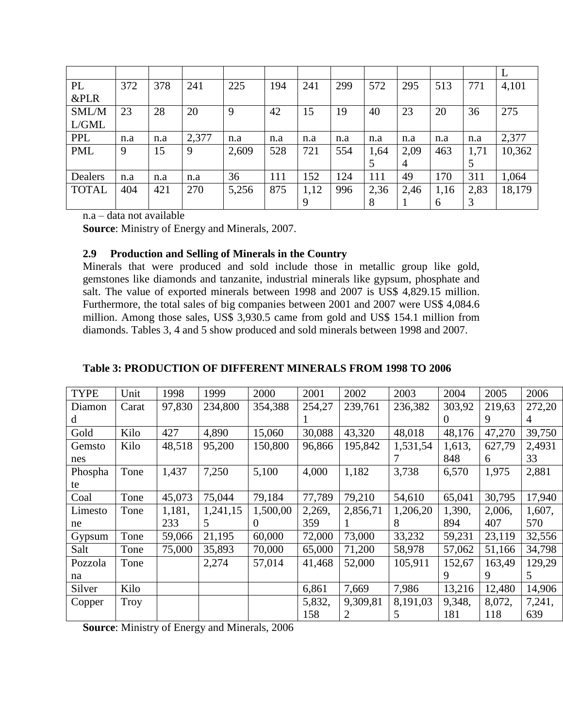| | | | | | | | | | | | | L |
|---|---|---|---|---|---|---|---|---|---|---|---|---|
| PL &PLR | 372 | 378 | 241 | 225 | 194 | 241 | 299 | 572 | 295 | 513 | 771 | 4,101 |
| SML/ML/GML | 23 | 28 | 20 | 9 | 42 | 15 | 19 | 40 | 23 | 20 | 36 | 275 |
| PPL | n.a | n.a | 2,377 | n.a | n.a | n.a | n.a | n.a | n.a | n.a | n.a | 2,377 |
| PML | 9 | 15 | 9 | 2,609 | 528 | 721 | 554 | 1,645 | 2,094 | 463 | 1,715 | 10,362 |
| Dealers | n.a | n.a | n.a | 36 | 111 | 152 | 124 | 111 | 49 | 170 | 311 | 1,064 |
| TOTAL | 404 | 421 | 270 | 5,256 | 875 | 1,129 | 996 | 2,368 | 2,461 | 1,166 | 2,833 | 18,179 |

n.a – data not available

**Source**: Ministry of Energy and Minerals, 2007.

## 2.9 Production and Selling of Minerals in the Country

Minerals that were produced and sold include those in metallic group like gold, gemstones like diamonds and tanzanite, industrial minerals like gypsum, phosphate and salt. The value of exported minerals between 1998 and 2007 is US$ 4,829.15 million. Furthermore, the total sales of big companies between 2001 and 2007 were US$ 4,084.6 million. Among those sales, US$ 3,930.5 came from gold and US$ 154.1 million from diamonds. Tables 3, 4 and 5 show produced and sold minerals between 1998 and 2007.

**Table 3: PRODUCTION OF DIFFERENT MINERALS FROM 1998 TO 2006**

| TYPE | Unit | 1998 | 1999 | 2000 | 2001 | 2002 | 2003 | 2004 | 2005 | 2006 |
|---|---|---|---|---|---|---|---|---|---|---|
| Diamond | Carat | 97,830 | 234,800 | 354,388 | 254,271 | 239,761 | 236,382 | 303,920 | 219,639 | 272,204 |
| Gold | Kilo | 427 | 4,890 | 15,060 | 30,088 | 43,320 | 48,018 | 48,176 | 47,270 | 39,750 |
| Gemstones | Kilo | 48,518 | 95,200 | 150,800 | 96,866 | 195,842 | 1,531,547 | 1,613,848 | 627,796 | 2,493133 |
| Phosphate | Tone | 1,437 | 7,250 | 5,100 | 4,000 | 1,182 | 3,738 | 6,570 | 1,975 | 2,881 |
| Coal | Tone | 45,073 | 75,044 | 79,184 | 77,789 | 79,210 | 54,610 | 65,041 | 30,795 | 17,940 |
| Limestone | Tone | 1,181,233 | 1,241,155 | 1,500,000 | 2,269,359 | 2,856,711 | 1,206,208 | 1,390,894 | 2,006,407 | 1,607,570 |
| Gypsum | Tone | 59,066 | 21,195 | 60,000 | 72,000 | 73,000 | 33,232 | 59,231 | 23,119 | 32,556 |
| Salt | Tone | 75,000 | 35,893 | 70,000 | 65,000 | 71,200 | 58,978 | 57,062 | 51,166 | 34,798 |
| Pozzolana | Tone | | 2,274 | 57,014 | 41,468 | 52,000 | 105,911 | 152,679 | 163,499 | 129,295 |
| Silver | Kilo | | | | 6,861 | 7,669 | 7,986 | 13,216 | 12,480 | 14,906 |
| Copper | Troy | | | | 5,832,158 | 9,309,812 | 8,191,035 | 9,348,181 | 8,072,118 | 7,241,639 |

**Source**: Ministry of Energy and Minerals, 2006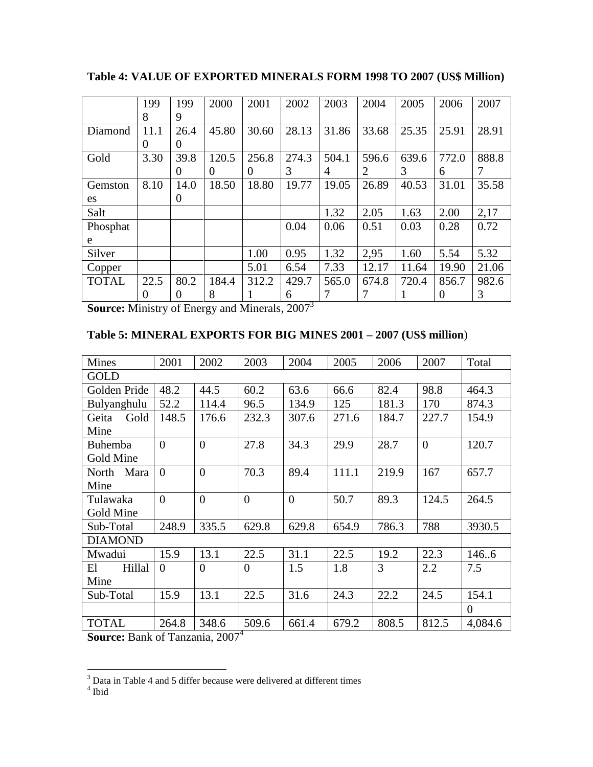**Table 4: VALUE OF EXPORTED MINERALS FORM 1998 TO 2007 (US$ Million)**

| | 1998 | 1999 | 2000 | 2001 | 2002 | 2003 | 2004 | 2005 | 2006 | 2007 |
|---|---|---|---|---|---|---|---|---|---|---|
| Diamond | 11.10 | 26.40 | 45.80 | 30.60 | 28.13 | 31.86 | 33.68 | 25.35 | 25.91 | 28.91 |
| Gold | 3.30 | 39.80 | 120.50 | 256.80 | 274.33 | 504.14 | 596.62 | 639.63 | 772.06 | 888.87 |
| Gemstones | 8.10 | 14.00 | 18.50 | 18.80 | 19.77 | 19.05 | 26.89 | 40.53 | 31.01 | 35.58 |
| Salt | | | | | | 1.32 | 2.05 | 1.63 | 2.00 | 2,17 |
| Phosphate | | | | | 0.04 | 0.06 | 0.51 | 0.03 | 0.28 | 0.72 |
| Silver | | | | 1.00 | 0.95 | 1.32 | 2,95 | 1.60 | 5.54 | 5.32 |
| Copper | | | | 5.01 | 6.54 | 7.33 | 12.17 | 11.64 | 19.90 | 21.06 |
| TOTAL | 22.50 | 80.20 | 184.48 | 312.21 | 429.76 | 565.07 | 674.87 | 720.41 | 856.70 | 982.63 |

**Source:** Ministry of Energy and Minerals, 2007[3]

**Table 5: MINERAL EXPORTS FOR BIG MINES 2001 – 2007 (US$ million)**

| Mines | 2001 | 2002 | 2003 | 2004 | 2005 | 2006 | 2007 | Total |
|---|---|---|---|---|---|---|---|---|
| GOLD | | | | | | | | |
| Golden Pride | 48.2 | 44.5 | 60.2 | 63.6 | 66.6 | 82.4 | 98.8 | 464.3 |
| Bulyanghulu | 52.2 | 114.4 | 96.5 | 134.9 | 125 | 181.3 | 170 | 874.3 |
| Geita Gold Mine | 148.5 | 176.6 | 232.3 | 307.6 | 271.6 | 184.7 | 227.7 | 154.9 |
| Buhemba Gold Mine | 0 | 0 | 27.8 | 34.3 | 29.9 | 28.7 | 0 | 120.7 |
| North Mara Mine | 0 | 0 | 70.3 | 89.4 | 111.1 | 219.9 | 167 | 657.7 |
| Tulawaka Gold Mine | 0 | 0 | 0 | 0 | 50.7 | 89.3 | 124.5 | 264.5 |
| Sub-Total | 248.9 | 335.5 | 629.8 | 629.8 | 654.9 | 786.3 | 788 | 3930.5 |
| DIAMOND | | | | | | | | |
| Mwadui | 15.9 | 13.1 | 22.5 | 31.1 | 22.5 | 19.2 | 22.3 | 146..6 |
| El Hillal Mine | 0 | 0 | 0 | 1.5 | 1.8 | 3 | 2.2 | 7.5 |
| Sub-Total | 15.9 | 13.1 | 22.5 | 31.6 | 24.3 | 22.2 | 24.5 | 154.1 |
| | | | | | | | | 0 |
| TOTAL | 264.8 | 348.6 | 509.6 | 661.4 | 679.2 | 808.5 | 812.5 | 4,084.6 |

**Source:** Bank of Tanzania, 2007[4]

---

[3] Data in Table 4 and 5 differ because were delivered at different times

[4] Ibid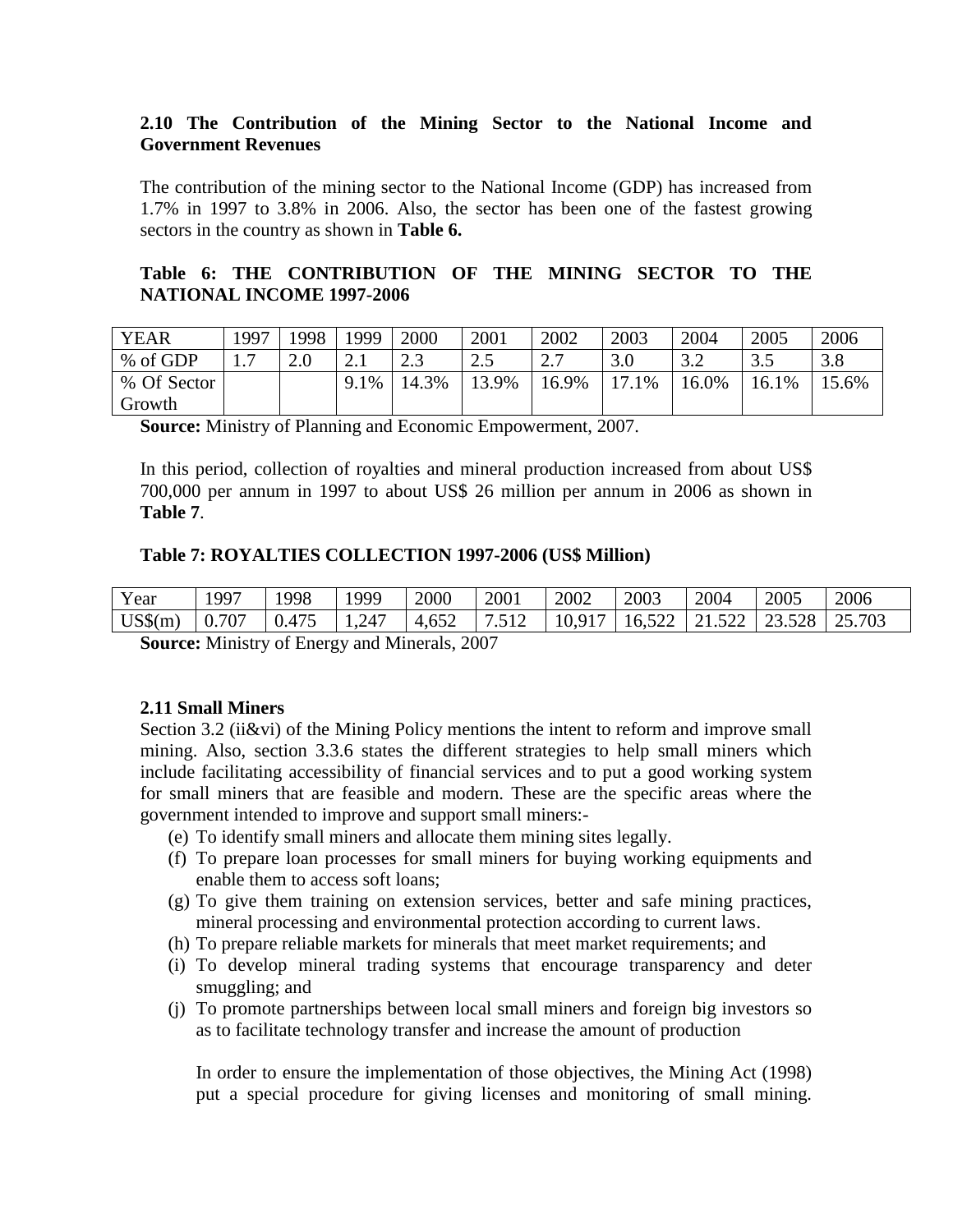### 2.10 The Contribution of the Mining Sector to the National Income and Government Revenues

The contribution of the mining sector to the National Income (GDP) has increased from 1.7% in 1997 to 3.8% in 2006. Also, the sector has been one of the fastest growing sectors in the country as shown in **Table 6.**

**Table 6: THE CONTRIBUTION OF THE MINING SECTOR TO THE NATIONAL INCOME 1997-2006**

| YEAR | 1997 | 1998 | 1999 | 2000 | 2001 | 2002 | 2003 | 2004 | 2005 | 2006 |
|---|---|---|---|---|---|---|---|---|---|---|
| % of GDP | 1.7 | 2.0 | 2.1 | 2.3 | 2.5 | 2.7 | 3.0 | 3.2 | 3.5 | 3.8 |
| % Of Sector Growth | | | 9.1% | 14.3% | 13.9% | 16.9% | 17.1% | 16.0% | 16.1% | 15.6% |

**Source:** Ministry of Planning and Economic Empowerment, 2007.

In this period, collection of royalties and mineral production increased from about US$ 700,000 per annum in 1997 to about US$ 26 million per annum in 2006 as shown in **Table 7**.

**Table 7: ROYALTIES COLLECTION 1997-2006 (US$ Million)**

| Year | 1997 | 1998 | 1999 | 2000 | 2001 | 2002 | 2003 | 2004 | 2005 | 2006 |
|---|---|---|---|---|---|---|---|---|---|---|
| US$(m) | 0.707 | 0.475 | 1,247 | 4,652 | 7.512 | 10,917 | 16,522 | 21.522 | 23.528 | 25.703 |

**Source:** Ministry of Energy and Minerals, 2007

### 2.11 Small Miners

Section 3.2 (ii&vi) of the Mining Policy mentions the intent to reform and improve small mining. Also, section 3.3.6 states the different strategies to help small miners which include facilitating accessibility of financial services and to put a good working system for small miners that are feasible and modern. These are the specific areas where the government intended to improve and support small miners:-

(e) To identify small miners and allocate them mining sites legally.
(f) To prepare loan processes for small miners for buying working equipments and enable them to access soft loans;
(g) To give them training on extension services, better and safe mining practices, mineral processing and environmental protection according to current laws.
(h) To prepare reliable markets for minerals that meet market requirements; and
(i) To develop mineral trading systems that encourage transparency and deter smuggling; and
(j) To promote partnerships between local small miners and foreign big investors so as to facilitate technology transfer and increase the amount of production

In order to ensure the implementation of those objectives, the Mining Act (1998) put a special procedure for giving licenses and monitoring of small mining.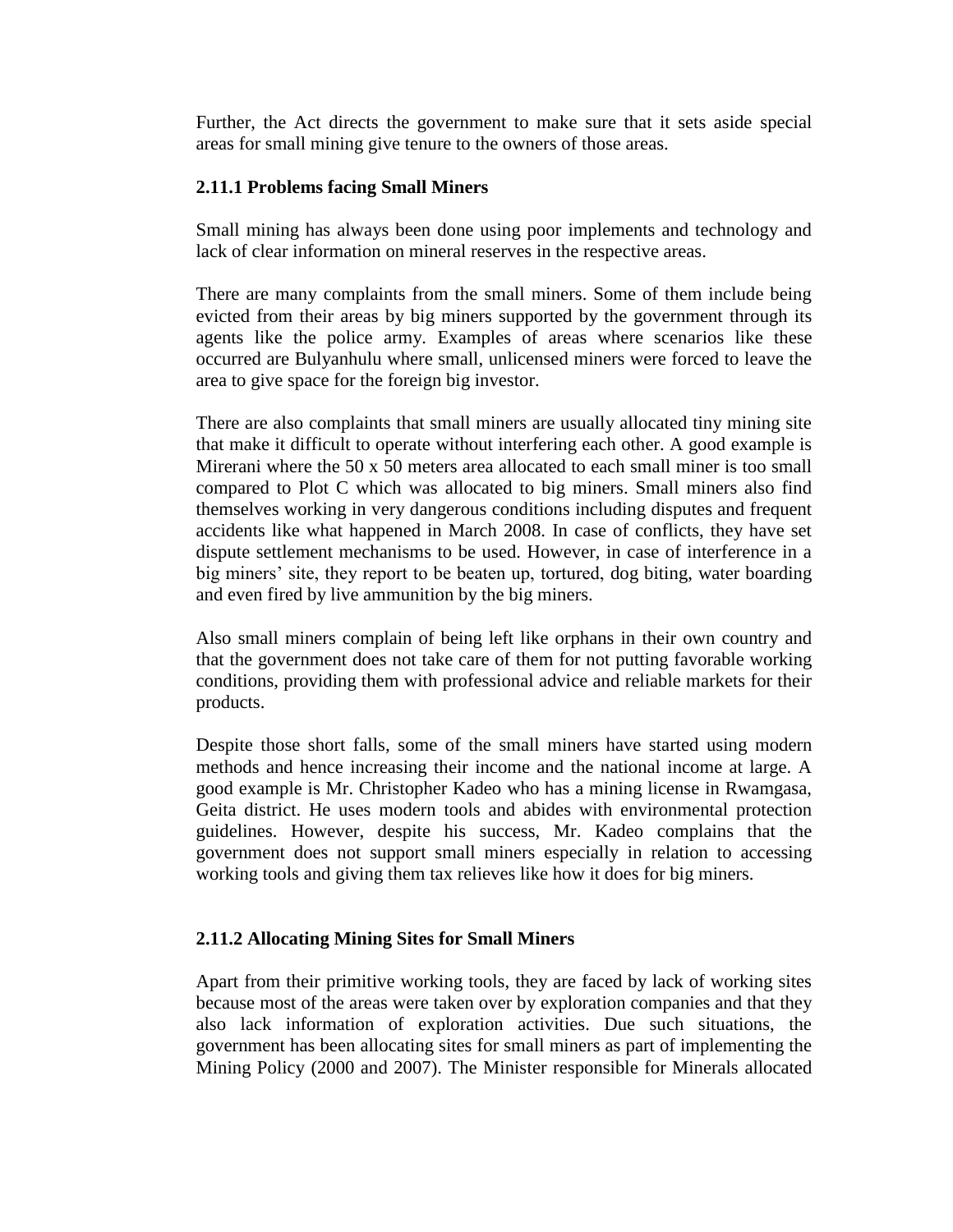Further, the Act directs the government to make sure that it sets aside special areas for small mining give tenure to the owners of those areas.

### 2.11.1 Problems facing Small Miners

Small mining has always been done using poor implements and technology and lack of clear information on mineral reserves in the respective areas.

There are many complaints from the small miners. Some of them include being evicted from their areas by big miners supported by the government through its agents like the police army. Examples of areas where scenarios like these occurred are Bulyanhulu where small, unlicensed miners were forced to leave the area to give space for the foreign big investor.

There are also complaints that small miners are usually allocated tiny mining site that make it difficult to operate without interfering each other. A good example is Mirerani where the 50 x 50 meters area allocated to each small miner is too small compared to Plot C which was allocated to big miners. Small miners also find themselves working in very dangerous conditions including disputes and frequent accidents like what happened in March 2008. In case of conflicts, they have set dispute settlement mechanisms to be used. However, in case of interference in a big miners' site, they report to be beaten up, tortured, dog biting, water boarding and even fired by live ammunition by the big miners.

Also small miners complain of being left like orphans in their own country and that the government does not take care of them for not putting favorable working conditions, providing them with professional advice and reliable markets for their products.

Despite those short falls, some of the small miners have started using modern methods and hence increasing their income and the national income at large. A good example is Mr. Christopher Kadeo who has a mining license in Rwamgasa, Geita district. He uses modern tools and abides with environmental protection guidelines. However, despite his success, Mr. Kadeo complains that the government does not support small miners especially in relation to accessing working tools and giving them tax relieves like how it does for big miners.

### 2.11.2 Allocating Mining Sites for Small Miners

Apart from their primitive working tools, they are faced by lack of working sites because most of the areas were taken over by exploration companies and that they also lack information of exploration activities. Due such situations, the government has been allocating sites for small miners as part of implementing the Mining Policy (2000 and 2007). The Minister responsible for Minerals allocated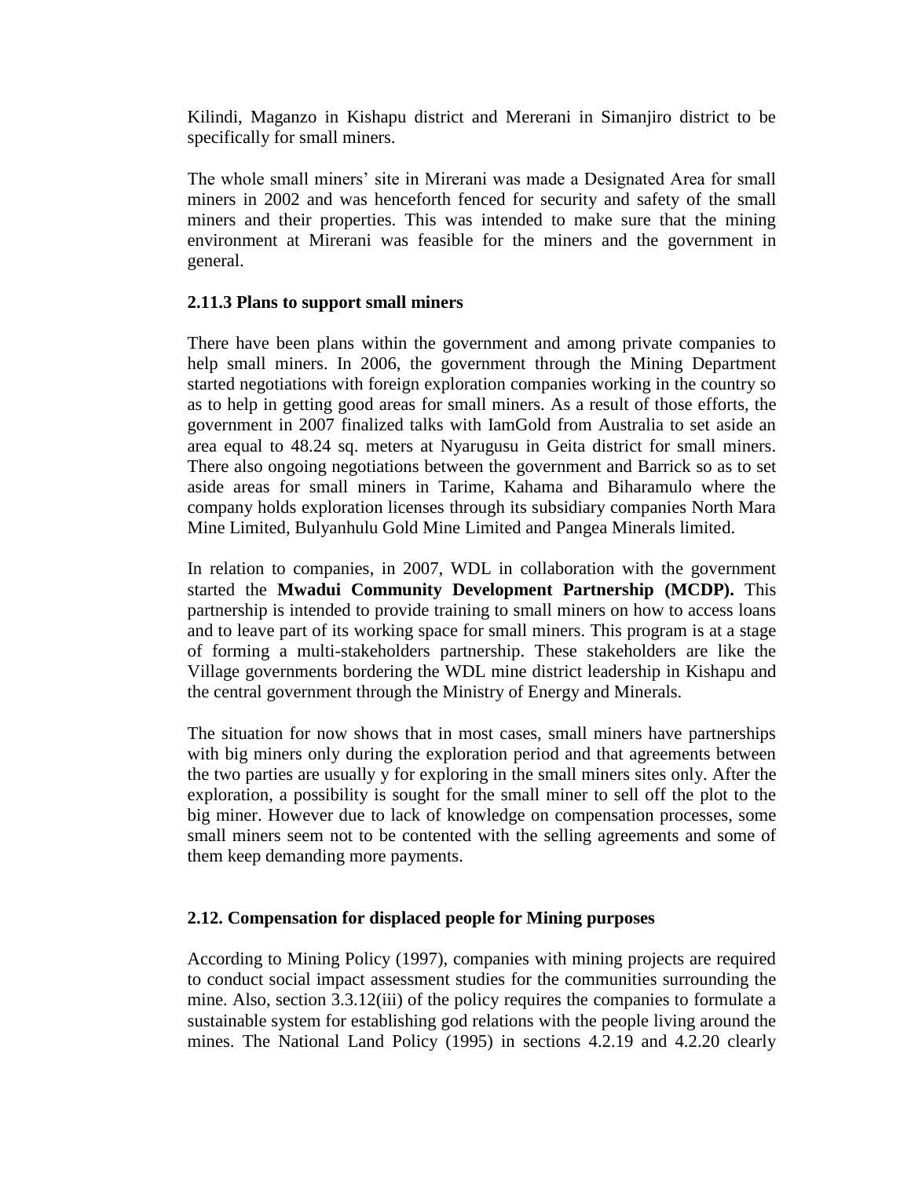Kilindi, Maganzo in Kishapu district and Mererani in Simanjiro district to be specifically for small miners.

The whole small miners' site in Mirerani was made a Designated Area for small miners in 2002 and was henceforth fenced for security and safety of the small miners and their properties. This was intended to make sure that the mining environment at Mirerani was feasible for the miners and the government in general.

### 2.11.3 Plans to support small miners

There have been plans within the government and among private companies to help small miners. In 2006, the government through the Mining Department started negotiations with foreign exploration companies working in the country so as to help in getting good areas for small miners. As a result of those efforts, the government in 2007 finalized talks with IamGold from Australia to set aside an area equal to 48.24 sq. meters at Nyarugusu in Geita district for small miners. There also ongoing negotiations between the government and Barrick so as to set aside areas for small miners in Tarime, Kahama and Biharamulo where the company holds exploration licenses through its subsidiary companies North Mara Mine Limited, Bulyanhulu Gold Mine Limited and Pangea Minerals limited.

In relation to companies, in 2007, WDL in collaboration with the government started the **Mwadui Community Development Partnership (MCDP).** This partnership is intended to provide training to small miners on how to access loans and to leave part of its working space for small miners. This program is at a stage of forming a multi-stakeholders partnership. These stakeholders are like the Village governments bordering the WDL mine district leadership in Kishapu and the central government through the Ministry of Energy and Minerals.

The situation for now shows that in most cases, small miners have partnerships with big miners only during the exploration period and that agreements between the two parties are usually y for exploring in the small miners sites only. After the exploration, a possibility is sought for the small miner to sell off the plot to the big miner. However due to lack of knowledge on compensation processes, some small miners seem not to be contented with the selling agreements and some of them keep demanding more payments.

## 2.12. Compensation for displaced people for Mining purposes

According to Mining Policy (1997), companies with mining projects are required to conduct social impact assessment studies for the communities surrounding the mine. Also, section 3.3.12(iii) of the policy requires the companies to formulate a sustainable system for establishing god relations with the people living around the mines. The National Land Policy (1995) in sections 4.2.19 and 4.2.20 clearly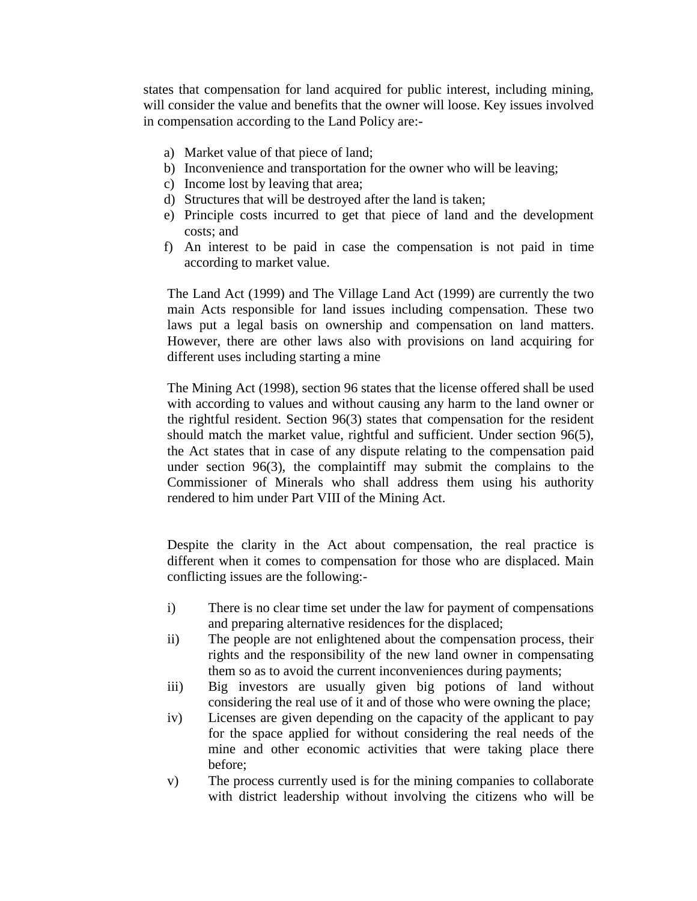states that compensation for land acquired for public interest, including mining, will consider the value and benefits that the owner will loose. Key issues involved in compensation according to the Land Policy are:-

a) Market value of that piece of land;
b) Inconvenience and transportation for the owner who will be leaving;
c) Income lost by leaving that area;
d) Structures that will be destroyed after the land is taken;
e) Principle costs incurred to get that piece of land and the development costs; and
f) An interest to be paid in case the compensation is not paid in time according to market value.

The Land Act (1999) and The Village Land Act (1999) are currently the two main Acts responsible for land issues including compensation. These two laws put a legal basis on ownership and compensation on land matters. However, there are other laws also with provisions on land acquiring for different uses including starting a mine

The Mining Act (1998), section 96 states that the license offered shall be used with according to values and without causing any harm to the land owner or the rightful resident. Section 96(3) states that compensation for the resident should match the market value, rightful and sufficient. Under section 96(5), the Act states that in case of any dispute relating to the compensation paid under section 96(3), the complaintiff may submit the complains to the Commissioner of Minerals who shall address them using his authority rendered to him under Part VIII of the Mining Act.

Despite the clarity in the Act about compensation, the real practice is different when it comes to compensation for those who are displaced. Main conflicting issues are the following:-

i) There is no clear time set under the law for payment of compensations and preparing alternative residences for the displaced;
ii) The people are not enlightened about the compensation process, their rights and the responsibility of the new land owner in compensating them so as to avoid the current inconveniences during payments;
iii) Big investors are usually given big potions of land without considering the real use of it and of those who were owning the place;
iv) Licenses are given depending on the capacity of the applicant to pay for the space applied for without considering the real needs of the mine and other economic activities that were taking place there before;
v) The process currently used is for the mining companies to collaborate with district leadership without involving the citizens who will be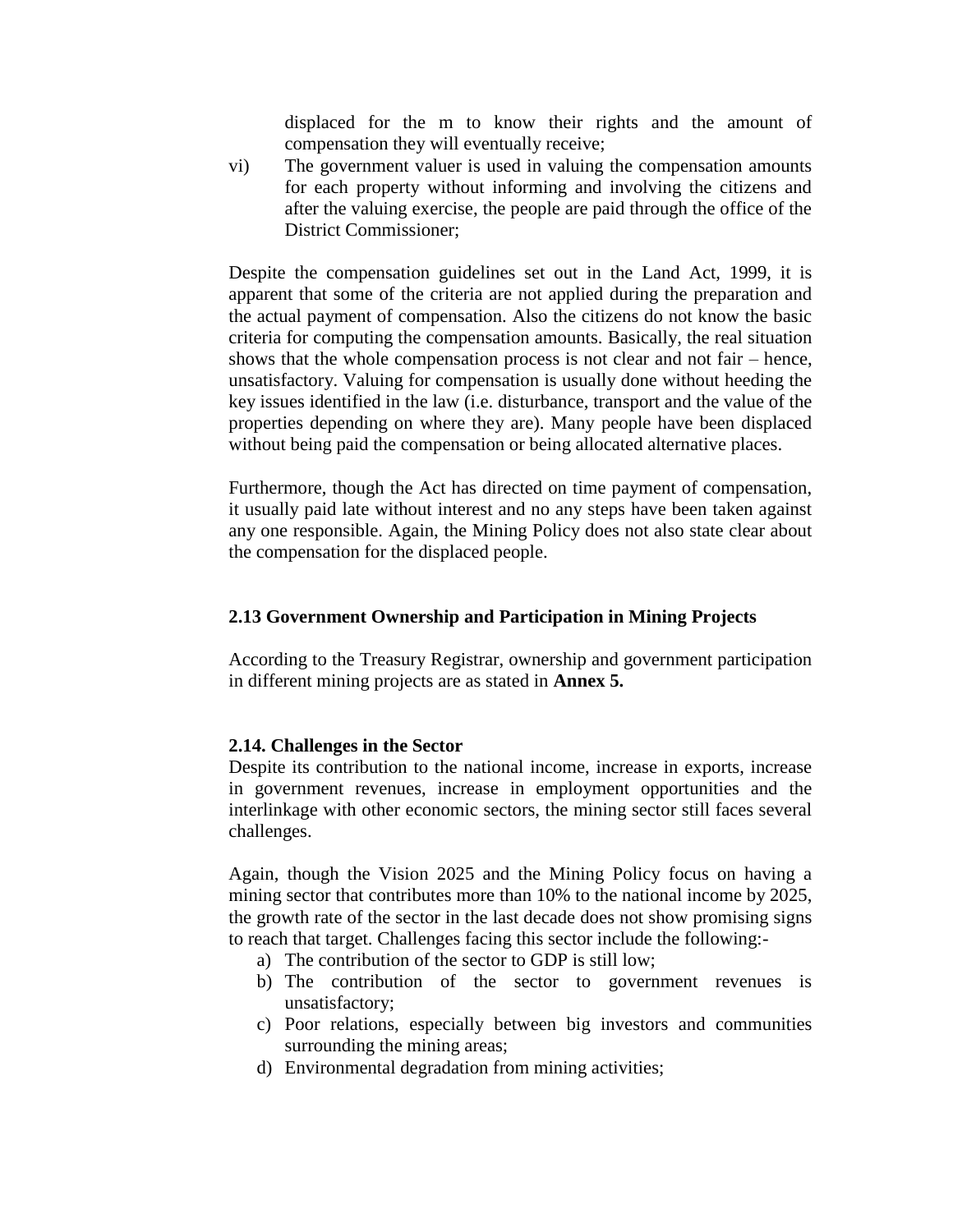displaced for the m to know their rights and the amount of compensation they will eventually receive;

vi) The government valuer is used in valuing the compensation amounts for each property without informing and involving the citizens and after the valuing exercise, the people are paid through the office of the District Commissioner;

Despite the compensation guidelines set out in the Land Act, 1999, it is apparent that some of the criteria are not applied during the preparation and the actual payment of compensation. Also the citizens do not know the basic criteria for computing the compensation amounts. Basically, the real situation shows that the whole compensation process is not clear and not fair – hence, unsatisfactory. Valuing for compensation is usually done without heeding the key issues identified in the law (i.e. disturbance, transport and the value of the properties depending on where they are). Many people have been displaced without being paid the compensation or being allocated alternative places.

Furthermore, though the Act has directed on time payment of compensation, it usually paid late without interest and no any steps have been taken against any one responsible. Again, the Mining Policy does not also state clear about the compensation for the displaced people.

### 2.13 Government Ownership and Participation in Mining Projects

According to the Treasury Registrar, ownership and government participation in different mining projects are as stated in **Annex 5.**

### 2.14. Challenges in the Sector

Despite its contribution to the national income, increase in exports, increase in government revenues, increase in employment opportunities and the interlinkage with other economic sectors, the mining sector still faces several challenges.

Again, though the Vision 2025 and the Mining Policy focus on having a mining sector that contributes more than 10% to the national income by 2025, the growth rate of the sector in the last decade does not show promising signs to reach that target. Challenges facing this sector include the following:-

a) The contribution of the sector to GDP is still low;
b) The contribution of the sector to government revenues is unsatisfactory;
c) Poor relations, especially between big investors and communities surrounding the mining areas;
d) Environmental degradation from mining activities;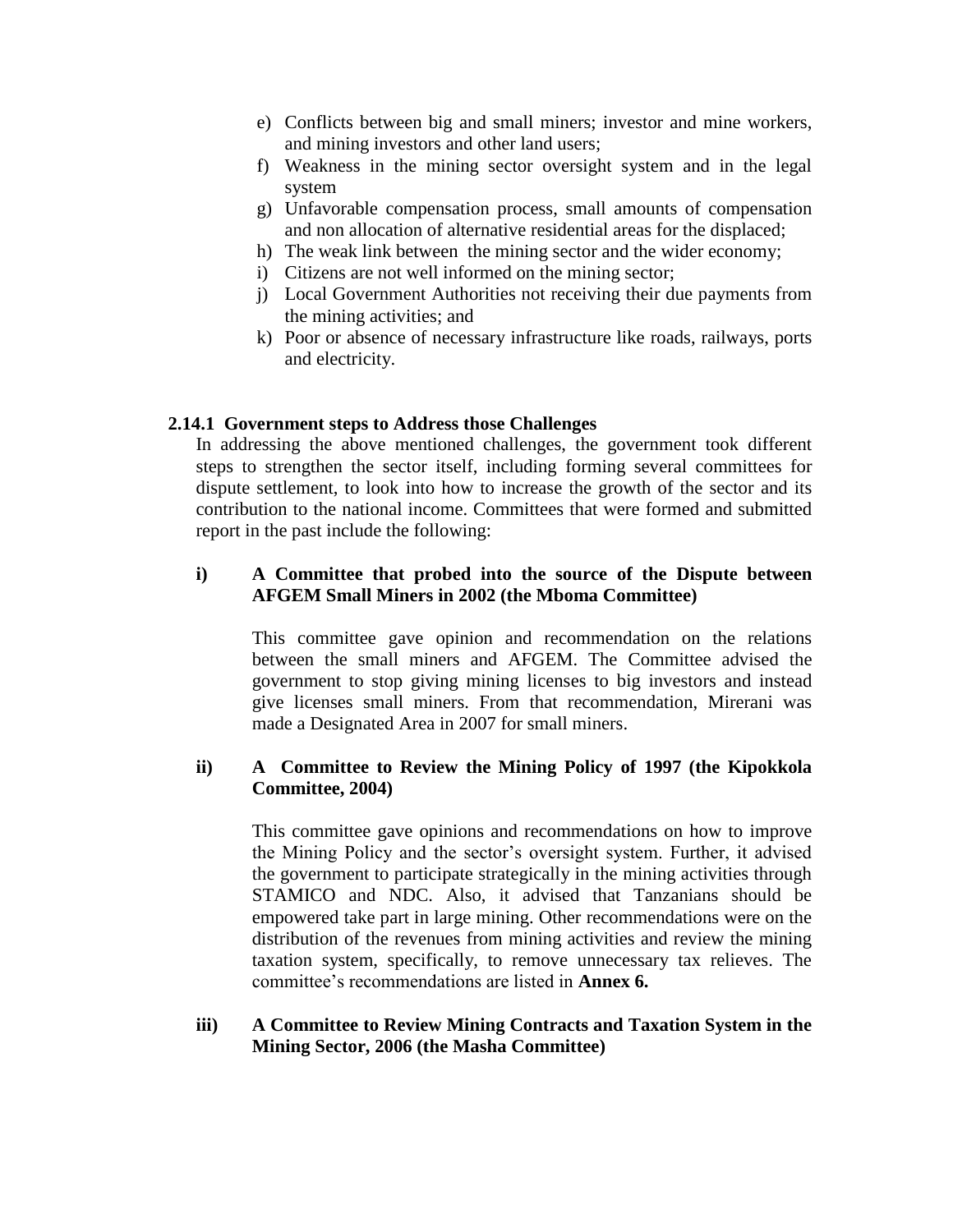e) Conflicts between big and small miners; investor and mine workers, and mining investors and other land users;
f) Weakness in the mining sector oversight system and in the legal system
g) Unfavorable compensation process, small amounts of compensation and non allocation of alternative residential areas for the displaced;
h) The weak link between the mining sector and the wider economy;
i) Citizens are not well informed on the mining sector;
j) Local Government Authorities not receiving their due payments from the mining activities; and
k) Poor or absence of necessary infrastructure like roads, railways, ports and electricity.

### 2.14.1 Government steps to Address those Challenges

In addressing the above mentioned challenges, the government took different steps to strengthen the sector itself, including forming several committees for dispute settlement, to look into how to increase the growth of the sector and its contribution to the national income. Committees that were formed and submitted report in the past include the following:

**i) A Committee that probed into the source of the Dispute between AFGEM Small Miners in 2002 (the Mboma Committee)**

This committee gave opinion and recommendation on the relations between the small miners and AFGEM. The Committee advised the government to stop giving mining licenses to big investors and instead give licenses small miners. From that recommendation, Mirerani was made a Designated Area in 2007 for small miners.

**ii) A Committee to Review the Mining Policy of 1997 (the Kipokkola Committee, 2004)**

This committee gave opinions and recommendations on how to improve the Mining Policy and the sector's oversight system. Further, it advised the government to participate strategically in the mining activities through STAMICO and NDC. Also, it advised that Tanzanians should be empowered take part in large mining. Other recommendations were on the distribution of the revenues from mining activities and review the mining taxation system, specifically, to remove unnecessary tax relieves. The committee's recommendations are listed in **Annex 6.**

**iii) A Committee to Review Mining Contracts and Taxation System in the Mining Sector, 2006 (the Masha Committee)**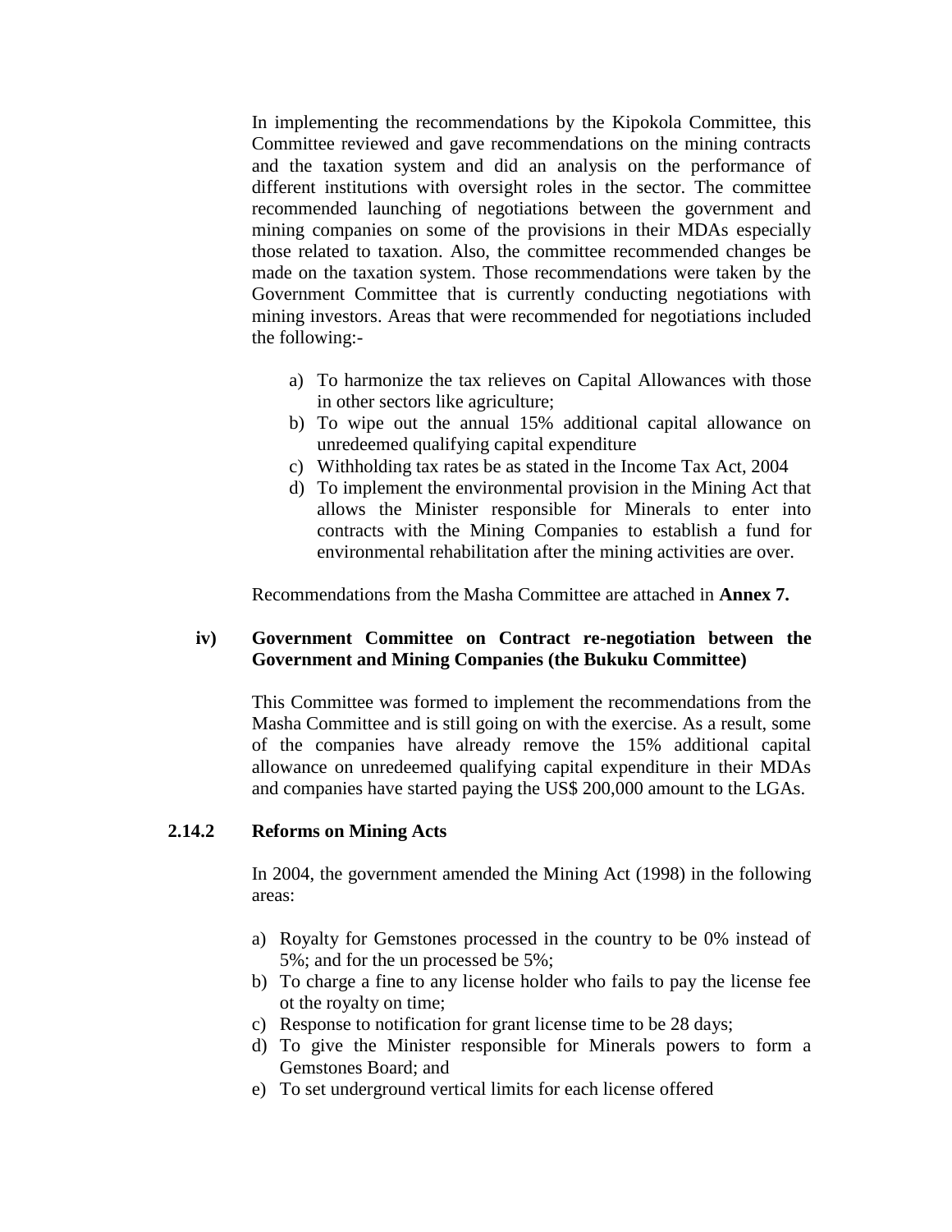In implementing the recommendations by the Kipokola Committee, this Committee reviewed and gave recommendations on the mining contracts and the taxation system and did an analysis on the performance of different institutions with oversight roles in the sector. The committee recommended launching of negotiations between the government and mining companies on some of the provisions in their MDAs especially those related to taxation. Also, the committee recommended changes be made on the taxation system. Those recommendations were taken by the Government Committee that is currently conducting negotiations with mining investors. Areas that were recommended for negotiations included the following:-

a) To harmonize the tax relieves on Capital Allowances with those in other sectors like agriculture;
b) To wipe out the annual 15% additional capital allowance on unredeemed qualifying capital expenditure
c) Withholding tax rates be as stated in the Income Tax Act, 2004
d) To implement the environmental provision in the Mining Act that allows the Minister responsible for Minerals to enter into contracts with the Mining Companies to establish a fund for environmental rehabilitation after the mining activities are over.

Recommendations from the Masha Committee are attached in **Annex 7.**

**iv) Government Committee on Contract re-negotiation between the Government and Mining Companies (the Bukuku Committee)**

This Committee was formed to implement the recommendations from the Masha Committee and is still going on with the exercise. As a result, some of the companies have already remove the 15% additional capital allowance on unredeemed qualifying capital expenditure in their MDAs and companies have started paying the US$ 200,000 amount to the LGAs.

### 2.14.2 Reforms on Mining Acts

In 2004, the government amended the Mining Act (1998) in the following areas:

a) Royalty for Gemstones processed in the country to be 0% instead of 5%; and for the un processed be 5%;
b) To charge a fine to any license holder who fails to pay the license fee ot the royalty on time;
c) Response to notification for grant license time to be 28 days;
d) To give the Minister responsible for Minerals powers to form a Gemstones Board; and
e) To set underground vertical limits for each license offered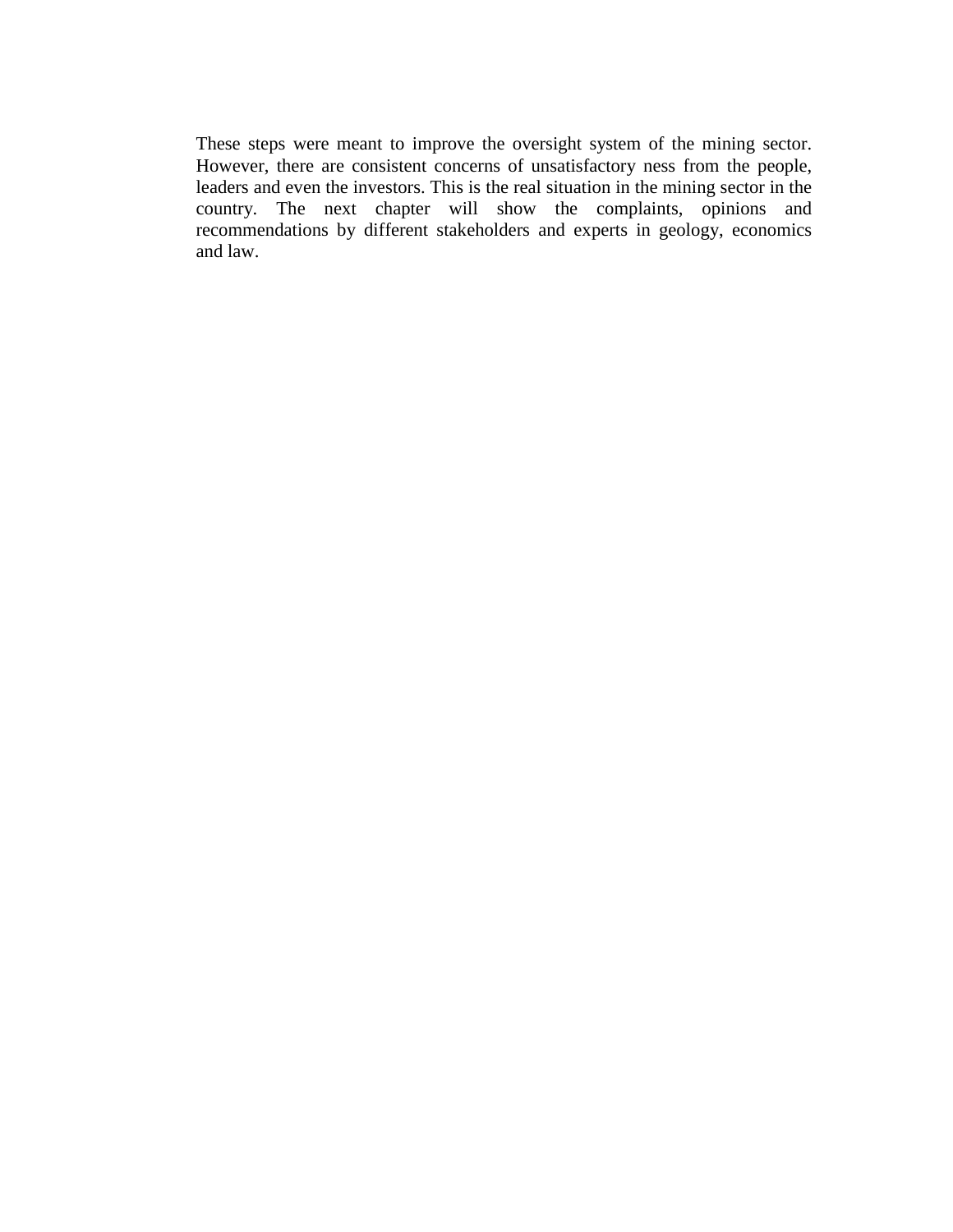These steps were meant to improve the oversight system of the mining sector. However, there are consistent concerns of unsatisfactory ness from the people, leaders and even the investors. This is the real situation in the mining sector in the country. The next chapter will show the complaints, opinions and recommendations by different stakeholders and experts in geology, economics and law.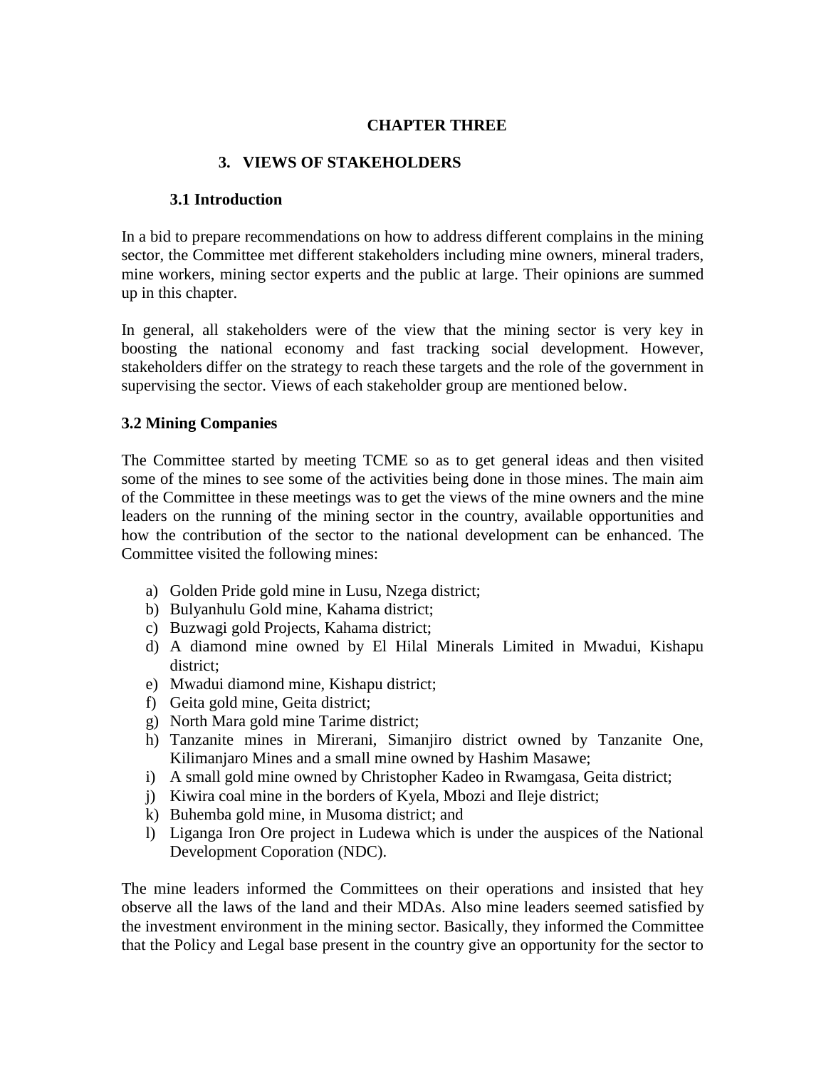**CHAPTER THREE**

# 3. VIEWS OF STAKEHOLDERS

## 3.1 Introduction

In a bid to prepare recommendations on how to address different complains in the mining sector, the Committee met different stakeholders including mine owners, mineral traders, mine workers, mining sector experts and the public at large. Their opinions are summed up in this chapter.

In general, all stakeholders were of the view that the mining sector is very key in boosting the national economy and fast tracking social development. However, stakeholders differ on the strategy to reach these targets and the role of the government in supervising the sector. Views of each stakeholder group are mentioned below.

## 3.2 Mining Companies

The Committee started by meeting TCME so as to get general ideas and then visited some of the mines to see some of the activities being done in those mines. The main aim of the Committee in these meetings was to get the views of the mine owners and the mine leaders on the running of the mining sector in the country, available opportunities and how the contribution of the sector to the national development can be enhanced. The Committee visited the following mines:

a) Golden Pride gold mine in Lusu, Nzega district;
b) Bulyanhulu Gold mine, Kahama district;
c) Buzwagi gold Projects, Kahama district;
d) A diamond mine owned by El Hilal Minerals Limited in Mwadui, Kishapu district;
e) Mwadui diamond mine, Kishapu district;
f) Geita gold mine, Geita district;
g) North Mara gold mine Tarime district;
h) Tanzanite mines in Mirerani, Simanjiro district owned by Tanzanite One, Kilimanjaro Mines and a small mine owned by Hashim Masawe;
i) A small gold mine owned by Christopher Kadeo in Rwamgasa, Geita district;
j) Kiwira coal mine in the borders of Kyela, Mbozi and Ileje district;
k) Buhemba gold mine, in Musoma district; and
l) Liganga Iron Ore project in Ludewa which is under the auspices of the National Development Coporation (NDC).

The mine leaders informed the Committees on their operations and insisted that hey observe all the laws of the land and their MDAs. Also mine leaders seemed satisfied by the investment environment in the mining sector. Basically, they informed the Committee that the Policy and Legal base present in the country give an opportunity for the sector to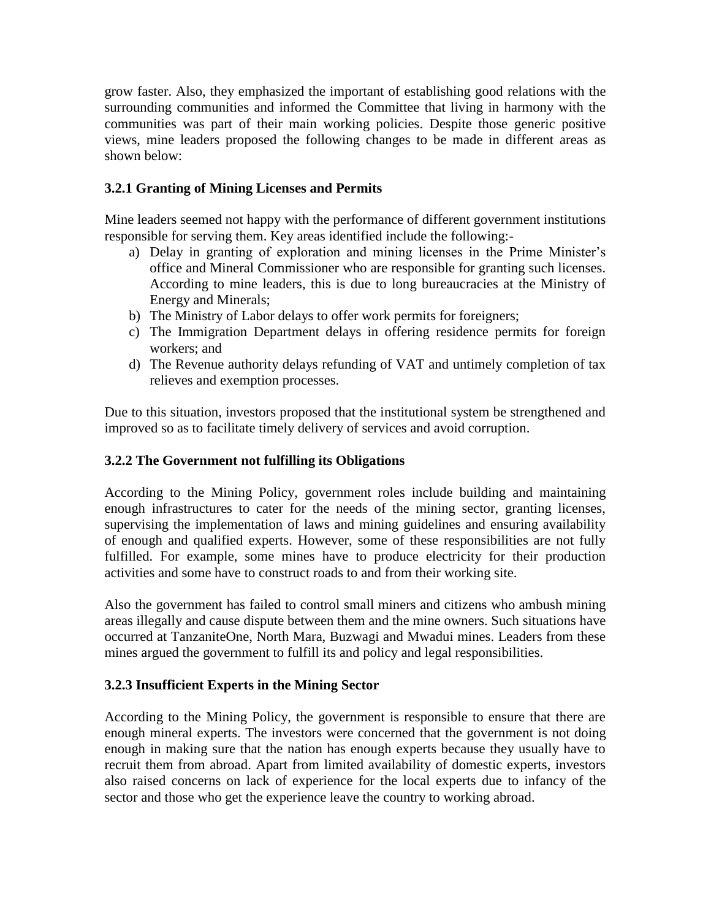grow faster. Also, they emphasized the important of establishing good relations with the surrounding communities and informed the Committee that living in harmony with the communities was part of their main working policies. Despite those generic positive views, mine leaders proposed the following changes to be made in different areas as shown below:

### 3.2.1 Granting of Mining Licenses and Permits

Mine leaders seemed not happy with the performance of different government institutions responsible for serving them. Key areas identified include the following:-

a) Delay in granting of exploration and mining licenses in the Prime Minister's office and Mineral Commissioner who are responsible for granting such licenses. According to mine leaders, this is due to long bureaucracies at the Ministry of Energy and Minerals;
b) The Ministry of Labor delays to offer work permits for foreigners;
c) The Immigration Department delays in offering residence permits for foreign workers; and
d) The Revenue authority delays refunding of VAT and untimely completion of tax relieves and exemption processes.

Due to this situation, investors proposed that the institutional system be strengthened and improved so as to facilitate timely delivery of services and avoid corruption.

### 3.2.2 The Government not fulfilling its Obligations

According to the Mining Policy, government roles include building and maintaining enough infrastructures to cater for the needs of the mining sector, granting licenses, supervising the implementation of laws and mining guidelines and ensuring availability of enough and qualified experts. However, some of these responsibilities are not fully fulfilled. For example, some mines have to produce electricity for their production activities and some have to construct roads to and from their working site.

Also the government has failed to control small miners and citizens who ambush mining areas illegally and cause dispute between them and the mine owners. Such situations have occurred at TanzaniteOne, North Mara, Buzwagi and Mwadui mines. Leaders from these mines argued the government to fulfill its and policy and legal responsibilities.

### 3.2.3 Insufficient Experts in the Mining Sector

According to the Mining Policy, the government is responsible to ensure that there are enough mineral experts. The investors were concerned that the government is not doing enough in making sure that the nation has enough experts because they usually have to recruit them from abroad. Apart from limited availability of domestic experts, investors also raised concerns on lack of experience for the local experts due to infancy of the sector and those who get the experience leave the country to working abroad.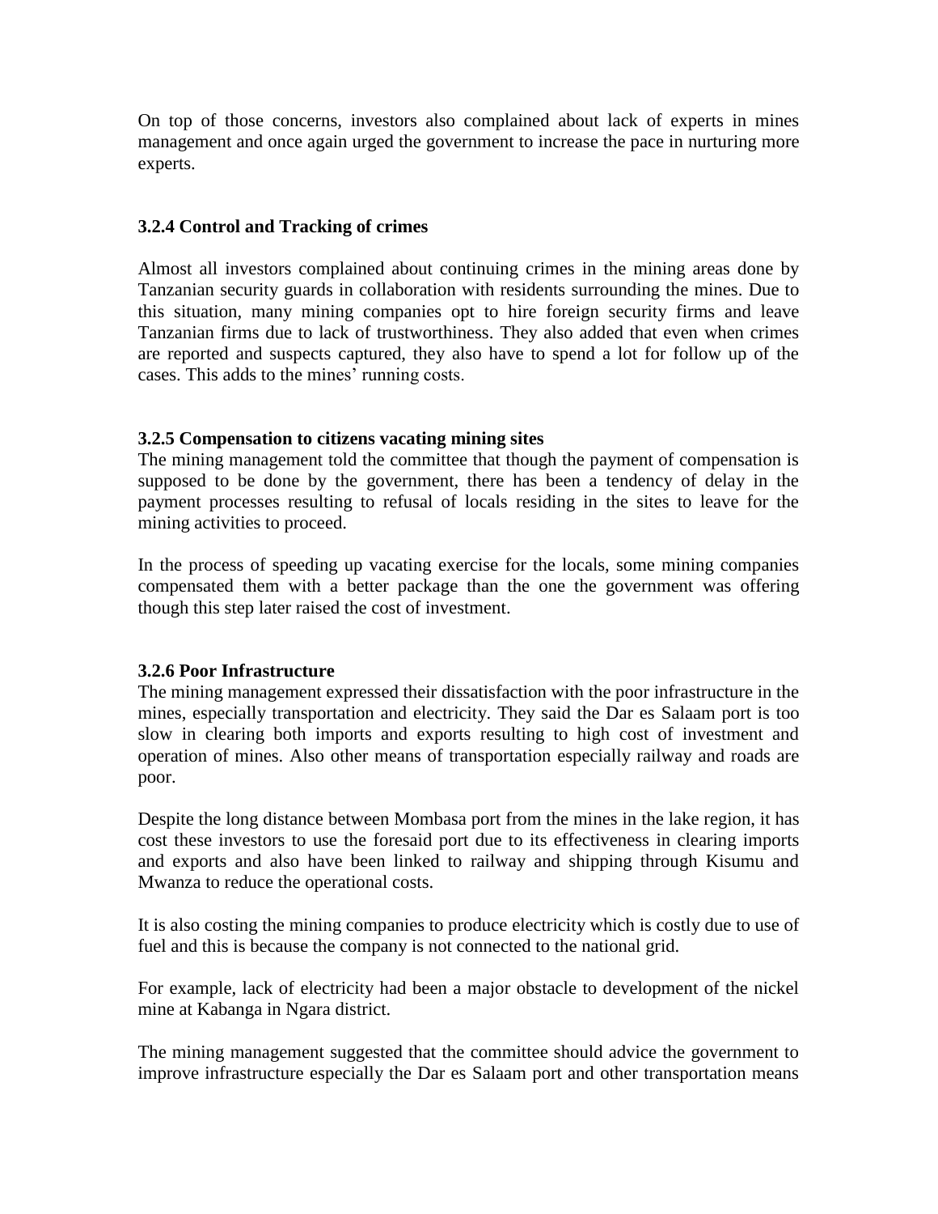On top of those concerns, investors also complained about lack of experts in mines management and once again urged the government to increase the pace in nurturing more experts.

### 3.2.4 Control and Tracking of crimes

Almost all investors complained about continuing crimes in the mining areas done by Tanzanian security guards in collaboration with residents surrounding the mines. Due to this situation, many mining companies opt to hire foreign security firms and leave Tanzanian firms due to lack of trustworthiness. They also added that even when crimes are reported and suspects captured, they also have to spend a lot for follow up of the cases. This adds to the mines' running costs.

### 3.2.5 Compensation to citizens vacating mining sites

The mining management told the committee that though the payment of compensation is supposed to be done by the government, there has been a tendency of delay in the payment processes resulting to refusal of locals residing in the sites to leave for the mining activities to proceed.

In the process of speeding up vacating exercise for the locals, some mining companies compensated them with a better package than the one the government was offering though this step later raised the cost of investment.

### 3.2.6 Poor Infrastructure

The mining management expressed their dissatisfaction with the poor infrastructure in the mines, especially transportation and electricity. They said the Dar es Salaam port is too slow in clearing both imports and exports resulting to high cost of investment and operation of mines. Also other means of transportation especially railway and roads are poor.

Despite the long distance between Mombasa port from the mines in the lake region, it has cost these investors to use the foresaid port due to its effectiveness in clearing imports and exports and also have been linked to railway and shipping through Kisumu and Mwanza to reduce the operational costs.

It is also costing the mining companies to produce electricity which is costly due to use of fuel and this is because the company is not connected to the national grid.

For example, lack of electricity had been a major obstacle to development of the nickel mine at Kabanga in Ngara district.

The mining management suggested that the committee should advice the government to improve infrastructure especially the Dar es Salaam port and other transportation means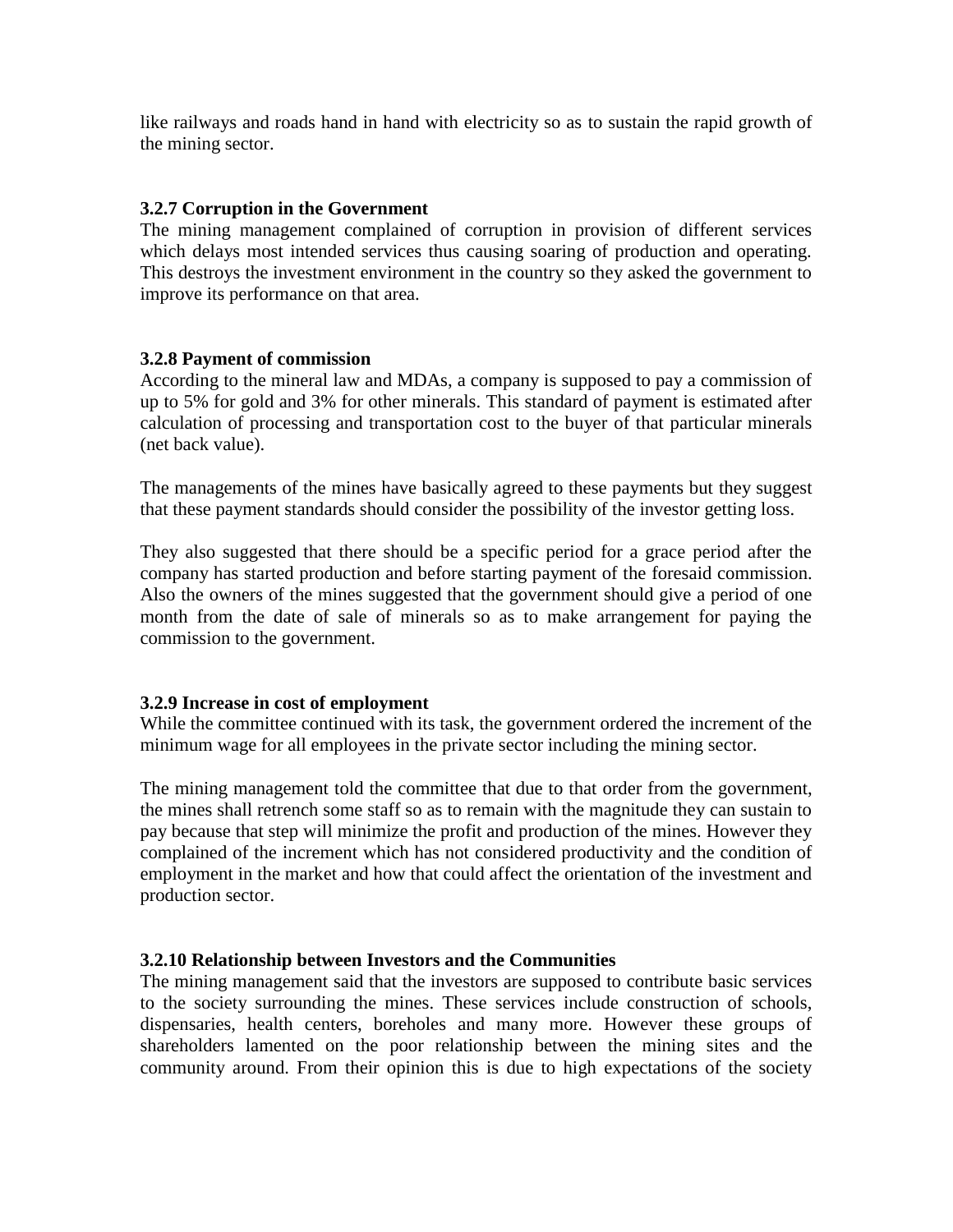like railways and roads hand in hand with electricity so as to sustain the rapid growth of the mining sector.

### 3.2.7 Corruption in the Government

The mining management complained of corruption in provision of different services which delays most intended services thus causing soaring of production and operating. This destroys the investment environment in the country so they asked the government to improve its performance on that area.

### 3.2.8 Payment of commission

According to the mineral law and MDAs, a company is supposed to pay a commission of up to 5% for gold and 3% for other minerals. This standard of payment is estimated after calculation of processing and transportation cost to the buyer of that particular minerals (net back value).

The managements of the mines have basically agreed to these payments but they suggest that these payment standards should consider the possibility of the investor getting loss.

They also suggested that there should be a specific period for a grace period after the company has started production and before starting payment of the foresaid commission. Also the owners of the mines suggested that the government should give a period of one month from the date of sale of minerals so as to make arrangement for paying the commission to the government.

### 3.2.9 Increase in cost of employment

While the committee continued with its task, the government ordered the increment of the minimum wage for all employees in the private sector including the mining sector.

The mining management told the committee that due to that order from the government, the mines shall retrench some staff so as to remain with the magnitude they can sustain to pay because that step will minimize the profit and production of the mines. However they complained of the increment which has not considered productivity and the condition of employment in the market and how that could affect the orientation of the investment and production sector.

### 3.2.10 Relationship between Investors and the Communities

The mining management said that the investors are supposed to contribute basic services to the society surrounding the mines. These services include construction of schools, dispensaries, health centers, boreholes and many more. However these groups of shareholders lamented on the poor relationship between the mining sites and the community around. From their opinion this is due to high expectations of the society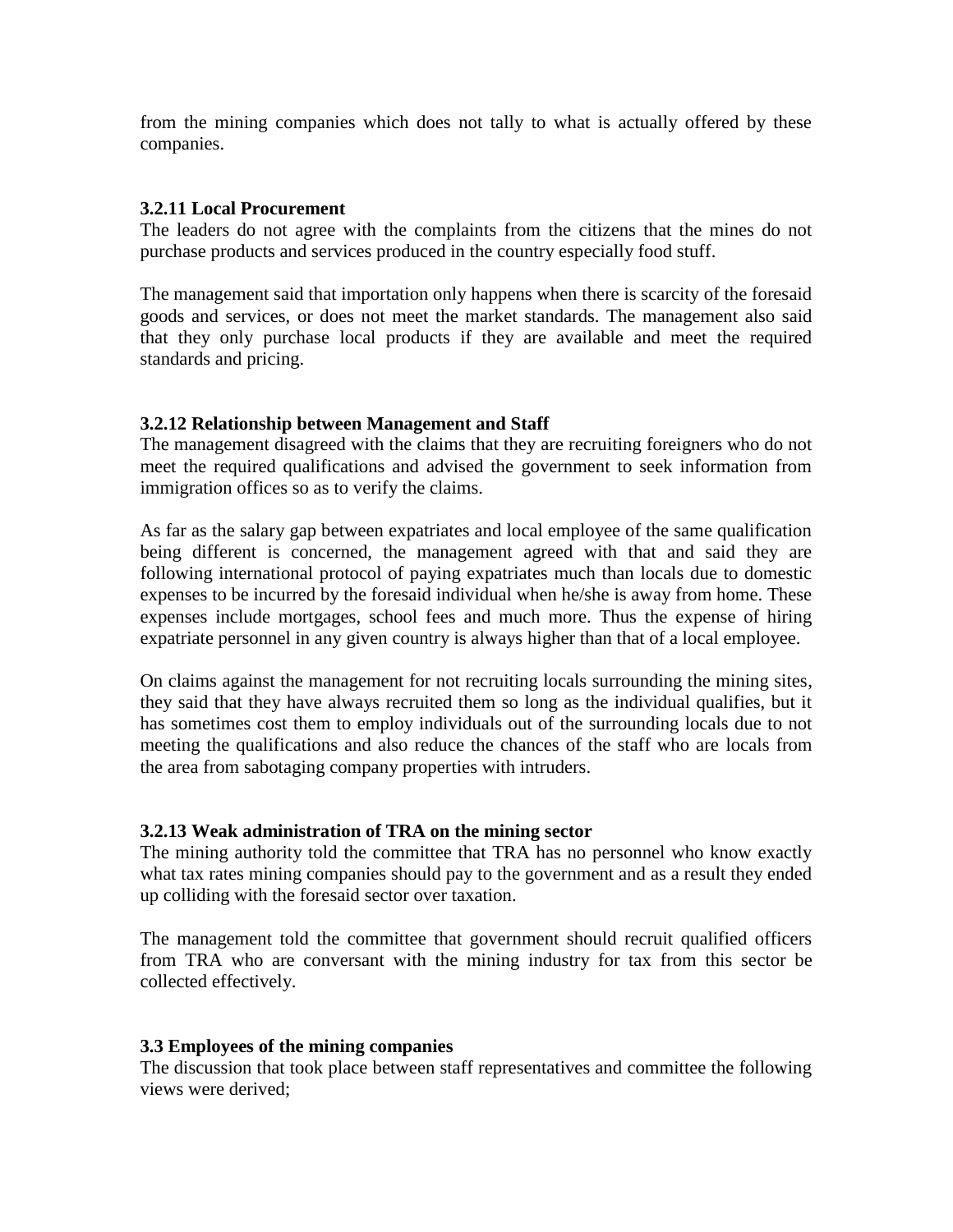from the mining companies which does not tally to what is actually offered by these companies.

### 3.2.11 Local Procurement

The leaders do not agree with the complaints from the citizens that the mines do not purchase products and services produced in the country especially food stuff.

The management said that importation only happens when there is scarcity of the foresaid goods and services, or does not meet the market standards. The management also said that they only purchase local products if they are available and meet the required standards and pricing.

### 3.2.12 Relationship between Management and Staff

The management disagreed with the claims that they are recruiting foreigners who do not meet the required qualifications and advised the government to seek information from immigration offices so as to verify the claims.

As far as the salary gap between expatriates and local employee of the same qualification being different is concerned, the management agreed with that and said they are following international protocol of paying expatriates much than locals due to domestic expenses to be incurred by the foresaid individual when he/she is away from home. These expenses include mortgages, school fees and much more. Thus the expense of hiring expatriate personnel in any given country is always higher than that of a local employee.

On claims against the management for not recruiting locals surrounding the mining sites, they said that they have always recruited them so long as the individual qualifies, but it has sometimes cost them to employ individuals out of the surrounding locals due to not meeting the qualifications and also reduce the chances of the staff who are locals from the area from sabotaging company properties with intruders.

### 3.2.13 Weak administration of TRA on the mining sector

The mining authority told the committee that TRA has no personnel who know exactly what tax rates mining companies should pay to the government and as a result they ended up colliding with the foresaid sector over taxation.

The management told the committee that government should recruit qualified officers from TRA who are conversant with the mining industry for tax from this sector be collected effectively.

## 3.3 Employees of the mining companies

The discussion that took place between staff representatives and committee the following views were derived;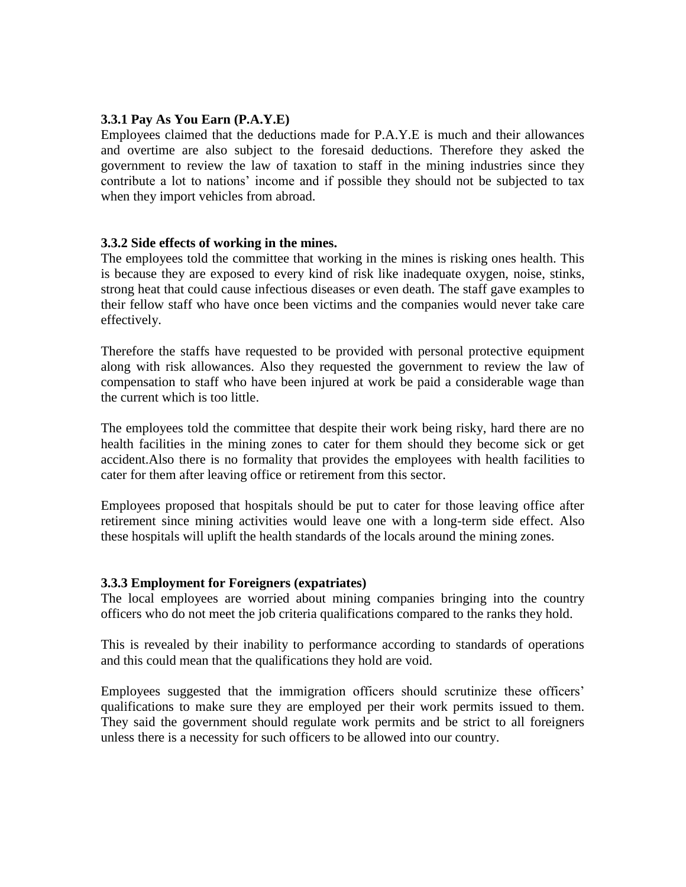### 3.3.1 Pay As You Earn (P.A.Y.E)

Employees claimed that the deductions made for P.A.Y.E is much and their allowances and overtime are also subject to the foresaid deductions. Therefore they asked the government to review the law of taxation to staff in the mining industries since they contribute a lot to nations' income and if possible they should not be subjected to tax when they import vehicles from abroad.

### 3.3.2 Side effects of working in the mines.

The employees told the committee that working in the mines is risking ones health. This is because they are exposed to every kind of risk like inadequate oxygen, noise, stinks, strong heat that could cause infectious diseases or even death. The staff gave examples to their fellow staff who have once been victims and the companies would never take care effectively.

Therefore the staffs have requested to be provided with personal protective equipment along with risk allowances. Also they requested the government to review the law of compensation to staff who have been injured at work be paid a considerable wage than the current which is too little.

The employees told the committee that despite their work being risky, hard there are no health facilities in the mining zones to cater for them should they become sick or get accident.Also there is no formality that provides the employees with health facilities to cater for them after leaving office or retirement from this sector.

Employees proposed that hospitals should be put to cater for those leaving office after retirement since mining activities would leave one with a long-term side effect. Also these hospitals will uplift the health standards of the locals around the mining zones.

### 3.3.3 Employment for Foreigners (expatriates)

The local employees are worried about mining companies bringing into the country officers who do not meet the job criteria qualifications compared to the ranks they hold.

This is revealed by their inability to performance according to standards of operations and this could mean that the qualifications they hold are void.

Employees suggested that the immigration officers should scrutinize these officers' qualifications to make sure they are employed per their work permits issued to them. They said the government should regulate work permits and be strict to all foreigners unless there is a necessity for such officers to be allowed into our country.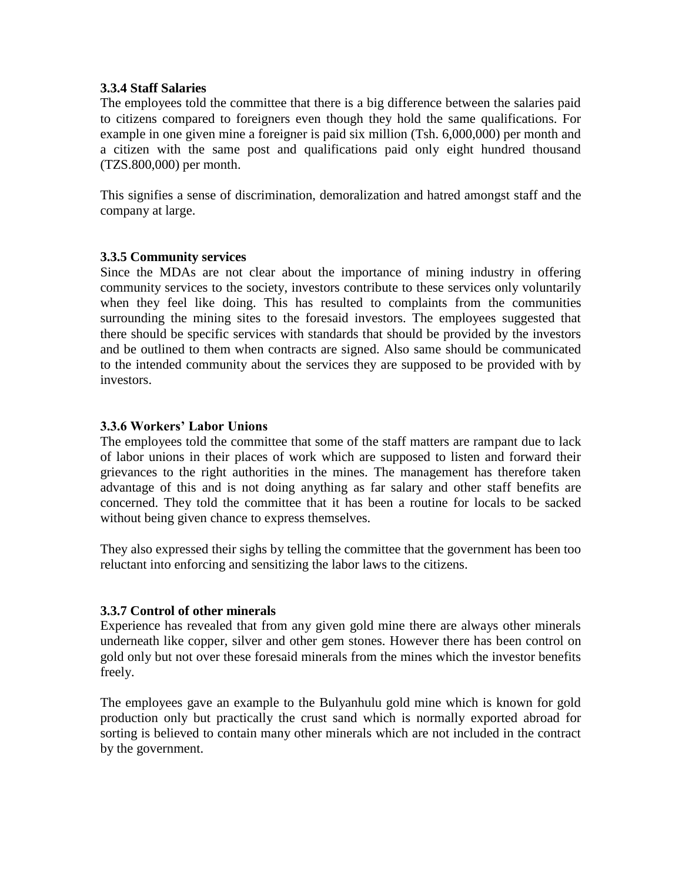### 3.3.4 Staff Salaries

The employees told the committee that there is a big difference between the salaries paid to citizens compared to foreigners even though they hold the same qualifications. For example in one given mine a foreigner is paid six million (Tsh. 6,000,000) per month and a citizen with the same post and qualifications paid only eight hundred thousand (TZS.800,000) per month.

This signifies a sense of discrimination, demoralization and hatred amongst staff and the company at large.

### 3.3.5 Community services

Since the MDAs are not clear about the importance of mining industry in offering community services to the society, investors contribute to these services only voluntarily when they feel like doing. This has resulted to complaints from the communities surrounding the mining sites to the foresaid investors. The employees suggested that there should be specific services with standards that should be provided by the investors and be outlined to them when contracts are signed. Also same should be communicated to the intended community about the services they are supposed to be provided with by investors.

### 3.3.6 Workers' Labor Unions

The employees told the committee that some of the staff matters are rampant due to lack of labor unions in their places of work which are supposed to listen and forward their grievances to the right authorities in the mines. The management has therefore taken advantage of this and is not doing anything as far salary and other staff benefits are concerned. They told the committee that it has been a routine for locals to be sacked without being given chance to express themselves.

They also expressed their sighs by telling the committee that the government has been too reluctant into enforcing and sensitizing the labor laws to the citizens.

### 3.3.7 Control of other minerals

Experience has revealed that from any given gold mine there are always other minerals underneath like copper, silver and other gem stones. However there has been control on gold only but not over these foresaid minerals from the mines which the investor benefits freely.

The employees gave an example to the Bulyanhulu gold mine which is known for gold production only but practically the crust sand which is normally exported abroad for sorting is believed to contain many other minerals which are not included in the contract by the government.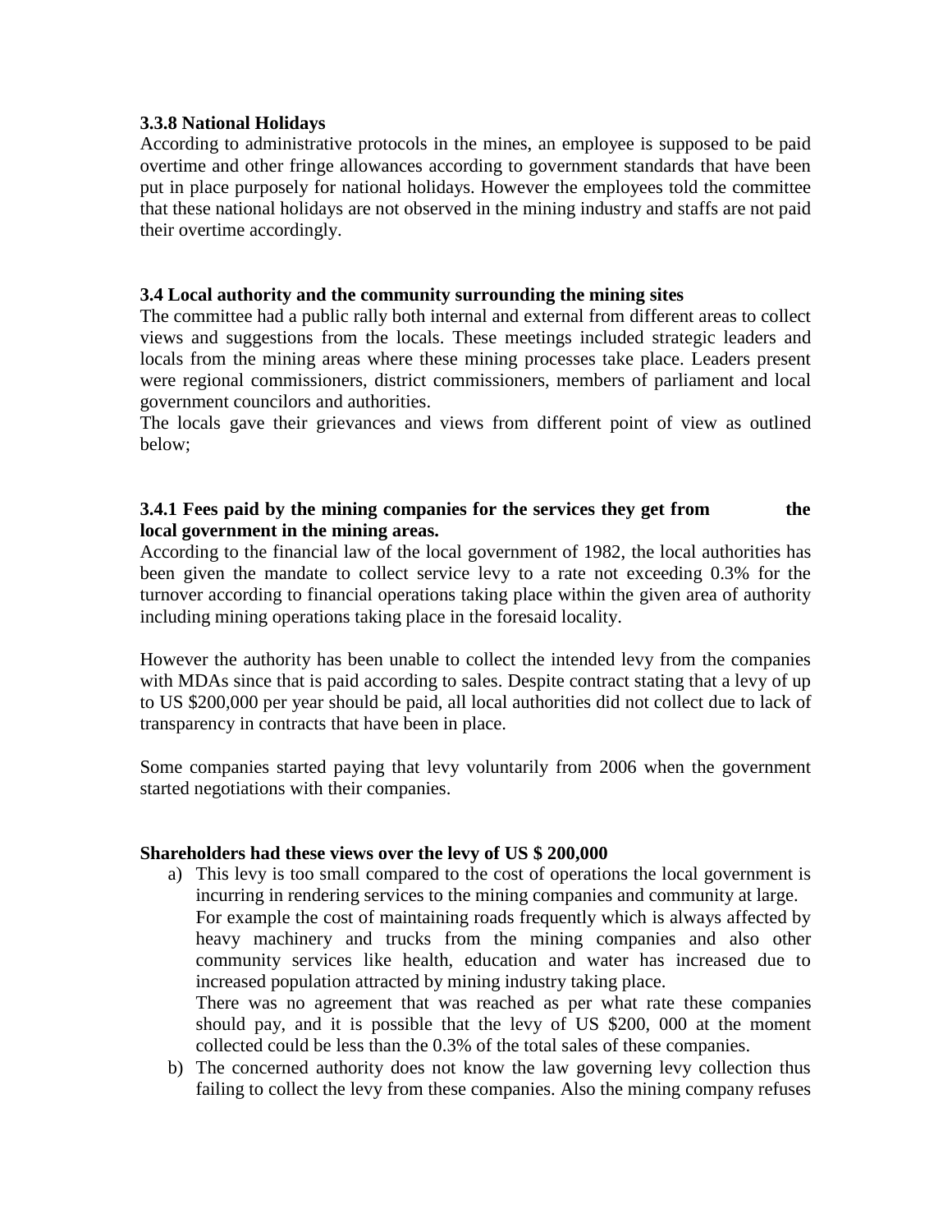### 3.3.8 National Holidays

According to administrative protocols in the mines, an employee is supposed to be paid overtime and other fringe allowances according to government standards that have been put in place purposely for national holidays. However the employees told the committee that these national holidays are not observed in the mining industry and staffs are not paid their overtime accordingly.

### 3.4 Local authority and the community surrounding the mining sites

The committee had a public rally both internal and external from different areas to collect views and suggestions from the locals. These meetings included strategic leaders and locals from the mining areas where these mining processes take place. Leaders present were regional commissioners, district commissioners, members of parliament and local government councilors and authorities.

The locals gave their grievances and views from different point of view as outlined below;

#### 3.4.1 Fees paid by the mining companies for the services they get from the local government in the mining areas.

According to the financial law of the local government of 1982, the local authorities has been given the mandate to collect service levy to a rate not exceeding 0.3% for the turnover according to financial operations taking place within the given area of authority including mining operations taking place in the foresaid locality.

However the authority has been unable to collect the intended levy from the companies with MDAs since that is paid according to sales. Despite contract stating that a levy of up to US $200,000 per year should be paid, all local authorities did not collect due to lack of transparency in contracts that have been in place.

Some companies started paying that levy voluntarily from 2006 when the government started negotiations with their companies.

**Shareholders had these views over the levy of US $ 200,000**

a) This levy is too small compared to the cost of operations the local government is incurring in rendering services to the mining companies and community at large. For example the cost of maintaining roads frequently which is always affected by heavy machinery and trucks from the mining companies and also other community services like health, education and water has increased due to increased population attracted by mining industry taking place.
   There was no agreement that was reached as per what rate these companies should pay, and it is possible that the levy of US $200, 000 at the moment collected could be less than the 0.3% of the total sales of these companies.
b) The concerned authority does not know the law governing levy collection thus failing to collect the levy from these companies. Also the mining company refuses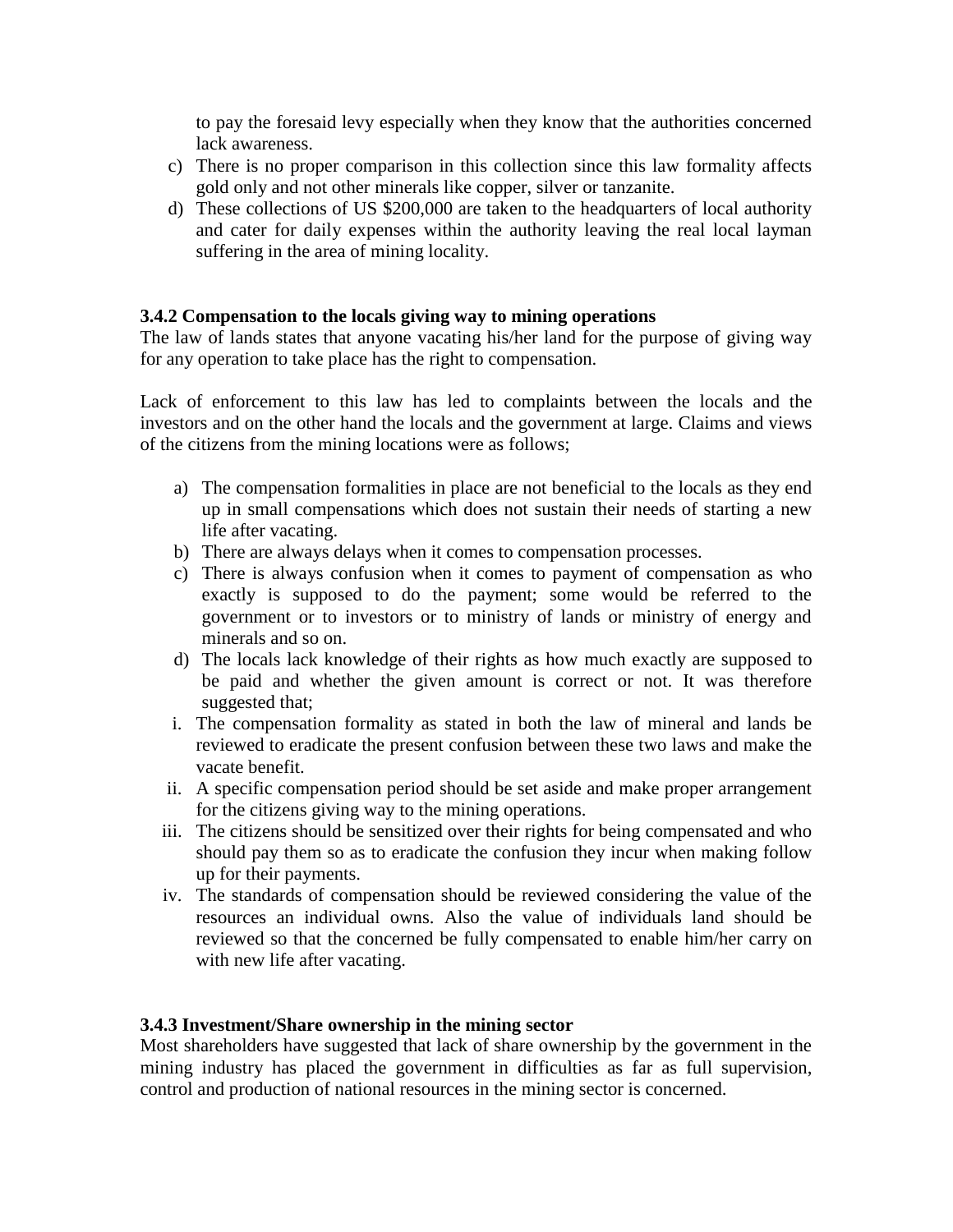to pay the foresaid levy especially when they know that the authorities concerned lack awareness.

c) There is no proper comparison in this collection since this law formality affects gold only and not other minerals like copper, silver or tanzanite.
d) These collections of US $200,000 are taken to the headquarters of local authority and cater for daily expenses within the authority leaving the real local layman suffering in the area of mining locality.

### 3.4.2 Compensation to the locals giving way to mining operations

The law of lands states that anyone vacating his/her land for the purpose of giving way for any operation to take place has the right to compensation.

Lack of enforcement to this law has led to complaints between the locals and the investors and on the other hand the locals and the government at large. Claims and views of the citizens from the mining locations were as follows;

a) The compensation formalities in place are not beneficial to the locals as they end up in small compensations which does not sustain their needs of starting a new life after vacating.
b) There are always delays when it comes to compensation processes.
c) There is always confusion when it comes to payment of compensation as who exactly is supposed to do the payment; some would be referred to the government or to investors or to ministry of lands or ministry of energy and minerals and so on.
d) The locals lack knowledge of their rights as how much exactly are supposed to be paid and whether the given amount is correct or not. It was therefore suggested that;

i. The compensation formality as stated in both the law of mineral and lands be reviewed to eradicate the present confusion between these two laws and make the vacate benefit.
ii. A specific compensation period should be set aside and make proper arrangement for the citizens giving way to the mining operations.
iii. The citizens should be sensitized over their rights for being compensated and who should pay them so as to eradicate the confusion they incur when making follow up for their payments.
iv. The standards of compensation should be reviewed considering the value of the resources an individual owns. Also the value of individuals land should be reviewed so that the concerned be fully compensated to enable him/her carry on with new life after vacating.

### 3.4.3 Investment/Share ownership in the mining sector

Most shareholders have suggested that lack of share ownership by the government in the mining industry has placed the government in difficulties as far as full supervision, control and production of national resources in the mining sector is concerned.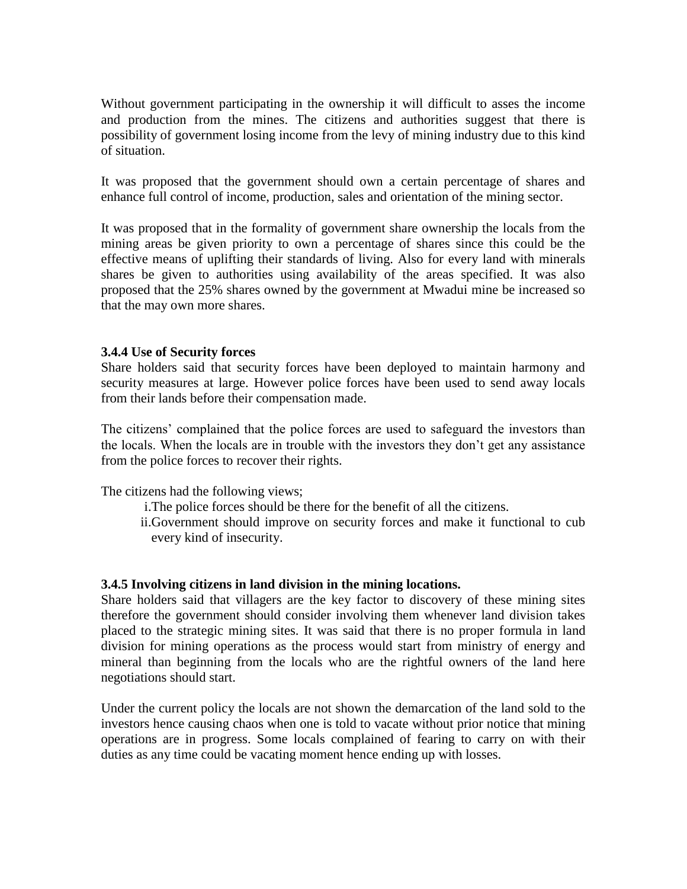Without government participating in the ownership it will difficult to asses the income and production from the mines. The citizens and authorities suggest that there is possibility of government losing income from the levy of mining industry due to this kind of situation.

It was proposed that the government should own a certain percentage of shares and enhance full control of income, production, sales and orientation of the mining sector.

It was proposed that in the formality of government share ownership the locals from the mining areas be given priority to own a percentage of shares since this could be the effective means of uplifting their standards of living. Also for every land with minerals shares be given to authorities using availability of the areas specified. It was also proposed that the 25% shares owned by the government at Mwadui mine be increased so that the may own more shares.

### 3.4.4 Use of Security forces

Share holders said that security forces have been deployed to maintain harmony and security measures at large. However police forces have been used to send away locals from their lands before their compensation made.

The citizens' complained that the police forces are used to safeguard the investors than the locals. When the locals are in trouble with the investors they don't get any assistance from the police forces to recover their rights.

The citizens had the following views;

i. The police forces should be there for the benefit of all the citizens.
ii. Government should improve on security forces and make it functional to cub every kind of insecurity.

### 3.4.5 Involving citizens in land division in the mining locations.

Share holders said that villagers are the key factor to discovery of these mining sites therefore the government should consider involving them whenever land division takes placed to the strategic mining sites. It was said that there is no proper formula in land division for mining operations as the process would start from ministry of energy and mineral than beginning from the locals who are the rightful owners of the land here negotiations should start.

Under the current policy the locals are not shown the demarcation of the land sold to the investors hence causing chaos when one is told to vacate without prior notice that mining operations are in progress. Some locals complained of fearing to carry on with their duties as any time could be vacating moment hence ending up with losses.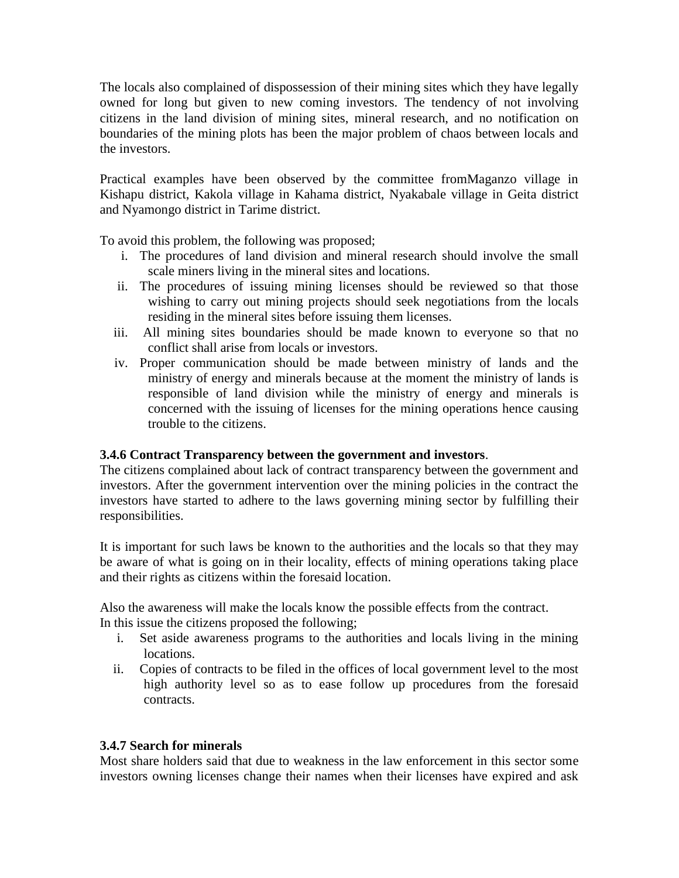The locals also complained of dispossession of their mining sites which they have legally owned for long but given to new coming investors. The tendency of not involving citizens in the land division of mining sites, mineral research, and no notification on boundaries of the mining plots has been the major problem of chaos between locals and the investors.

Practical examples have been observed by the committee fromMaganzo village in Kishapu district, Kakola village in Kahama district, Nyakabale village in Geita district and Nyamongo district in Tarime district.

To avoid this problem, the following was proposed;

i. The procedures of land division and mineral research should involve the small scale miners living in the mineral sites and locations.
ii. The procedures of issuing mining licenses should be reviewed so that those wishing to carry out mining projects should seek negotiations from the locals residing in the mineral sites before issuing them licenses.
iii. All mining sites boundaries should be made known to everyone so that no conflict shall arise from locals or investors.
iv. Proper communication should be made between ministry of lands and the ministry of energy and minerals because at the moment the ministry of lands is responsible of land division while the ministry of energy and minerals is concerned with the issuing of licenses for the mining operations hence causing trouble to the citizens.

### 3.4.6 Contract Transparency between the government and investors.

The citizens complained about lack of contract transparency between the government and investors. After the government intervention over the mining policies in the contract the investors have started to adhere to the laws governing mining sector by fulfilling their responsibilities.

It is important for such laws be known to the authorities and the locals so that they may be aware of what is going on in their locality, effects of mining operations taking place and their rights as citizens within the foresaid location.

Also the awareness will make the locals know the possible effects from the contract. In this issue the citizens proposed the following;

i. Set aside awareness programs to the authorities and locals living in the mining locations.
ii. Copies of contracts to be filed in the offices of local government level to the most high authority level so as to ease follow up procedures from the foresaid contracts.

### 3.4.7 Search for minerals

Most share holders said that due to weakness in the law enforcement in this sector some investors owning licenses change their names when their licenses have expired and ask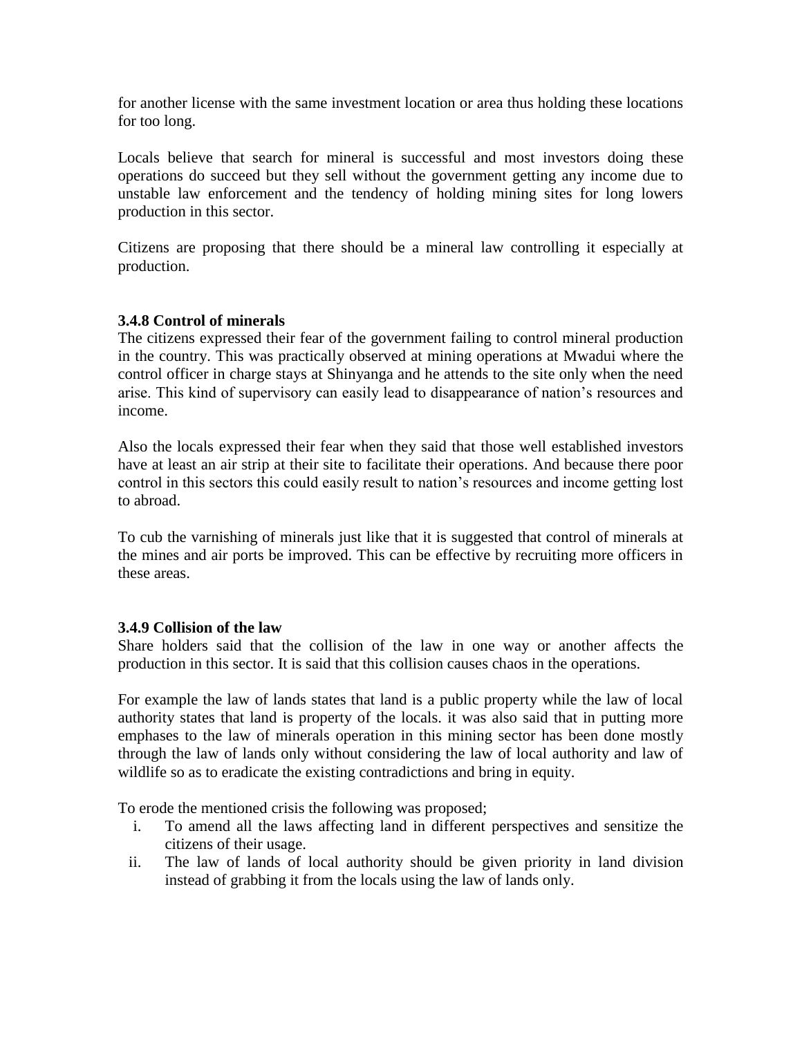for another license with the same investment location or area thus holding these locations for too long.

Locals believe that search for mineral is successful and most investors doing these operations do succeed but they sell without the government getting any income due to unstable law enforcement and the tendency of holding mining sites for long lowers production in this sector.

Citizens are proposing that there should be a mineral law controlling it especially at production.

### 3.4.8 Control of minerals

The citizens expressed their fear of the government failing to control mineral production in the country. This was practically observed at mining operations at Mwadui where the control officer in charge stays at Shinyanga and he attends to the site only when the need arise. This kind of supervisory can easily lead to disappearance of nation's resources and income.

Also the locals expressed their fear when they said that those well established investors have at least an air strip at their site to facilitate their operations. And because there poor control in this sectors this could easily result to nation's resources and income getting lost to abroad.

To cub the varnishing of minerals just like that it is suggested that control of minerals at the mines and air ports be improved. This can be effective by recruiting more officers in these areas.

### 3.4.9 Collision of the law

Share holders said that the collision of the law in one way or another affects the production in this sector. It is said that this collision causes chaos in the operations.

For example the law of lands states that land is a public property while the law of local authority states that land is property of the locals. it was also said that in putting more emphases to the law of minerals operation in this mining sector has been done mostly through the law of lands only without considering the law of local authority and law of wildlife so as to eradicate the existing contradictions and bring in equity.

To erode the mentioned crisis the following was proposed;

i. To amend all the laws affecting land in different perspectives and sensitize the citizens of their usage.
ii. The law of lands of local authority should be given priority in land division instead of grabbing it from the locals using the law of lands only.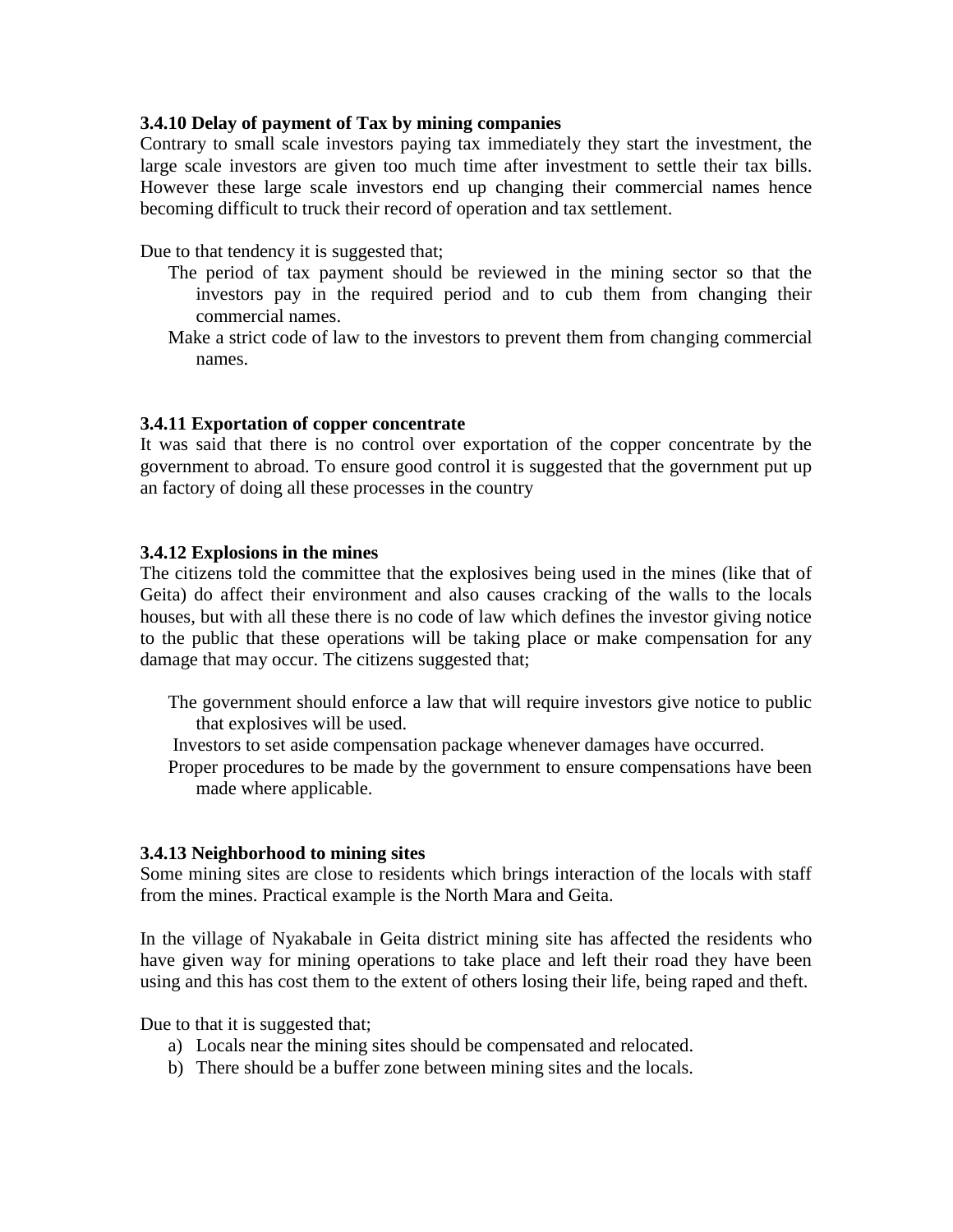### 3.4.10 Delay of payment of Tax by mining companies

Contrary to small scale investors paying tax immediately they start the investment, the large scale investors are given too much time after investment to settle their tax bills. However these large scale investors end up changing their commercial names hence becoming difficult to truck their record of operation and tax settlement.

Due to that tendency it is suggested that;

- The period of tax payment should be reviewed in the mining sector so that the investors pay in the required period and to cub them from changing their commercial names.
- Make a strict code of law to the investors to prevent them from changing commercial names.

### 3.4.11 Exportation of copper concentrate

It was said that there is no control over exportation of the copper concentrate by the government to abroad. To ensure good control it is suggested that the government put up an factory of doing all these processes in the country

### 3.4.12 Explosions in the mines

The citizens told the committee that the explosives being used in the mines (like that of Geita) do affect their environment and also causes cracking of the walls to the locals houses, but with all these there is no code of law which defines the investor giving notice to the public that these operations will be taking place or make compensation for any damage that may occur. The citizens suggested that;

- The government should enforce a law that will require investors give notice to public that explosives will be used.
- Investors to set aside compensation package whenever damages have occurred.
- Proper procedures to be made by the government to ensure compensations have been made where applicable.

### 3.4.13 Neighborhood to mining sites

Some mining sites are close to residents which brings interaction of the locals with staff from the mines. Practical example is the North Mara and Geita.

In the village of Nyakabale in Geita district mining site has affected the residents who have given way for mining operations to take place and left their road they have been using and this has cost them to the extent of others losing their life, being raped and theft.

Due to that it is suggested that;

a) Locals near the mining sites should be compensated and relocated.
b) There should be a buffer zone between mining sites and the locals.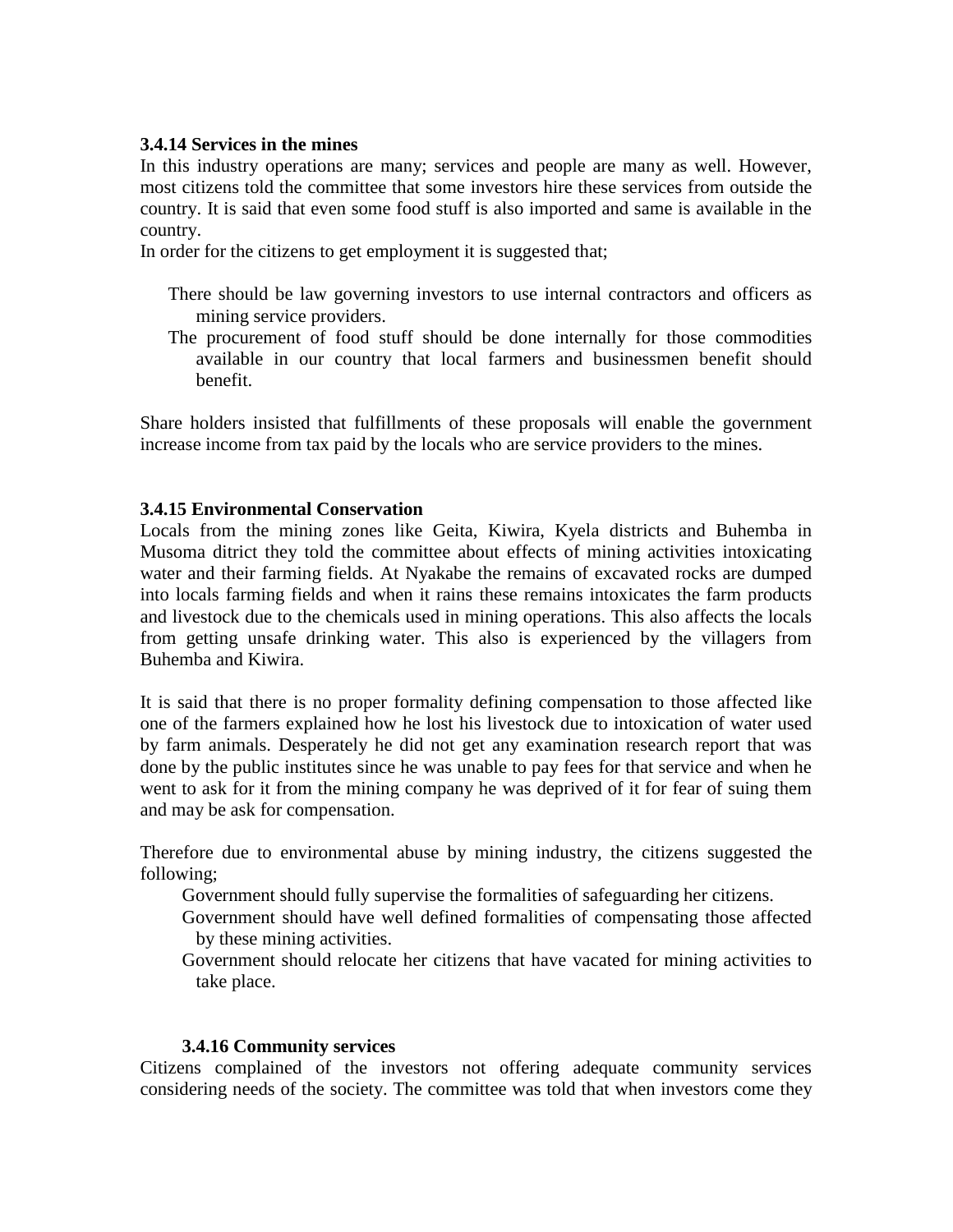**3.4.14 Services in the mines**

In this industry operations are many; services and people are many as well. However, most citizens told the committee that some investors hire these services from outside the country. It is said that even some food stuff is also imported and same is available in the country.

In order for the citizens to get employment it is suggested that;

- There should be law governing investors to use internal contractors and officers as mining service providers.
- The procurement of food stuff should be done internally for those commodities available in our country that local farmers and businessmen benefit should benefit.

Share holders insisted that fulfillments of these proposals will enable the government increase income from tax paid by the locals who are service providers to the mines.

**3.4.15 Environmental Conservation**

Locals from the mining zones like Geita, Kiwira, Kyela districts and Buhemba in Musoma ditrict they told the committee about effects of mining activities intoxicating water and their farming fields. At Nyakabe the remains of excavated rocks are dumped into locals farming fields and when it rains these remains intoxicates the farm products and livestock due to the chemicals used in mining operations. This also affects the locals from getting unsafe drinking water. This also is experienced by the villagers from Buhemba and Kiwira.

It is said that there is no proper formality defining compensation to those affected like one of the farmers explained how he lost his livestock due to intoxication of water used by farm animals. Desperately he did not get any examination research report that was done by the public institutes since he was unable to pay fees for that service and when he went to ask for it from the mining company he was deprived of it for fear of suing them and may be ask for compensation.

Therefore due to environmental abuse by mining industry, the citizens suggested the following;

- Government should fully supervise the formalities of safeguarding her citizens.
- Government should have well defined formalities of compensating those affected by these mining activities.
- Government should relocate her citizens that have vacated for mining activities to take place.

**3.4.16 Community services**

Citizens complained of the investors not offering adequate community services considering needs of the society. The committee was told that when investors come they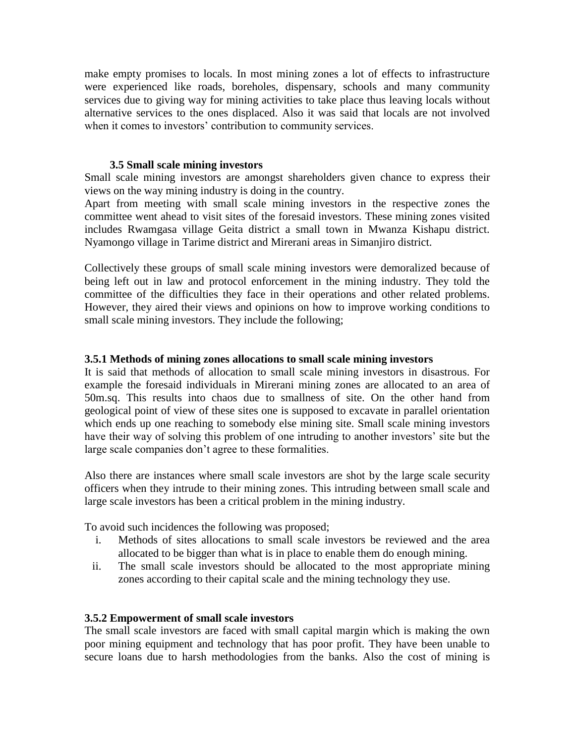make empty promises to locals. In most mining zones a lot of effects to infrastructure were experienced like roads, boreholes, dispensary, schools and many community services due to giving way for mining activities to take place thus leaving locals without alternative services to the ones displaced. Also it was said that locals are not involved when it comes to investors' contribution to community services.

### 3.5 Small scale mining investors

Small scale mining investors are amongst shareholders given chance to express their views on the way mining industry is doing in the country.

Apart from meeting with small scale mining investors in the respective zones the committee went ahead to visit sites of the foresaid investors. These mining zones visited includes Rwamgasa village Geita district a small town in Mwanza Kishapu district. Nyamongo village in Tarime district and Mirerani areas in Simanjiro district.

Collectively these groups of small scale mining investors were demoralized because of being left out in law and protocol enforcement in the mining industry. They told the committee of the difficulties they face in their operations and other related problems. However, they aired their views and opinions on how to improve working conditions to small scale mining investors. They include the following;

#### 3.5.1 Methods of mining zones allocations to small scale mining investors

It is said that methods of allocation to small scale mining investors in disastrous. For example the foresaid individuals in Mirerani mining zones are allocated to an area of 50m.sq. This results into chaos due to smallness of site. On the other hand from geological point of view of these sites one is supposed to excavate in parallel orientation which ends up one reaching to somebody else mining site. Small scale mining investors have their way of solving this problem of one intruding to another investors' site but the large scale companies don't agree to these formalities.

Also there are instances where small scale investors are shot by the large scale security officers when they intrude to their mining zones. This intruding between small scale and large scale investors has been a critical problem in the mining industry.

To avoid such incidences the following was proposed;

i. Methods of sites allocations to small scale investors be reviewed and the area allocated to be bigger than what is in place to enable them do enough mining.
ii. The small scale investors should be allocated to the most appropriate mining zones according to their capital scale and the mining technology they use.

#### 3.5.2 Empowerment of small scale investors

The small scale investors are faced with small capital margin which is making the own poor mining equipment and technology that has poor profit. They have been unable to secure loans due to harsh methodologies from the banks. Also the cost of mining is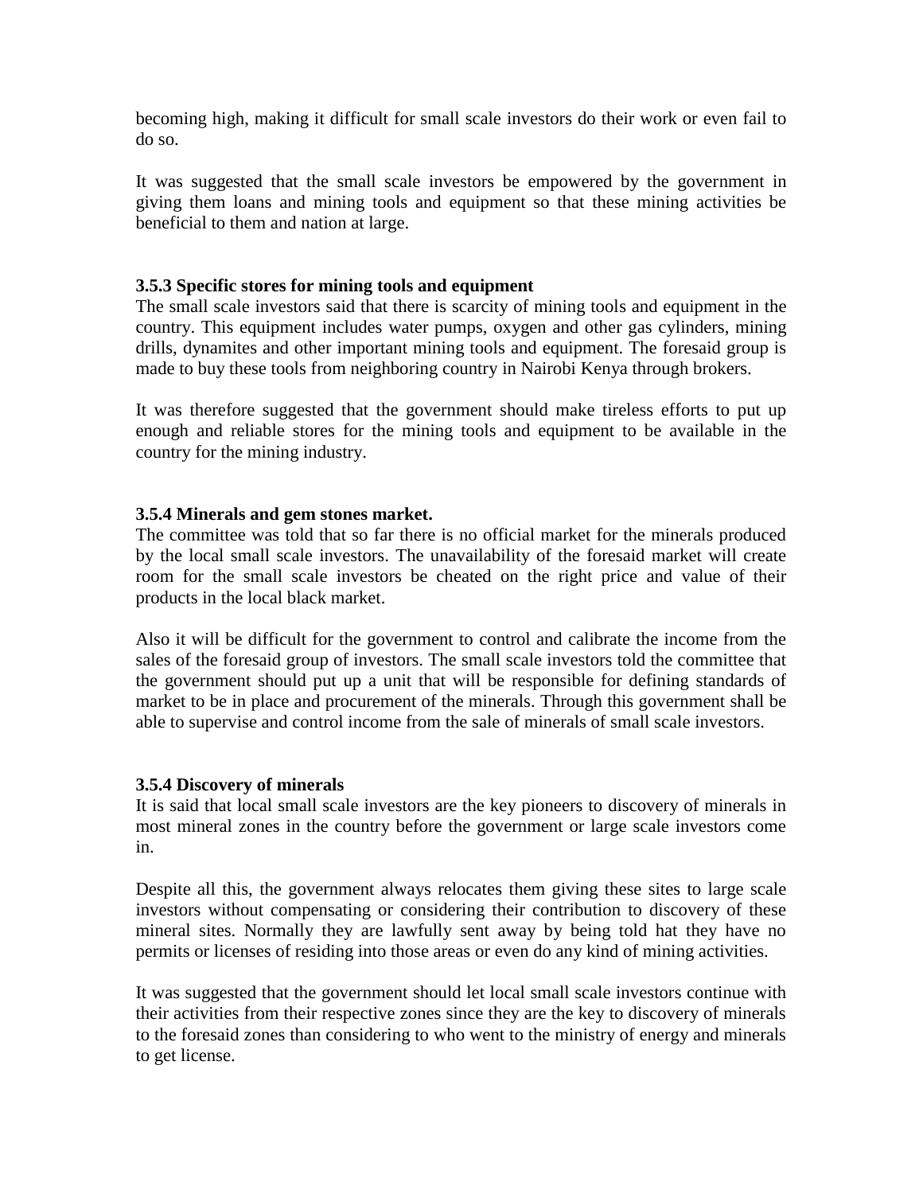becoming high, making it difficult for small scale investors do their work or even fail to do so.

It was suggested that the small scale investors be empowered by the government in giving them loans and mining tools and equipment so that these mining activities be beneficial to them and nation at large.

### 3.5.3 Specific stores for mining tools and equipment

The small scale investors said that there is scarcity of mining tools and equipment in the country. This equipment includes water pumps, oxygen and other gas cylinders, mining drills, dynamites and other important mining tools and equipment. The foresaid group is made to buy these tools from neighboring country in Nairobi Kenya through brokers.

It was therefore suggested that the government should make tireless efforts to put up enough and reliable stores for the mining tools and equipment to be available in the country for the mining industry.

### 3.5.4 Minerals and gem stones market.

The committee was told that so far there is no official market for the minerals produced by the local small scale investors. The unavailability of the foresaid market will create room for the small scale investors be cheated on the right price and value of their products in the local black market.

Also it will be difficult for the government to control and calibrate the income from the sales of the foresaid group of investors. The small scale investors told the committee that the government should put up a unit that will be responsible for defining standards of market to be in place and procurement of the minerals. Through this government shall be able to supervise and control income from the sale of minerals of small scale investors.

### 3.5.4 Discovery of minerals

It is said that local small scale investors are the key pioneers to discovery of minerals in most mineral zones in the country before the government or large scale investors come in.

Despite all this, the government always relocates them giving these sites to large scale investors without compensating or considering their contribution to discovery of these mineral sites. Normally they are lawfully sent away by being told hat they have no permits or licenses of residing into those areas or even do any kind of mining activities.

It was suggested that the government should let local small scale investors continue with their activities from their respective zones since they are the key to discovery of minerals to the foresaid zones than considering to who went to the ministry of energy and minerals to get license.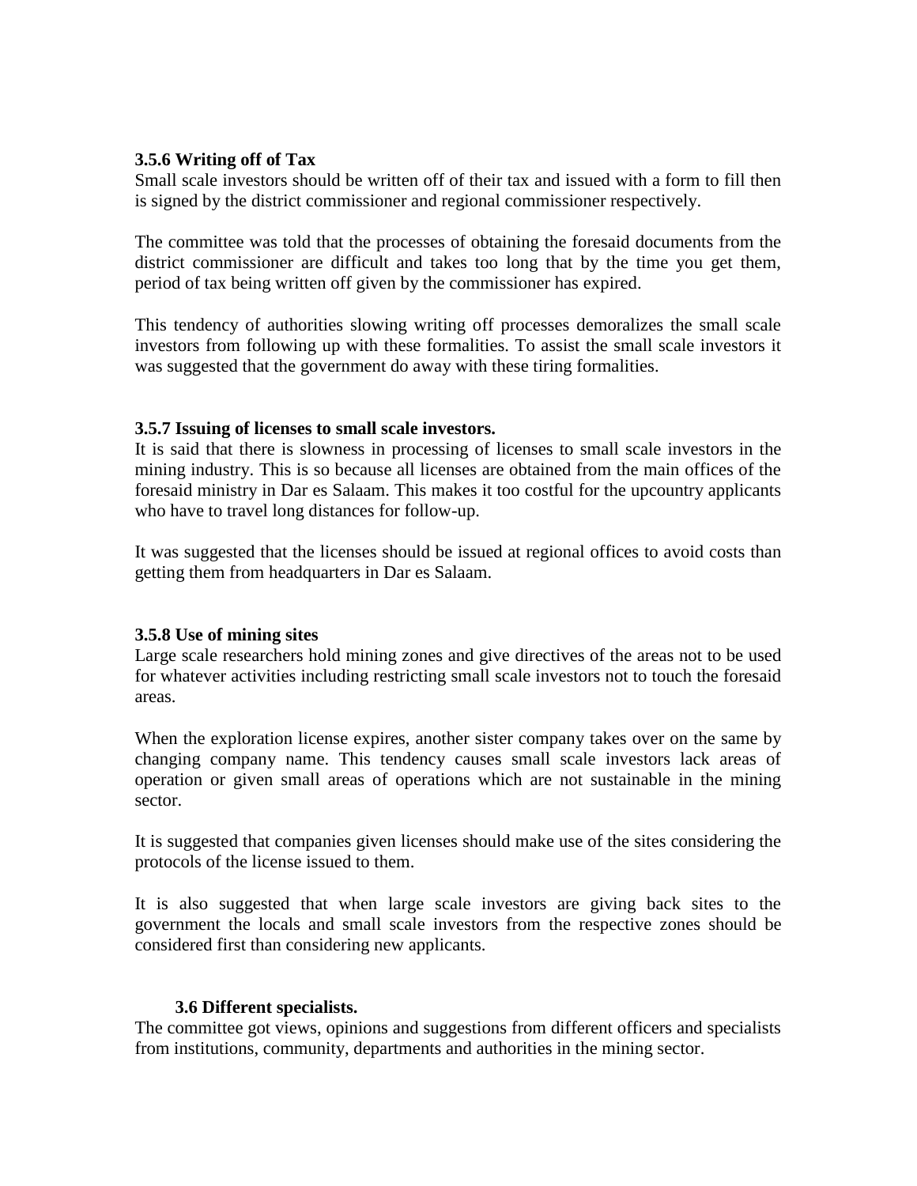### 3.5.6 Writing off of Tax

Small scale investors should be written off of their tax and issued with a form to fill then is signed by the district commissioner and regional commissioner respectively.

The committee was told that the processes of obtaining the foresaid documents from the district commissioner are difficult and takes too long that by the time you get them, period of tax being written off given by the commissioner has expired.

This tendency of authorities slowing writing off processes demoralizes the small scale investors from following up with these formalities. To assist the small scale investors it was suggested that the government do away with these tiring formalities.

### 3.5.7 Issuing of licenses to small scale investors.

It is said that there is slowness in processing of licenses to small scale investors in the mining industry. This is so because all licenses are obtained from the main offices of the foresaid ministry in Dar es Salaam. This makes it too costful for the upcountry applicants who have to travel long distances for follow-up.

It was suggested that the licenses should be issued at regional offices to avoid costs than getting them from headquarters in Dar es Salaam.

### 3.5.8 Use of mining sites

Large scale researchers hold mining zones and give directives of the areas not to be used for whatever activities including restricting small scale investors not to touch the foresaid areas.

When the exploration license expires, another sister company takes over on the same by changing company name. This tendency causes small scale investors lack areas of operation or given small areas of operations which are not sustainable in the mining sector.

It is suggested that companies given licenses should make use of the sites considering the protocols of the license issued to them.

It is also suggested that when large scale investors are giving back sites to the government the locals and small scale investors from the respective zones should be considered first than considering new applicants.

## 3.6 Different specialists.

The committee got views, opinions and suggestions from different officers and specialists from institutions, community, departments and authorities in the mining sector.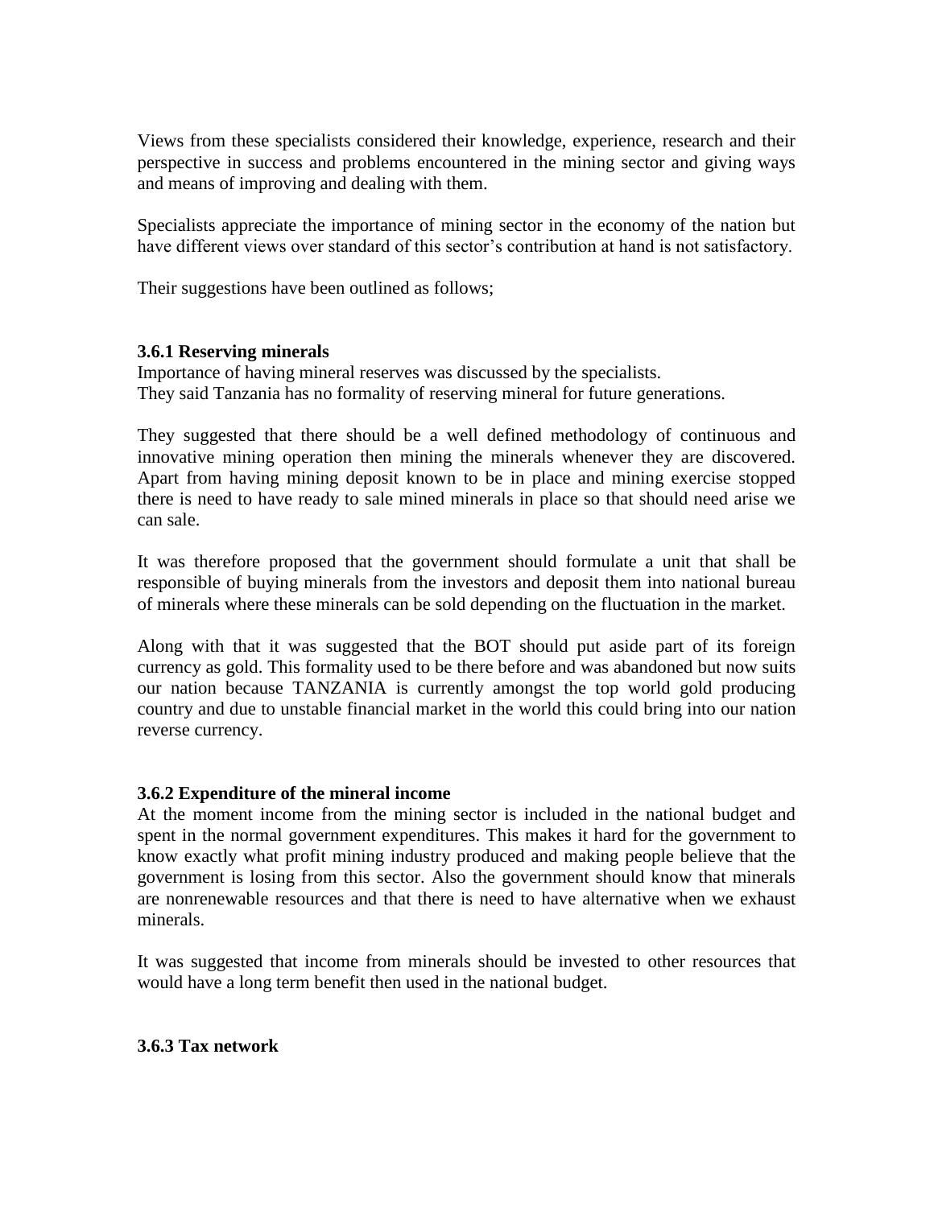Views from these specialists considered their knowledge, experience, research and their perspective in success and problems encountered in the mining sector and giving ways and means of improving and dealing with them.

Specialists appreciate the importance of mining sector in the economy of the nation but have different views over standard of this sector's contribution at hand is not satisfactory.

Their suggestions have been outlined as follows;

### 3.6.1 Reserving minerals

Importance of having mineral reserves was discussed by the specialists.
They said Tanzania has no formality of reserving mineral for future generations.

They suggested that there should be a well defined methodology of continuous and innovative mining operation then mining the minerals whenever they are discovered. Apart from having mining deposit known to be in place and mining exercise stopped there is need to have ready to sale mined minerals in place so that should need arise we can sale.

It was therefore proposed that the government should formulate a unit that shall be responsible of buying minerals from the investors and deposit them into national bureau of minerals where these minerals can be sold depending on the fluctuation in the market.

Along with that it was suggested that the BOT should put aside part of its foreign currency as gold. This formality used to be there before and was abandoned but now suits our nation because TANZANIA is currently amongst the top world gold producing country and due to unstable financial market in the world this could bring into our nation reverse currency.

### 3.6.2 Expenditure of the mineral income

At the moment income from the mining sector is included in the national budget and spent in the normal government expenditures. This makes it hard for the government to know exactly what profit mining industry produced and making people believe that the government is losing from this sector. Also the government should know that minerals are nonrenewable resources and that there is need to have alternative when we exhaust minerals.

It was suggested that income from minerals should be invested to other resources that would have a long term benefit then used in the national budget.

### 3.6.3 Tax network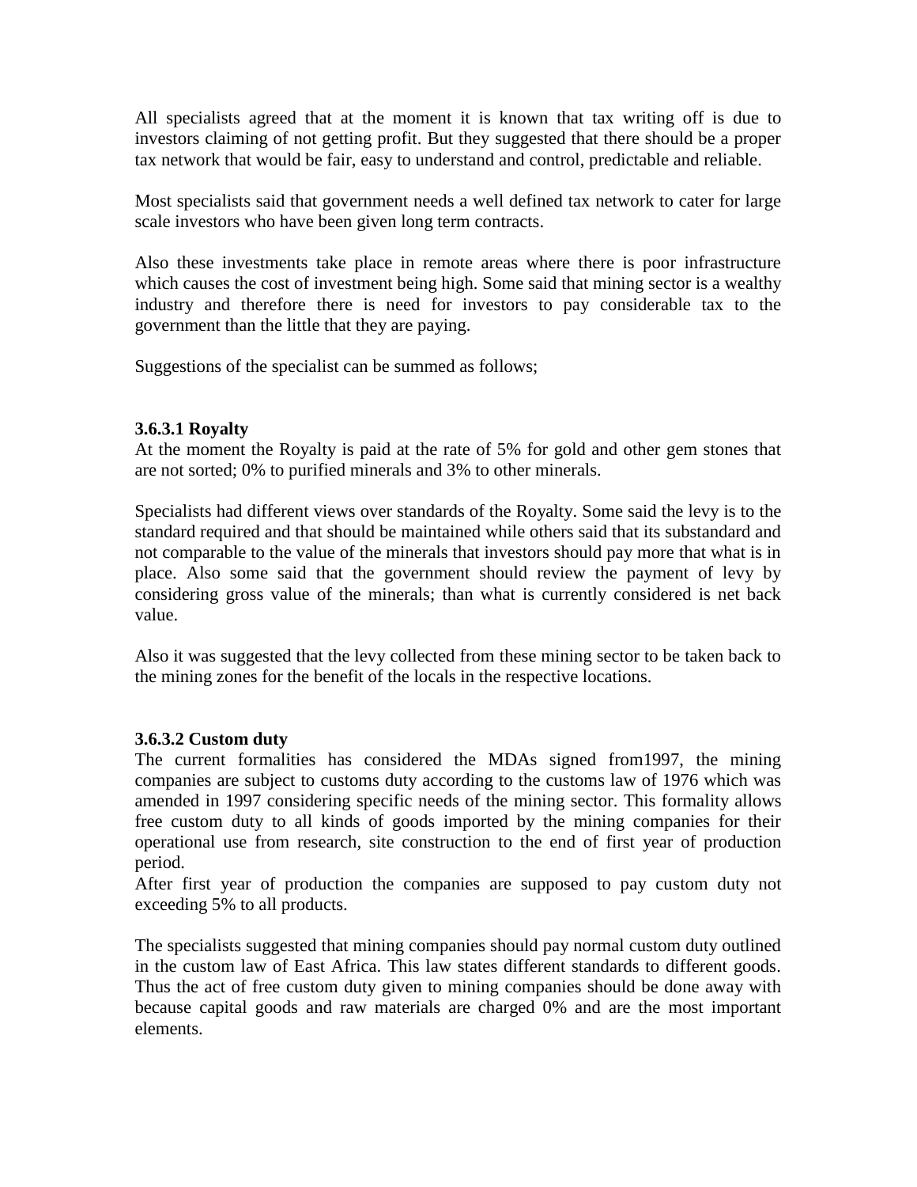All specialists agreed that at the moment it is known that tax writing off is due to investors claiming of not getting profit. But they suggested that there should be a proper tax network that would be fair, easy to understand and control, predictable and reliable.

Most specialists said that government needs a well defined tax network to cater for large scale investors who have been given long term contracts.

Also these investments take place in remote areas where there is poor infrastructure which causes the cost of investment being high. Some said that mining sector is a wealthy industry and therefore there is need for investors to pay considerable tax to the government than the little that they are paying.

Suggestions of the specialist can be summed as follows;

### 3.6.3.1 Royalty

At the moment the Royalty is paid at the rate of 5% for gold and other gem stones that are not sorted; 0% to purified minerals and 3% to other minerals.

Specialists had different views over standards of the Royalty. Some said the levy is to the standard required and that should be maintained while others said that its substandard and not comparable to the value of the minerals that investors should pay more that what is in place. Also some said that the government should review the payment of levy by considering gross value of the minerals; than what is currently considered is net back value.

Also it was suggested that the levy collected from these mining sector to be taken back to the mining zones for the benefit of the locals in the respective locations.

### 3.6.3.2 Custom duty

The current formalities has considered the MDAs signed from1997, the mining companies are subject to customs duty according to the customs law of 1976 which was amended in 1997 considering specific needs of the mining sector. This formality allows free custom duty to all kinds of goods imported by the mining companies for their operational use from research, site construction to the end of first year of production period.

After first year of production the companies are supposed to pay custom duty not exceeding 5% to all products.

The specialists suggested that mining companies should pay normal custom duty outlined in the custom law of East Africa. This law states different standards to different goods. Thus the act of free custom duty given to mining companies should be done away with because capital goods and raw materials are charged 0% and are the most important elements.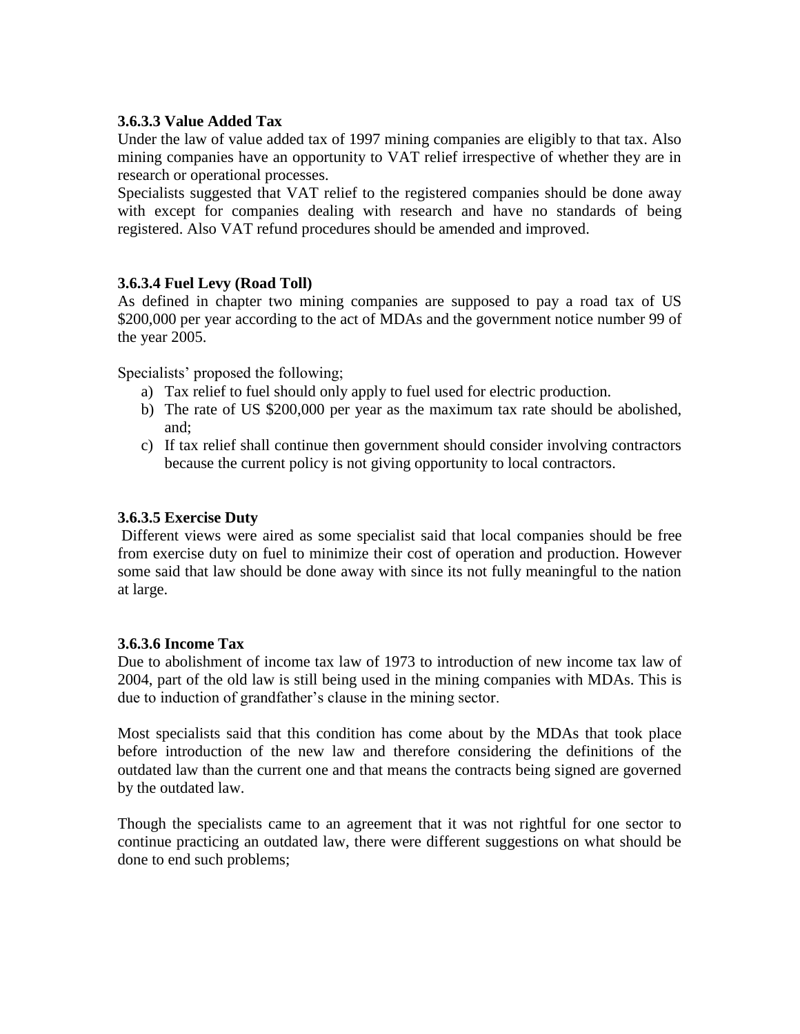### 3.6.3.3 Value Added Tax

Under the law of value added tax of 1997 mining companies are eligibly to that tax. Also mining companies have an opportunity to VAT relief irrespective of whether they are in research or operational processes.

Specialists suggested that VAT relief to the registered companies should be done away with except for companies dealing with research and have no standards of being registered. Also VAT refund procedures should be amended and improved.

### 3.6.3.4 Fuel Levy (Road Toll)

As defined in chapter two mining companies are supposed to pay a road tax of US $200,000 per year according to the act of MDAs and the government notice number 99 of the year 2005.

Specialists' proposed the following;

a) Tax relief to fuel should only apply to fuel used for electric production.
b) The rate of US $200,000 per year as the maximum tax rate should be abolished, and;
c) If tax relief shall continue then government should consider involving contractors because the current policy is not giving opportunity to local contractors.

### 3.6.3.5 Exercise Duty

Different views were aired as some specialist said that local companies should be free from exercise duty on fuel to minimize their cost of operation and production. However some said that law should be done away with since its not fully meaningful to the nation at large.

### 3.6.3.6 Income Tax

Due to abolishment of income tax law of 1973 to introduction of new income tax law of 2004, part of the old law is still being used in the mining companies with MDAs. This is due to induction of grandfather's clause in the mining sector.

Most specialists said that this condition has come about by the MDAs that took place before introduction of the new law and therefore considering the definitions of the outdated law than the current one and that means the contracts being signed are governed by the outdated law.

Though the specialists came to an agreement that it was not rightful for one sector to continue practicing an outdated law, there were different suggestions on what should be done to end such problems;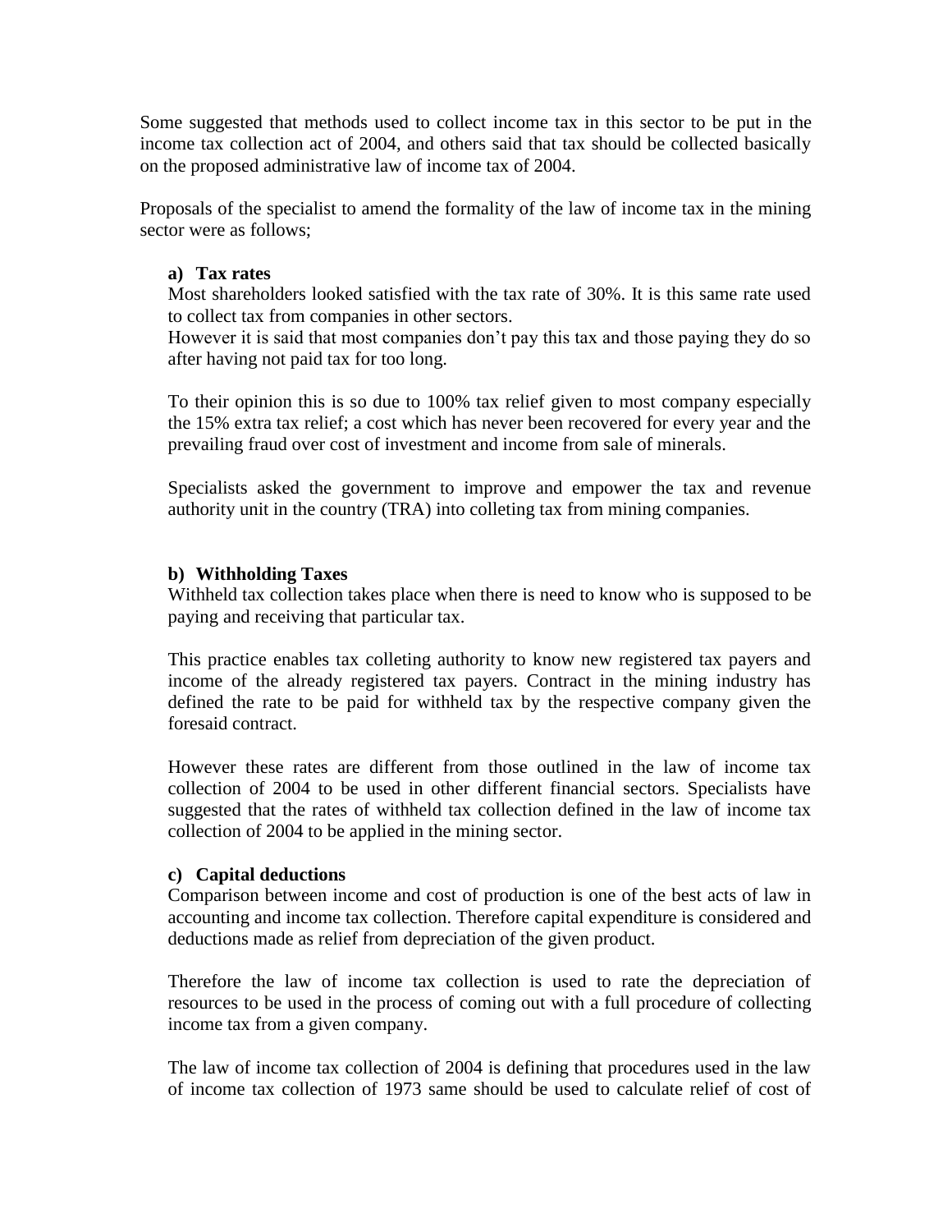Some suggested that methods used to collect income tax in this sector to be put in the income tax collection act of 2004, and others said that tax should be collected basically on the proposed administrative law of income tax of 2004.

Proposals of the specialist to amend the formality of the law of income tax in the mining sector were as follows;

**a) Tax rates**

Most shareholders looked satisfied with the tax rate of 30%. It is this same rate used to collect tax from companies in other sectors.
However it is said that most companies don't pay this tax and those paying they do so after having not paid tax for too long.

To their opinion this is so due to 100% tax relief given to most company especially the 15% extra tax relief; a cost which has never been recovered for every year and the prevailing fraud over cost of investment and income from sale of minerals.

Specialists asked the government to improve and empower the tax and revenue authority unit in the country (TRA) into colleting tax from mining companies.

**b) Withholding Taxes**

Withheld tax collection takes place when there is need to know who is supposed to be paying and receiving that particular tax.

This practice enables tax colleting authority to know new registered tax payers and income of the already registered tax payers. Contract in the mining industry has defined the rate to be paid for withheld tax by the respective company given the foresaid contract.

However these rates are different from those outlined in the law of income tax collection of 2004 to be used in other different financial sectors. Specialists have suggested that the rates of withheld tax collection defined in the law of income tax collection of 2004 to be applied in the mining sector.

**c) Capital deductions**

Comparison between income and cost of production is one of the best acts of law in accounting and income tax collection. Therefore capital expenditure is considered and deductions made as relief from depreciation of the given product.

Therefore the law of income tax collection is used to rate the depreciation of resources to be used in the process of coming out with a full procedure of collecting income tax from a given company.

The law of income tax collection of 2004 is defining that procedures used in the law of income tax collection of 1973 same should be used to calculate relief of cost of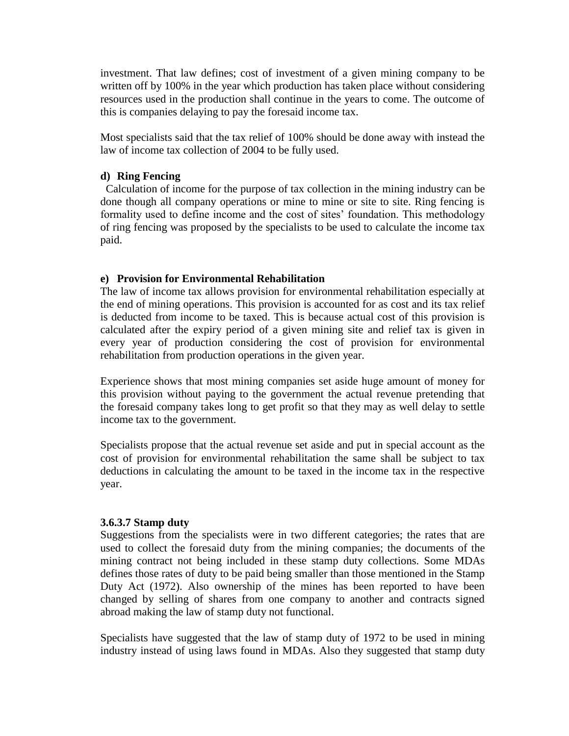investment. That law defines; cost of investment of a given mining company to be written off by 100% in the year which production has taken place without considering resources used in the production shall continue in the years to come. The outcome of this is companies delaying to pay the foresaid income tax.

Most specialists said that the tax relief of 100% should be done away with instead the law of income tax collection of 2004 to be fully used.

**d) Ring Fencing**

Calculation of income for the purpose of tax collection in the mining industry can be done though all company operations or mine to mine or site to site. Ring fencing is formality used to define income and the cost of sites' foundation. This methodology of ring fencing was proposed by the specialists to be used to calculate the income tax paid.

**e) Provision for Environmental Rehabilitation**

The law of income tax allows provision for environmental rehabilitation especially at the end of mining operations. This provision is accounted for as cost and its tax relief is deducted from income to be taxed. This is because actual cost of this provision is calculated after the expiry period of a given mining site and relief tax is given in every year of production considering the cost of provision for environmental rehabilitation from production operations in the given year.

Experience shows that most mining companies set aside huge amount of money for this provision without paying to the government the actual revenue pretending that the foresaid company takes long to get profit so that they may as well delay to settle income tax to the government.

Specialists propose that the actual revenue set aside and put in special account as the cost of provision for environmental rehabilitation the same shall be subject to tax deductions in calculating the amount to be taxed in the income tax in the respective year.

#### 3.6.3.7 Stamp duty

Suggestions from the specialists were in two different categories; the rates that are used to collect the foresaid duty from the mining companies; the documents of the mining contract not being included in these stamp duty collections. Some MDAs defines those rates of duty to be paid being smaller than those mentioned in the Stamp Duty Act (1972). Also ownership of the mines has been reported to have been changed by selling of shares from one company to another and contracts signed abroad making the law of stamp duty not functional.

Specialists have suggested that the law of stamp duty of 1972 to be used in mining industry instead of using laws found in MDAs. Also they suggested that stamp duty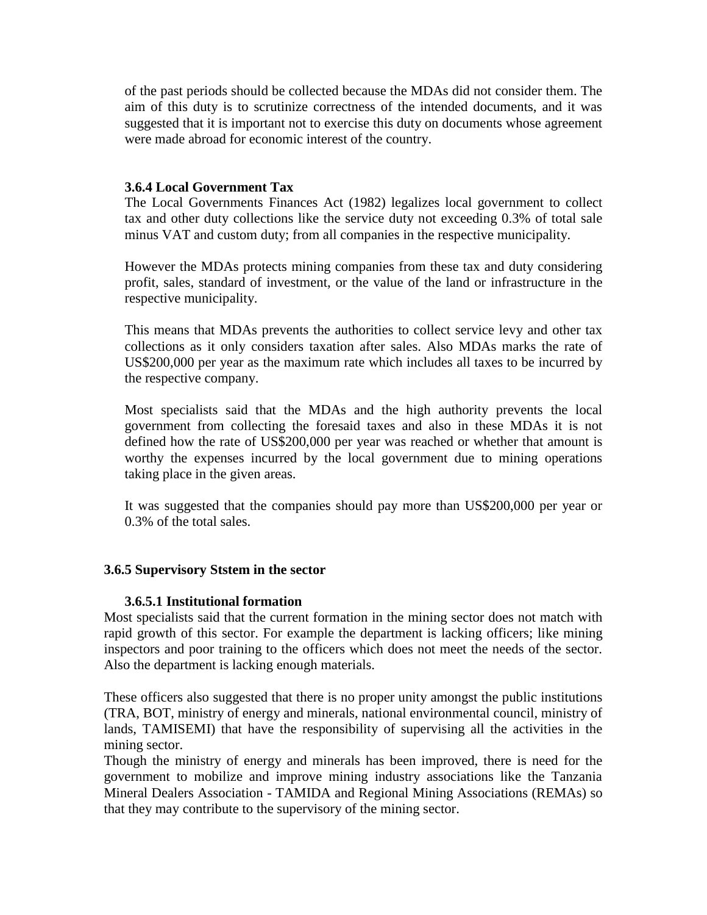of the past periods should be collected because the MDAs did not consider them. The aim of this duty is to scrutinize correctness of the intended documents, and it was suggested that it is important not to exercise this duty on documents whose agreement were made abroad for economic interest of the country.

#### 3.6.4 Local Government Tax

The Local Governments Finances Act (1982) legalizes local government to collect tax and other duty collections like the service duty not exceeding 0.3% of total sale minus VAT and custom duty; from all companies in the respective municipality.

However the MDAs protects mining companies from these tax and duty considering profit, sales, standard of investment, or the value of the land or infrastructure in the respective municipality.

This means that MDAs prevents the authorities to collect service levy and other tax collections as it only considers taxation after sales. Also MDAs marks the rate of US$200,000 per year as the maximum rate which includes all taxes to be incurred by the respective company.

Most specialists said that the MDAs and the high authority prevents the local government from collecting the foresaid taxes and also in these MDAs it is not defined how the rate of US$200,000 per year was reached or whether that amount is worthy the expenses incurred by the local government due to mining operations taking place in the given areas.

It was suggested that the companies should pay more than US$200,000 per year or 0.3% of the total sales.

### 3.6.5 Supervisory Ststem in the sector

#### 3.6.5.1 Institutional formation

Most specialists said that the current formation in the mining sector does not match with rapid growth of this sector. For example the department is lacking officers; like mining inspectors and poor training to the officers which does not meet the needs of the sector. Also the department is lacking enough materials.

These officers also suggested that there is no proper unity amongst the public institutions (TRA, BOT, ministry of energy and minerals, national environmental council, ministry of lands, TAMISEMI) that have the responsibility of supervising all the activities in the mining sector.
Though the ministry of energy and minerals has been improved, there is need for the government to mobilize and improve mining industry associations like the Tanzania Mineral Dealers Association - TAMIDA and Regional Mining Associations (REMAs) so that they may contribute to the supervisory of the mining sector.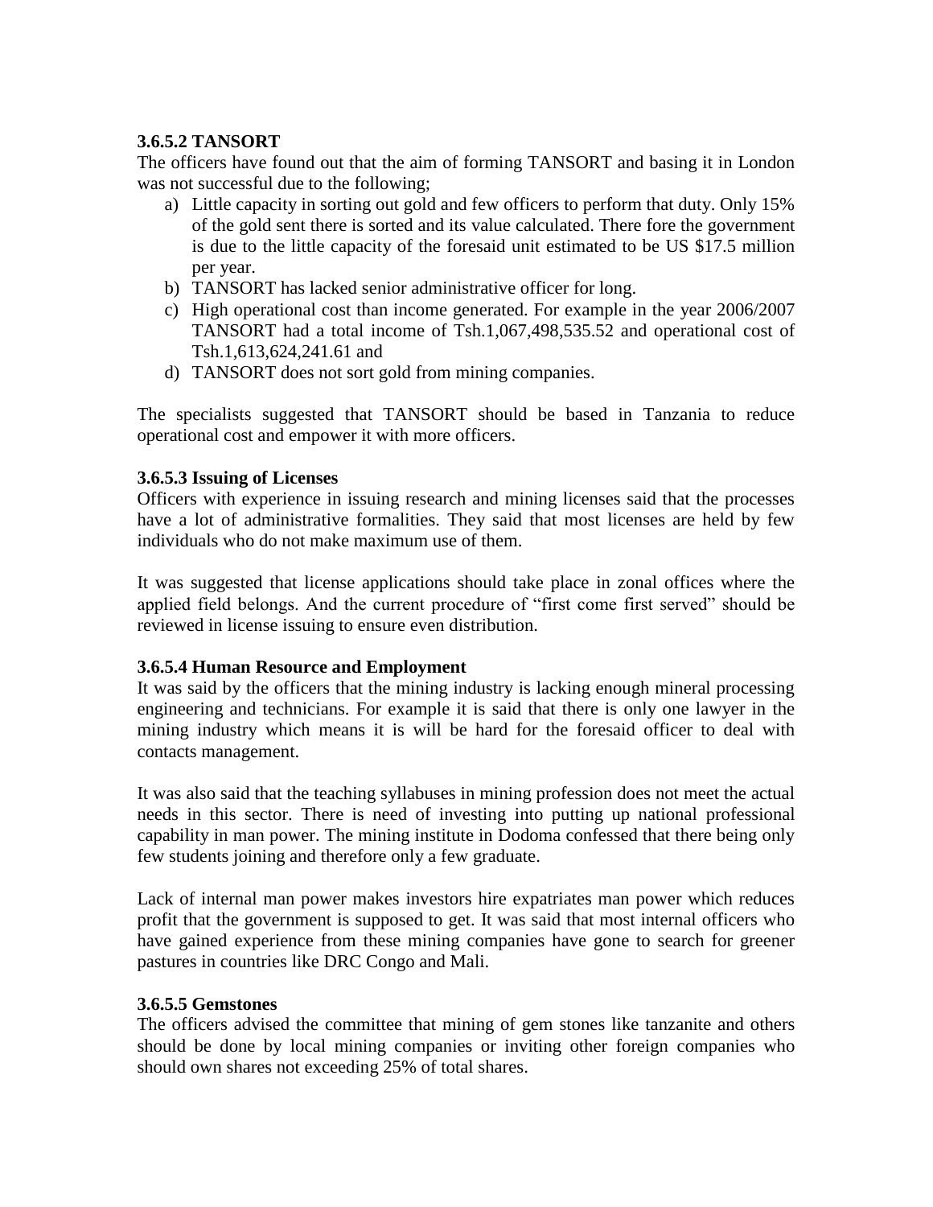### 3.6.5.2 TANSORT

The officers have found out that the aim of forming TANSORT and basing it in London was not successful due to the following;

a) Little capacity in sorting out gold and few officers to perform that duty. Only 15% of the gold sent there is sorted and its value calculated. There fore the government is due to the little capacity of the foresaid unit estimated to be US $17.5 million per year.
b) TANSORT has lacked senior administrative officer for long.
c) High operational cost than income generated. For example in the year 2006/2007 TANSORT had a total income of Tsh.1,067,498,535.52 and operational cost of Tsh.1,613,624,241.61 and
d) TANSORT does not sort gold from mining companies.

The specialists suggested that TANSORT should be based in Tanzania to reduce operational cost and empower it with more officers.

### 3.6.5.3 Issuing of Licenses

Officers with experience in issuing research and mining licenses said that the processes have a lot of administrative formalities. They said that most licenses are held by few individuals who do not make maximum use of them.

It was suggested that license applications should take place in zonal offices where the applied field belongs. And the current procedure of "first come first served" should be reviewed in license issuing to ensure even distribution.

### 3.6.5.4 Human Resource and Employment

It was said by the officers that the mining industry is lacking enough mineral processing engineering and technicians. For example it is said that there is only one lawyer in the mining industry which means it is will be hard for the foresaid officer to deal with contacts management.

It was also said that the teaching syllabuses in mining profession does not meet the actual needs in this sector. There is need of investing into putting up national professional capability in man power. The mining institute in Dodoma confessed that there being only few students joining and therefore only a few graduate.

Lack of internal man power makes investors hire expatriates man power which reduces profit that the government is supposed to get. It was said that most internal officers who have gained experience from these mining companies have gone to search for greener pastures in countries like DRC Congo and Mali.

### 3.6.5.5 Gemstones

The officers advised the committee that mining of gem stones like tanzanite and others should be done by local mining companies or inviting other foreign companies who should own shares not exceeding 25% of total shares.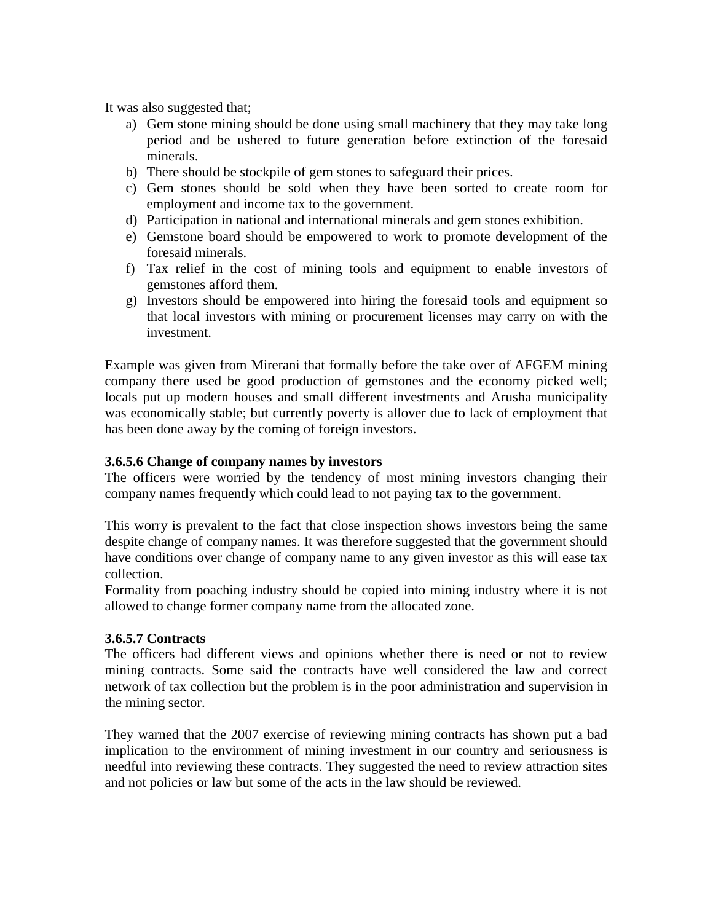It was also suggested that;

a) Gem stone mining should be done using small machinery that they may take long period and be ushered to future generation before extinction of the foresaid minerals.
b) There should be stockpile of gem stones to safeguard their prices.
c) Gem stones should be sold when they have been sorted to create room for employment and income tax to the government.
d) Participation in national and international minerals and gem stones exhibition.
e) Gemstone board should be empowered to work to promote development of the foresaid minerals.
f) Tax relief in the cost of mining tools and equipment to enable investors of gemstones afford them.
g) Investors should be empowered into hiring the foresaid tools and equipment so that local investors with mining or procurement licenses may carry on with the investment.

Example was given from Mirerani that formally before the take over of AFGEM mining company there used be good production of gemstones and the economy picked well; locals put up modern houses and small different investments and Arusha municipality was economically stable; but currently poverty is allover due to lack of employment that has been done away by the coming of foreign investors.

#### 3.6.5.6 Change of company names by investors

The officers were worried by the tendency of most mining investors changing their company names frequently which could lead to not paying tax to the government.

This worry is prevalent to the fact that close inspection shows investors being the same despite change of company names. It was therefore suggested that the government should have conditions over change of company name to any given investor as this will ease tax collection.
Formality from poaching industry should be copied into mining industry where it is not allowed to change former company name from the allocated zone.

#### 3.6.5.7 Contracts

The officers had different views and opinions whether there is need or not to review mining contracts. Some said the contracts have well considered the law and correct network of tax collection but the problem is in the poor administration and supervision in the mining sector.

They warned that the 2007 exercise of reviewing mining contracts has shown put a bad implication to the environment of mining investment in our country and seriousness is needful into reviewing these contracts. They suggested the need to review attraction sites and not policies or law but some of the acts in the law should be reviewed.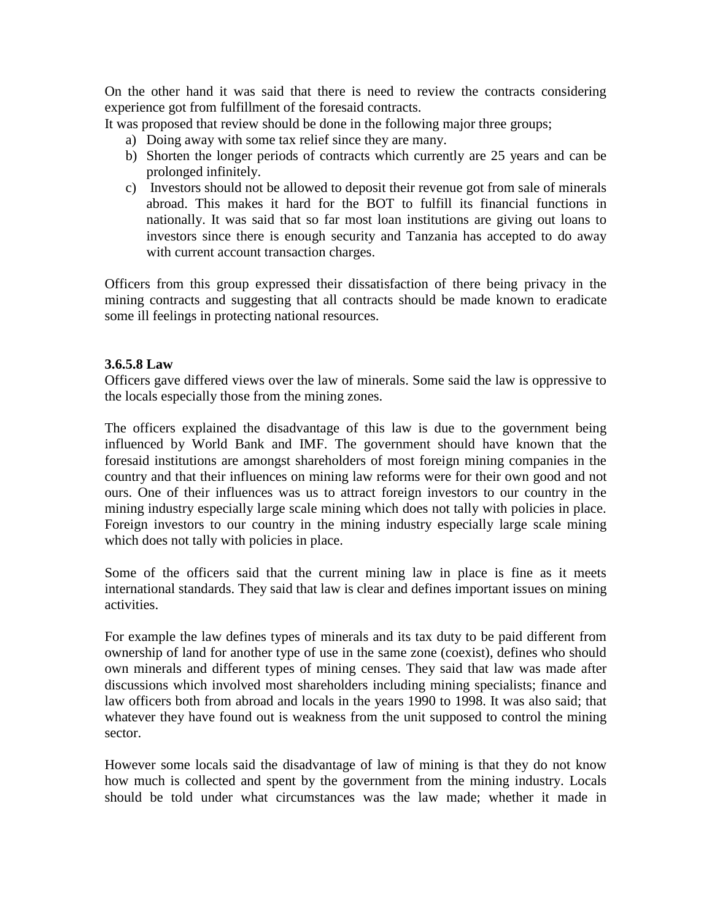On the other hand it was said that there is need to review the contracts considering experience got from fulfillment of the foresaid contracts.

It was proposed that review should be done in the following major three groups;

a) Doing away with some tax relief since they are many.
b) Shorten the longer periods of contracts which currently are 25 years and can be prolonged infinitely.
c) Investors should not be allowed to deposit their revenue got from sale of minerals abroad. This makes it hard for the BOT to fulfill its financial functions in nationally. It was said that so far most loan institutions are giving out loans to investors since there is enough security and Tanzania has accepted to do away with current account transaction charges.

Officers from this group expressed their dissatisfaction of there being privacy in the mining contracts and suggesting that all contracts should be made known to eradicate some ill feelings in protecting national resources.

**3.6.5.8 Law**

Officers gave differed views over the law of minerals. Some said the law is oppressive to the locals especially those from the mining zones.

The officers explained the disadvantage of this law is due to the government being influenced by World Bank and IMF. The government should have known that the foresaid institutions are amongst shareholders of most foreign mining companies in the country and that their influences on mining law reforms were for their own good and not ours. One of their influences was us to attract foreign investors to our country in the mining industry especially large scale mining which does not tally with policies in place. Foreign investors to our country in the mining industry especially large scale mining which does not tally with policies in place.

Some of the officers said that the current mining law in place is fine as it meets international standards. They said that law is clear and defines important issues on mining activities.

For example the law defines types of minerals and its tax duty to be paid different from ownership of land for another type of use in the same zone (coexist), defines who should own minerals and different types of mining censes. They said that law was made after discussions which involved most shareholders including mining specialists; finance and law officers both from abroad and locals in the years 1990 to 1998. It was also said; that whatever they have found out is weakness from the unit supposed to control the mining sector.

However some locals said the disadvantage of law of mining is that they do not know how much is collected and spent by the government from the mining industry. Locals should be told under what circumstances was the law made; whether it made in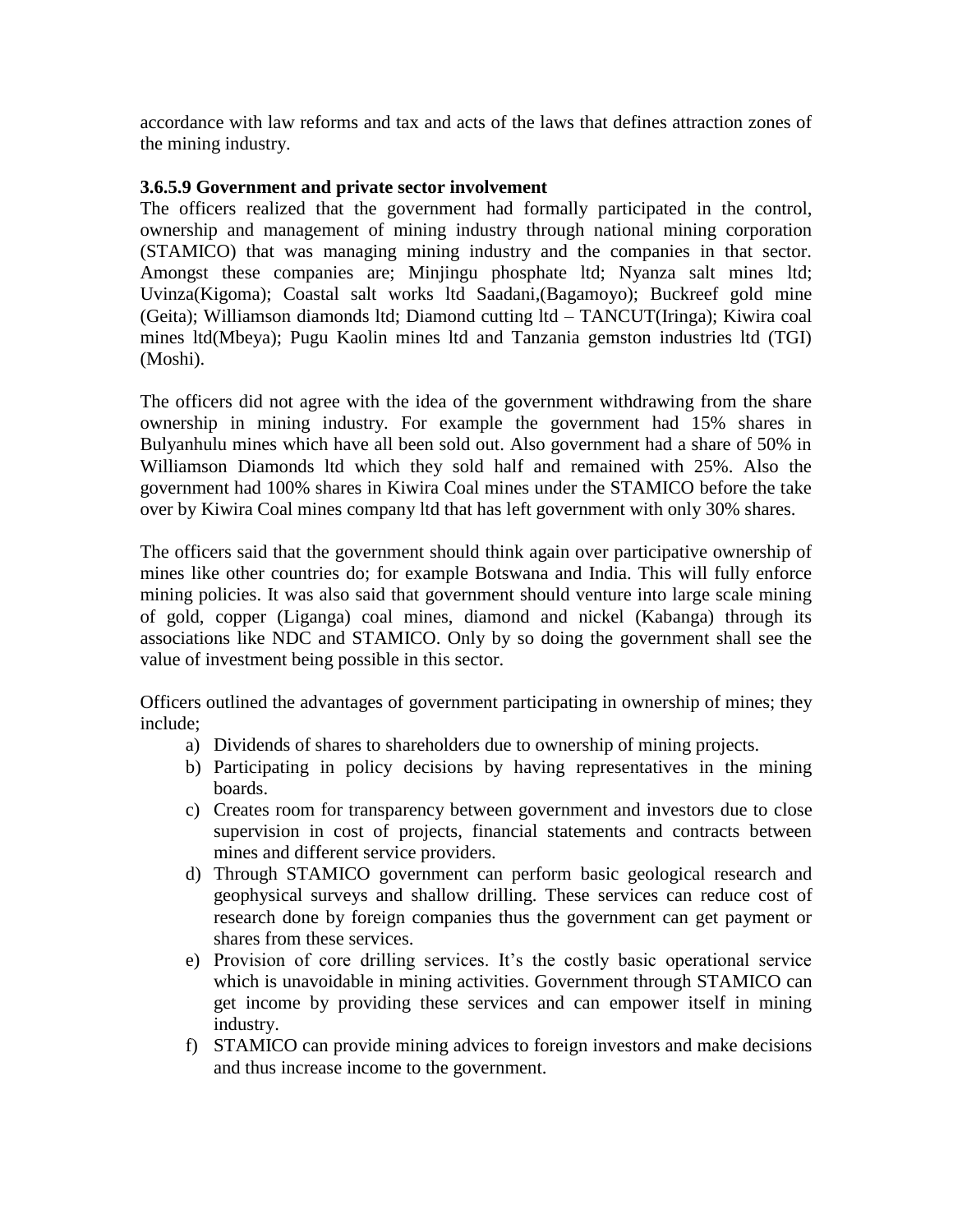accordance with law reforms and tax and acts of the laws that defines attraction zones of the mining industry.

**3.6.5.9 Government and private sector involvement**

The officers realized that the government had formally participated in the control, ownership and management of mining industry through national mining corporation (STAMICO) that was managing mining industry and the companies in that sector. Amongst these companies are; Minjingu phosphate ltd; Nyanza salt mines ltd; Uvinza(Kigoma); Coastal salt works ltd Saadani,(Bagamoyo); Buckreef gold mine (Geita); Williamson diamonds ltd; Diamond cutting ltd – TANCUT(Iringa); Kiwira coal mines ltd(Mbeya); Pugu Kaolin mines ltd and Tanzania gemston industries ltd (TGI) (Moshi).

The officers did not agree with the idea of the government withdrawing from the share ownership in mining industry. For example the government had 15% shares in Bulyanhulu mines which have all been sold out. Also government had a share of 50% in Williamson Diamonds ltd which they sold half and remained with 25%. Also the government had 100% shares in Kiwira Coal mines under the STAMICO before the take over by Kiwira Coal mines company ltd that has left government with only 30% shares.

The officers said that the government should think again over participative ownership of mines like other countries do; for example Botswana and India. This will fully enforce mining policies. It was also said that government should venture into large scale mining of gold, copper (Liganga) coal mines, diamond and nickel (Kabanga) through its associations like NDC and STAMICO. Only by so doing the government shall see the value of investment being possible in this sector.

Officers outlined the advantages of government participating in ownership of mines; they include;

a) Dividends of shares to shareholders due to ownership of mining projects.
b) Participating in policy decisions by having representatives in the mining boards.
c) Creates room for transparency between government and investors due to close supervision in cost of projects, financial statements and contracts between mines and different service providers.
d) Through STAMICO government can perform basic geological research and geophysical surveys and shallow drilling. These services can reduce cost of research done by foreign companies thus the government can get payment or shares from these services.
e) Provision of core drilling services. It's the costly basic operational service which is unavoidable in mining activities. Government through STAMICO can get income by providing these services and can empower itself in mining industry.
f) STAMICO can provide mining advices to foreign investors and make decisions and thus increase income to the government.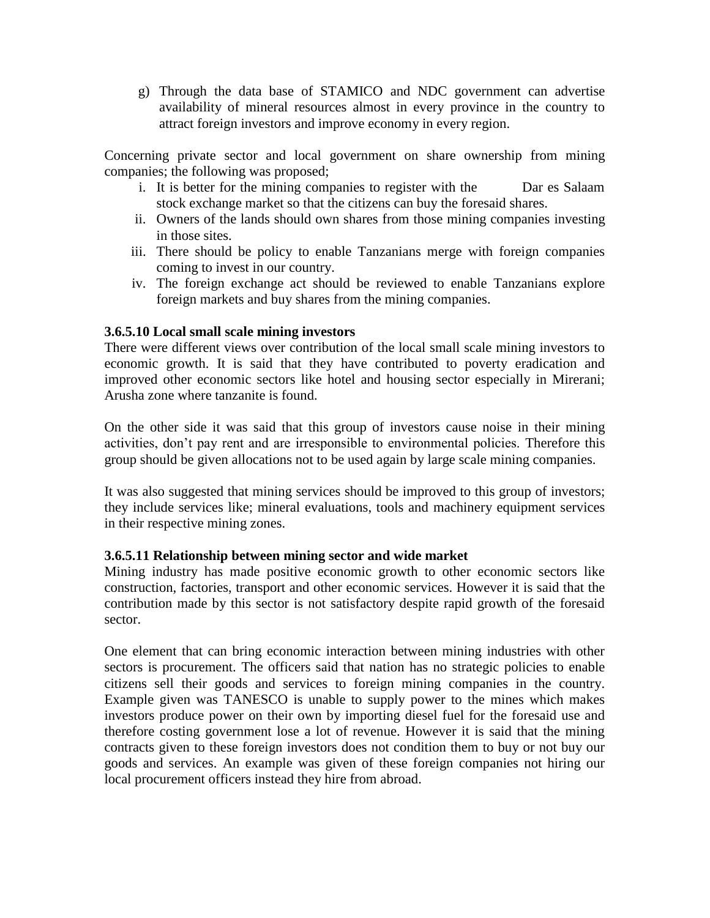g) Through the data base of STAMICO and NDC government can advertise availability of mineral resources almost in every province in the country to attract foreign investors and improve economy in every region.

Concerning private sector and local government on share ownership from mining companies; the following was proposed;

i. It is better for the mining companies to register with the Dar es Salaam stock exchange market so that the citizens can buy the foresaid shares.
ii. Owners of the lands should own shares from those mining companies investing in those sites.
iii. There should be policy to enable Tanzanians merge with foreign companies coming to invest in our country.
iv. The foreign exchange act should be reviewed to enable Tanzanians explore foreign markets and buy shares from the mining companies.

**3.6.5.10 Local small scale mining investors**

There were different views over contribution of the local small scale mining investors to economic growth. It is said that they have contributed to poverty eradication and improved other economic sectors like hotel and housing sector especially in Mirerani; Arusha zone where tanzanite is found.

On the other side it was said that this group of investors cause noise in their mining activities, don't pay rent and are irresponsible to environmental policies. Therefore this group should be given allocations not to be used again by large scale mining companies.

It was also suggested that mining services should be improved to this group of investors; they include services like; mineral evaluations, tools and machinery equipment services in their respective mining zones.

**3.6.5.11 Relationship between mining sector and wide market**

Mining industry has made positive economic growth to other economic sectors like construction, factories, transport and other economic services. However it is said that the contribution made by this sector is not satisfactory despite rapid growth of the foresaid sector.

One element that can bring economic interaction between mining industries with other sectors is procurement. The officers said that nation has no strategic policies to enable citizens sell their goods and services to foreign mining companies in the country. Example given was TANESCO is unable to supply power to the mines which makes investors produce power on their own by importing diesel fuel for the foresaid use and therefore costing government lose a lot of revenue. However it is said that the mining contracts given to these foreign investors does not condition them to buy or not buy our goods and services. An example was given of these foreign companies not hiring our local procurement officers instead they hire from abroad.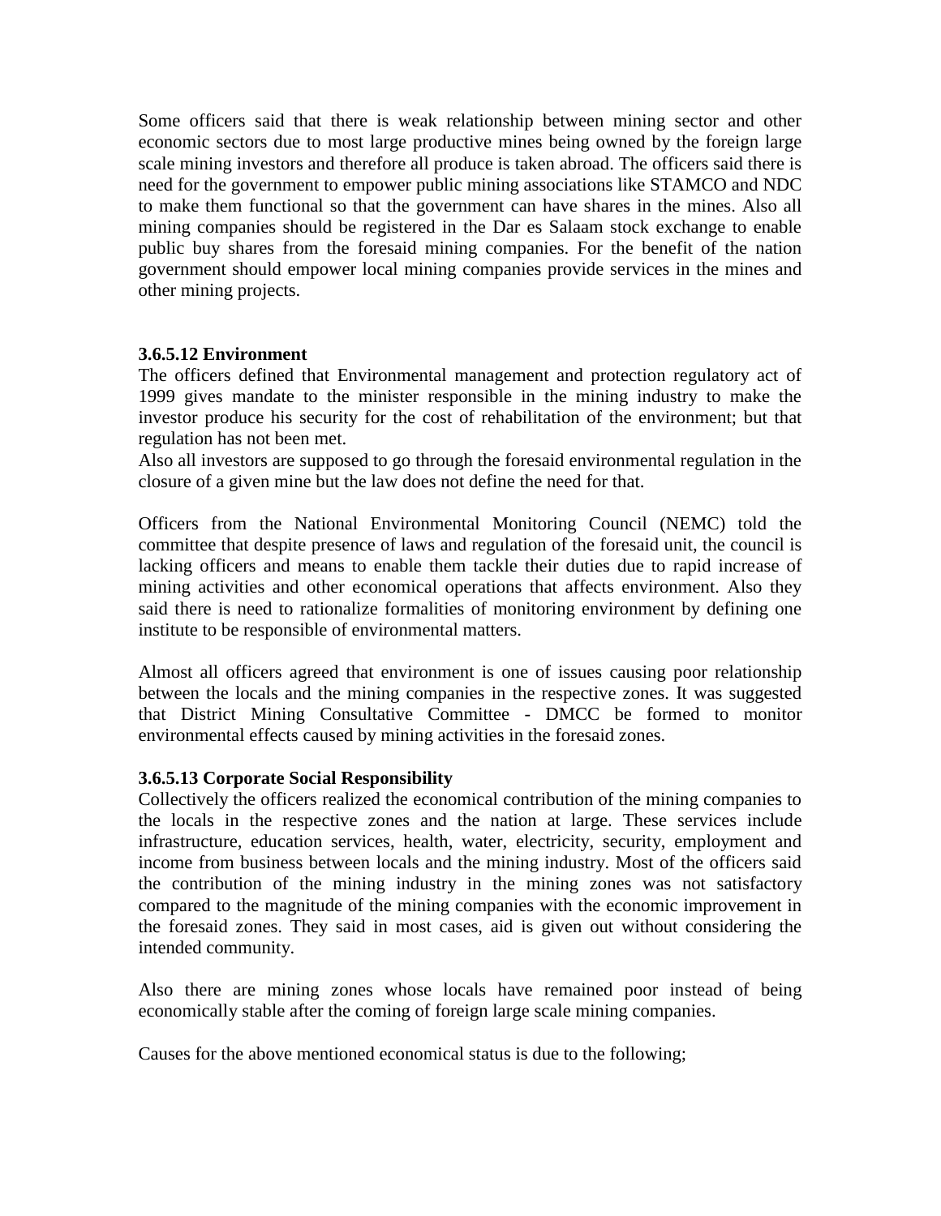Some officers said that there is weak relationship between mining sector and other economic sectors due to most large productive mines being owned by the foreign large scale mining investors and therefore all produce is taken abroad. The officers said there is need for the government to empower public mining associations like STAMCO and NDC to make them functional so that the government can have shares in the mines. Also all mining companies should be registered in the Dar es Salaam stock exchange to enable public buy shares from the foresaid mining companies. For the benefit of the nation government should empower local mining companies provide services in the mines and other mining projects.

#### 3.6.5.12 Environment

The officers defined that Environmental management and protection regulatory act of 1999 gives mandate to the minister responsible in the mining industry to make the investor produce his security for the cost of rehabilitation of the environment; but that regulation has not been met.
Also all investors are supposed to go through the foresaid environmental regulation in the closure of a given mine but the law does not define the need for that.

Officers from the National Environmental Monitoring Council (NEMC) told the committee that despite presence of laws and regulation of the foresaid unit, the council is lacking officers and means to enable them tackle their duties due to rapid increase of mining activities and other economical operations that affects environment. Also they said there is need to rationalize formalities of monitoring environment by defining one institute to be responsible of environmental matters.

Almost all officers agreed that environment is one of issues causing poor relationship between the locals and the mining companies in the respective zones. It was suggested that District Mining Consultative Committee - DMCC be formed to monitor environmental effects caused by mining activities in the foresaid zones.

#### 3.6.5.13 Corporate Social Responsibility

Collectively the officers realized the economical contribution of the mining companies to the locals in the respective zones and the nation at large. These services include infrastructure, education services, health, water, electricity, security, employment and income from business between locals and the mining industry. Most of the officers said the contribution of the mining industry in the mining zones was not satisfactory compared to the magnitude of the mining companies with the economic improvement in the foresaid zones. They said in most cases, aid is given out without considering the intended community.

Also there are mining zones whose locals have remained poor instead of being economically stable after the coming of foreign large scale mining companies.

Causes for the above mentioned economical status is due to the following;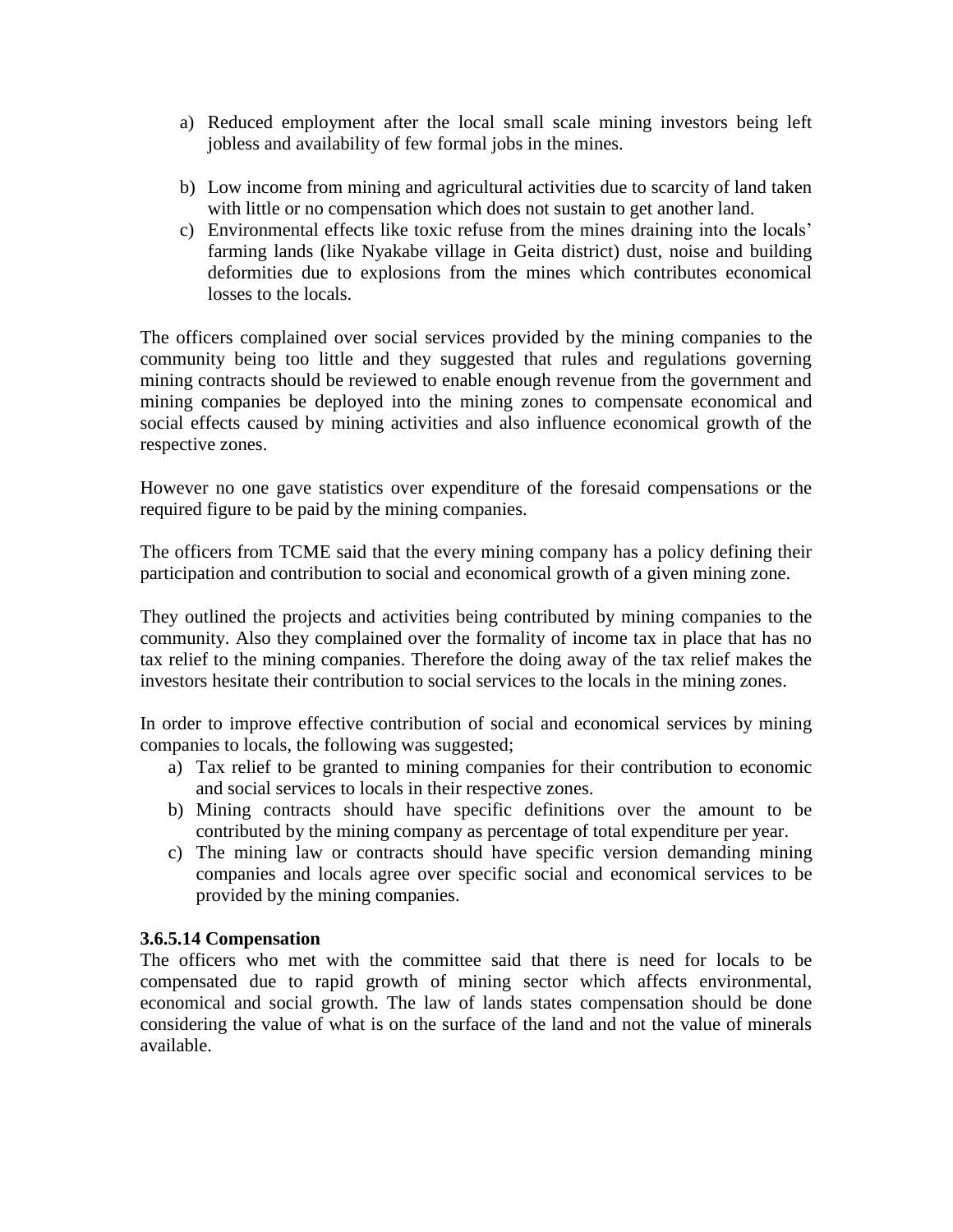a) Reduced employment after the local small scale mining investors being left jobless and availability of few formal jobs in the mines.

b) Low income from mining and agricultural activities due to scarcity of land taken with little or no compensation which does not sustain to get another land.
c) Environmental effects like toxic refuse from the mines draining into the locals' farming lands (like Nyakabe village in Geita district) dust, noise and building deformities due to explosions from the mines which contributes economical losses to the locals.

The officers complained over social services provided by the mining companies to the community being too little and they suggested that rules and regulations governing mining contracts should be reviewed to enable enough revenue from the government and mining companies be deployed into the mining zones to compensate economical and social effects caused by mining activities and also influence economical growth of the respective zones.

However no one gave statistics over expenditure of the foresaid compensations or the required figure to be paid by the mining companies.

The officers from TCME said that the every mining company has a policy defining their participation and contribution to social and economical growth of a given mining zone.

They outlined the projects and activities being contributed by mining companies to the community. Also they complained over the formality of income tax in place that has no tax relief to the mining companies. Therefore the doing away of the tax relief makes the investors hesitate their contribution to social services to the locals in the mining zones.

In order to improve effective contribution of social and economical services by mining companies to locals, the following was suggested;

a) Tax relief to be granted to mining companies for their contribution to economic and social services to locals in their respective zones.
b) Mining contracts should have specific definitions over the amount to be contributed by the mining company as percentage of total expenditure per year.
c) The mining law or contracts should have specific version demanding mining companies and locals agree over specific social and economical services to be provided by the mining companies.

**3.6.5.14 Compensation**

The officers who met with the committee said that there is need for locals to be compensated due to rapid growth of mining sector which affects environmental, economical and social growth. The law of lands states compensation should be done considering the value of what is on the surface of the land and not the value of minerals available.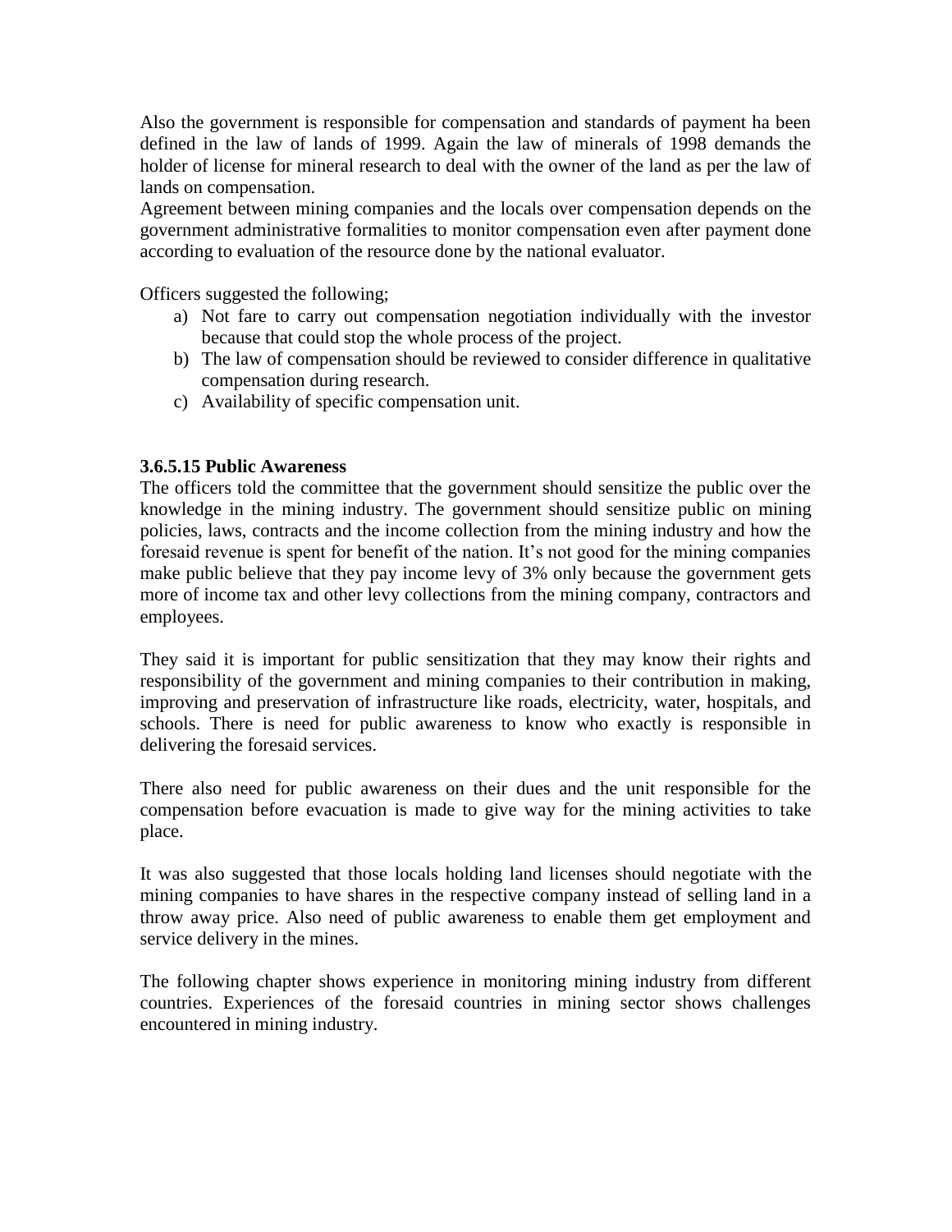Also the government is responsible for compensation and standards of payment ha been defined in the law of lands of 1999. Again the law of minerals of 1998 demands the holder of license for mineral research to deal with the owner of the land as per the law of lands on compensation.

Agreement between mining companies and the locals over compensation depends on the government administrative formalities to monitor compensation even after payment done according to evaluation of the resource done by the national evaluator.

Officers suggested the following;

a) Not fare to carry out compensation negotiation individually with the investor because that could stop the whole process of the project.
b) The law of compensation should be reviewed to consider difference in qualitative compensation during research.
c) Availability of specific compensation unit.

#### 3.6.5.15 Public Awareness

The officers told the committee that the government should sensitize the public over the knowledge in the mining industry. The government should sensitize public on mining policies, laws, contracts and the income collection from the mining industry and how the foresaid revenue is spent for benefit of the nation. It's not good for the mining companies make public believe that they pay income levy of 3% only because the government gets more of income tax and other levy collections from the mining company, contractors and employees.

They said it is important for public sensitization that they may know their rights and responsibility of the government and mining companies to their contribution in making, improving and preservation of infrastructure like roads, electricity, water, hospitals, and schools. There is need for public awareness to know who exactly is responsible in delivering the foresaid services.

There also need for public awareness on their dues and the unit responsible for the compensation before evacuation is made to give way for the mining activities to take place.

It was also suggested that those locals holding land licenses should negotiate with the mining companies to have shares in the respective company instead of selling land in a throw away price. Also need of public awareness to enable them get employment and service delivery in the mines.

The following chapter shows experience in monitoring mining industry from different countries. Experiences of the foresaid countries in mining sector shows challenges encountered in mining industry.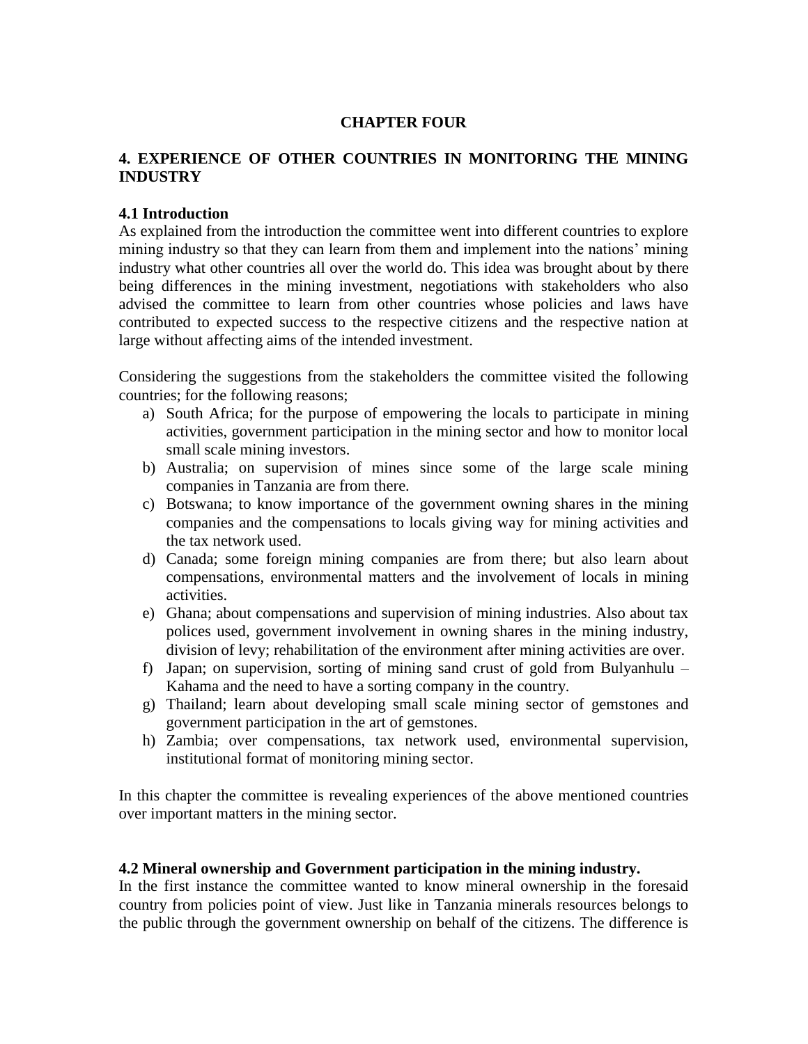**CHAPTER FOUR**

## 4. EXPERIENCE OF OTHER COUNTRIES IN MONITORING THE MINING INDUSTRY

### 4.1 Introduction

As explained from the introduction the committee went into different countries to explore mining industry so that they can learn from them and implement into the nations' mining industry what other countries all over the world do. This idea was brought about by there being differences in the mining investment, negotiations with stakeholders who also advised the committee to learn from other countries whose policies and laws have contributed to expected success to the respective citizens and the respective nation at large without affecting aims of the intended investment.

Considering the suggestions from the stakeholders the committee visited the following countries; for the following reasons;

a) South Africa; for the purpose of empowering the locals to participate in mining activities, government participation in the mining sector and how to monitor local small scale mining investors.
b) Australia; on supervision of mines since some of the large scale mining companies in Tanzania are from there.
c) Botswana; to know importance of the government owning shares in the mining companies and the compensations to locals giving way for mining activities and the tax network used.
d) Canada; some foreign mining companies are from there; but also learn about compensations, environmental matters and the involvement of locals in mining activities.
e) Ghana; about compensations and supervision of mining industries. Also about tax polices used, government involvement in owning shares in the mining industry, division of levy; rehabilitation of the environment after mining activities are over.
f) Japan; on supervision, sorting of mining sand crust of gold from Bulyanhulu – Kahama and the need to have a sorting company in the country.
g) Thailand; learn about developing small scale mining sector of gemstones and government participation in the art of gemstones.
h) Zambia; over compensations, tax network used, environmental supervision, institutional format of monitoring mining sector.

In this chapter the committee is revealing experiences of the above mentioned countries over important matters in the mining sector.

### 4.2 Mineral ownership and Government participation in the mining industry.

In the first instance the committee wanted to know mineral ownership in the foresaid country from policies point of view. Just like in Tanzania minerals resources belongs to the public through the government ownership on behalf of the citizens. The difference is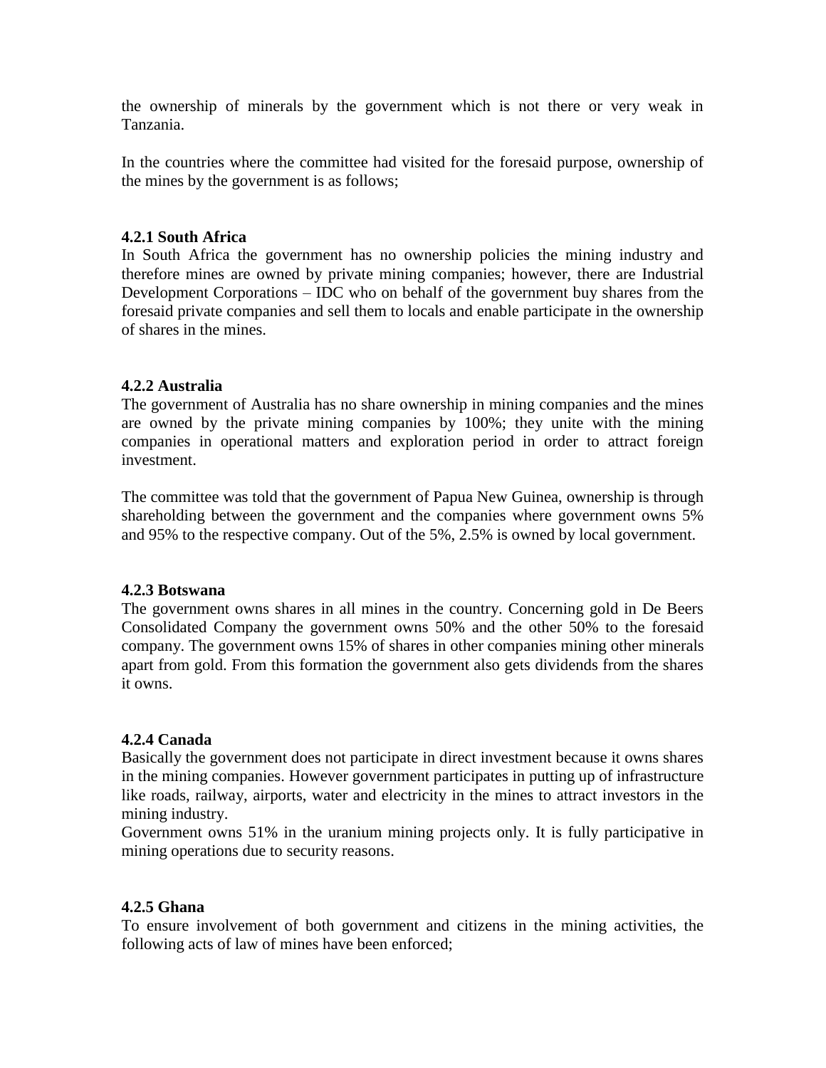the ownership of minerals by the government which is not there or very weak in Tanzania.

In the countries where the committee had visited for the foresaid purpose, ownership of the mines by the government is as follows;

#### 4.2.1 South Africa

In South Africa the government has no ownership policies the mining industry and therefore mines are owned by private mining companies; however, there are Industrial Development Corporations – IDC who on behalf of the government buy shares from the foresaid private companies and sell them to locals and enable participate in the ownership of shares in the mines.

#### 4.2.2 Australia

The government of Australia has no share ownership in mining companies and the mines are owned by the private mining companies by 100%; they unite with the mining companies in operational matters and exploration period in order to attract foreign investment.

The committee was told that the government of Papua New Guinea, ownership is through shareholding between the government and the companies where government owns 5% and 95% to the respective company. Out of the 5%, 2.5% is owned by local government.

#### 4.2.3 Botswana

The government owns shares in all mines in the country. Concerning gold in De Beers Consolidated Company the government owns 50% and the other 50% to the foresaid company. The government owns 15% of shares in other companies mining other minerals apart from gold. From this formation the government also gets dividends from the shares it owns.

#### 4.2.4 Canada

Basically the government does not participate in direct investment because it owns shares in the mining companies. However government participates in putting up of infrastructure like roads, railway, airports, water and electricity in the mines to attract investors in the mining industry.
Government owns 51% in the uranium mining projects only. It is fully participative in mining operations due to security reasons.

#### 4.2.5 Ghana

To ensure involvement of both government and citizens in the mining activities, the following acts of law of mines have been enforced;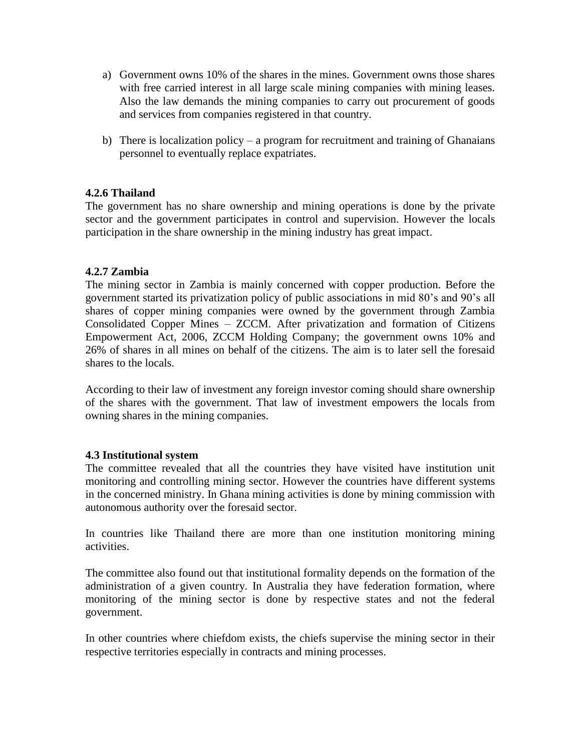a) Government owns 10% of the shares in the mines. Government owns those shares with free carried interest in all large scale mining companies with mining leases. Also the law demands the mining companies to carry out procurement of goods and services from companies registered in that country.

b) There is localization policy – a program for recruitment and training of Ghanaians personnel to eventually replace expatriates.

**4.2.6 Thailand**

The government has no share ownership and mining operations is done by the private sector and the government participates in control and supervision. However the locals participation in the share ownership in the mining industry has great impact.

**4.2.7 Zambia**

The mining sector in Zambia is mainly concerned with copper production. Before the government started its privatization policy of public associations in mid 80's and 90's all shares of copper mining companies were owned by the government through Zambia Consolidated Copper Mines – ZCCM. After privatization and formation of Citizens Empowerment Act, 2006, ZCCM Holding Company; the government owns 10% and 26% of shares in all mines on behalf of the citizens. The aim is to later sell the foresaid shares to the locals.

According to their law of investment any foreign investor coming should share ownership of the shares with the government. That law of investment empowers the locals from owning shares in the mining companies.

**4.3 Institutional system**

The committee revealed that all the countries they have visited have institution unit monitoring and controlling mining sector. However the countries have different systems in the concerned ministry. In Ghana mining activities is done by mining commission with autonomous authority over the foresaid sector.

In countries like Thailand there are more than one institution monitoring mining activities.

The committee also found out that institutional formality depends on the formation of the administration of a given country. In Australia they have federation formation, where monitoring of the mining sector is done by respective states and not the federal government.

In other countries where chiefdom exists, the chiefs supervise the mining sector in their respective territories especially in contracts and mining processes.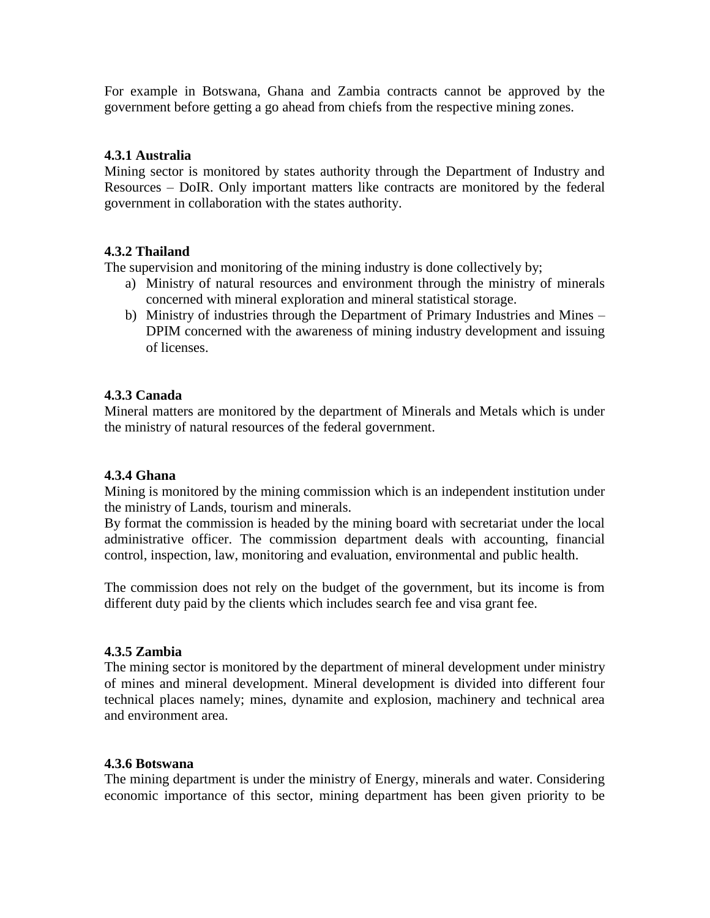For example in Botswana, Ghana and Zambia contracts cannot be approved by the government before getting a go ahead from chiefs from the respective mining zones.

### 4.3.1 Australia

Mining sector is monitored by states authority through the Department of Industry and Resources – DoIR. Only important matters like contracts are monitored by the federal government in collaboration with the states authority.

### 4.3.2 Thailand

The supervision and monitoring of the mining industry is done collectively by;

a) Ministry of natural resources and environment through the ministry of minerals concerned with mineral exploration and mineral statistical storage.
b) Ministry of industries through the Department of Primary Industries and Mines – DPIM concerned with the awareness of mining industry development and issuing of licenses.

### 4.3.3 Canada

Mineral matters are monitored by the department of Minerals and Metals which is under the ministry of natural resources of the federal government.

### 4.3.4 Ghana

Mining is monitored by the mining commission which is an independent institution under the ministry of Lands, tourism and minerals.
By format the commission is headed by the mining board with secretariat under the local administrative officer. The commission department deals with accounting, financial control, inspection, law, monitoring and evaluation, environmental and public health.

The commission does not rely on the budget of the government, but its income is from different duty paid by the clients which includes search fee and visa grant fee.

### 4.3.5 Zambia

The mining sector is monitored by the department of mineral development under ministry of mines and mineral development. Mineral development is divided into different four technical places namely; mines, dynamite and explosion, machinery and technical area and environment area.

### 4.3.6 Botswana

The mining department is under the ministry of Energy, minerals and water. Considering economic importance of this sector, mining department has been given priority to be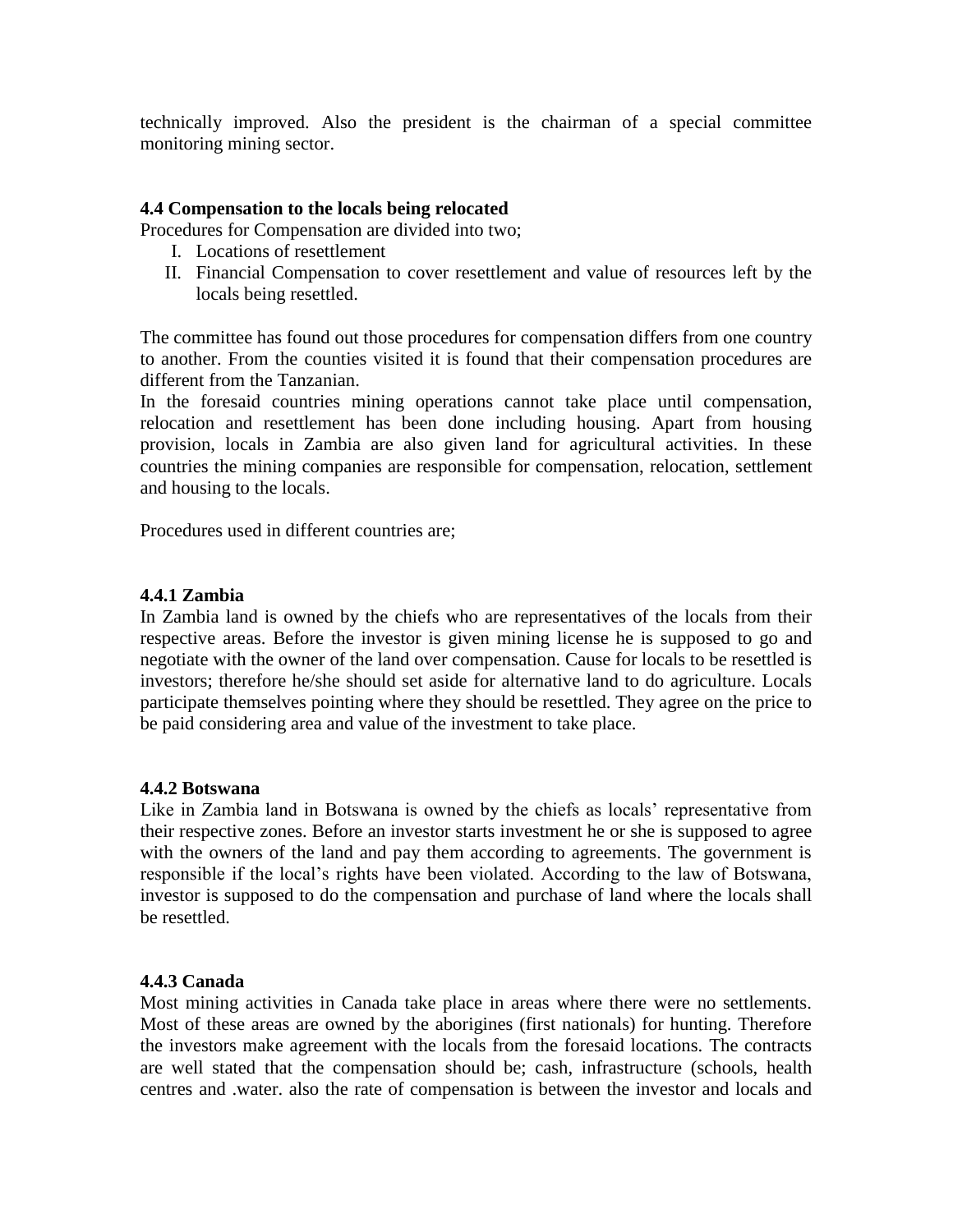technically improved. Also the president is the chairman of a special committee monitoring mining sector.

### 4.4 Compensation to the locals being relocated

Procedures for Compensation are divided into two;

I. Locations of resettlement
II. Financial Compensation to cover resettlement and value of resources left by the locals being resettled.

The committee has found out those procedures for compensation differs from one country to another. From the counties visited it is found that their compensation procedures are different from the Tanzanian.

In the foresaid countries mining operations cannot take place until compensation, relocation and resettlement has been done including housing. Apart from housing provision, locals in Zambia are also given land for agricultural activities. In these countries the mining companies are responsible for compensation, relocation, settlement and housing to the locals.

Procedures used in different countries are;

#### 4.4.1 Zambia

In Zambia land is owned by the chiefs who are representatives of the locals from their respective areas. Before the investor is given mining license he is supposed to go and negotiate with the owner of the land over compensation. Cause for locals to be resettled is investors; therefore he/she should set aside for alternative land to do agriculture. Locals participate themselves pointing where they should be resettled. They agree on the price to be paid considering area and value of the investment to take place.

#### 4.4.2 Botswana

Like in Zambia land in Botswana is owned by the chiefs as locals' representative from their respective zones. Before an investor starts investment he or she is supposed to agree with the owners of the land and pay them according to agreements. The government is responsible if the local's rights have been violated. According to the law of Botswana, investor is supposed to do the compensation and purchase of land where the locals shall be resettled.

#### 4.4.3 Canada

Most mining activities in Canada take place in areas where there were no settlements. Most of these areas are owned by the aborigines (first nationals) for hunting. Therefore the investors make agreement with the locals from the foresaid locations. The contracts are well stated that the compensation should be; cash, infrastructure (schools, health centres and .water. also the rate of compensation is between the investor and locals and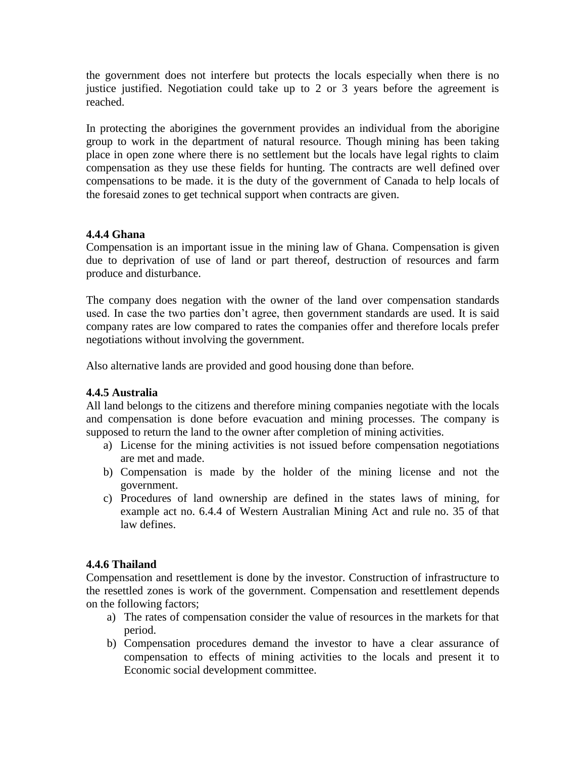the government does not interfere but protects the locals especially when there is no justice justified. Negotiation could take up to 2 or 3 years before the agreement is reached.

In protecting the aborigines the government provides an individual from the aborigine group to work in the department of natural resource. Though mining has been taking place in open zone where there is no settlement but the locals have legal rights to claim compensation as they use these fields for hunting. The contracts are well defined over compensations to be made. it is the duty of the government of Canada to help locals of the foresaid zones to get technical support when contracts are given.

### 4.4.4 Ghana

Compensation is an important issue in the mining law of Ghana. Compensation is given due to deprivation of use of land or part thereof, destruction of resources and farm produce and disturbance.

The company does negation with the owner of the land over compensation standards used. In case the two parties don't agree, then government standards are used. It is said company rates are low compared to rates the companies offer and therefore locals prefer negotiations without involving the government.

Also alternative lands are provided and good housing done than before.

### 4.4.5 Australia

All land belongs to the citizens and therefore mining companies negotiate with the locals and compensation is done before evacuation and mining processes. The company is supposed to return the land to the owner after completion of mining activities.

a) License for the mining activities is not issued before compensation negotiations are met and made.
b) Compensation is made by the holder of the mining license and not the government.
c) Procedures of land ownership are defined in the states laws of mining, for example act no. 6.4.4 of Western Australian Mining Act and rule no. 35 of that law defines.

### 4.4.6 Thailand

Compensation and resettlement is done by the investor. Construction of infrastructure to the resettled zones is work of the government. Compensation and resettlement depends on the following factors;

a) The rates of compensation consider the value of resources in the markets for that period.
b) Compensation procedures demand the investor to have a clear assurance of compensation to effects of mining activities to the locals and present it to Economic social development committee.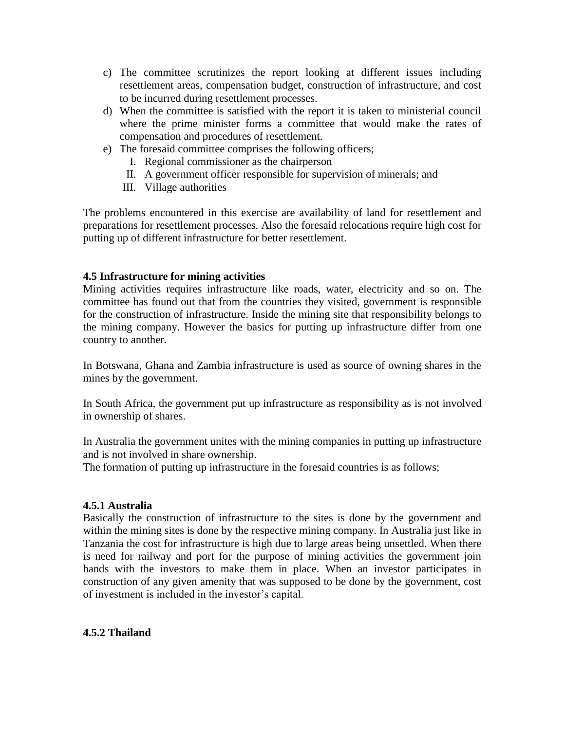c) The committee scrutinizes the report looking at different issues including resettlement areas, compensation budget, construction of infrastructure, and cost to be incurred during resettlement processes.

d) When the committee is satisfied with the report it is taken to ministerial council where the prime minister forms a committee that would make the rates of compensation and procedures of resettlement.

e) The foresaid committee comprises the following officers;

   I. Regional commissioner as the chairperson
   II. A government officer responsible for supervision of minerals; and
   III. Village authorities

The problems encountered in this exercise are availability of land for resettlement and preparations for resettlement processes. Also the foresaid relocations require high cost for putting up of different infrastructure for better resettlement.

### 4.5 Infrastructure for mining activities

Mining activities requires infrastructure like roads, water, electricity and so on. The committee has found out that from the countries they visited, government is responsible for the construction of infrastructure. Inside the mining site that responsibility belongs to the mining company. However the basics for putting up infrastructure differ from one country to another.

In Botswana, Ghana and Zambia infrastructure is used as source of owning shares in the mines by the government.

In South Africa, the government put up infrastructure as responsibility as is not involved in ownership of shares.

In Australia the government unites with the mining companies in putting up infrastructure and is not involved in share ownership.
The formation of putting up infrastructure in the foresaid countries is as follows;

#### 4.5.1 Australia

Basically the construction of infrastructure to the sites is done by the government and within the mining sites is done by the respective mining company. In Australia just like in Tanzania the cost for infrastructure is high due to large areas being unsettled. When there is need for railway and port for the purpose of mining activities the government join hands with the investors to make them in place. When an investor participates in construction of any given amenity that was supposed to be done by the government, cost of investment is included in the investor's capital.

#### 4.5.2 Thailand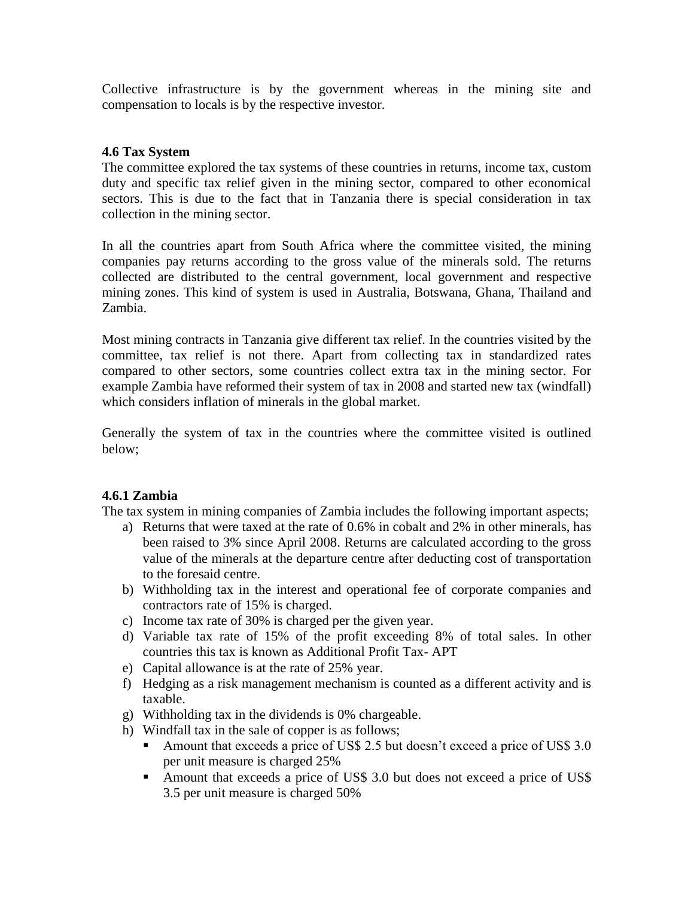Collective infrastructure is by the government whereas in the mining site and compensation to locals is by the respective investor.

### 4.6 Tax System

The committee explored the tax systems of these countries in returns, income tax, custom duty and specific tax relief given in the mining sector, compared to other economical sectors. This is due to the fact that in Tanzania there is special consideration in tax collection in the mining sector.

In all the countries apart from South Africa where the committee visited, the mining companies pay returns according to the gross value of the minerals sold. The returns collected are distributed to the central government, local government and respective mining zones. This kind of system is used in Australia, Botswana, Ghana, Thailand and Zambia.

Most mining contracts in Tanzania give different tax relief. In the countries visited by the committee, tax relief is not there. Apart from collecting tax in standardized rates compared to other sectors, some countries collect extra tax in the mining sector. For example Zambia have reformed their system of tax in 2008 and started new tax (windfall) which considers inflation of minerals in the global market.

Generally the system of tax in the countries where the committee visited is outlined below;

#### 4.6.1 Zambia

The tax system in mining companies of Zambia includes the following important aspects;

a) Returns that were taxed at the rate of 0.6% in cobalt and 2% in other minerals, has been raised to 3% since April 2008. Returns are calculated according to the gross value of the minerals at the departure centre after deducting cost of transportation to the foresaid centre.
b) Withholding tax in the interest and operational fee of corporate companies and contractors rate of 15% is charged.
c) Income tax rate of 30% is charged per the given year.
d) Variable tax rate of 15% of the profit exceeding 8% of total sales. In other countries this tax is known as Additional Profit Tax- APT
e) Capital allowance is at the rate of 25% year.
f) Hedging as a risk management mechanism is counted as a different activity and is taxable.
g) Withholding tax in the dividends is 0% chargeable.
h) Windfall tax in the sale of copper is as follows;
   - Amount that exceeds a price of US$ 2.5 but doesn't exceed a price of US$ 3.0 per unit measure is charged 25%
   - Amount that exceeds a price of US$ 3.0 but does not exceed a price of US$ 3.5 per unit measure is charged 50%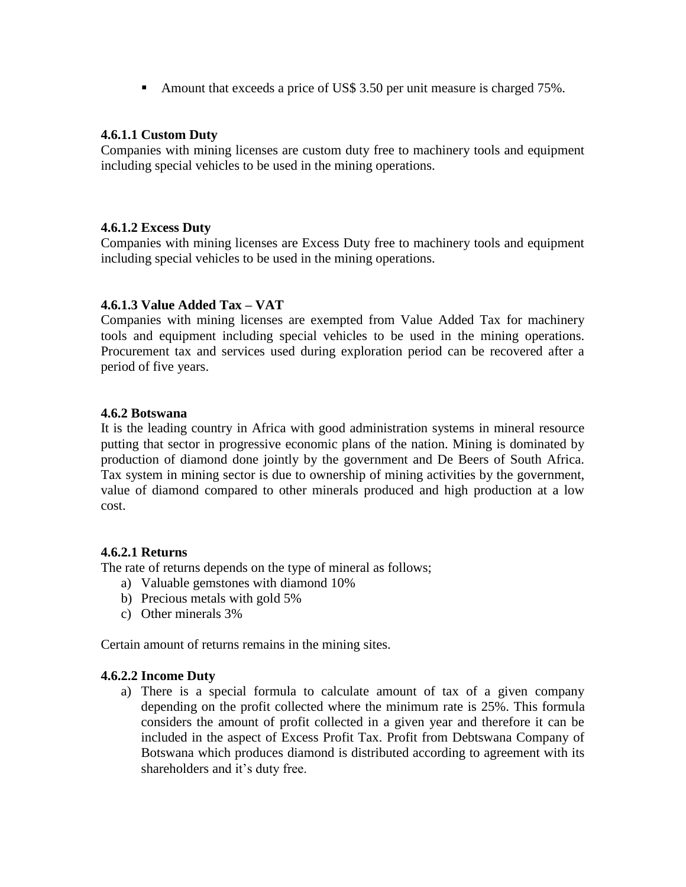- Amount that exceeds a price of US$ 3.50 per unit measure is charged 75%.

#### 4.6.1.1 Custom Duty

Companies with mining licenses are custom duty free to machinery tools and equipment including special vehicles to be used in the mining operations.

#### 4.6.1.2 Excess Duty

Companies with mining licenses are Excess Duty free to machinery tools and equipment including special vehicles to be used in the mining operations.

#### 4.6.1.3 Value Added Tax – VAT

Companies with mining licenses are exempted from Value Added Tax for machinery tools and equipment including special vehicles to be used in the mining operations. Procurement tax and services used during exploration period can be recovered after a period of five years.

### 4.6.2 Botswana

It is the leading country in Africa with good administration systems in mineral resource putting that sector in progressive economic plans of the nation. Mining is dominated by production of diamond done jointly by the government and De Beers of South Africa. Tax system in mining sector is due to ownership of mining activities by the government, value of diamond compared to other minerals produced and high production at a low cost.

#### 4.6.2.1 Returns

The rate of returns depends on the type of mineral as follows;

a) Valuable gemstones with diamond 10%
b) Precious metals with gold 5%
c) Other minerals 3%

Certain amount of returns remains in the mining sites.

#### 4.6.2.2 Income Duty

a) There is a special formula to calculate amount of tax of a given company depending on the profit collected where the minimum rate is 25%. This formula considers the amount of profit collected in a given year and therefore it can be included in the aspect of Excess Profit Tax. Profit from Debtswana Company of Botswana which produces diamond is distributed according to agreement with its shareholders and it's duty free.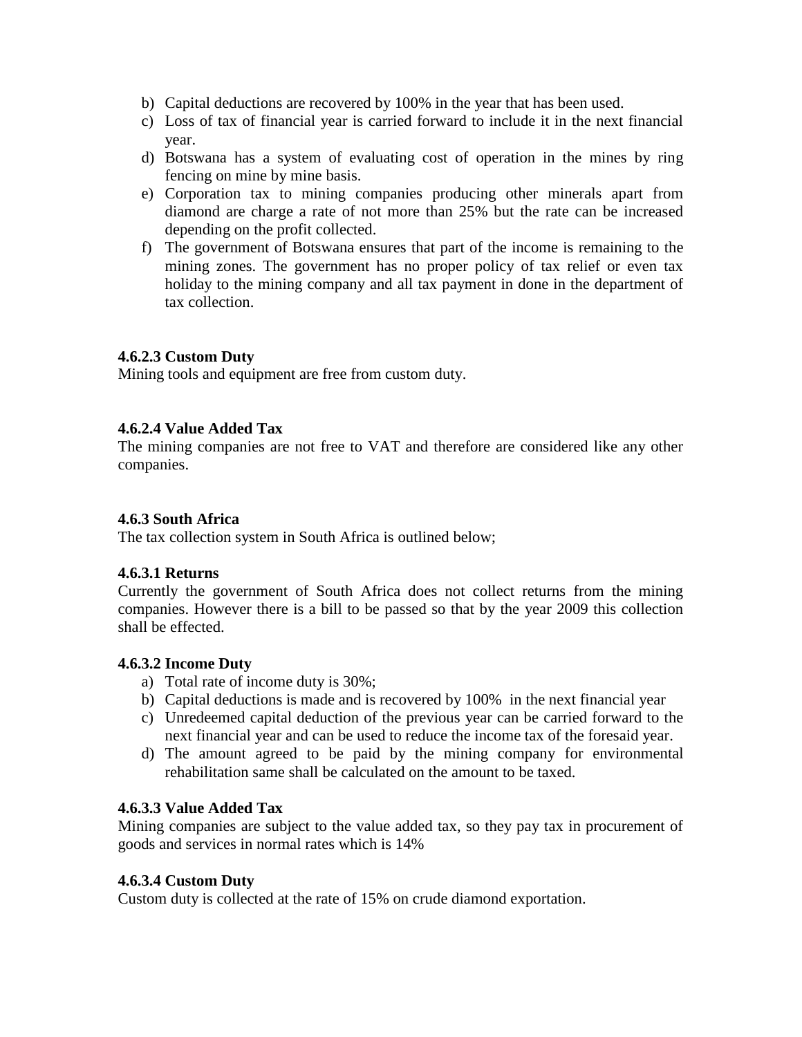b) Capital deductions are recovered by 100% in the year that has been used.
c) Loss of tax of financial year is carried forward to include it in the next financial year.
d) Botswana has a system of evaluating cost of operation in the mines by ring fencing on mine by mine basis.
e) Corporation tax to mining companies producing other minerals apart from diamond are charge a rate of not more than 25% but the rate can be increased depending on the profit collected.
f) The government of Botswana ensures that part of the income is remaining to the mining zones. The government has no proper policy of tax relief or even tax holiday to the mining company and all tax payment in done in the department of tax collection.

#### 4.6.2.3 Custom Duty

Mining tools and equipment are free from custom duty.

#### 4.6.2.4 Value Added Tax

The mining companies are not free to VAT and therefore are considered like any other companies.

### 4.6.3 South Africa

The tax collection system in South Africa is outlined below;

#### 4.6.3.1 Returns

Currently the government of South Africa does not collect returns from the mining companies. However there is a bill to be passed so that by the year 2009 this collection shall be effected.

#### 4.6.3.2 Income Duty

a) Total rate of income duty is 30%;
b) Capital deductions is made and is recovered by 100% in the next financial year
c) Unredeemed capital deduction of the previous year can be carried forward to the next financial year and can be used to reduce the income tax of the foresaid year.
d) The amount agreed to be paid by the mining company for environmental rehabilitation same shall be calculated on the amount to be taxed.

#### 4.6.3.3 Value Added Tax

Mining companies are subject to the value added tax, so they pay tax in procurement of goods and services in normal rates which is 14%

#### 4.6.3.4 Custom Duty

Custom duty is collected at the rate of 15% on crude diamond exportation.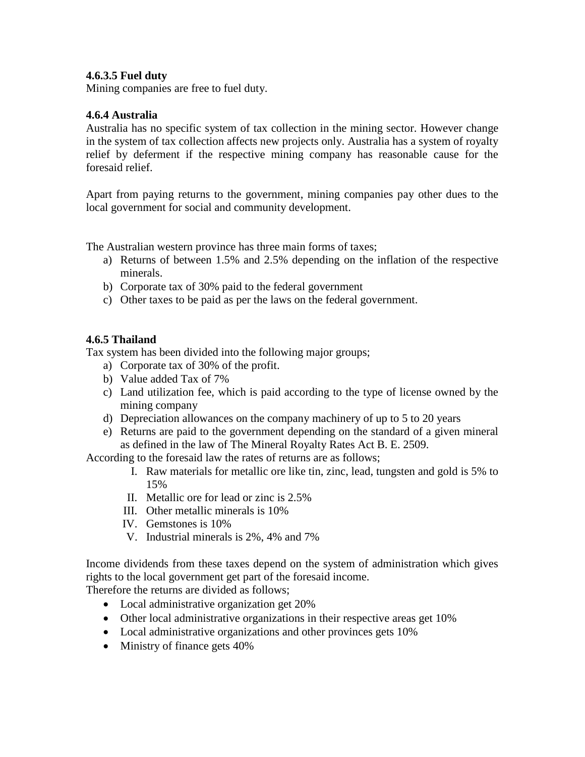#### 4.6.3.5 Fuel duty

Mining companies are free to fuel duty.

### 4.6.4 Australia

Australia has no specific system of tax collection in the mining sector. However change in the system of tax collection affects new projects only. Australia has a system of royalty relief by deferment if the respective mining company has reasonable cause for the foresaid relief.

Apart from paying returns to the government, mining companies pay other dues to the local government for social and community development.

The Australian western province has three main forms of taxes;

a) Returns of between 1.5% and 2.5% depending on the inflation of the respective minerals.
b) Corporate tax of 30% paid to the federal government
c) Other taxes to be paid as per the laws on the federal government.

### 4.6.5 Thailand

Tax system has been divided into the following major groups;

a) Corporate tax of 30% of the profit.
b) Value added Tax of 7%
c) Land utilization fee, which is paid according to the type of license owned by the mining company
d) Depreciation allowances on the company machinery of up to 5 to 20 years
e) Returns are paid to the government depending on the standard of a given mineral as defined in the law of The Mineral Royalty Rates Act B. E. 2509.

According to the foresaid law the rates of returns are as follows;

I. Raw materials for metallic ore like tin, zinc, lead, tungsten and gold is 5% to 15%
II. Metallic ore for lead or zinc is 2.5%
III. Other metallic minerals is 10%
IV. Gemstones is 10%
V. Industrial minerals is 2%, 4% and 7%

Income dividends from these taxes depend on the system of administration which gives rights to the local government get part of the foresaid income.
Therefore the returns are divided as follows;

- Local administrative organization get 20%
- Other local administrative organizations in their respective areas get 10%
- Local administrative organizations and other provinces gets 10%
- Ministry of finance gets 40%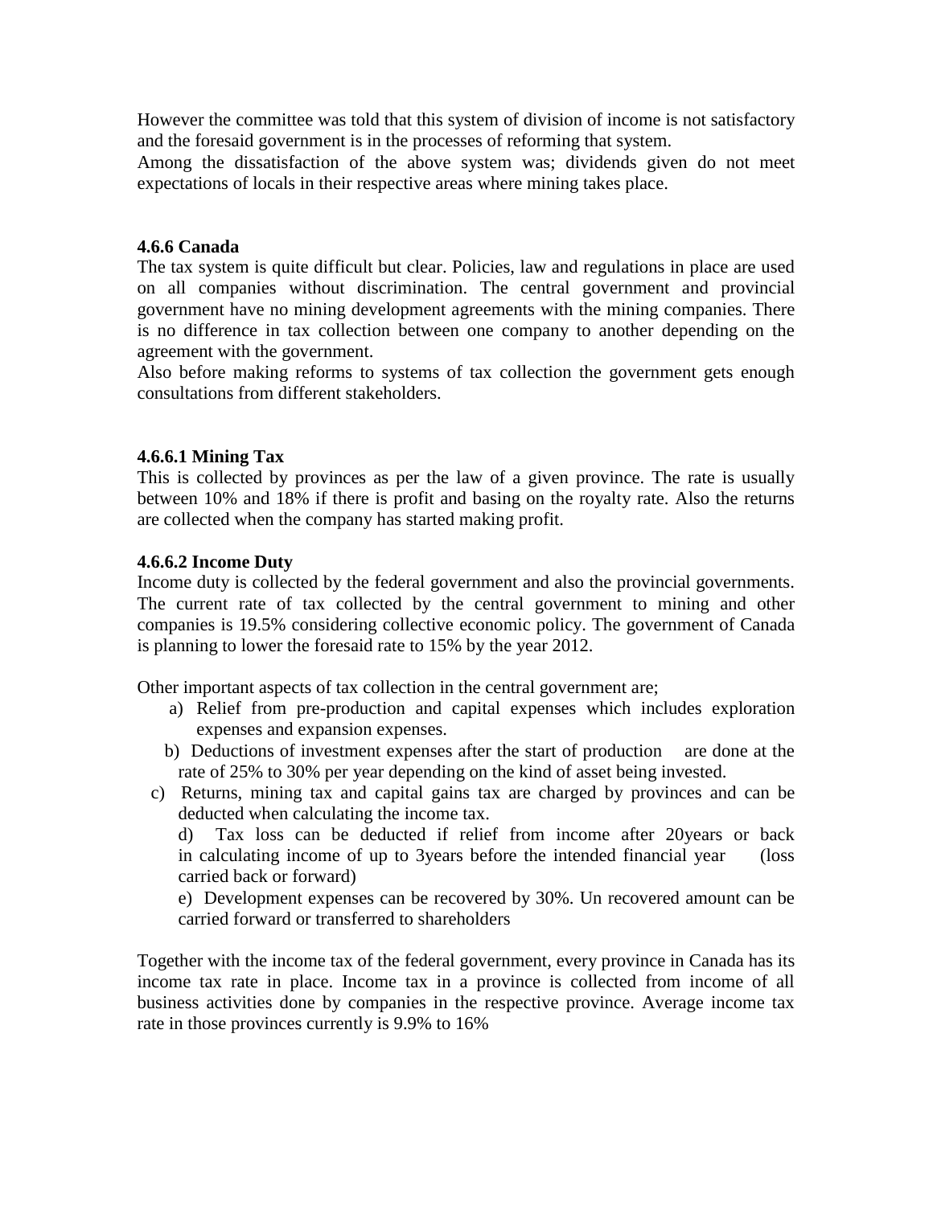However the committee was told that this system of division of income is not satisfactory and the foresaid government is in the processes of reforming that system.
Among the dissatisfaction of the above system was; dividends given do not meet expectations of locals in their respective areas where mining takes place.

**4.6.6 Canada**

The tax system is quite difficult but clear. Policies, law and regulations in place are used on all companies without discrimination. The central government and provincial government have no mining development agreements with the mining companies. There is no difference in tax collection between one company to another depending on the agreement with the government.
Also before making reforms to systems of tax collection the government gets enough consultations from different stakeholders.

**4.6.6.1 Mining Tax**

This is collected by provinces as per the law of a given province. The rate is usually between 10% and 18% if there is profit and basing on the royalty rate. Also the returns are collected when the company has started making profit.

**4.6.6.2 Income Duty**

Income duty is collected by the federal government and also the provincial governments. The current rate of tax collected by the central government to mining and other companies is 19.5% considering collective economic policy. The government of Canada is planning to lower the foresaid rate to 15% by the year 2012.

Other important aspects of tax collection in the central government are;

a) Relief from pre-production and capital expenses which includes exploration expenses and expansion expenses.
b) Deductions of investment expenses after the start of production are done at the rate of 25% to 30% per year depending on the kind of asset being invested.
c) Returns, mining tax and capital gains tax are charged by provinces and can be deducted when calculating the income tax.
d) Tax loss can be deducted if relief from income after 20years or back in calculating income of up to 3years before the intended financial year (loss carried back or forward)
e) Development expenses can be recovered by 30%. Un recovered amount can be carried forward or transferred to shareholders

Together with the income tax of the federal government, every province in Canada has its income tax rate in place. Income tax in a province is collected from income of all business activities done by companies in the respective province. Average income tax rate in those provinces currently is 9.9% to 16%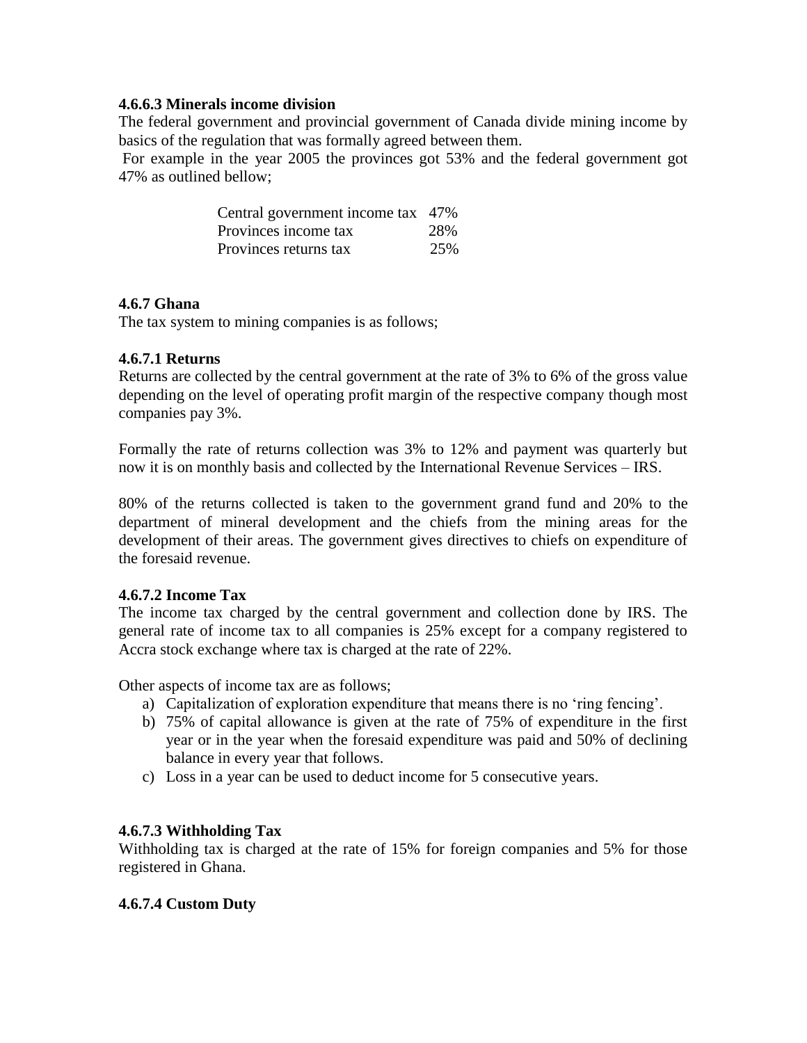#### 4.6.6.3 Minerals income division

The federal government and provincial government of Canada divide mining income by basics of the regulation that was formally agreed between them.

For example in the year 2005 the provinces got 53% and the federal government got 47% as outlined bellow;

| | |
|---|---|
| Central government income tax | 47% |
| Provinces income tax | 28% |
| Provinces returns tax | 25% |

### 4.6.7 Ghana

The tax system to mining companies is as follows;

#### 4.6.7.1 Returns

Returns are collected by the central government at the rate of 3% to 6% of the gross value depending on the level of operating profit margin of the respective company though most companies pay 3%.

Formally the rate of returns collection was 3% to 12% and payment was quarterly but now it is on monthly basis and collected by the International Revenue Services – IRS.

80% of the returns collected is taken to the government grand fund and 20% to the department of mineral development and the chiefs from the mining areas for the development of their areas. The government gives directives to chiefs on expenditure of the foresaid revenue.

#### 4.6.7.2 Income Tax

The income tax charged by the central government and collection done by IRS. The general rate of income tax to all companies is 25% except for a company registered to Accra stock exchange where tax is charged at the rate of 22%.

Other aspects of income tax are as follows;

a) Capitalization of exploration expenditure that means there is no 'ring fencing'.
b) 75% of capital allowance is given at the rate of 75% of expenditure in the first year or in the year when the foresaid expenditure was paid and 50% of declining balance in every year that follows.
c) Loss in a year can be used to deduct income for 5 consecutive years.

#### 4.6.7.3 Withholding Tax

Withholding tax is charged at the rate of 15% for foreign companies and 5% for those registered in Ghana.

#### 4.6.7.4 Custom Duty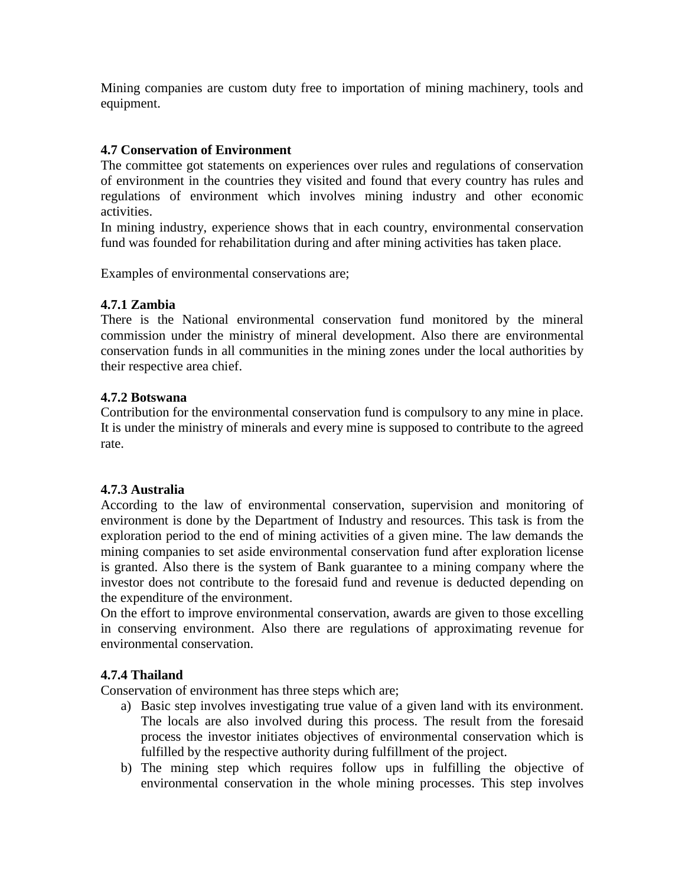Mining companies are custom duty free to importation of mining machinery, tools and equipment.

### 4.7 Conservation of Environment

The committee got statements on experiences over rules and regulations of conservation of environment in the countries they visited and found that every country has rules and regulations of environment which involves mining industry and other economic activities.

In mining industry, experience shows that in each country, environmental conservation fund was founded for rehabilitation during and after mining activities has taken place.

Examples of environmental conservations are;

#### 4.7.1 Zambia

There is the National environmental conservation fund monitored by the mineral commission under the ministry of mineral development. Also there are environmental conservation funds in all communities in the mining zones under the local authorities by their respective area chief.

#### 4.7.2 Botswana

Contribution for the environmental conservation fund is compulsory to any mine in place. It is under the ministry of minerals and every mine is supposed to contribute to the agreed rate.

#### 4.7.3 Australia

According to the law of environmental conservation, supervision and monitoring of environment is done by the Department of Industry and resources. This task is from the exploration period to the end of mining activities of a given mine. The law demands the mining companies to set aside environmental conservation fund after exploration license is granted. Also there is the system of Bank guarantee to a mining company where the investor does not contribute to the foresaid fund and revenue is deducted depending on the expenditure of the environment.

On the effort to improve environmental conservation, awards are given to those excelling in conserving environment. Also there are regulations of approximating revenue for environmental conservation.

#### 4.7.4 Thailand

Conservation of environment has three steps which are;

a) Basic step involves investigating true value of a given land with its environment. The locals are also involved during this process. The result from the foresaid process the investor initiates objectives of environmental conservation which is fulfilled by the respective authority during fulfillment of the project.
b) The mining step which requires follow ups in fulfilling the objective of environmental conservation in the whole mining processes. This step involves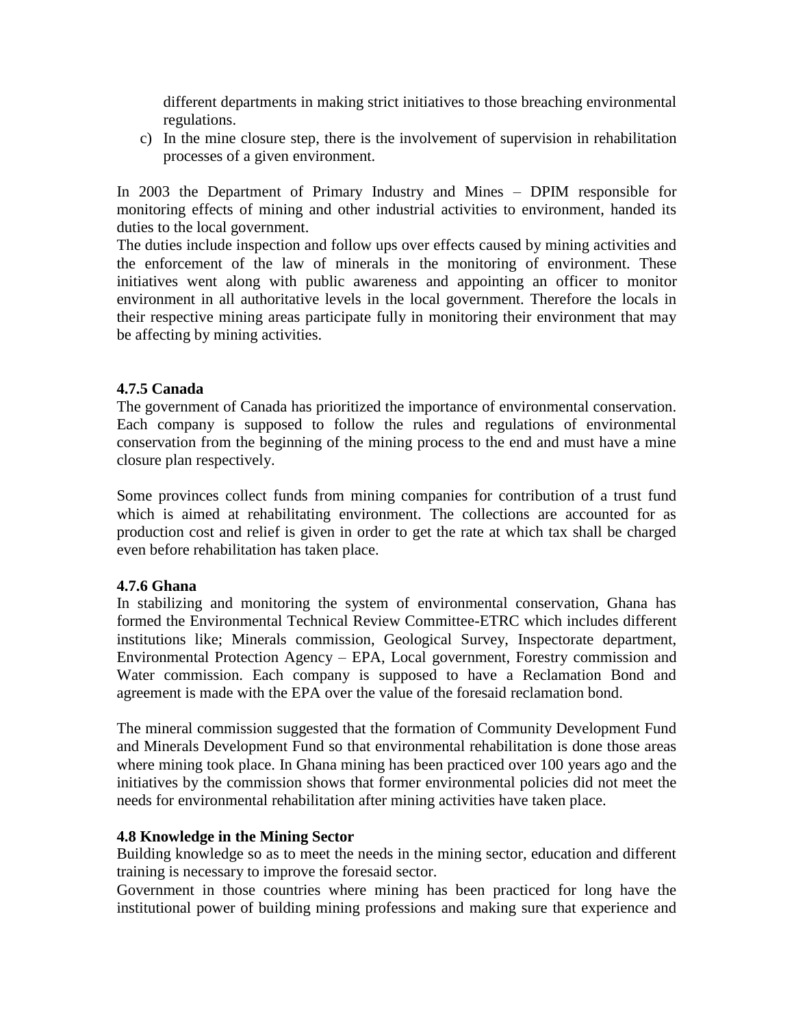different departments in making strict initiatives to those breaching environmental regulations.

c) In the mine closure step, there is the involvement of supervision in rehabilitation processes of a given environment.

In 2003 the Department of Primary Industry and Mines – DPIM responsible for monitoring effects of mining and other industrial activities to environment, handed its duties to the local government.
The duties include inspection and follow ups over effects caused by mining activities and the enforcement of the law of minerals in the monitoring of environment. These initiatives went along with public awareness and appointing an officer to monitor environment in all authoritative levels in the local government. Therefore the locals in their respective mining areas participate fully in monitoring their environment that may be affecting by mining activities.

### 4.7.5 Canada

The government of Canada has prioritized the importance of environmental conservation. Each company is supposed to follow the rules and regulations of environmental conservation from the beginning of the mining process to the end and must have a mine closure plan respectively.

Some provinces collect funds from mining companies for contribution of a trust fund which is aimed at rehabilitating environment. The collections are accounted for as production cost and relief is given in order to get the rate at which tax shall be charged even before rehabilitation has taken place.

### 4.7.6 Ghana

In stabilizing and monitoring the system of environmental conservation, Ghana has formed the Environmental Technical Review Committee-ETRC which includes different institutions like; Minerals commission, Geological Survey, Inspectorate department, Environmental Protection Agency – EPA, Local government, Forestry commission and Water commission. Each company is supposed to have a Reclamation Bond and agreement is made with the EPA over the value of the foresaid reclamation bond.

The mineral commission suggested that the formation of Community Development Fund and Minerals Development Fund so that environmental rehabilitation is done those areas where mining took place. In Ghana mining has been practiced over 100 years ago and the initiatives by the commission shows that former environmental policies did not meet the needs for environmental rehabilitation after mining activities have taken place.

## 4.8 Knowledge in the Mining Sector

Building knowledge so as to meet the needs in the mining sector, education and different training is necessary to improve the foresaid sector.
Government in those countries where mining has been practiced for long have the institutional power of building mining professions and making sure that experience and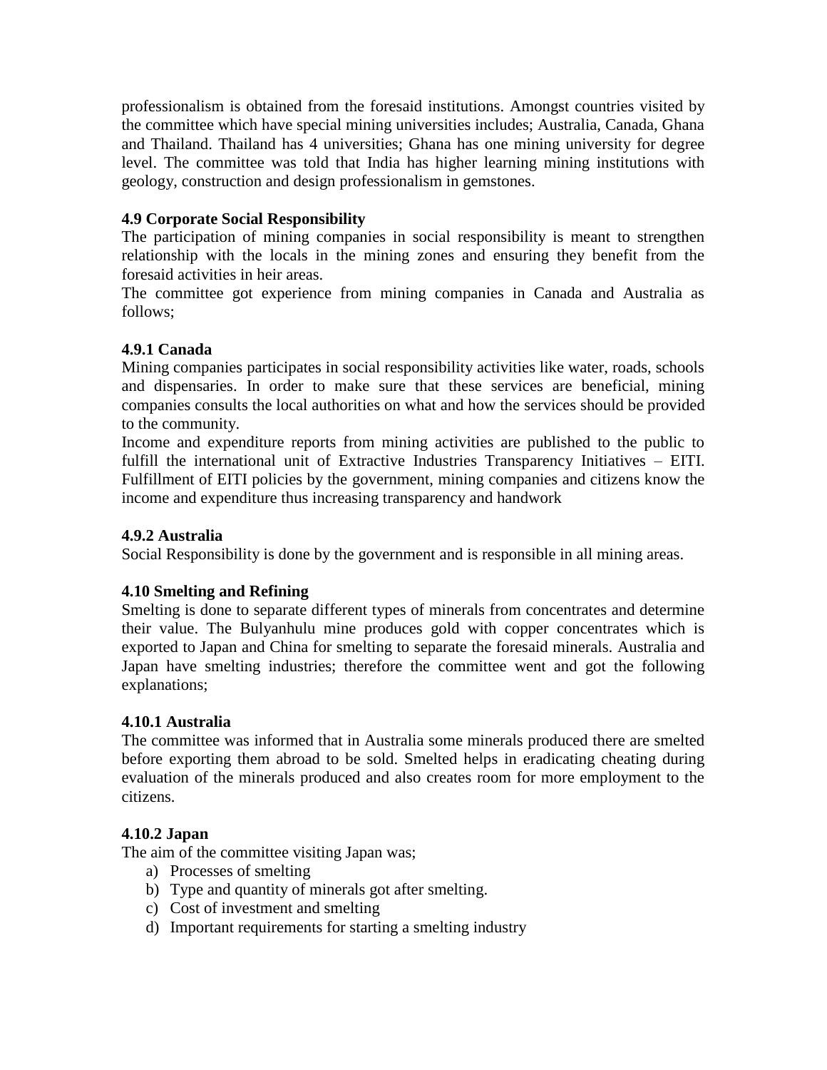professionalism is obtained from the foresaid institutions. Amongst countries visited by the committee which have special mining universities includes; Australia, Canada, Ghana and Thailand. Thailand has 4 universities; Ghana has one mining university for degree level. The committee was told that India has higher learning mining institutions with geology, construction and design professionalism in gemstones.

### 4.9 Corporate Social Responsibility

The participation of mining companies in social responsibility is meant to strengthen relationship with the locals in the mining zones and ensuring they benefit from the foresaid activities in heir areas.

The committee got experience from mining companies in Canada and Australia as follows;

#### 4.9.1 Canada

Mining companies participates in social responsibility activities like water, roads, schools and dispensaries. In order to make sure that these services are beneficial, mining companies consults the local authorities on what and how the services should be provided to the community.

Income and expenditure reports from mining activities are published to the public to fulfill the international unit of Extractive Industries Transparency Initiatives – EITI. Fulfillment of EITI policies by the government, mining companies and citizens know the income and expenditure thus increasing transparency and handwork

#### 4.9.2 Australia

Social Responsibility is done by the government and is responsible in all mining areas.

### 4.10 Smelting and Refining

Smelting is done to separate different types of minerals from concentrates and determine their value. The Bulyanhulu mine produces gold with copper concentrates which is exported to Japan and China for smelting to separate the foresaid minerals. Australia and Japan have smelting industries; therefore the committee went and got the following explanations;

#### 4.10.1 Australia

The committee was informed that in Australia some minerals produced there are smelted before exporting them abroad to be sold. Smelted helps in eradicating cheating during evaluation of the minerals produced and also creates room for more employment to the citizens.

#### 4.10.2 Japan

The aim of the committee visiting Japan was;

a) Processes of smelting
b) Type and quantity of minerals got after smelting.
c) Cost of investment and smelting
d) Important requirements for starting a smelting industry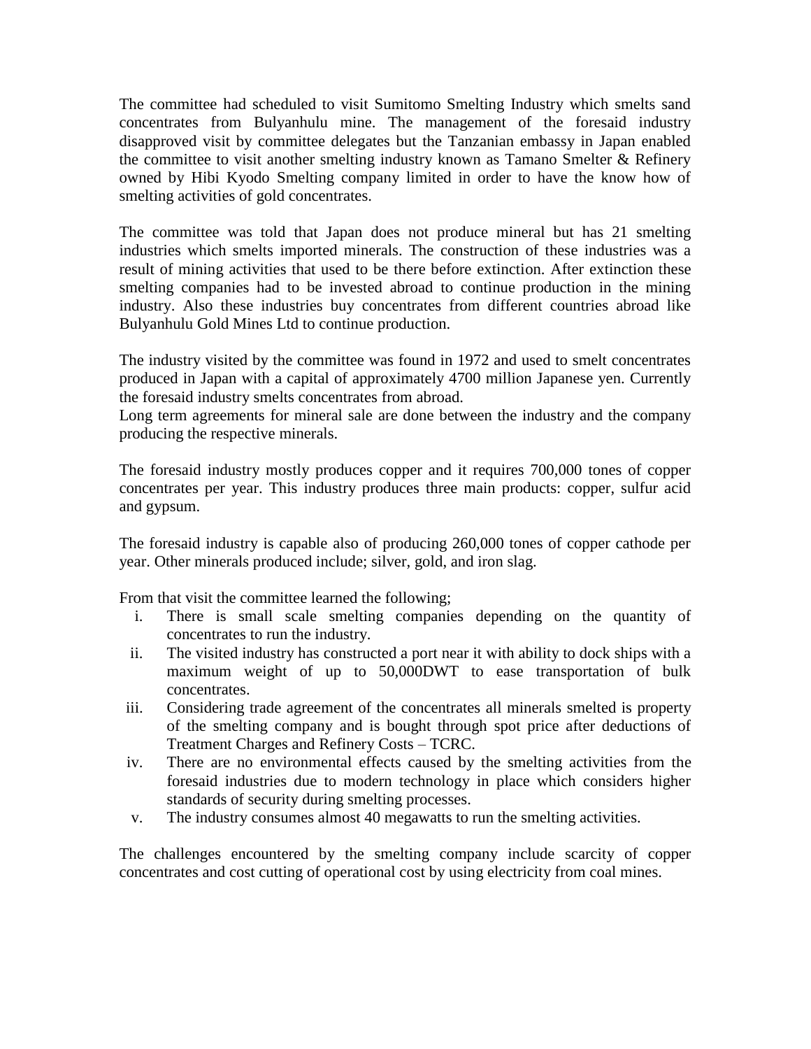The committee had scheduled to visit Sumitomo Smelting Industry which smelts sand concentrates from Bulyanhulu mine. The management of the foresaid industry disapproved visit by committee delegates but the Tanzanian embassy in Japan enabled the committee to visit another smelting industry known as Tamano Smelter & Refinery owned by Hibi Kyodo Smelting company limited in order to have the know how of smelting activities of gold concentrates.

The committee was told that Japan does not produce mineral but has 21 smelting industries which smelts imported minerals. The construction of these industries was a result of mining activities that used to be there before extinction. After extinction these smelting companies had to be invested abroad to continue production in the mining industry. Also these industries buy concentrates from different countries abroad like Bulyanhulu Gold Mines Ltd to continue production.

The industry visited by the committee was found in 1972 and used to smelt concentrates produced in Japan with a capital of approximately 4700 million Japanese yen. Currently the foresaid industry smelts concentrates from abroad.
Long term agreements for mineral sale are done between the industry and the company producing the respective minerals.

The foresaid industry mostly produces copper and it requires 700,000 tones of copper concentrates per year. This industry produces three main products: copper, sulfur acid and gypsum.

The foresaid industry is capable also of producing 260,000 tones of copper cathode per year. Other minerals produced include; silver, gold, and iron slag.

From that visit the committee learned the following;

i. There is small scale smelting companies depending on the quantity of concentrates to run the industry.
ii. The visited industry has constructed a port near it with ability to dock ships with a maximum weight of up to 50,000DWT to ease transportation of bulk concentrates.
iii. Considering trade agreement of the concentrates all minerals smelted is property of the smelting company and is bought through spot price after deductions of Treatment Charges and Refinery Costs – TCRC.
iv. There are no environmental effects caused by the smelting activities from the foresaid industries due to modern technology in place which considers higher standards of security during smelting processes.
v. The industry consumes almost 40 megawatts to run the smelting activities.

The challenges encountered by the smelting company include scarcity of copper concentrates and cost cutting of operational cost by using electricity from coal mines.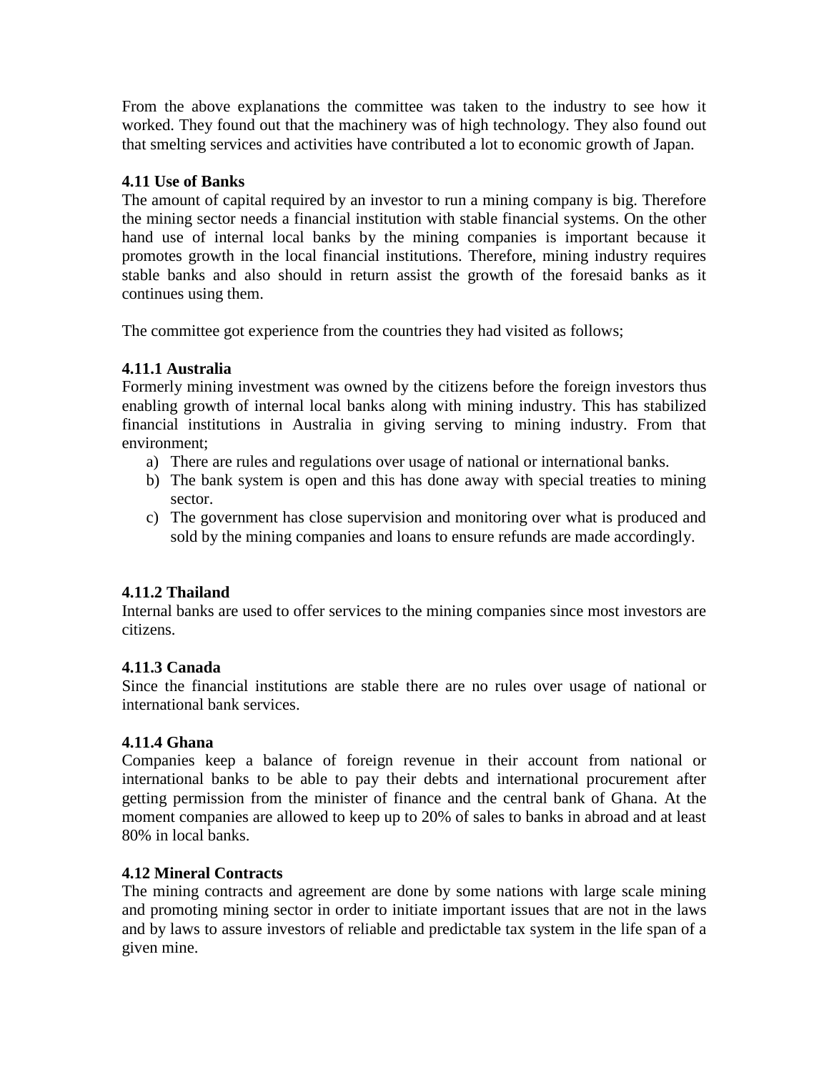From the above explanations the committee was taken to the industry to see how it worked. They found out that the machinery was of high technology. They also found out that smelting services and activities have contributed a lot to economic growth of Japan.

### 4.11 Use of Banks

The amount of capital required by an investor to run a mining company is big. Therefore the mining sector needs a financial institution with stable financial systems. On the other hand use of internal local banks by the mining companies is important because it promotes growth in the local financial institutions. Therefore, mining industry requires stable banks and also should in return assist the growth of the foresaid banks as it continues using them.

The committee got experience from the countries they had visited as follows;

#### 4.11.1 Australia

Formerly mining investment was owned by the citizens before the foreign investors thus enabling growth of internal local banks along with mining industry. This has stabilized financial institutions in Australia in giving serving to mining industry. From that environment;

a) There are rules and regulations over usage of national or international banks.
b) The bank system is open and this has done away with special treaties to mining sector.
c) The government has close supervision and monitoring over what is produced and sold by the mining companies and loans to ensure refunds are made accordingly.

#### 4.11.2 Thailand

Internal banks are used to offer services to the mining companies since most investors are citizens.

#### 4.11.3 Canada

Since the financial institutions are stable there are no rules over usage of national or international bank services.

#### 4.11.4 Ghana

Companies keep a balance of foreign revenue in their account from national or international banks to be able to pay their debts and international procurement after getting permission from the minister of finance and the central bank of Ghana. At the moment companies are allowed to keep up to 20% of sales to banks in abroad and at least 80% in local banks.

### 4.12 Mineral Contracts

The mining contracts and agreement are done by some nations with large scale mining and promoting mining sector in order to initiate important issues that are not in the laws and by laws to assure investors of reliable and predictable tax system in the life span of a given mine.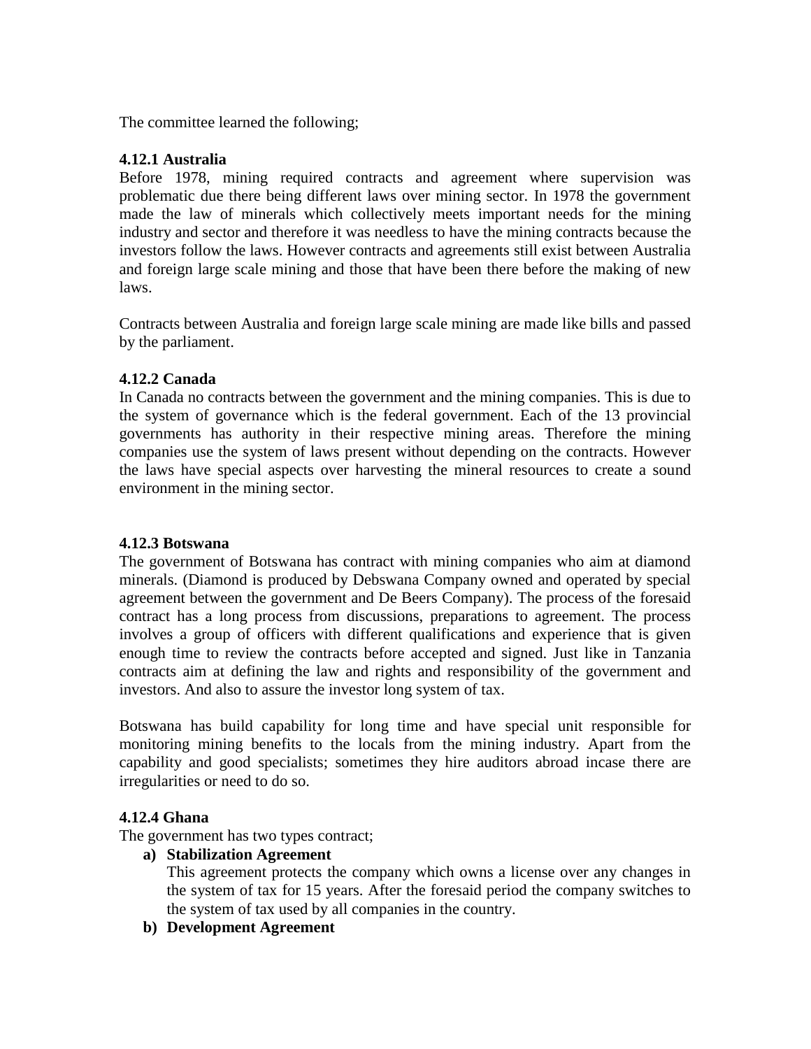The committee learned the following;

### 4.12.1 Australia

Before 1978, mining required contracts and agreement where supervision was problematic due there being different laws over mining sector. In 1978 the government made the law of minerals which collectively meets important needs for the mining industry and sector and therefore it was needless to have the mining contracts because the investors follow the laws. However contracts and agreements still exist between Australia and foreign large scale mining and those that have been there before the making of new laws.

Contracts between Australia and foreign large scale mining are made like bills and passed by the parliament.

### 4.12.2 Canada

In Canada no contracts between the government and the mining companies. This is due to the system of governance which is the federal government. Each of the 13 provincial governments has authority in their respective mining areas. Therefore the mining companies use the system of laws present without depending on the contracts. However the laws have special aspects over harvesting the mineral resources to create a sound environment in the mining sector.

### 4.12.3 Botswana

The government of Botswana has contract with mining companies who aim at diamond minerals. (Diamond is produced by Debswana Company owned and operated by special agreement between the government and De Beers Company). The process of the foresaid contract has a long process from discussions, preparations to agreement. The process involves a group of officers with different qualifications and experience that is given enough time to review the contracts before accepted and signed. Just like in Tanzania contracts aim at defining the law and rights and responsibility of the government and investors. And also to assure the investor long system of tax.

Botswana has build capability for long time and have special unit responsible for monitoring mining benefits to the locals from the mining industry. Apart from the capability and good specialists; sometimes they hire auditors abroad incase there are irregularities or need to do so.

### 4.12.4 Ghana

The government has two types contract;

a) **Stabilization Agreement**

   This agreement protects the company which owns a license over any changes in the system of tax for 15 years. After the foresaid period the company switches to the system of tax used by all companies in the country.

b) **Development Agreement**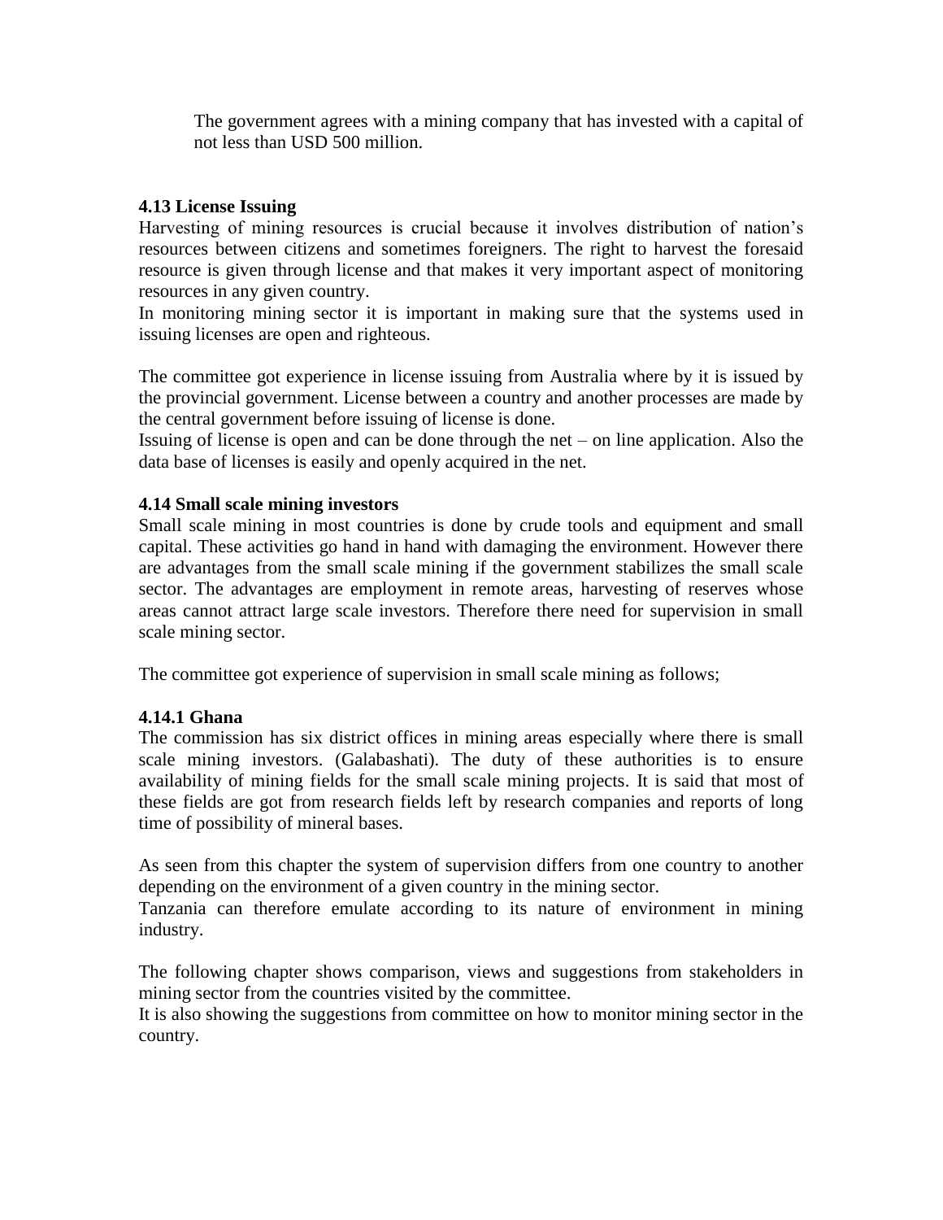The government agrees with a mining company that has invested with a capital of not less than USD 500 million.

### 4.13 License Issuing

Harvesting of mining resources is crucial because it involves distribution of nation's resources between citizens and sometimes foreigners. The right to harvest the foresaid resource is given through license and that makes it very important aspect of monitoring resources in any given country.

In monitoring mining sector it is important in making sure that the systems used in issuing licenses are open and righteous.

The committee got experience in license issuing from Australia where by it is issued by the provincial government. License between a country and another processes are made by the central government before issuing of license is done.

Issuing of license is open and can be done through the net – on line application. Also the data base of licenses is easily and openly acquired in the net.

### 4.14 Small scale mining investors

Small scale mining in most countries is done by crude tools and equipment and small capital. These activities go hand in hand with damaging the environment. However there are advantages from the small scale mining if the government stabilizes the small scale sector. The advantages are employment in remote areas, harvesting of reserves whose areas cannot attract large scale investors. Therefore there need for supervision in small scale mining sector.

The committee got experience of supervision in small scale mining as follows;

#### 4.14.1 Ghana

The commission has six district offices in mining areas especially where there is small scale mining investors. (Galabashati). The duty of these authorities is to ensure availability of mining fields for the small scale mining projects. It is said that most of these fields are got from research fields left by research companies and reports of long time of possibility of mineral bases.

As seen from this chapter the system of supervision differs from one country to another depending on the environment of a given country in the mining sector.

Tanzania can therefore emulate according to its nature of environment in mining industry.

The following chapter shows comparison, views and suggestions from stakeholders in mining sector from the countries visited by the committee.

It is also showing the suggestions from committee on how to monitor mining sector in the country.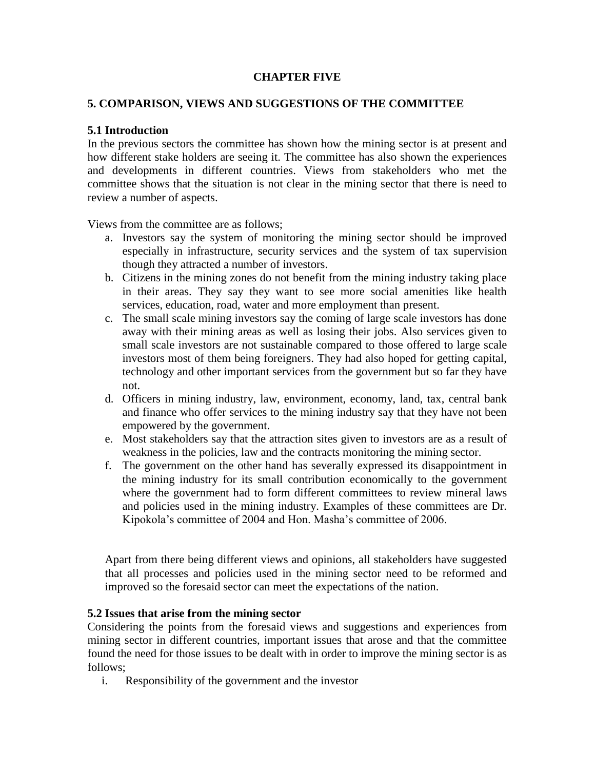**CHAPTER FIVE**

## 5. COMPARISON, VIEWS AND SUGGESTIONS OF THE COMMITTEE

### 5.1 Introduction

In the previous sectors the committee has shown how the mining sector is at present and how different stake holders are seeing it. The committee has also shown the experiences and developments in different countries. Views from stakeholders who met the committee shows that the situation is not clear in the mining sector that there is need to review a number of aspects.

Views from the committee are as follows;

a. Investors say the system of monitoring the mining sector should be improved especially in infrastructure, security services and the system of tax supervision though they attracted a number of investors.
b. Citizens in the mining zones do not benefit from the mining industry taking place in their areas. They say they want to see more social amenities like health services, education, road, water and more employment than present.
c. The small scale mining investors say the coming of large scale investors has done away with their mining areas as well as losing their jobs. Also services given to small scale investors are not sustainable compared to those offered to large scale investors most of them being foreigners. They had also hoped for getting capital, technology and other important services from the government but so far they have not.
d. Officers in mining industry, law, environment, economy, land, tax, central bank and finance who offer services to the mining industry say that they have not been empowered by the government.
e. Most stakeholders say that the attraction sites given to investors are as a result of weakness in the policies, law and the contracts monitoring the mining sector.
f. The government on the other hand has severally expressed its disappointment in the mining industry for its small contribution economically to the government where the government had to form different committees to review mineral laws and policies used in the mining industry. Examples of these committees are Dr. Kipokola's committee of 2004 and Hon. Masha's committee of 2006.

Apart from there being different views and opinions, all stakeholders have suggested that all processes and policies used in the mining sector need to be reformed and improved so the foresaid sector can meet the expectations of the nation.

### 5.2 Issues that arise from the mining sector

Considering the points from the foresaid views and suggestions and experiences from mining sector in different countries, important issues that arose and that the committee found the need for those issues to be dealt with in order to improve the mining sector is as follows;

i. Responsibility of the government and the investor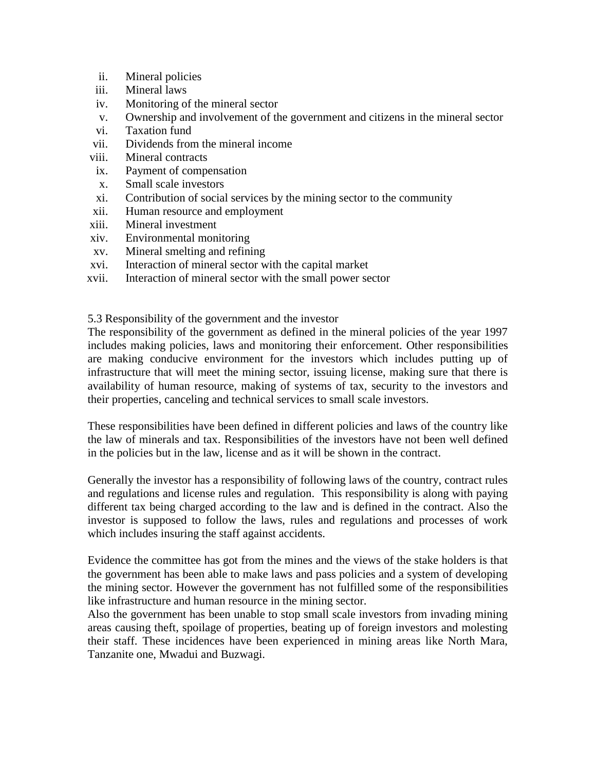ii. Mineral policies
iii. Mineral laws
iv. Monitoring of the mineral sector
v. Ownership and involvement of the government and citizens in the mineral sector
vi. Taxation fund
vii. Dividends from the mineral income
viii. Mineral contracts
ix. Payment of compensation
x. Small scale investors
xi. Contribution of social services by the mining sector to the community
xii. Human resource and employment
xiii. Mineral investment
xiv. Environmental monitoring
xv. Mineral smelting and refining
xvi. Interaction of mineral sector with the capital market
xvii. Interaction of mineral sector with the small power sector

5.3 Responsibility of the government and the investor

The responsibility of the government as defined in the mineral policies of the year 1997 includes making policies, laws and monitoring their enforcement. Other responsibilities are making conducive environment for the investors which includes putting up of infrastructure that will meet the mining sector, issuing license, making sure that there is availability of human resource, making of systems of tax, security to the investors and their properties, canceling and technical services to small scale investors.

These responsibilities have been defined in different policies and laws of the country like the law of minerals and tax. Responsibilities of the investors have not been well defined in the policies but in the law, license and as it will be shown in the contract.

Generally the investor has a responsibility of following laws of the country, contract rules and regulations and license rules and regulation. This responsibility is along with paying different tax being charged according to the law and is defined in the contract. Also the investor is supposed to follow the laws, rules and regulations and processes of work which includes insuring the staff against accidents.

Evidence the committee has got from the mines and the views of the stake holders is that the government has been able to make laws and pass policies and a system of developing the mining sector. However the government has not fulfilled some of the responsibilities like infrastructure and human resource in the mining sector.

Also the government has been unable to stop small scale investors from invading mining areas causing theft, spoilage of properties, beating up of foreign investors and molesting their staff. These incidences have been experienced in mining areas like North Mara, Tanzanite one, Mwadui and Buzwagi.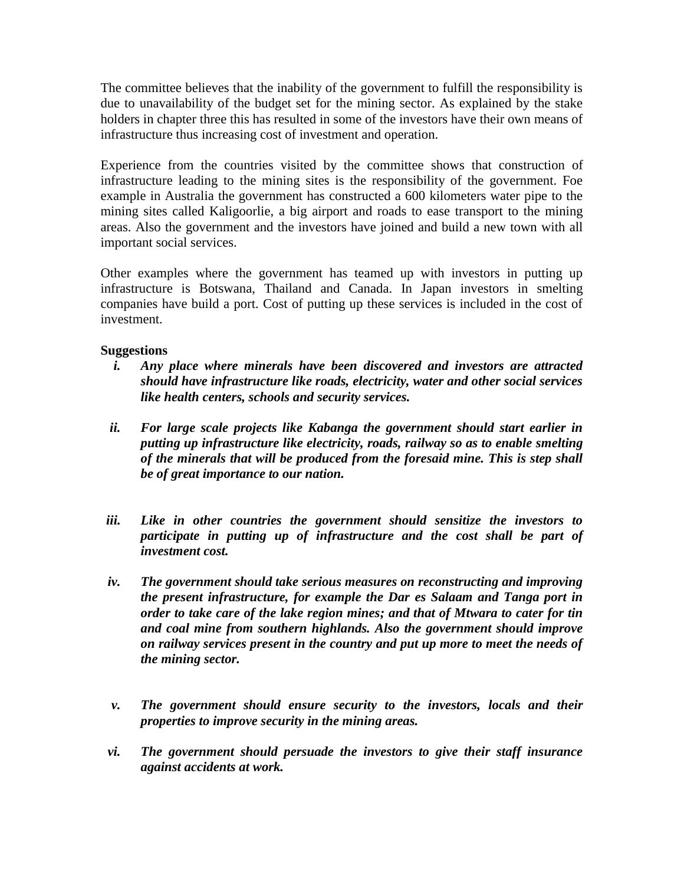The committee believes that the inability of the government to fulfill the responsibility is due to unavailability of the budget set for the mining sector. As explained by the stake holders in chapter three this has resulted in some of the investors have their own means of infrastructure thus increasing cost of investment and operation.

Experience from the countries visited by the committee shows that construction of infrastructure leading to the mining sites is the responsibility of the government. Foe example in Australia the government has constructed a 600 kilometers water pipe to the mining sites called Kaligoorlie, a big airport and roads to ease transport to the mining areas. Also the government and the investors have joined and build a new town with all important social services.

Other examples where the government has teamed up with investors in putting up infrastructure is Botswana, Thailand and Canada. In Japan investors in smelting companies have build a port. Cost of putting up these services is included in the cost of investment.

**Suggestions**

i. ***Any place where minerals have been discovered and investors are attracted should have infrastructure like roads, electricity, water and other social services like health centers, schools and security services.***

ii. ***For large scale projects like Kabanga the government should start earlier in putting up infrastructure like electricity, roads, railway so as to enable smelting of the minerals that will be produced from the foresaid mine. This is step shall be of great importance to our nation.***

iii. ***Like in other countries the government should sensitize the investors to participate in putting up of infrastructure and the cost shall be part of investment cost.***

iv. ***The government should take serious measures on reconstructing and improving the present infrastructure, for example the Dar es Salaam and Tanga port in order to take care of the lake region mines; and that of Mtwara to cater for tin and coal mine from southern highlands. Also the government should improve on railway services present in the country and put up more to meet the needs of the mining sector.***

v. ***The government should ensure security to the investors, locals and their properties to improve security in the mining areas.***

vi. ***The government should persuade the investors to give their staff insurance against accidents at work.***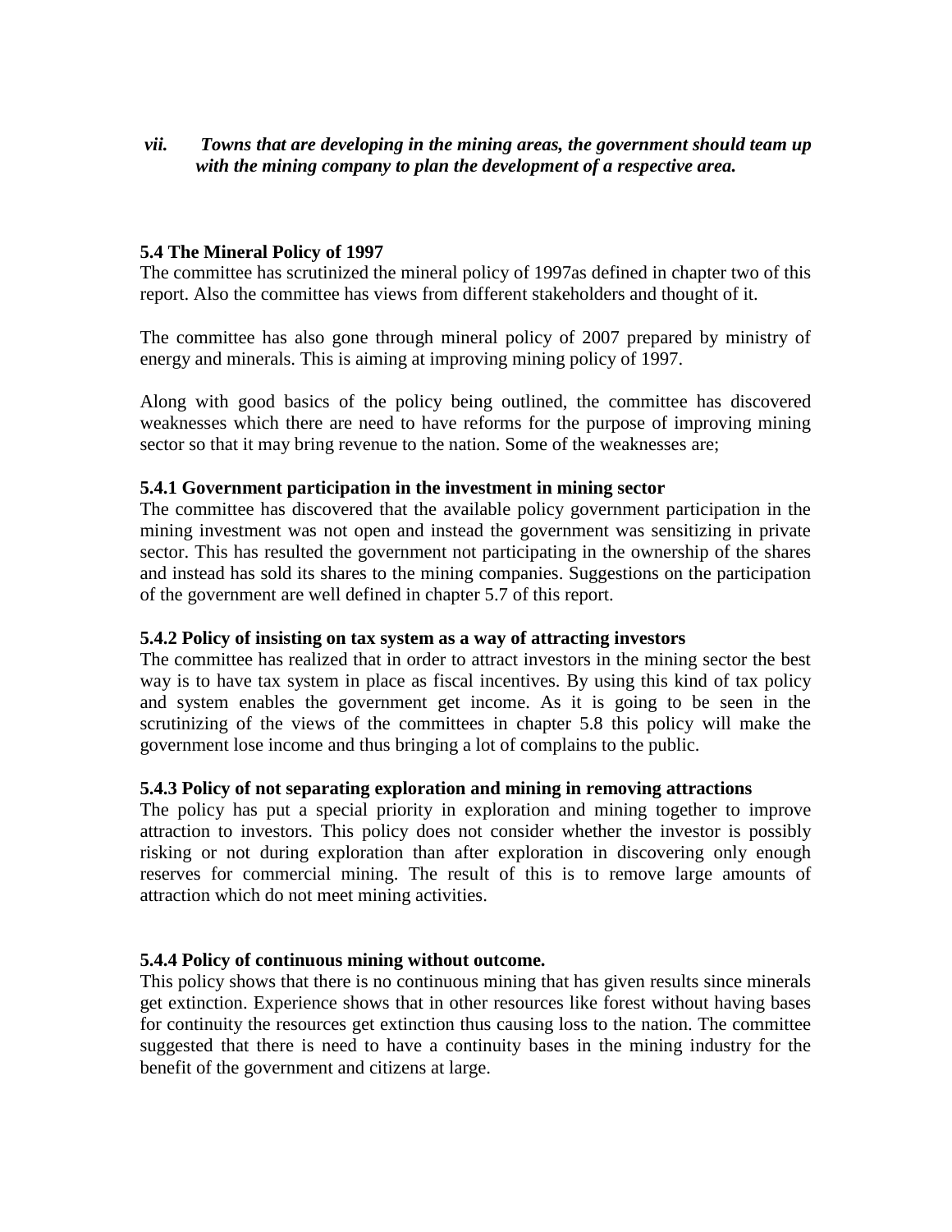*vii. Towns that are developing in the mining areas, the government should team up with the mining company to plan the development of a respective area.*

### 5.4 The Mineral Policy of 1997

The committee has scrutinized the mineral policy of 1997as defined in chapter two of this report. Also the committee has views from different stakeholders and thought of it.

The committee has also gone through mineral policy of 2007 prepared by ministry of energy and minerals. This is aiming at improving mining policy of 1997.

Along with good basics of the policy being outlined, the committee has discovered weaknesses which there are need to have reforms for the purpose of improving mining sector so that it may bring revenue to the nation. Some of the weaknesses are;

#### 5.4.1 Government participation in the investment in mining sector

The committee has discovered that the available policy government participation in the mining investment was not open and instead the government was sensitizing in private sector. This has resulted the government not participating in the ownership of the shares and instead has sold its shares to the mining companies. Suggestions on the participation of the government are well defined in chapter 5.7 of this report.

#### 5.4.2 Policy of insisting on tax system as a way of attracting investors

The committee has realized that in order to attract investors in the mining sector the best way is to have tax system in place as fiscal incentives. By using this kind of tax policy and system enables the government get income. As it is going to be seen in the scrutinizing of the views of the committees in chapter 5.8 this policy will make the government lose income and thus bringing a lot of complains to the public.

#### 5.4.3 Policy of not separating exploration and mining in removing attractions

The policy has put a special priority in exploration and mining together to improve attraction to investors. This policy does not consider whether the investor is possibly risking or not during exploration than after exploration in discovering only enough reserves for commercial mining. The result of this is to remove large amounts of attraction which do not meet mining activities.

#### 5.4.4 Policy of continuous mining without outcome.

This policy shows that there is no continuous mining that has given results since minerals get extinction. Experience shows that in other resources like forest without having bases for continuity the resources get extinction thus causing loss to the nation. The committee suggested that there is need to have a continuity bases in the mining industry for the benefit of the government and citizens at large.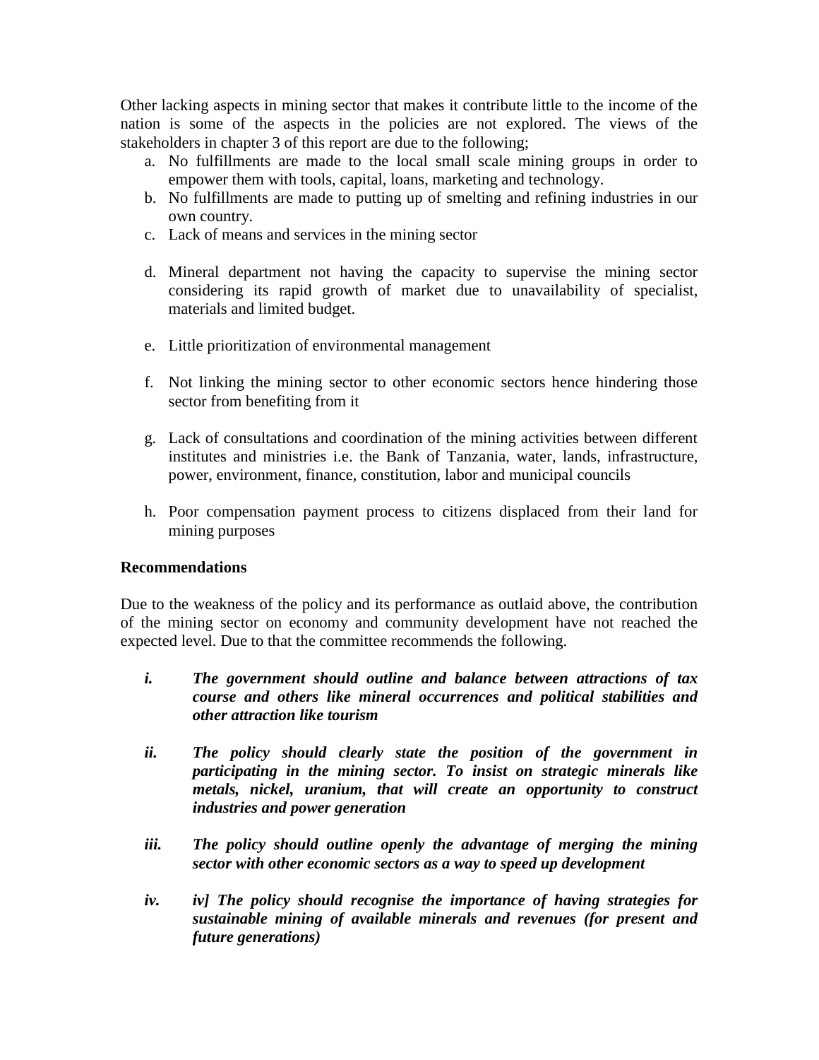Other lacking aspects in mining sector that makes it contribute little to the income of the nation is some of the aspects in the policies are not explored. The views of the stakeholders in chapter 3 of this report are due to the following;

a. No fulfillments are made to the local small scale mining groups in order to empower them with tools, capital, loans, marketing and technology.
b. No fulfillments are made to putting up of smelting and refining industries in our own country.
c. Lack of means and services in the mining sector
d. Mineral department not having the capacity to supervise the mining sector considering its rapid growth of market due to unavailability of specialist, materials and limited budget.
e. Little prioritization of environmental management
f. Not linking the mining sector to other economic sectors hence hindering those sector from benefiting from it
g. Lack of consultations and coordination of the mining activities between different institutes and ministries i.e. the Bank of Tanzania, water, lands, infrastructure, power, environment, finance, constitution, labor and municipal councils
h. Poor compensation payment process to citizens displaced from their land for mining purposes

**Recommendations**

Due to the weakness of the policy and its performance as outlaid above, the contribution of the mining sector on economy and community development have not reached the expected level. Due to that the committee recommends the following.

- ***i.*** ***The government should outline and balance between attractions of tax course and others like mineral occurrences and political stabilities and other attraction like tourism***
- ***ii.*** ***The policy should clearly state the position of the government in participating in the mining sector. To insist on strategic minerals like metals, nickel, uranium, that will create an opportunity to construct industries and power generation***
- ***iii.*** ***The policy should outline openly the advantage of merging the mining sector with other economic sectors as a way to speed up development***
- ***iv.*** ***iv] The policy should recognise the importance of having strategies for sustainable mining of available minerals and revenues (for present and future generations)***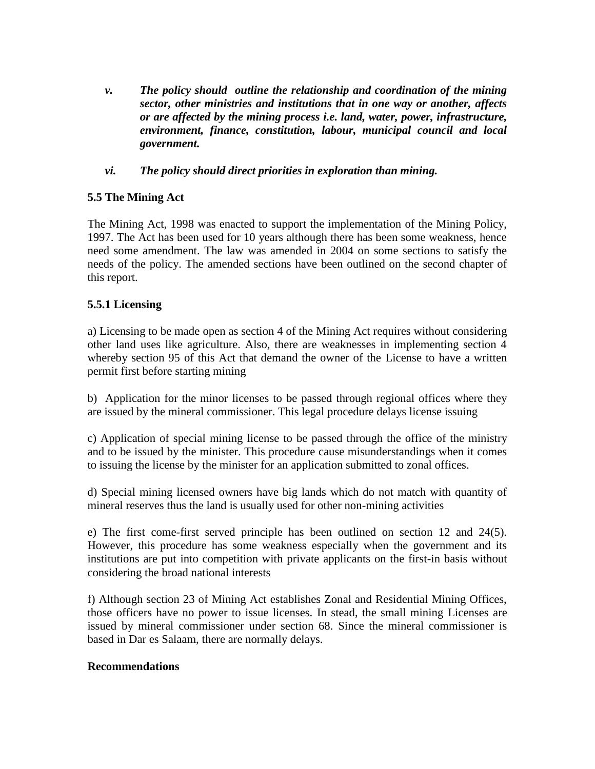*v.* ***The policy should outline the relationship and coordination of the mining sector, other ministries and institutions that in one way or another, affects or are affected by the mining process i.e. land, water, power, infrastructure, environment, finance, constitution, labour, municipal council and local government.***

*vi.* ***The policy should direct priorities in exploration than mining.***

### 5.5 The Mining Act

The Mining Act, 1998 was enacted to support the implementation of the Mining Policy, 1997. The Act has been used for 10 years although there has been some weakness, hence need some amendment. The law was amended in 2004 on some sections to satisfy the needs of the policy. The amended sections have been outlined on the second chapter of this report.

#### 5.5.1 Licensing

a) Licensing to be made open as section 4 of the Mining Act requires without considering other land uses like agriculture. Also, there are weaknesses in implementing section 4 whereby section 95 of this Act that demand the owner of the License to have a written permit first before starting mining

b) Application for the minor licenses to be passed through regional offices where they are issued by the mineral commissioner. This legal procedure delays license issuing

c) Application of special mining license to be passed through the office of the ministry and to be issued by the minister. This procedure cause misunderstandings when it comes to issuing the license by the minister for an application submitted to zonal offices.

d) Special mining licensed owners have big lands which do not match with quantity of mineral reserves thus the land is usually used for other non-mining activities

e) The first come-first served principle has been outlined on section 12 and 24(5). However, this procedure has some weakness especially when the government and its institutions are put into competition with private applicants on the first-in basis without considering the broad national interests

f) Although section 23 of Mining Act establishes Zonal and Residential Mining Offices, those officers have no power to issue licenses. In stead, the small mining Licenses are issued by mineral commissioner under section 68. Since the mineral commissioner is based in Dar es Salaam, there are normally delays.

**Recommendations**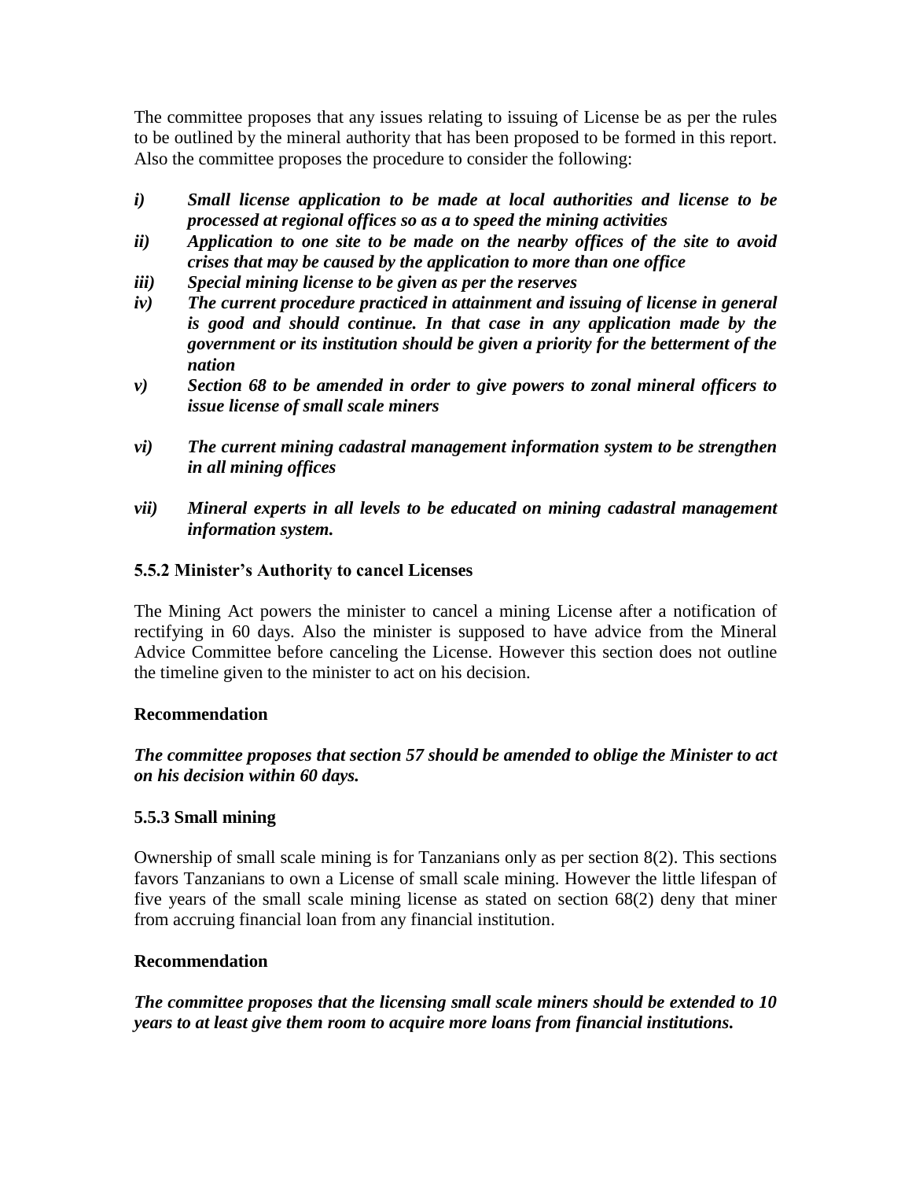The committee proposes that any issues relating to issuing of License be as per the rules to be outlined by the mineral authority that has been proposed to be formed in this report. Also the committee proposes the procedure to consider the following:

- ***i)*** ***Small license application to be made at local authorities and license to be processed at regional offices so as a to speed the mining activities***
- ***ii)*** ***Application to one site to be made on the nearby offices of the site to avoid crises that may be caused by the application to more than one office***
- ***iii)*** ***Special mining license to be given as per the reserves***
- ***iv)*** ***The current procedure practiced in attainment and issuing of license in general is good and should continue. In that case in any application made by the government or its institution should be given a priority for the betterment of the nation***
- ***v)*** ***Section 68 to be amended in order to give powers to zonal mineral officers to issue license of small scale miners***
- ***vi)*** ***The current mining cadastral management information system to be strengthen in all mining offices***
- ***vii)*** ***Mineral experts in all levels to be educated on mining cadastral management information system.***

### 5.5.2 Minister's Authority to cancel Licenses

The Mining Act powers the minister to cancel a mining License after a notification of rectifying in 60 days. Also the minister is supposed to have advice from the Mineral Advice Committee before canceling the License. However this section does not outline the timeline given to the minister to act on his decision.

**Recommendation**

***The committee proposes that section 57 should be amended to oblige the Minister to act on his decision within 60 days.***

### 5.5.3 Small mining

Ownership of small scale mining is for Tanzanians only as per section 8(2). This sections favors Tanzanians to own a License of small scale mining. However the little lifespan of five years of the small scale mining license as stated on section 68(2) deny that miner from accruing financial loan from any financial institution.

**Recommendation**

***The committee proposes that the licensing small scale miners should be extended to 10 years to at least give them room to acquire more loans from financial institutions.***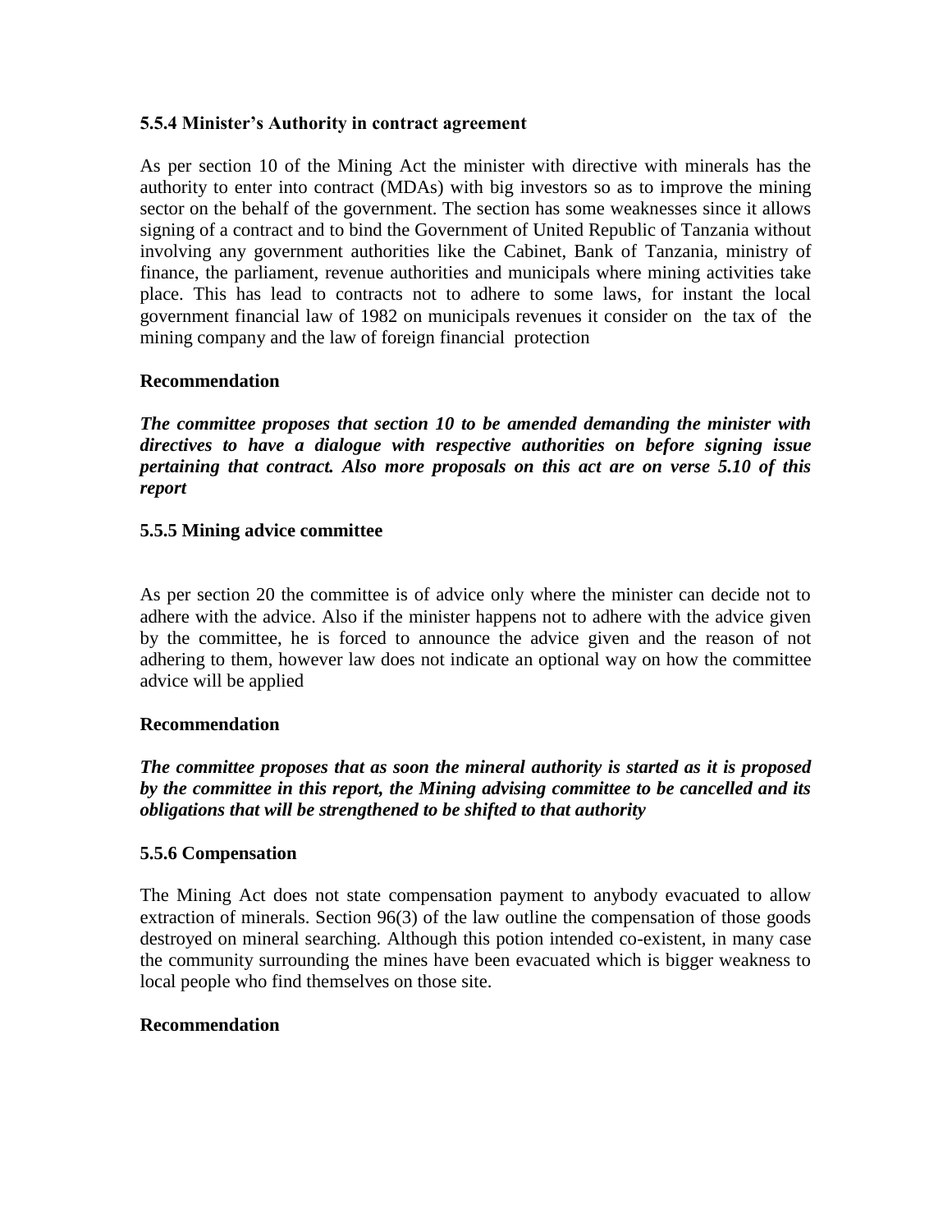### 5.5.4 Minister's Authority in contract agreement

As per section 10 of the Mining Act the minister with directive with minerals has the authority to enter into contract (MDAs) with big investors so as to improve the mining sector on the behalf of the government. The section has some weaknesses since it allows signing of a contract and to bind the Government of United Republic of Tanzania without involving any government authorities like the Cabinet, Bank of Tanzania, ministry of finance, the parliament, revenue authorities and municipals where mining activities take place. This has lead to contracts not to adhere to some laws, for instant the local government financial law of 1982 on municipals revenues it consider on the tax of the mining company and the law of foreign financial protection

**Recommendation**

***The committee proposes that section 10 to be amended demanding the minister with directives to have a dialogue with respective authorities on before signing issue pertaining that contract. Also more proposals on this act are on verse 5.10 of this report***

### 5.5.5 Mining advice committee

As per section 20 the committee is of advice only where the minister can decide not to adhere with the advice. Also if the minister happens not to adhere with the advice given by the committee, he is forced to announce the advice given and the reason of not adhering to them, however law does not indicate an optional way on how the committee advice will be applied

**Recommendation**

***The committee proposes that as soon the mineral authority is started as it is proposed by the committee in this report, the Mining advising committee to be cancelled and its obligations that will be strengthened to be shifted to that authority***

### 5.5.6 Compensation

The Mining Act does not state compensation payment to anybody evacuated to allow extraction of minerals. Section 96(3) of the law outline the compensation of those goods destroyed on mineral searching. Although this potion intended co-existent, in many case the community surrounding the mines have been evacuated which is bigger weakness to local people who find themselves on those site.

**Recommendation**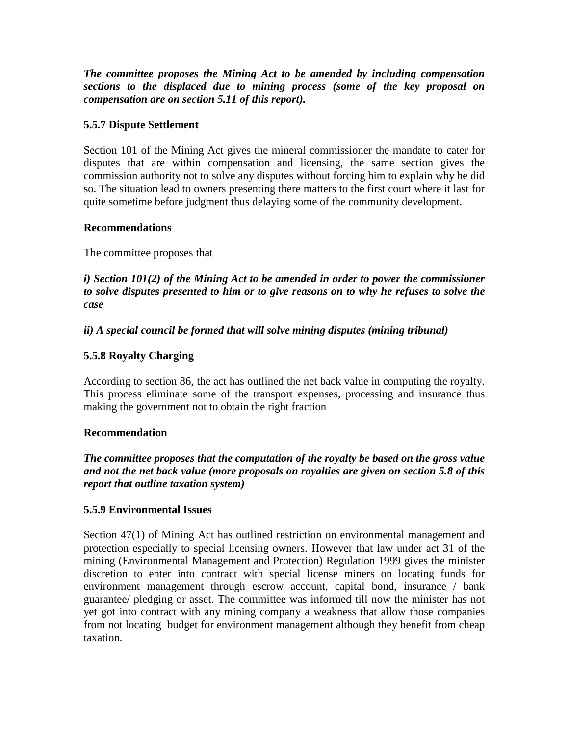***The committee proposes the Mining Act to be amended by including compensation sections to the displaced due to mining process (some of the key proposal on compensation are on section 5.11 of this report).***

### 5.5.7 Dispute Settlement

Section 101 of the Mining Act gives the mineral commissioner the mandate to cater for disputes that are within compensation and licensing, the same section gives the commission authority not to solve any disputes without forcing him to explain why he did so. The situation lead to owners presenting there matters to the first court where it last for quite sometime before judgment thus delaying some of the community development.

**Recommendations**

The committee proposes that

***i) Section 101(2) of the Mining Act to be amended in order to power the commissioner to solve disputes presented to him or to give reasons on to why he refuses to solve the case***

***ii) A special council be formed that will solve mining disputes (mining tribunal)***

### 5.5.8 Royalty Charging

According to section 86, the act has outlined the net back value in computing the royalty. This process eliminate some of the transport expenses, processing and insurance thus making the government not to obtain the right fraction

**Recommendation**

***The committee proposes that the computation of the royalty be based on the gross value and not the net back value (more proposals on royalties are given on section 5.8 of this report that outline taxation system)***

### 5.5.9 Environmental Issues

Section 47(1) of Mining Act has outlined restriction on environmental management and protection especially to special licensing owners. However that law under act 31 of the mining (Environmental Management and Protection) Regulation 1999 gives the minister discretion to enter into contract with special license miners on locating funds for environment management through escrow account, capital bond, insurance / bank guarantee/ pledging or asset. The committee was informed till now the minister has not yet got into contract with any mining company a weakness that allow those companies from not locating budget for environment management although they benefit from cheap taxation.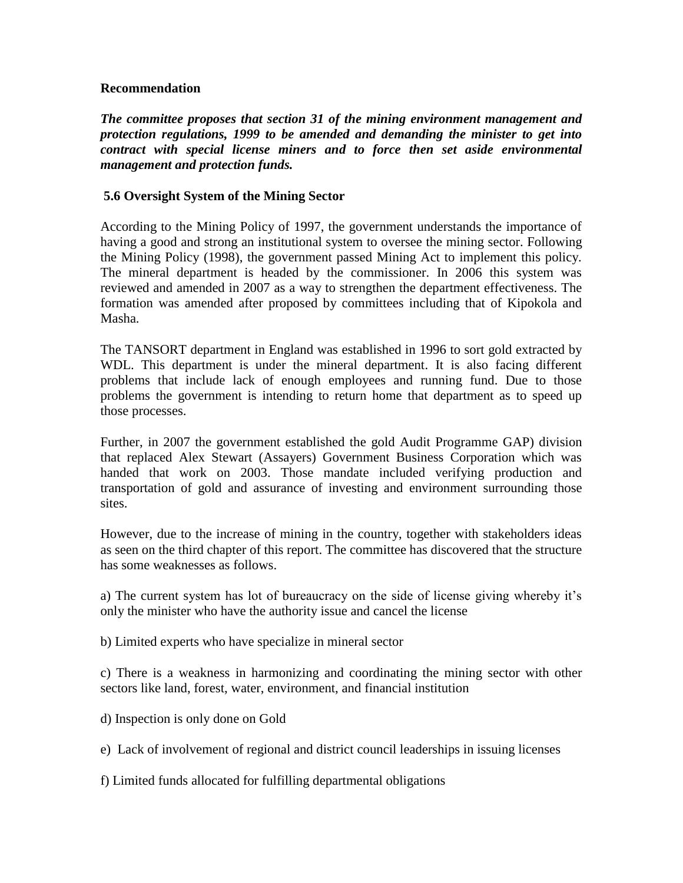**Recommendation**

***The committee proposes that section 31 of the mining environment management and protection regulations, 1999 to be amended and demanding the minister to get into contract with special license miners and to force then set aside environmental management and protection funds.***

**5.6 Oversight System of the Mining Sector**

According to the Mining Policy of 1997, the government understands the importance of having a good and strong an institutional system to oversee the mining sector. Following the Mining Policy (1998), the government passed Mining Act to implement this policy. The mineral department is headed by the commissioner. In 2006 this system was reviewed and amended in 2007 as a way to strengthen the department effectiveness. The formation was amended after proposed by committees including that of Kipokola and Masha.

The TANSORT department in England was established in 1996 to sort gold extracted by WDL. This department is under the mineral department. It is also facing different problems that include lack of enough employees and running fund. Due to those problems the government is intending to return home that department as to speed up those processes.

Further, in 2007 the government established the gold Audit Programme GAP) division that replaced Alex Stewart (Assayers) Government Business Corporation which was handed that work on 2003. Those mandate included verifying production and transportation of gold and assurance of investing and environment surrounding those sites.

However, due to the increase of mining in the country, together with stakeholders ideas as seen on the third chapter of this report. The committee has discovered that the structure has some weaknesses as follows.

a) The current system has lot of bureaucracy on the side of license giving whereby it's only the minister who have the authority issue and cancel the license

b) Limited experts who have specialize in mineral sector

c) There is a weakness in harmonizing and coordinating the mining sector with other sectors like land, forest, water, environment, and financial institution

d) Inspection is only done on Gold

e) Lack of involvement of regional and district council leaderships in issuing licenses

f) Limited funds allocated for fulfilling departmental obligations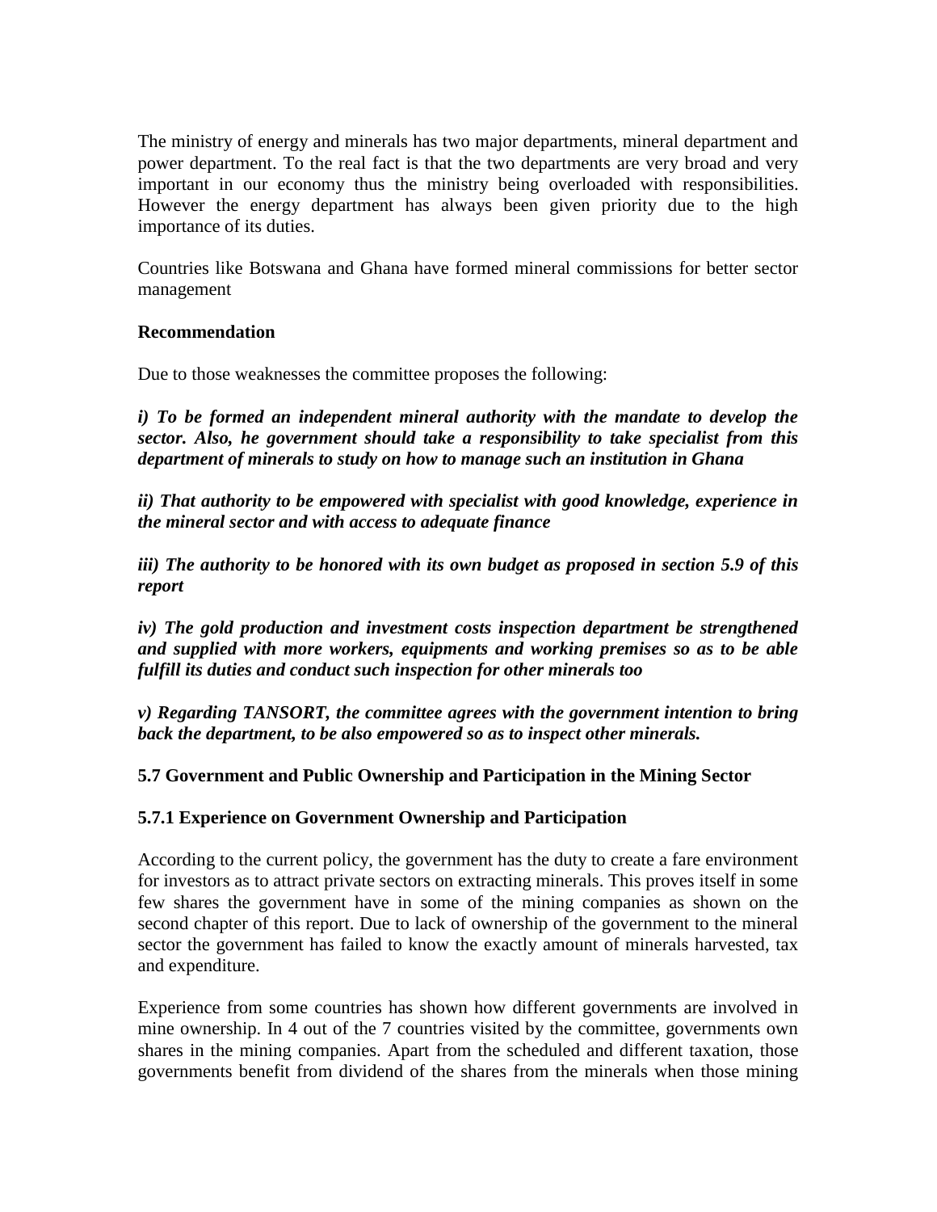The ministry of energy and minerals has two major departments, mineral department and power department. To the real fact is that the two departments are very broad and very important in our economy thus the ministry being overloaded with responsibilities. However the energy department has always been given priority due to the high importance of its duties.

Countries like Botswana and Ghana have formed mineral commissions for better sector management

**Recommendation**

Due to those weaknesses the committee proposes the following:

***i) To be formed an independent mineral authority with the mandate to develop the sector. Also, he government should take a responsibility to take specialist from this department of minerals to study on how to manage such an institution in Ghana***

***ii) That authority to be empowered with specialist with good knowledge, experience in the mineral sector and with access to adequate finance***

***iii) The authority to be honored with its own budget as proposed in section 5.9 of this report***

***iv) The gold production and investment costs inspection department be strengthened and supplied with more workers, equipments and working premises so as to be able fulfill its duties and conduct such inspection for other minerals too***

***v) Regarding TANSORT, the committee agrees with the government intention to bring back the department, to be also empowered so as to inspect other minerals.***

**5.7 Government and Public Ownership and Participation in the Mining Sector**

**5.7.1 Experience on Government Ownership and Participation**

According to the current policy, the government has the duty to create a fare environment for investors as to attract private sectors on extracting minerals. This proves itself in some few shares the government have in some of the mining companies as shown on the second chapter of this report. Due to lack of ownership of the government to the mineral sector the government has failed to know the exactly amount of minerals harvested, tax and expenditure.

Experience from some countries has shown how different governments are involved in mine ownership. In 4 out of the 7 countries visited by the committee, governments own shares in the mining companies. Apart from the scheduled and different taxation, those governments benefit from dividend of the shares from the minerals when those mining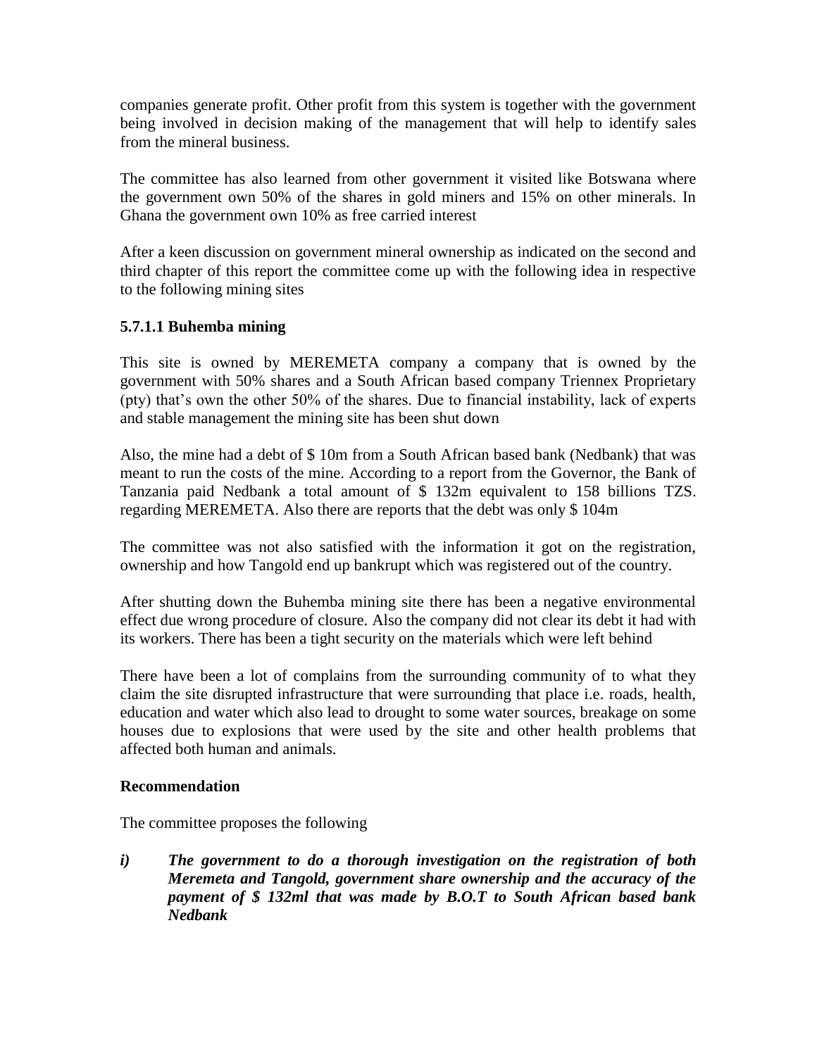companies generate profit. Other profit from this system is together with the government being involved in decision making of the management that will help to identify sales from the mineral business.

The committee has also learned from other government it visited like Botswana where the government own 50% of the shares in gold miners and 15% on other minerals. In Ghana the government own 10% as free carried interest

After a keen discussion on government mineral ownership as indicated on the second and third chapter of this report the committee come up with the following idea in respective to the following mining sites

**5.7.1.1 Buhemba mining**

This site is owned by MEREMETA company a company that is owned by the government with 50% shares and a South African based company Triennex Proprietary (pty) that's own the other 50% of the shares. Due to financial instability, lack of experts and stable management the mining site has been shut down

Also, the mine had a debt of $ 10m from a South African based bank (Nedbank) that was meant to run the costs of the mine. According to a report from the Governor, the Bank of Tanzania paid Nedbank a total amount of $ 132m equivalent to 158 billions TZS. regarding MEREMETA. Also there are reports that the debt was only $ 104m

The committee was not also satisfied with the information it got on the registration, ownership and how Tangold end up bankrupt which was registered out of the country.

After shutting down the Buhemba mining site there has been a negative environmental effect due wrong procedure of closure. Also the company did not clear its debt it had with its workers. There has been a tight security on the materials which were left behind

There have been a lot of complains from the surrounding community of to what they claim the site disrupted infrastructure that were surrounding that place i.e. roads, health, education and water which also lead to drought to some water sources, breakage on some houses due to explosions that were used by the site and other health problems that affected both human and animals.

**Recommendation**

The committee proposes the following

***i) The government to do a thorough investigation on the registration of both Meremeta and Tangold, government share ownership and the accuracy of the payment of $ 132ml that was made by B.O.T to South African based bank Nedbank***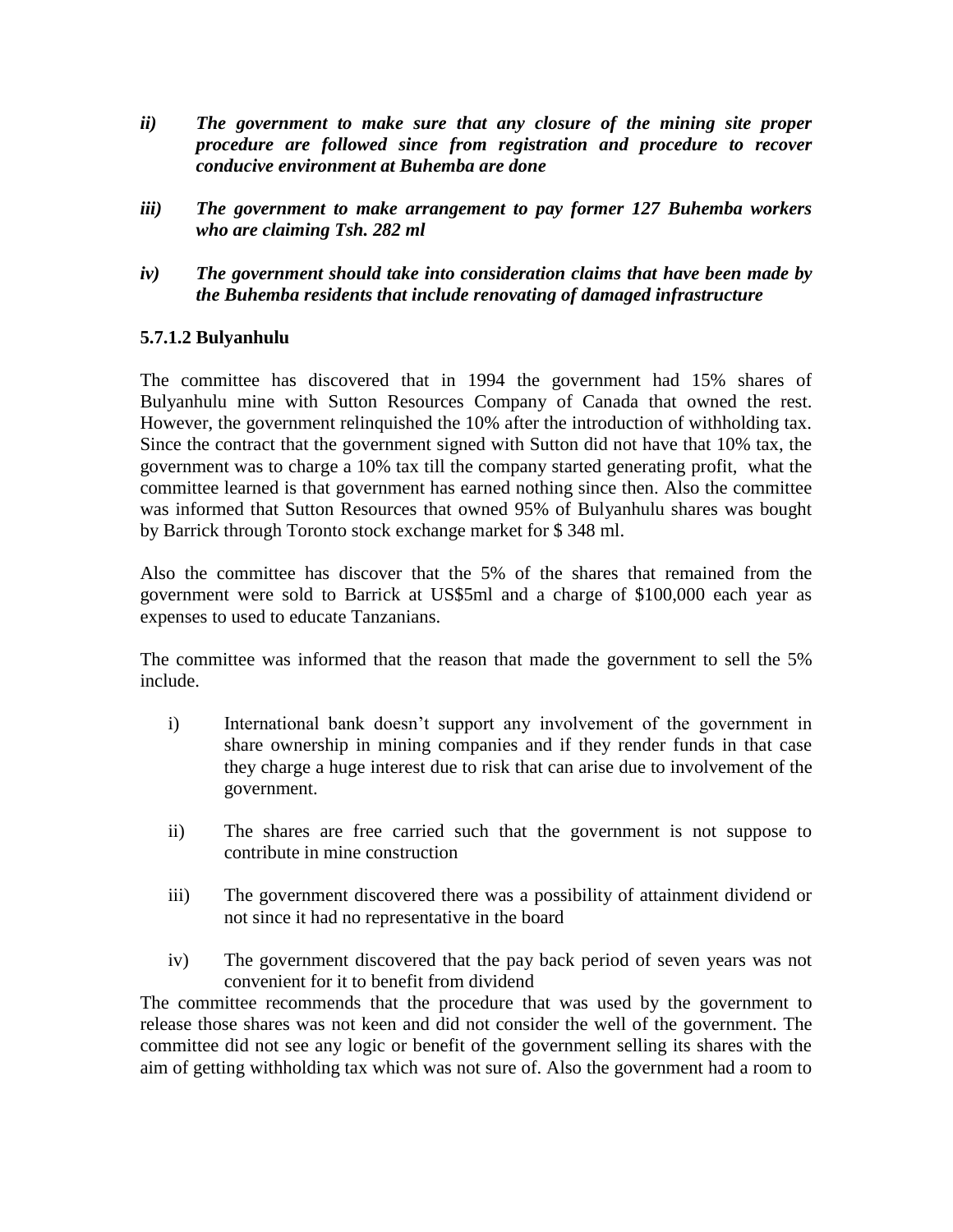*ii)* ***The government to make sure that any closure of the mining site proper procedure are followed since from registration and procedure to recover conducive environment at Buhemba are done***

*iii)* ***The government to make arrangement to pay former 127 Buhemba workers who are claiming Tsh. 282 ml***

*iv)* ***The government should take into consideration claims that have been made by the Buhemba residents that include renovating of damaged infrastructure***

### 5.7.1.2 Bulyanhulu

The committee has discovered that in 1994 the government had 15% shares of Bulyanhulu mine with Sutton Resources Company of Canada that owned the rest. However, the government relinquished the 10% after the introduction of withholding tax. Since the contract that the government signed with Sutton did not have that 10% tax, the government was to charge a 10% tax till the company started generating profit, what the committee learned is that government has earned nothing since then. Also the committee was informed that Sutton Resources that owned 95% of Bulyanhulu shares was bought by Barrick through Toronto stock exchange market for $ 348 ml.

Also the committee has discover that the 5% of the shares that remained from the government were sold to Barrick at US$5ml and a charge of $100,000 each year as expenses to used to educate Tanzanians.

The committee was informed that the reason that made the government to sell the 5% include.

i) International bank doesn't support any involvement of the government in share ownership in mining companies and if they render funds in that case they charge a huge interest due to risk that can arise due to involvement of the government.

ii) The shares are free carried such that the government is not suppose to contribute in mine construction

iii) The government discovered there was a possibility of attainment dividend or not since it had no representative in the board

iv) The government discovered that the pay back period of seven years was not convenient for it to benefit from dividend

The committee recommends that the procedure that was used by the government to release those shares was not keen and did not consider the well of the government. The committee did not see any logic or benefit of the government selling its shares with the aim of getting withholding tax which was not sure of. Also the government had a room to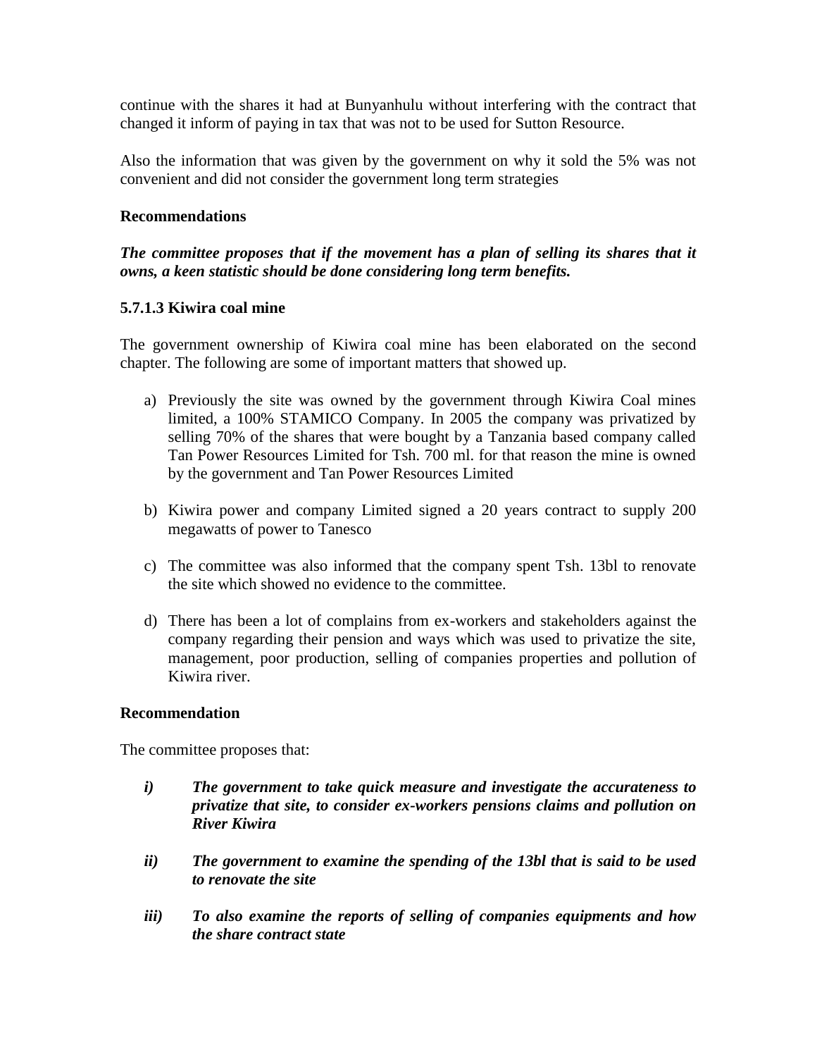continue with the shares it had at Bunyanhulu without interfering with the contract that changed it inform of paying in tax that was not to be used for Sutton Resource.

Also the information that was given by the government on why it sold the 5% was not convenient and did not consider the government long term strategies

**Recommendations**

***The committee proposes that if the movement has a plan of selling its shares that it owns, a keen statistic should be done considering long term benefits.***

**5.7.1.3 Kiwira coal mine**

The government ownership of Kiwira coal mine has been elaborated on the second chapter. The following are some of important matters that showed up.

a) Previously the site was owned by the government through Kiwira Coal mines limited, a 100% STAMICO Company. In 2005 the company was privatized by selling 70% of the shares that were bought by a Tanzania based company called Tan Power Resources Limited for Tsh. 700 ml. for that reason the mine is owned by the government and Tan Power Resources Limited

b) Kiwira power and company Limited signed a 20 years contract to supply 200 megawatts of power to Tanesco

c) The committee was also informed that the company spent Tsh. 13bl to renovate the site which showed no evidence to the committee.

d) There has been a lot of complains from ex-workers and stakeholders against the company regarding their pension and ways which was used to privatize the site, management, poor production, selling of companies properties and pollution of Kiwira river.

**Recommendation**

The committee proposes that:

***i) The government to take quick measure and investigate the accurateness to privatize that site, to consider ex-workers pensions claims and pollution on River Kiwira***

***ii) The government to examine the spending of the 13bl that is said to be used to renovate the site***

***iii) To also examine the reports of selling of companies equipments and how the share contract state***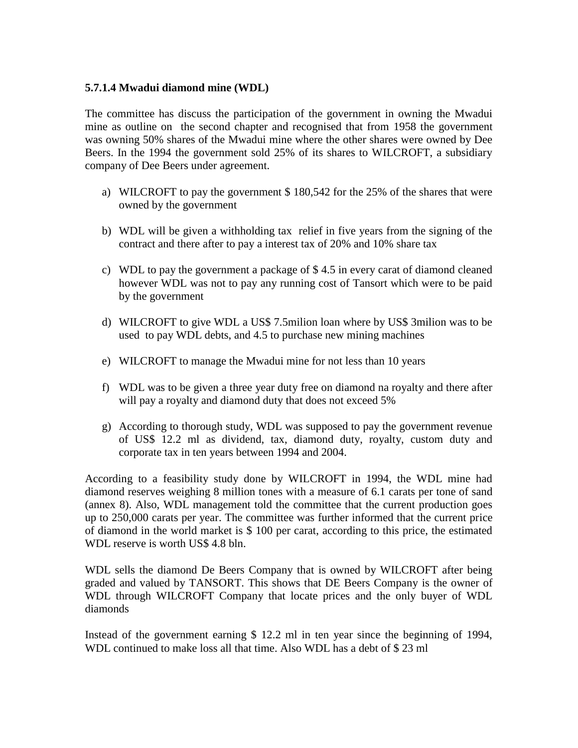### 5.7.1.4 Mwadui diamond mine (WDL)

The committee has discuss the participation of the government in owning the Mwadui mine as outline on the second chapter and recognised that from 1958 the government was owning 50% shares of the Mwadui mine where the other shares were owned by Dee Beers. In the 1994 the government sold 25% of its shares to WILCROFT, a subsidiary company of Dee Beers under agreement.

a) WILCROFT to pay the government $ 180,542 for the 25% of the shares that were owned by the government

b) WDL will be given a withholding tax relief in five years from the signing of the contract and there after to pay a interest tax of 20% and 10% share tax

c) WDL to pay the government a package of $ 4.5 in every carat of diamond cleaned however WDL was not to pay any running cost of Tansort which were to be paid by the government

d) WILCROFT to give WDL a US$ 7.5milion loan where by US$ 3milion was to be used to pay WDL debts, and 4.5 to purchase new mining machines

e) WILCROFT to manage the Mwadui mine for not less than 10 years

f) WDL was to be given a three year duty free on diamond na royalty and there after will pay a royalty and diamond duty that does not exceed 5%

g) According to thorough study, WDL was supposed to pay the government revenue of US$ 12.2 ml as dividend, tax, diamond duty, royalty, custom duty and corporate tax in ten years between 1994 and 2004.

According to a feasibility study done by WILCROFT in 1994, the WDL mine had diamond reserves weighing 8 million tones with a measure of 6.1 carats per tone of sand (annex 8). Also, WDL management told the committee that the current production goes up to 250,000 carats per year. The committee was further informed that the current price of diamond in the world market is $ 100 per carat, according to this price, the estimated WDL reserve is worth US$ 4.8 bln.

WDL sells the diamond De Beers Company that is owned by WILCROFT after being graded and valued by TANSORT. This shows that DE Beers Company is the owner of WDL through WILCROFT Company that locate prices and the only buyer of WDL diamonds

Instead of the government earning $ 12.2 ml in ten year since the beginning of 1994, WDL continued to make loss all that time. Also WDL has a debt of $ 23 ml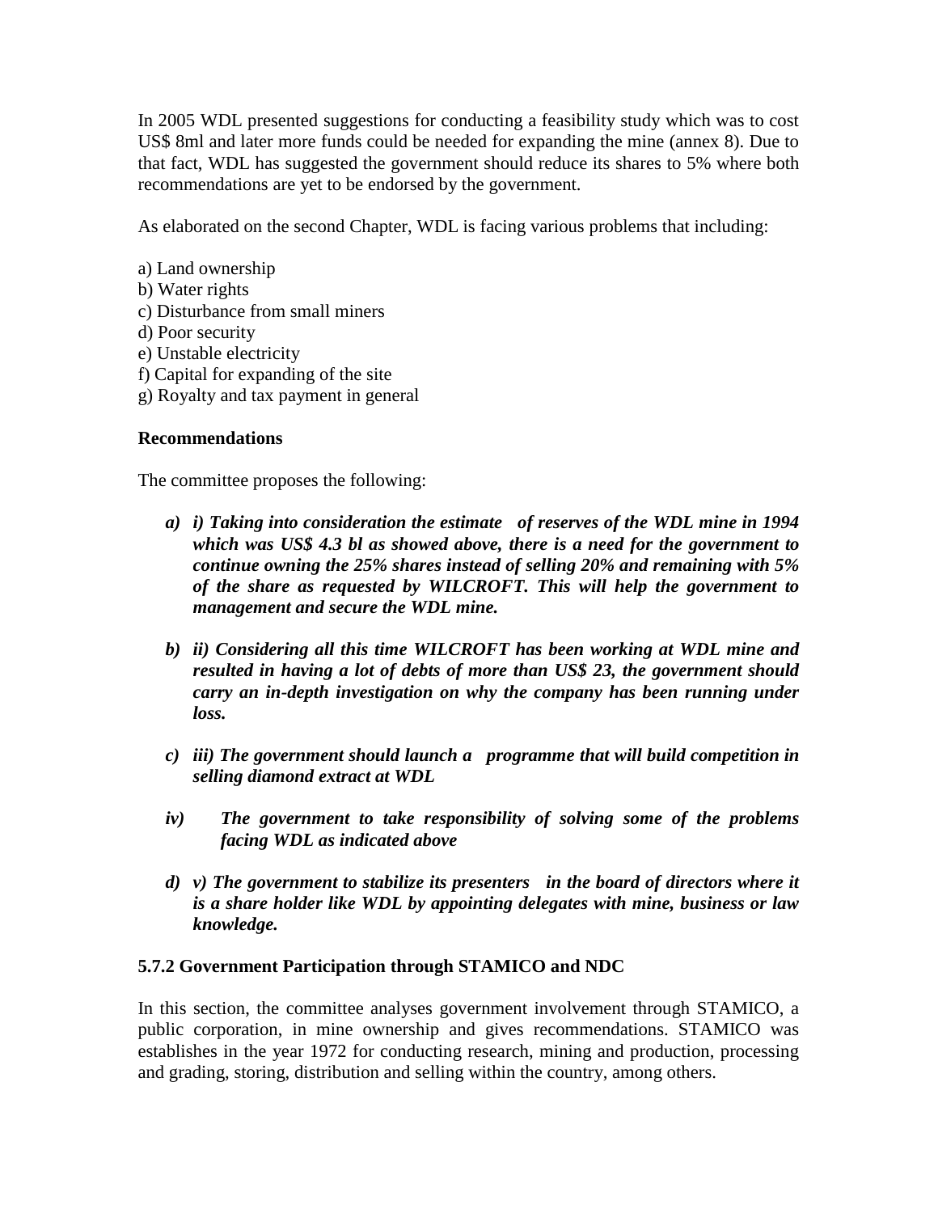In 2005 WDL presented suggestions for conducting a feasibility study which was to cost US$ 8ml and later more funds could be needed for expanding the mine (annex 8). Due to that fact, WDL has suggested the government should reduce its shares to 5% where both recommendations are yet to be endorsed by the government.

As elaborated on the second Chapter, WDL is facing various problems that including:

a) Land ownership
b) Water rights
c) Disturbance from small miners
d) Poor security
e) Unstable electricity
f) Capital for expanding of the site
g) Royalty and tax payment in general

**Recommendations**

The committee proposes the following:

a) ***i) Taking into consideration the estimate of reserves of the WDL mine in 1994 which was US$ 4.3 bl as showed above, there is a need for the government to continue owning the 25% shares instead of selling 20% and remaining with 5% of the share as requested by WILCROFT. This will help the government to management and secure the WDL mine.***

b) ***ii) Considering all this time WILCROFT has been working at WDL mine and resulted in having a lot of debts of more than US$ 23, the government should carry an in-depth investigation on why the company has been running under loss.***

c) ***iii) The government should launch a programme that will build competition in selling diamond extract at WDL***

***iv) The government to take responsibility of solving some of the problems facing WDL as indicated above***

d) ***v) The government to stabilize its presenters in the board of directors where it is a share holder like WDL by appointing delegates with mine, business or law knowledge.***

### 5.7.2 Government Participation through STAMICO and NDC

In this section, the committee analyses government involvement through STAMICO, a public corporation, in mine ownership and gives recommendations. STAMICO was establishes in the year 1972 for conducting research, mining and production, processing and grading, storing, distribution and selling within the country, among others.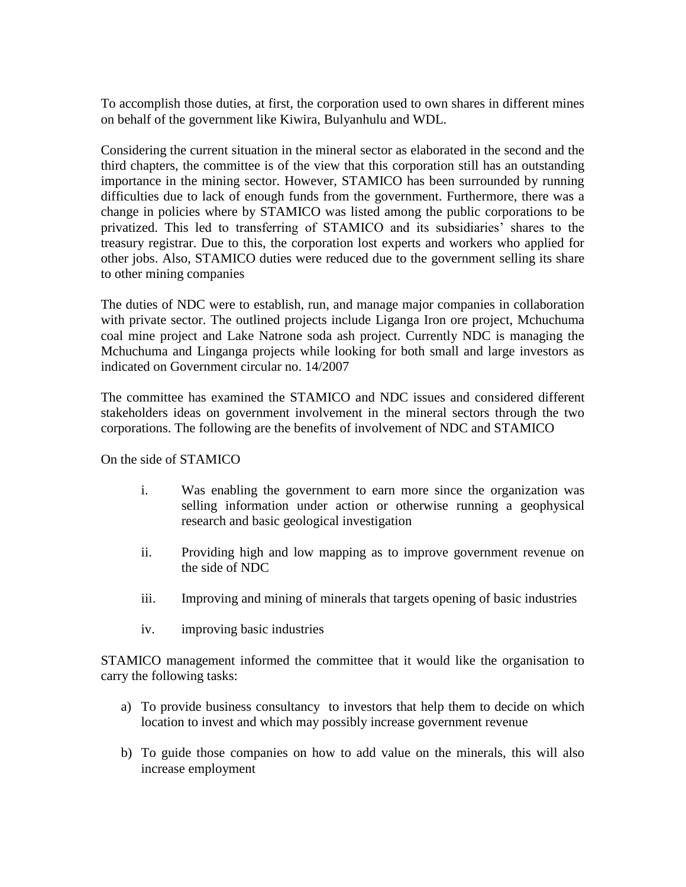To accomplish those duties, at first, the corporation used to own shares in different mines on behalf of the government like Kiwira, Bulyanhulu and WDL.

Considering the current situation in the mineral sector as elaborated in the second and the third chapters, the committee is of the view that this corporation still has an outstanding importance in the mining sector. However, STAMICO has been surrounded by running difficulties due to lack of enough funds from the government. Furthermore, there was a change in policies where by STAMICO was listed among the public corporations to be privatized. This led to transferring of STAMICO and its subsidiaries' shares to the treasury registrar. Due to this, the corporation lost experts and workers who applied for other jobs. Also, STAMICO duties were reduced due to the government selling its share to other mining companies

The duties of NDC were to establish, run, and manage major companies in collaboration with private sector. The outlined projects include Liganga Iron ore project, Mchuchuma coal mine project and Lake Natrone soda ash project. Currently NDC is managing the Mchuchuma and Linganga projects while looking for both small and large investors as indicated on Government circular no. 14/2007

The committee has examined the STAMICO and NDC issues and considered different stakeholders ideas on government involvement in the mineral sectors through the two corporations. The following are the benefits of involvement of NDC and STAMICO

On the side of STAMICO

i. Was enabling the government to earn more since the organization was selling information under action or otherwise running a geophysical research and basic geological investigation

ii. Providing high and low mapping as to improve government revenue on the side of NDC

iii. Improving and mining of minerals that targets opening of basic industries

iv. improving basic industries

STAMICO management informed the committee that it would like the organisation to carry the following tasks:

a) To provide business consultancy to investors that help them to decide on which location to invest and which may possibly increase government revenue

b) To guide those companies on how to add value on the minerals, this will also increase employment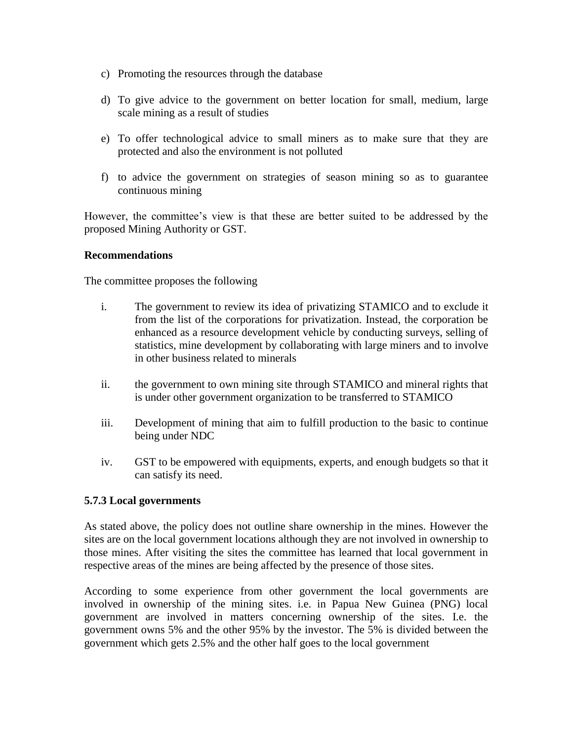c) Promoting the resources through the database

d) To give advice to the government on better location for small, medium, large scale mining as a result of studies

e) To offer technological advice to small miners as to make sure that they are protected and also the environment is not polluted

f) to advice the government on strategies of season mining so as to guarantee continuous mining

However, the committee's view is that these are better suited to be addressed by the proposed Mining Authority or GST.

**Recommendations**

The committee proposes the following

i. The government to review its idea of privatizing STAMICO and to exclude it from the list of the corporations for privatization. Instead, the corporation be enhanced as a resource development vehicle by conducting surveys, selling of statistics, mine development by collaborating with large miners and to involve in other business related to minerals

ii. the government to own mining site through STAMICO and mineral rights that is under other government organization to be transferred to STAMICO

iii. Development of mining that aim to fulfill production to the basic to continue being under NDC

iv. GST to be empowered with equipments, experts, and enough budgets so that it can satisfy its need.

### 5.7.3 Local governments

As stated above, the policy does not outline share ownership in the mines. However the sites are on the local government locations although they are not involved in ownership to those mines. After visiting the sites the committee has learned that local government in respective areas of the mines are being affected by the presence of those sites.

According to some experience from other government the local governments are involved in ownership of the mining sites. i.e. in Papua New Guinea (PNG) local government are involved in matters concerning ownership of the sites. I.e. the government owns 5% and the other 95% by the investor. The 5% is divided between the government which gets 2.5% and the other half goes to the local government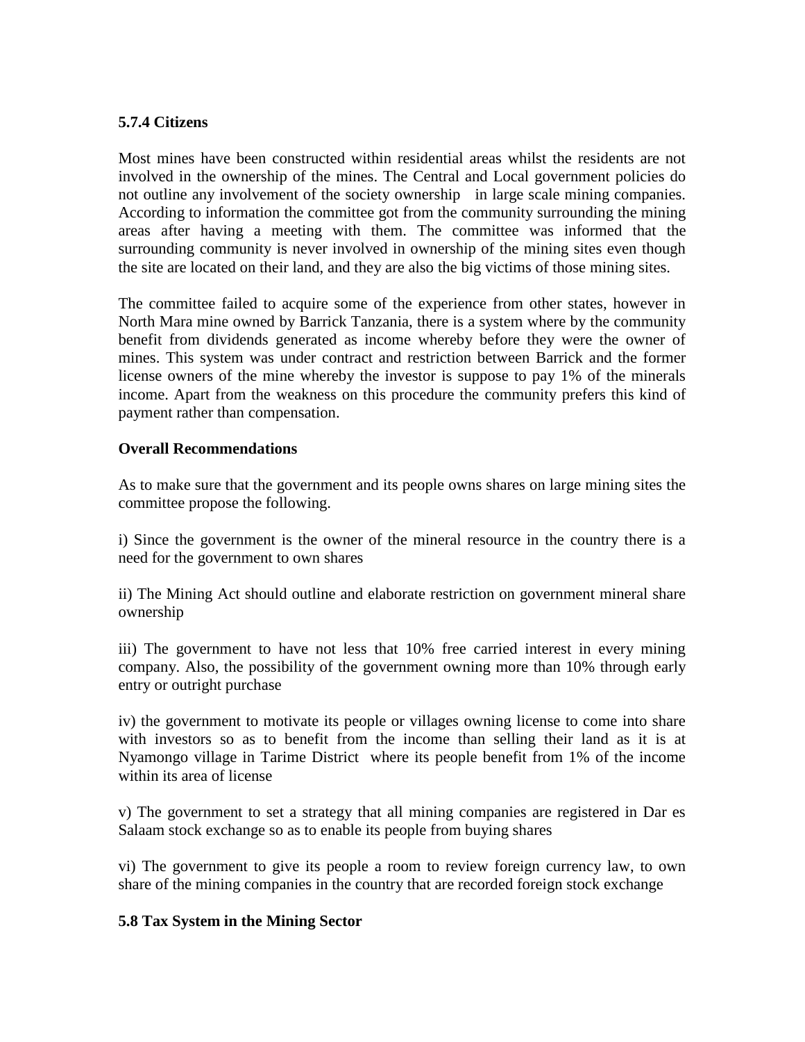### 5.7.4 Citizens

Most mines have been constructed within residential areas whilst the residents are not involved in the ownership of the mines. The Central and Local government policies do not outline any involvement of the society ownership in large scale mining companies. According to information the committee got from the community surrounding the mining areas after having a meeting with them. The committee was informed that the surrounding community is never involved in ownership of the mining sites even though the site are located on their land, and they are also the big victims of those mining sites.

The committee failed to acquire some of the experience from other states, however in North Mara mine owned by Barrick Tanzania, there is a system where by the community benefit from dividends generated as income whereby before they were the owner of mines. This system was under contract and restriction between Barrick and the former license owners of the mine whereby the investor is suppose to pay 1% of the minerals income. Apart from the weakness on this procedure the community prefers this kind of payment rather than compensation.

**Overall Recommendations**

As to make sure that the government and its people owns shares on large mining sites the committee propose the following.

i) Since the government is the owner of the mineral resource in the country there is a need for the government to own shares

ii) The Mining Act should outline and elaborate restriction on government mineral share ownership

iii) The government to have not less that 10% free carried interest in every mining company. Also, the possibility of the government owning more than 10% through early entry or outright purchase

iv) the government to motivate its people or villages owning license to come into share with investors so as to benefit from the income than selling their land as it is at Nyamongo village in Tarime District where its people benefit from 1% of the income within its area of license

v) The government to set a strategy that all mining companies are registered in Dar es Salaam stock exchange so as to enable its people from buying shares

vi) The government to give its people a room to review foreign currency law, to own share of the mining companies in the country that are recorded foreign stock exchange

### 5.8 Tax System in the Mining Sector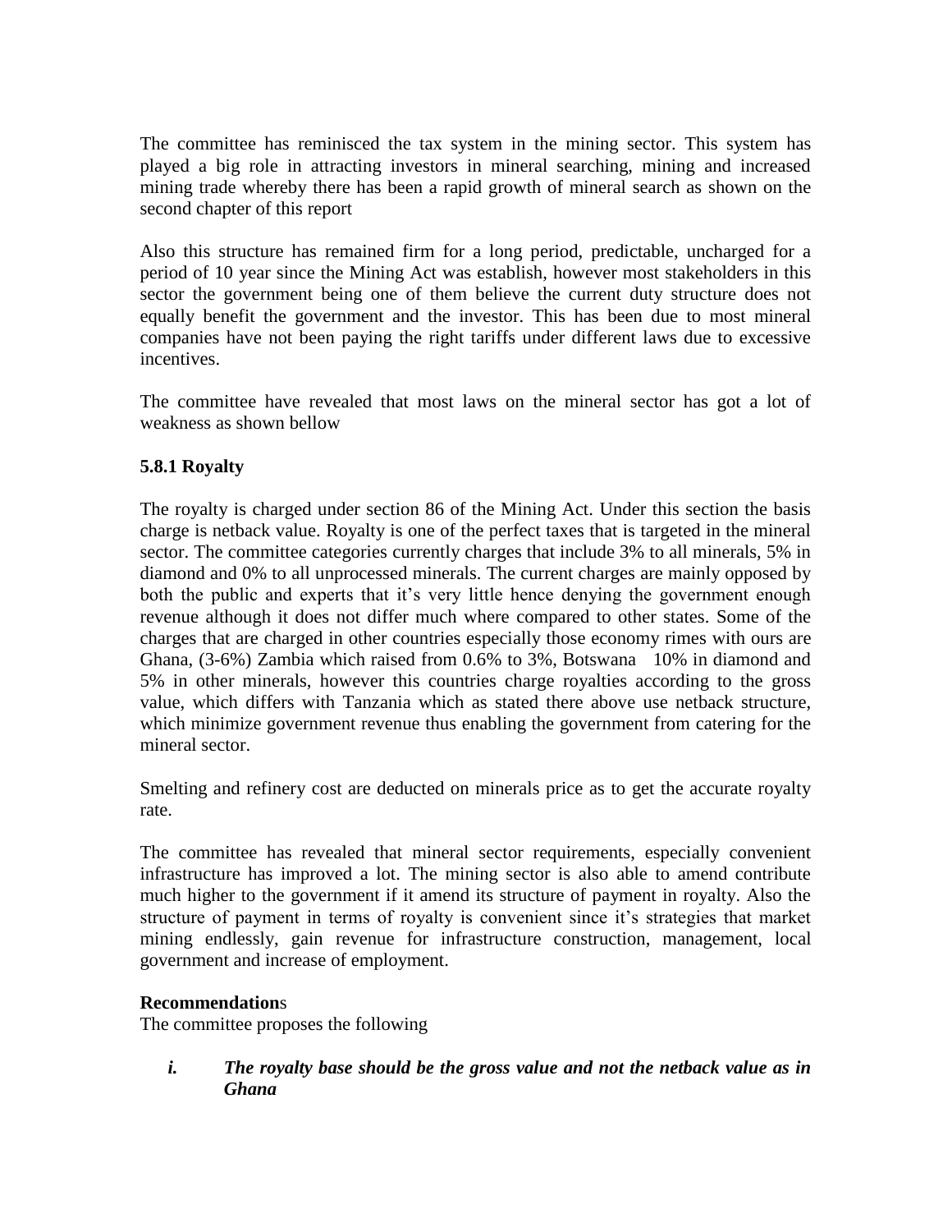The committee has reminisced the tax system in the mining sector. This system has played a big role in attracting investors in mineral searching, mining and increased mining trade whereby there has been a rapid growth of mineral search as shown on the second chapter of this report

Also this structure has remained firm for a long period, predictable, uncharged for a period of 10 year since the Mining Act was establish, however most stakeholders in this sector the government being one of them believe the current duty structure does not equally benefit the government and the investor. This has been due to most mineral companies have not been paying the right tariffs under different laws due to excessive incentives.

The committee have revealed that most laws on the mineral sector has got a lot of weakness as shown bellow

### 5.8.1 Royalty

The royalty is charged under section 86 of the Mining Act. Under this section the basis charge is netback value. Royalty is one of the perfect taxes that is targeted in the mineral sector. The committee categories currently charges that include 3% to all minerals, 5% in diamond and 0% to all unprocessed minerals. The current charges are mainly opposed by both the public and experts that it's very little hence denying the government enough revenue although it does not differ much where compared to other states. Some of the charges that are charged in other countries especially those economy rimes with ours are Ghana, (3-6%) Zambia which raised from 0.6% to 3%, Botswana 10% in diamond and 5% in other minerals, however this countries charge royalties according to the gross value, which differs with Tanzania which as stated there above use netback structure, which minimize government revenue thus enabling the government from catering for the mineral sector.

Smelting and refinery cost are deducted on minerals price as to get the accurate royalty rate.

The committee has revealed that mineral sector requirements, especially convenient infrastructure has improved a lot. The mining sector is also able to amend contribute much higher to the government if it amend its structure of payment in royalty. Also the structure of payment in terms of royalty is convenient since it's strategies that market mining endlessly, gain revenue for infrastructure construction, management, local government and increase of employment.

**Recommendations**
The committee proposes the following

i. ***The royalty base should be the gross value and not the netback value as in Ghana***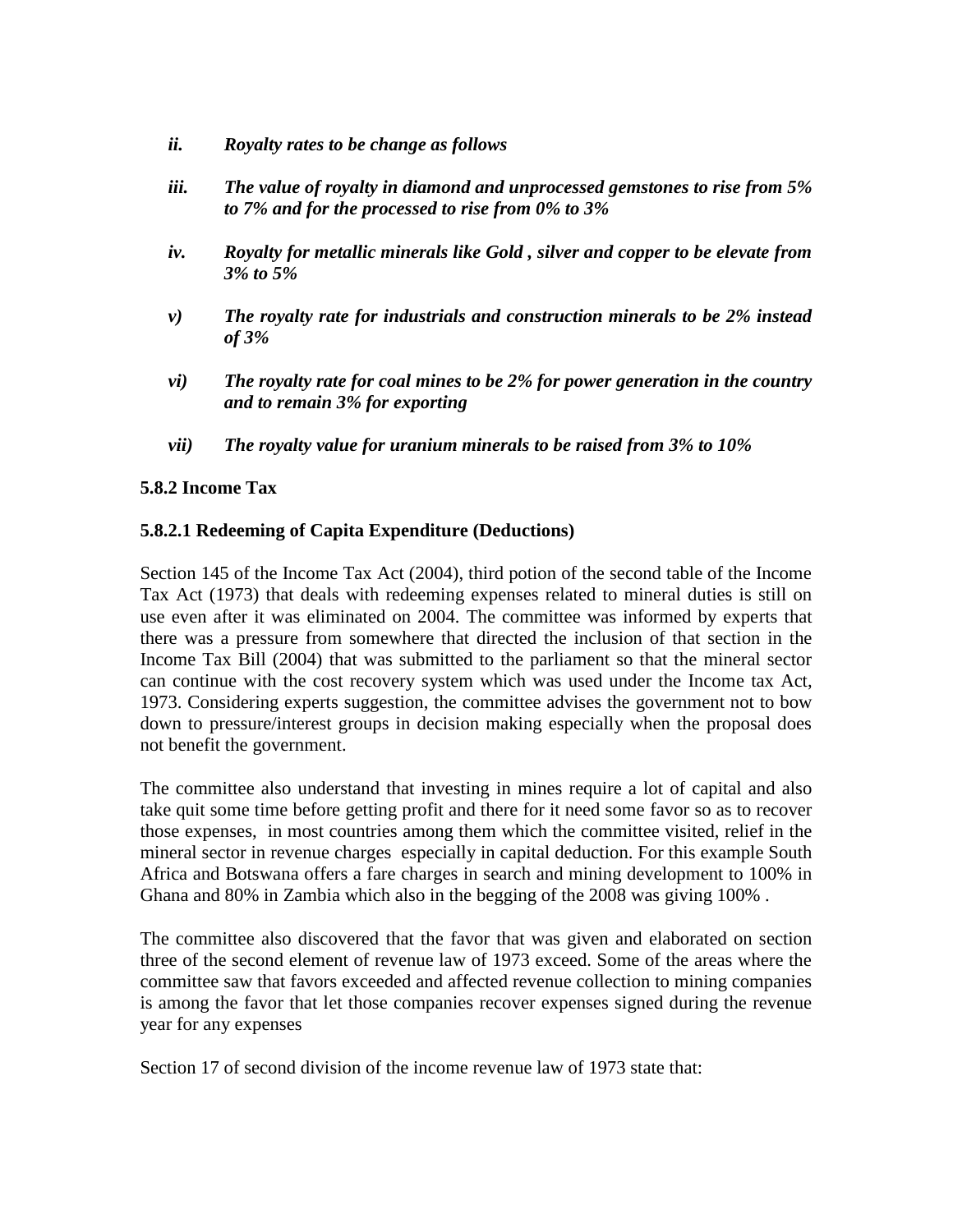*ii.* ***Royalty rates to be change as follows***

*iii.* ***The value of royalty in diamond and unprocessed gemstones to rise from 5% to 7% and for the processed to rise from 0% to 3%***

*iv.* ***Royalty for metallic minerals like Gold , silver and copper to be elevate from 3% to 5%***

*v)* ***The royalty rate for industrials and construction minerals to be 2% instead of 3%***

*vi)* ***The royalty rate for coal mines to be 2% for power generation in the country and to remain 3% for exporting***

*vii)* ***The royalty value for uranium minerals to be raised from 3% to 10%***

### 5.8.2 Income Tax

#### 5.8.2.1 Redeeming of Capita Expenditure (Deductions)

Section 145 of the Income Tax Act (2004), third potion of the second table of the Income Tax Act (1973) that deals with redeeming expenses related to mineral duties is still on use even after it was eliminated on 2004. The committee was informed by experts that there was a pressure from somewhere that directed the inclusion of that section in the Income Tax Bill (2004) that was submitted to the parliament so that the mineral sector can continue with the cost recovery system which was used under the Income tax Act, 1973. Considering experts suggestion, the committee advises the government not to bow down to pressure/interest groups in decision making especially when the proposal does not benefit the government.

The committee also understand that investing in mines require a lot of capital and also take quit some time before getting profit and there for it need some favor so as to recover those expenses, in most countries among them which the committee visited, relief in the mineral sector in revenue charges especially in capital deduction. For this example South Africa and Botswana offers a fare charges in search and mining development to 100% in Ghana and 80% in Zambia which also in the begging of the 2008 was giving 100% .

The committee also discovered that the favor that was given and elaborated on section three of the second element of revenue law of 1973 exceed. Some of the areas where the committee saw that favors exceeded and affected revenue collection to mining companies is among the favor that let those companies recover expenses signed during the revenue year for any expenses

Section 17 of second division of the income revenue law of 1973 state that: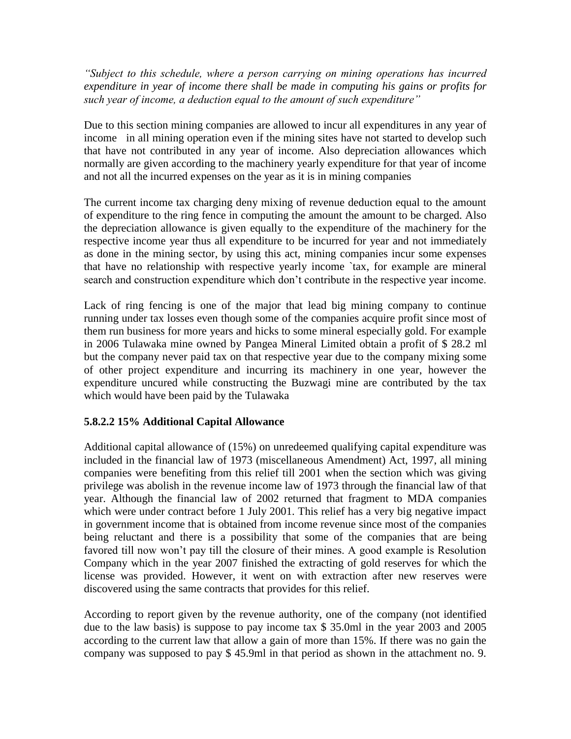*"Subject to this schedule, where a person carrying on mining operations has incurred expenditure in year of income there shall be made in computing his gains or profits for such year of income, a deduction equal to the amount of such expenditure"*

Due to this section mining companies are allowed to incur all expenditures in any year of income in all mining operation even if the mining sites have not started to develop such that have not contributed in any year of income. Also depreciation allowances which normally are given according to the machinery yearly expenditure for that year of income and not all the incurred expenses on the year as it is in mining companies

The current income tax charging deny mixing of revenue deduction equal to the amount of expenditure to the ring fence in computing the amount the amount to be charged. Also the depreciation allowance is given equally to the expenditure of the machinery for the respective income year thus all expenditure to be incurred for year and not immediately as done in the mining sector, by using this act, mining companies incur some expenses that have no relationship with respective yearly income `tax, for example are mineral search and construction expenditure which don't contribute in the respective year income.

Lack of ring fencing is one of the major that lead big mining company to continue running under tax losses even though some of the companies acquire profit since most of them run business for more years and hicks to some mineral especially gold. For example in 2006 Tulawaka mine owned by Pangea Mineral Limited obtain a profit of $ 28.2 ml but the company never paid tax on that respective year due to the company mixing some of other project expenditure and incurring its machinery in one year, however the expenditure uncured while constructing the Buzwagi mine are contributed by the tax which would have been paid by the Tulawaka

### 5.8.2.2 15% Additional Capital Allowance

Additional capital allowance of (15%) on unredeemed qualifying capital expenditure was included in the financial law of 1973 (miscellaneous Amendment) Act, 1997, all mining companies were benefiting from this relief till 2001 when the section which was giving privilege was abolish in the revenue income law of 1973 through the financial law of that year. Although the financial law of 2002 returned that fragment to MDA companies which were under contract before 1 July 2001. This relief has a very big negative impact in government income that is obtained from income revenue since most of the companies being reluctant and there is a possibility that some of the companies that are being favored till now won't pay till the closure of their mines. A good example is Resolution Company which in the year 2007 finished the extracting of gold reserves for which the license was provided. However, it went on with extraction after new reserves were discovered using the same contracts that provides for this relief.

According to report given by the revenue authority, one of the company (not identified due to the law basis) is suppose to pay income tax $ 35.0ml in the year 2003 and 2005 according to the current law that allow a gain of more than 15%. If there was no gain the company was supposed to pay $ 45.9ml in that period as shown in the attachment no. 9.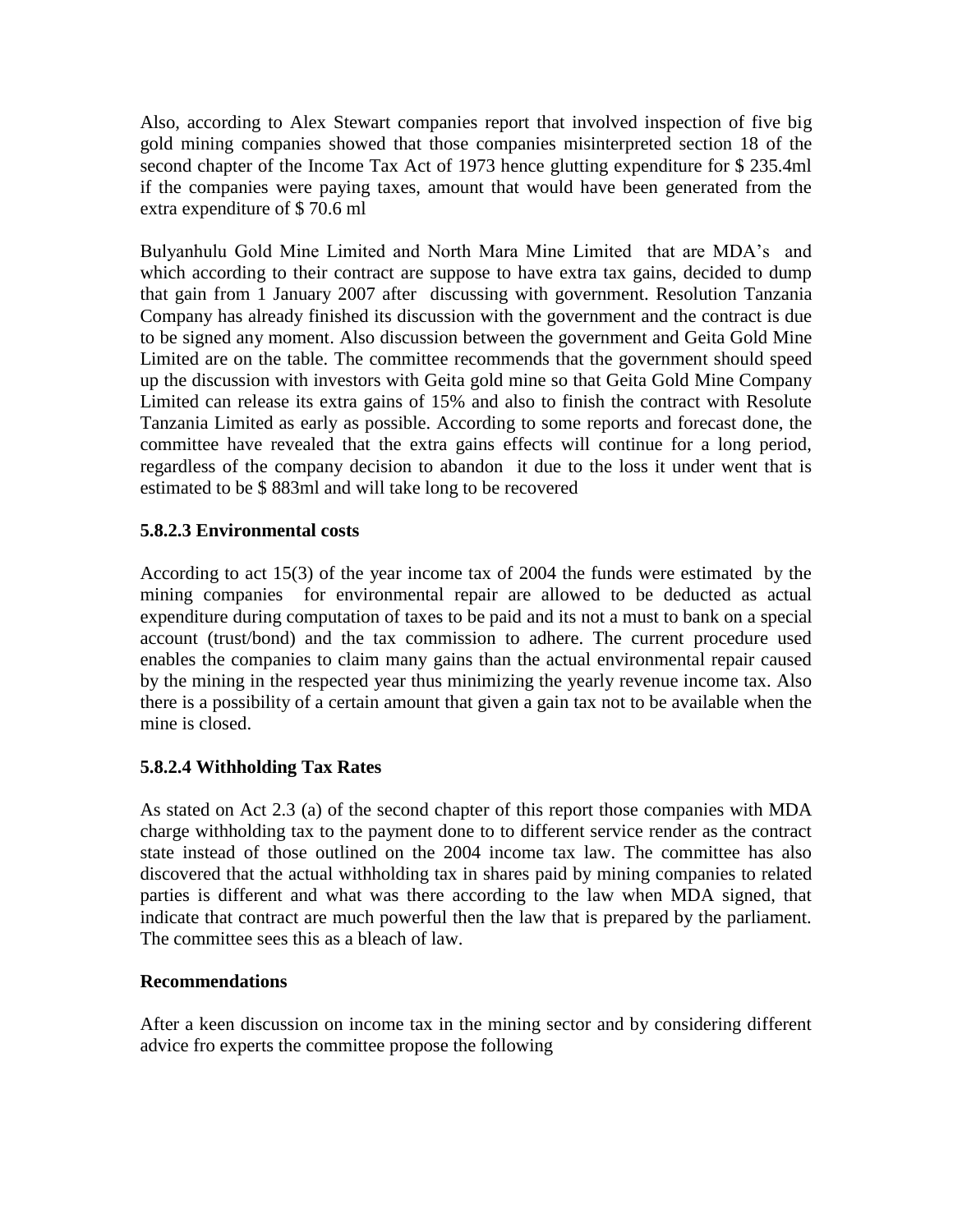Also, according to Alex Stewart companies report that involved inspection of five big gold mining companies showed that those companies misinterpreted section 18 of the second chapter of the Income Tax Act of 1973 hence glutting expenditure for $ 235.4ml if the companies were paying taxes, amount that would have been generated from the extra expenditure of $ 70.6 ml

Bulyanhulu Gold Mine Limited and North Mara Mine Limited that are MDA's and which according to their contract are suppose to have extra tax gains, decided to dump that gain from 1 January 2007 after discussing with government. Resolution Tanzania Company has already finished its discussion with the government and the contract is due to be signed any moment. Also discussion between the government and Geita Gold Mine Limited are on the table. The committee recommends that the government should speed up the discussion with investors with Geita gold mine so that Geita Gold Mine Company Limited can release its extra gains of 15% and also to finish the contract with Resolute Tanzania Limited as early as possible. According to some reports and forecast done, the committee have revealed that the extra gains effects will continue for a long period, regardless of the company decision to abandon it due to the loss it under went that is estimated to be $ 883ml and will take long to be recovered

### 5.8.2.3 Environmental costs

According to act 15(3) of the year income tax of 2004 the funds were estimated by the mining companies for environmental repair are allowed to be deducted as actual expenditure during computation of taxes to be paid and its not a must to bank on a special account (trust/bond) and the tax commission to adhere. The current procedure used enables the companies to claim many gains than the actual environmental repair caused by the mining in the respected year thus minimizing the yearly revenue income tax. Also there is a possibility of a certain amount that given a gain tax not to be available when the mine is closed.

### 5.8.2.4 Withholding Tax Rates

As stated on Act 2.3 (a) of the second chapter of this report those companies with MDA charge withholding tax to the payment done to to different service render as the contract state instead of those outlined on the 2004 income tax law. The committee has also discovered that the actual withholding tax in shares paid by mining companies to related parties is different and what was there according to the law when MDA signed, that indicate that contract are much powerful then the law that is prepared by the parliament. The committee sees this as a bleach of law.

**Recommendations**

After a keen discussion on income tax in the mining sector and by considering different advice fro experts the committee propose the following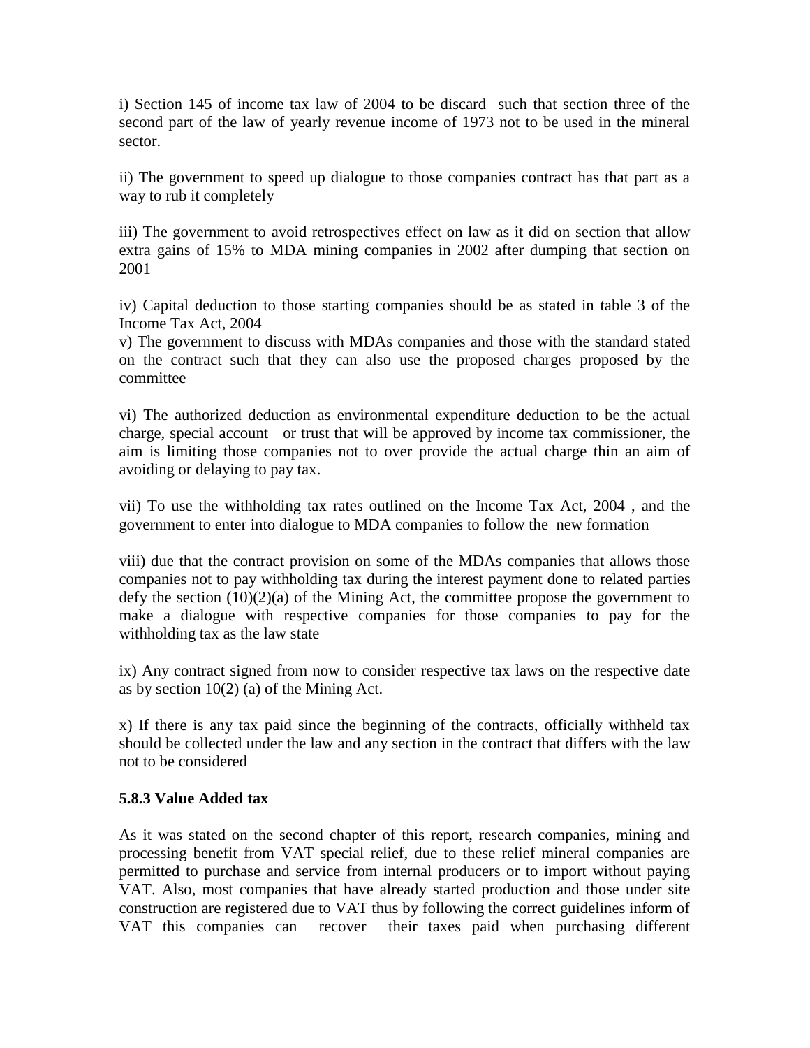i) Section 145 of income tax law of 2004 to be discard such that section three of the second part of the law of yearly revenue income of 1973 not to be used in the mineral sector.

ii) The government to speed up dialogue to those companies contract has that part as a way to rub it completely

iii) The government to avoid retrospectives effect on law as it did on section that allow extra gains of 15% to MDA mining companies in 2002 after dumping that section on 2001

iv) Capital deduction to those starting companies should be as stated in table 3 of the Income Tax Act, 2004

v) The government to discuss with MDAs companies and those with the standard stated on the contract such that they can also use the proposed charges proposed by the committee

vi) The authorized deduction as environmental expenditure deduction to be the actual charge, special account or trust that will be approved by income tax commissioner, the aim is limiting those companies not to over provide the actual charge thin an aim of avoiding or delaying to pay tax.

vii) To use the withholding tax rates outlined on the Income Tax Act, 2004 , and the government to enter into dialogue to MDA companies to follow the new formation

viii) due that the contract provision on some of the MDAs companies that allows those companies not to pay withholding tax during the interest payment done to related parties defy the section (10)(2)(a) of the Mining Act, the committee propose the government to make a dialogue with respective companies for those companies to pay for the withholding tax as the law state

ix) Any contract signed from now to consider respective tax laws on the respective date as by section 10(2) (a) of the Mining Act.

x) If there is any tax paid since the beginning of the contracts, officially withheld tax should be collected under the law and any section in the contract that differs with the law not to be considered

**5.8.3 Value Added tax**

As it was stated on the second chapter of this report, research companies, mining and processing benefit from VAT special relief, due to these relief mineral companies are permitted to purchase and service from internal producers or to import without paying VAT. Also, most companies that have already started production and those under site construction are registered due to VAT thus by following the correct guidelines inform of VAT this companies can recover their taxes paid when purchasing different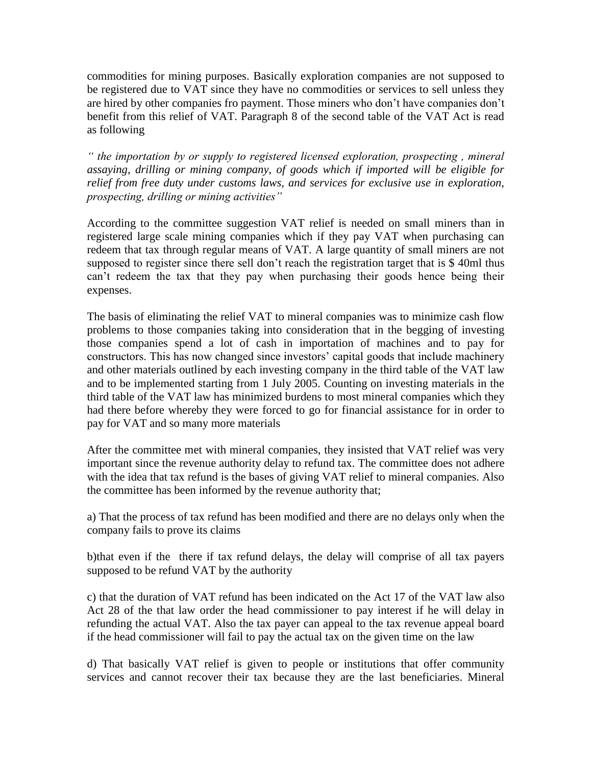commodities for mining purposes. Basically exploration companies are not supposed to be registered due to VAT since they have no commodities or services to sell unless they are hired by other companies fro payment. Those miners who don't have companies don't benefit from this relief of VAT. Paragraph 8 of the second table of the VAT Act is read as following

*" the importation by or supply to registered licensed exploration, prospecting , mineral assaying, drilling or mining company, of goods which if imported will be eligible for relief from free duty under customs laws, and services for exclusive use in exploration, prospecting, drilling or mining activities"*

According to the committee suggestion VAT relief is needed on small miners than in registered large scale mining companies which if they pay VAT when purchasing can redeem that tax through regular means of VAT. A large quantity of small miners are not supposed to register since there sell don't reach the registration target that is $ 40ml thus can't redeem the tax that they pay when purchasing their goods hence being their expenses.

The basis of eliminating the relief VAT to mineral companies was to minimize cash flow problems to those companies taking into consideration that in the begging of investing those companies spend a lot of cash in importation of machines and to pay for constructors. This has now changed since investors' capital goods that include machinery and other materials outlined by each investing company in the third table of the VAT law and to be implemented starting from 1 July 2005. Counting on investing materials in the third table of the VAT law has minimized burdens to most mineral companies which they had there before whereby they were forced to go for financial assistance for in order to pay for VAT and so many more materials

After the committee met with mineral companies, they insisted that VAT relief was very important since the revenue authority delay to refund tax. The committee does not adhere with the idea that tax refund is the bases of giving VAT relief to mineral companies. Also the committee has been informed by the revenue authority that;

a) That the process of tax refund has been modified and there are no delays only when the company fails to prove its claims

b)that even if the there if tax refund delays, the delay will comprise of all tax payers supposed to be refund VAT by the authority

c) that the duration of VAT refund has been indicated on the Act 17 of the VAT law also Act 28 of the that law order the head commissioner to pay interest if he will delay in refunding the actual VAT. Also the tax payer can appeal to the tax revenue appeal board if the head commissioner will fail to pay the actual tax on the given time on the law

d) That basically VAT relief is given to people or institutions that offer community services and cannot recover their tax because they are the last beneficiaries. Mineral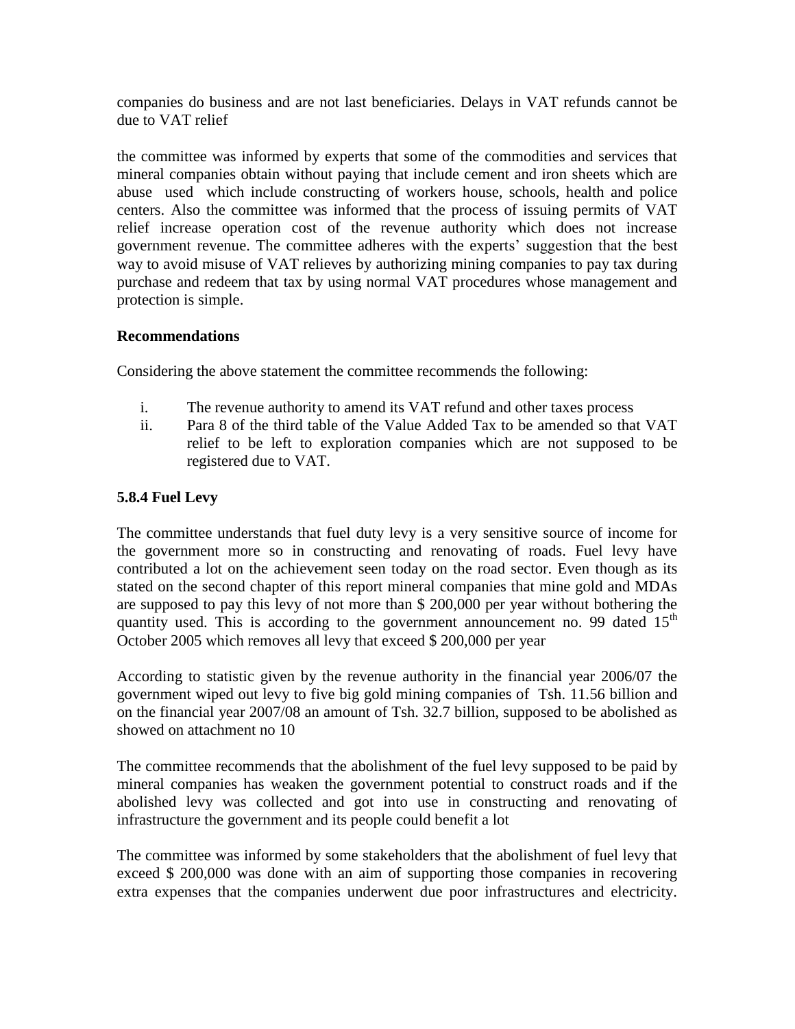companies do business and are not last beneficiaries. Delays in VAT refunds cannot be due to VAT relief

the committee was informed by experts that some of the commodities and services that mineral companies obtain without paying that include cement and iron sheets which are abuse used which include constructing of workers house, schools, health and police centers. Also the committee was informed that the process of issuing permits of VAT relief increase operation cost of the revenue authority which does not increase government revenue. The committee adheres with the experts' suggestion that the best way to avoid misuse of VAT relieves by authorizing mining companies to pay tax during purchase and redeem that tax by using normal VAT procedures whose management and protection is simple.

**Recommendations**

Considering the above statement the committee recommends the following:

i. The revenue authority to amend its VAT refund and other taxes process
ii. Para 8 of the third table of the Value Added Tax to be amended so that VAT relief to be left to exploration companies which are not supposed to be registered due to VAT.

**5.8.4 Fuel Levy**

The committee understands that fuel duty levy is a very sensitive source of income for the government more so in constructing and renovating of roads. Fuel levy have contributed a lot on the achievement seen today on the road sector. Even though as its stated on the second chapter of this report mineral companies that mine gold and MDAs are supposed to pay this levy of not more than $ 200,000 per year without bothering the quantity used. This is according to the government announcement no. 99 dated 15th October 2005 which removes all levy that exceed $ 200,000 per year

According to statistic given by the revenue authority in the financial year 2006/07 the government wiped out levy to five big gold mining companies of Tsh. 11.56 billion and on the financial year 2007/08 an amount of Tsh. 32.7 billion, supposed to be abolished as showed on attachment no 10

The committee recommends that the abolishment of the fuel levy supposed to be paid by mineral companies has weaken the government potential to construct roads and if the abolished levy was collected and got into use in constructing and renovating of infrastructure the government and its people could benefit a lot

The committee was informed by some stakeholders that the abolishment of fuel levy that exceed $ 200,000 was done with an aim of supporting those companies in recovering extra expenses that the companies underwent due poor infrastructures and electricity.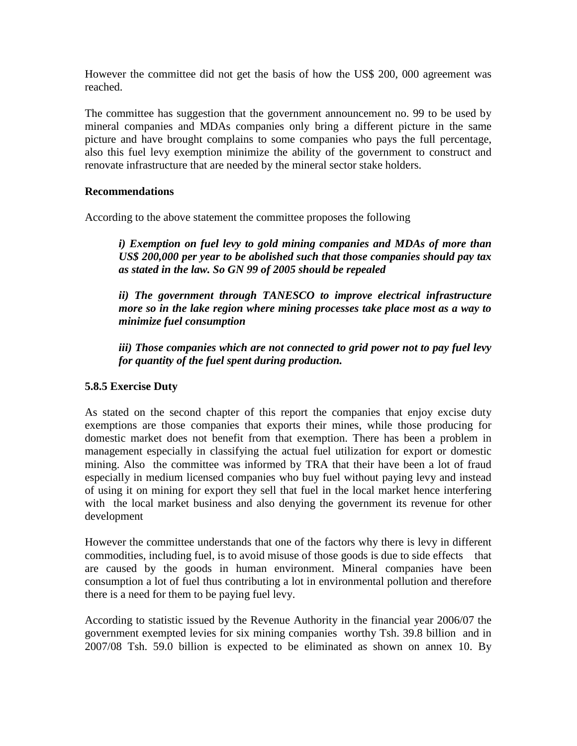However the committee did not get the basis of how the US$ 200, 000 agreement was reached.

The committee has suggestion that the government announcement no. 99 to be used by mineral companies and MDAs companies only bring a different picture in the same picture and have brought complains to some companies who pays the full percentage, also this fuel levy exemption minimize the ability of the government to construct and renovate infrastructure that are needed by the mineral sector stake holders.

**Recommendations**

According to the above statement the committee proposes the following

> ***i) Exemption on fuel levy to gold mining companies and MDAs of more than US$ 200,000 per year to be abolished such that those companies should pay tax as stated in the law. So GN 99 of 2005 should be repealed***
>
> ***ii) The government through TANESCO to improve electrical infrastructure more so in the lake region where mining processes take place most as a way to minimize fuel consumption***
>
> ***iii) Those companies which are not connected to grid power not to pay fuel levy for quantity of the fuel spent during production.***

**5.8.5 Exercise Duty**

As stated on the second chapter of this report the companies that enjoy excise duty exemptions are those companies that exports their mines, while those producing for domestic market does not benefit from that exemption. There has been a problem in management especially in classifying the actual fuel utilization for export or domestic mining. Also the committee was informed by TRA that their have been a lot of fraud especially in medium licensed companies who buy fuel without paying levy and instead of using it on mining for export they sell that fuel in the local market hence interfering with the local market business and also denying the government its revenue for other development

However the committee understands that one of the factors why there is levy in different commodities, including fuel, is to avoid misuse of those goods is due to side effects that are caused by the goods in human environment. Mineral companies have been consumption a lot of fuel thus contributing a lot in environmental pollution and therefore there is a need for them to be paying fuel levy.

According to statistic issued by the Revenue Authority in the financial year 2006/07 the government exempted levies for six mining companies worthy Tsh. 39.8 billion and in 2007/08 Tsh. 59.0 billion is expected to be eliminated as shown on annex 10. By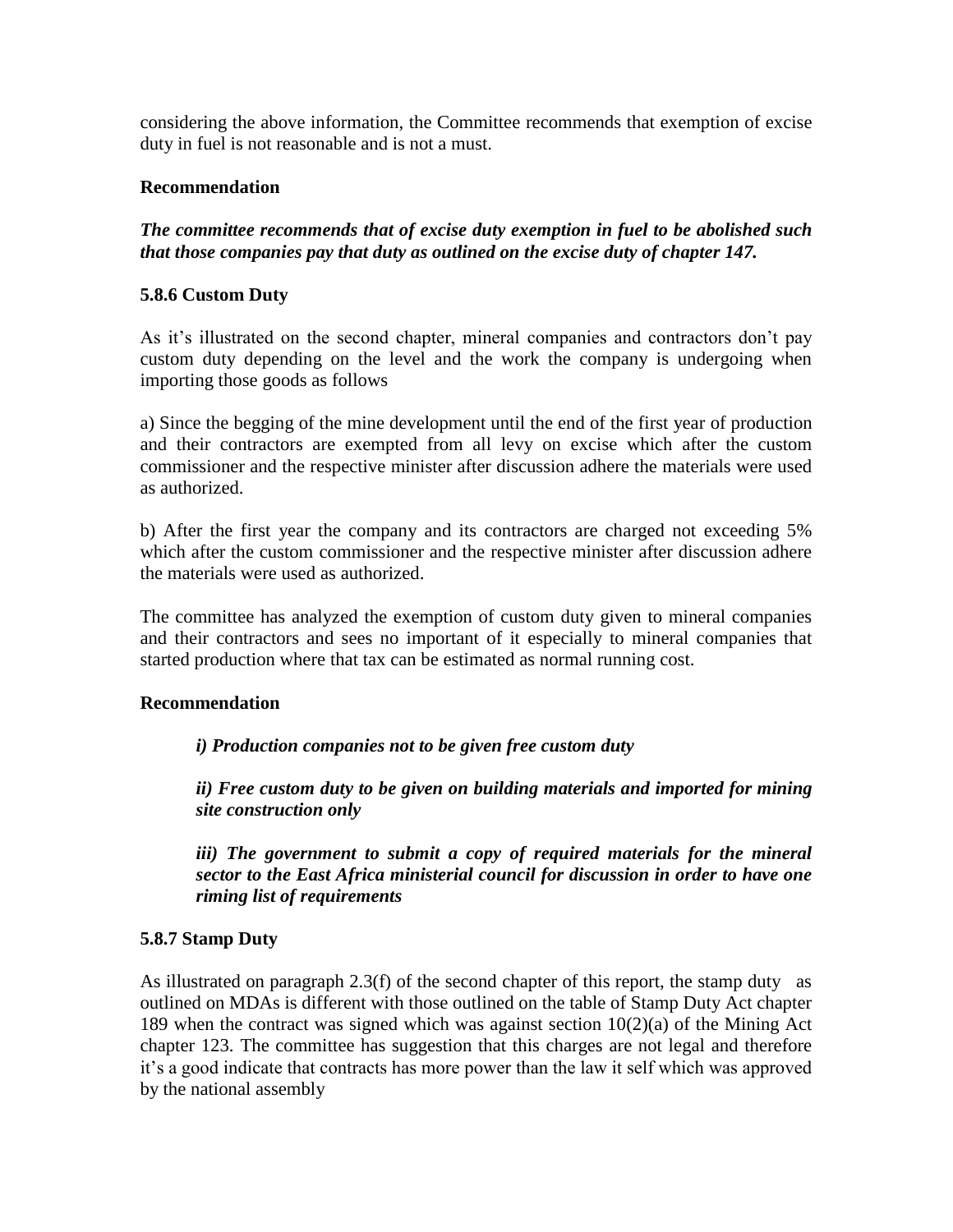considering the above information, the Committee recommends that exemption of excise duty in fuel is not reasonable and is not a must.

**Recommendation**

***The committee recommends that of excise duty exemption in fuel to be abolished such that those companies pay that duty as outlined on the excise duty of chapter 147.***

**5.8.6 Custom Duty**

As it's illustrated on the second chapter, mineral companies and contractors don't pay custom duty depending on the level and the work the company is undergoing when importing those goods as follows

a) Since the begging of the mine development until the end of the first year of production and their contractors are exempted from all levy on excise which after the custom commissioner and the respective minister after discussion adhere the materials were used as authorized.

b) After the first year the company and its contractors are charged not exceeding 5% which after the custom commissioner and the respective minister after discussion adhere the materials were used as authorized.

The committee has analyzed the exemption of custom duty given to mineral companies and their contractors and sees no important of it especially to mineral companies that started production where that tax can be estimated as normal running cost.

**Recommendation**

***i) Production companies not to be given free custom duty***

***ii) Free custom duty to be given on building materials and imported for mining site construction only***

***iii) The government to submit a copy of required materials for the mineral sector to the East Africa ministerial council for discussion in order to have one riming list of requirements***

**5.8.7 Stamp Duty**

As illustrated on paragraph 2.3(f) of the second chapter of this report, the stamp duty as outlined on MDAs is different with those outlined on the table of Stamp Duty Act chapter 189 when the contract was signed which was against section 10(2)(a) of the Mining Act chapter 123. The committee has suggestion that this charges are not legal and therefore it's a good indicate that contracts has more power than the law it self which was approved by the national assembly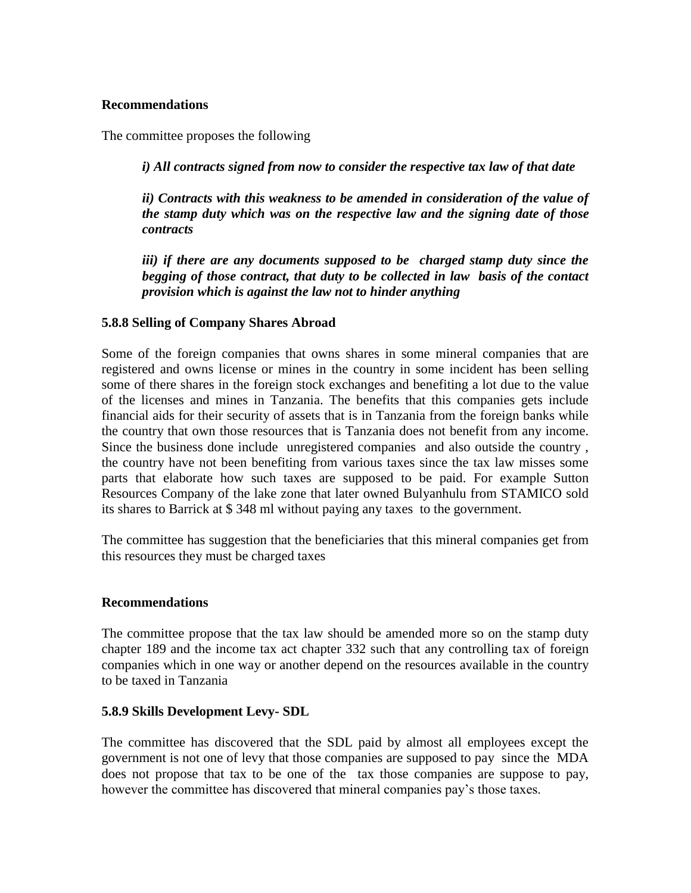**Recommendations**

The committee proposes the following

> *i) All contracts signed from now to consider the respective tax law of that date*
>
> *ii) Contracts with this weakness to be amended in consideration of the value of the stamp duty which was on the respective law and the signing date of those contracts*
>
> *iii) if there are any documents supposed to be charged stamp duty since the begging of those contract, that duty to be collected in law basis of the contact provision which is against the law not to hinder anything*

**5.8.8 Selling of Company Shares Abroad**

Some of the foreign companies that owns shares in some mineral companies that are registered and owns license or mines in the country in some incident has been selling some of there shares in the foreign stock exchanges and benefiting a lot due to the value of the licenses and mines in Tanzania. The benefits that this companies gets include financial aids for their security of assets that is in Tanzania from the foreign banks while the country that own those resources that is Tanzania does not benefit from any income. Since the business done include unregistered companies and also outside the country , the country have not been benefiting from various taxes since the tax law misses some parts that elaborate how such taxes are supposed to be paid. For example Sutton Resources Company of the lake zone that later owned Bulyanhulu from STAMICO sold its shares to Barrick at $ 348 ml without paying any taxes to the government.

The committee has suggestion that the beneficiaries that this mineral companies get from this resources they must be charged taxes

**Recommendations**

The committee propose that the tax law should be amended more so on the stamp duty chapter 189 and the income tax act chapter 332 such that any controlling tax of foreign companies which in one way or another depend on the resources available in the country to be taxed in Tanzania

**5.8.9 Skills Development Levy- SDL**

The committee has discovered that the SDL paid by almost all employees except the government is not one of levy that those companies are supposed to pay since the MDA does not propose that tax to be one of the tax those companies are suppose to pay, however the committee has discovered that mineral companies pay's those taxes.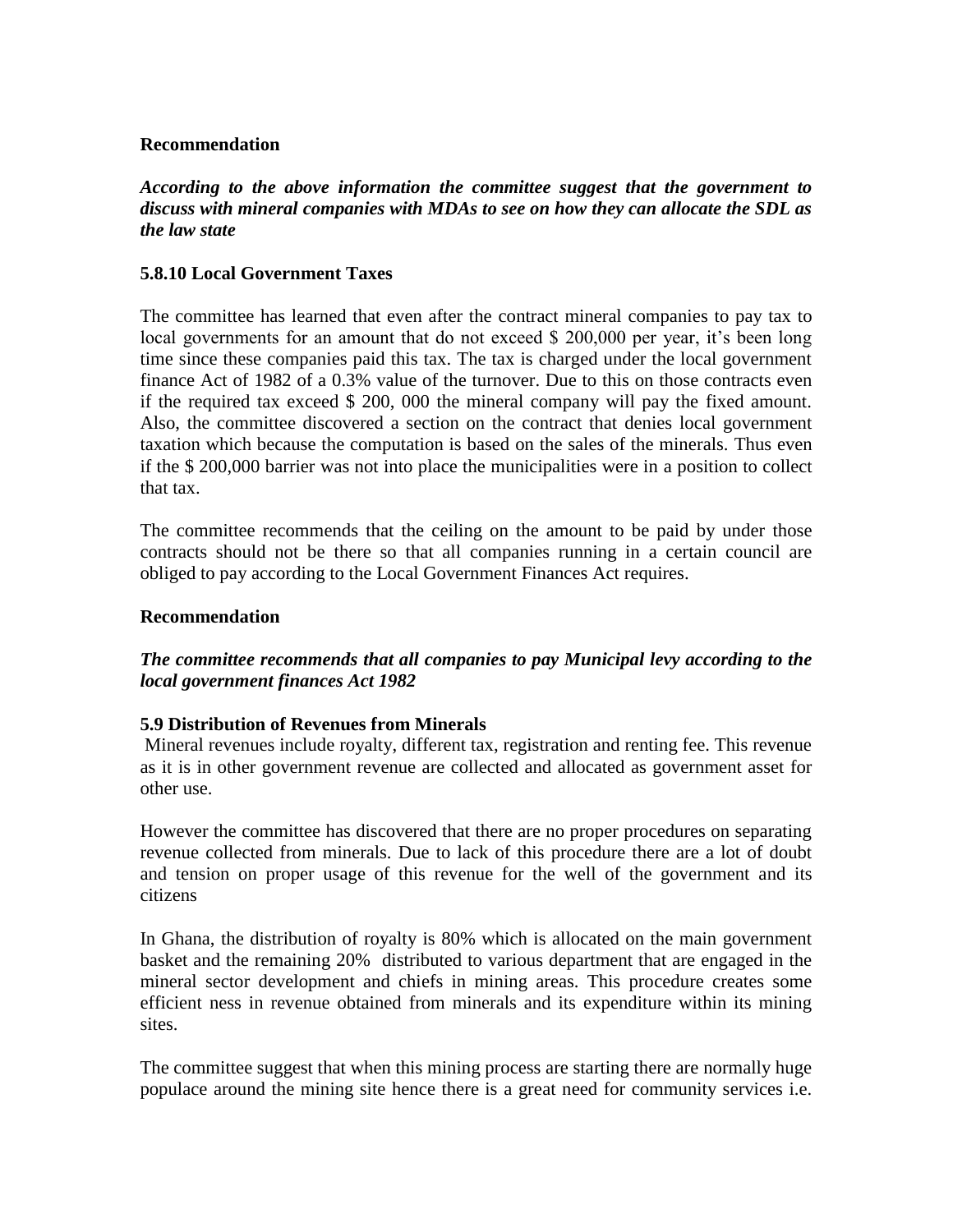**Recommendation**

***According to the above information the committee suggest that the government to discuss with mineral companies with MDAs to see on how they can allocate the SDL as the law state***

**5.8.10 Local Government Taxes**

The committee has learned that even after the contract mineral companies to pay tax to local governments for an amount that do not exceed $ 200,000 per year, it's been long time since these companies paid this tax. The tax is charged under the local government finance Act of 1982 of a 0.3% value of the turnover. Due to this on those contracts even if the required tax exceed $ 200, 000 the mineral company will pay the fixed amount. Also, the committee discovered a section on the contract that denies local government taxation which because the computation is based on the sales of the minerals. Thus even if the $ 200,000 barrier was not into place the municipalities were in a position to collect that tax.

The committee recommends that the ceiling on the amount to be paid by under those contracts should not be there so that all companies running in a certain council are obliged to pay according to the Local Government Finances Act requires.

**Recommendation**

***The committee recommends that all companies to pay Municipal levy according to the local government finances Act 1982***

**5.9 Distribution of Revenues from Minerals**

Mineral revenues include royalty, different tax, registration and renting fee. This revenue as it is in other government revenue are collected and allocated as government asset for other use.

However the committee has discovered that there are no proper procedures on separating revenue collected from minerals. Due to lack of this procedure there are a lot of doubt and tension on proper usage of this revenue for the well of the government and its citizens

In Ghana, the distribution of royalty is 80% which is allocated on the main government basket and the remaining 20% distributed to various department that are engaged in the mineral sector development and chiefs in mining areas. This procedure creates some efficient ness in revenue obtained from minerals and its expenditure within its mining sites.

The committee suggest that when this mining process are starting there are normally huge populace around the mining site hence there is a great need for community services i.e.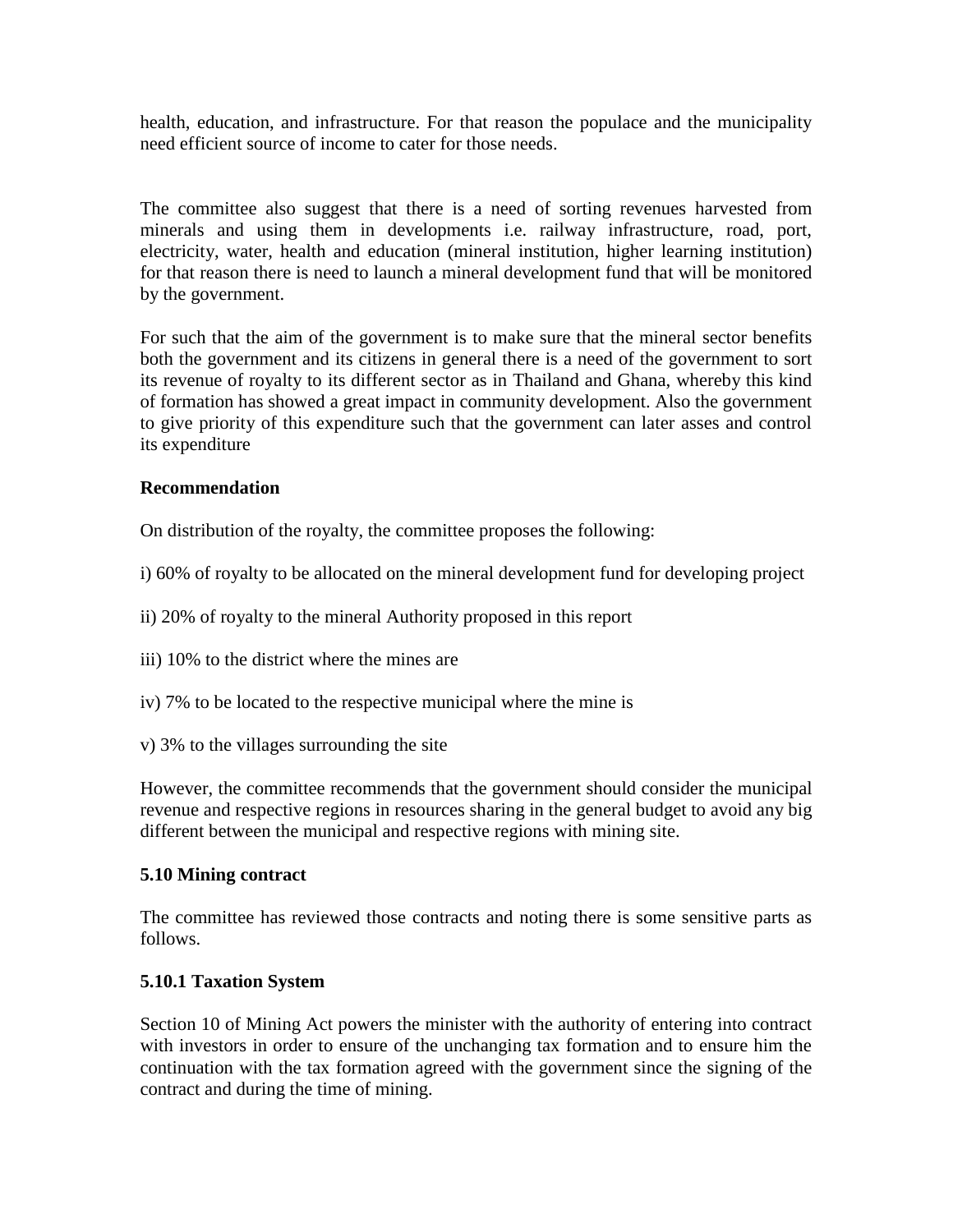health, education, and infrastructure. For that reason the populace and the municipality need efficient source of income to cater for those needs.

The committee also suggest that there is a need of sorting revenues harvested from minerals and using them in developments i.e. railway infrastructure, road, port, electricity, water, health and education (mineral institution, higher learning institution) for that reason there is need to launch a mineral development fund that will be monitored by the government.

For such that the aim of the government is to make sure that the mineral sector benefits both the government and its citizens in general there is a need of the government to sort its revenue of royalty to its different sector as in Thailand and Ghana, whereby this kind of formation has showed a great impact in community development. Also the government to give priority of this expenditure such that the government can later asses and control its expenditure

**Recommendation**

On distribution of the royalty, the committee proposes the following:

i) 60% of royalty to be allocated on the mineral development fund for developing project

ii) 20% of royalty to the mineral Authority proposed in this report

iii) 10% to the district where the mines are

iv) 7% to be located to the respective municipal where the mine is

v) 3% to the villages surrounding the site

However, the committee recommends that the government should consider the municipal revenue and respective regions in resources sharing in the general budget to avoid any big different between the municipal and respective regions with mining site.

**5.10 Mining contract**

The committee has reviewed those contracts and noting there is some sensitive parts as follows.

**5.10.1 Taxation System**

Section 10 of Mining Act powers the minister with the authority of entering into contract with investors in order to ensure of the unchanging tax formation and to ensure him the continuation with the tax formation agreed with the government since the signing of the contract and during the time of mining.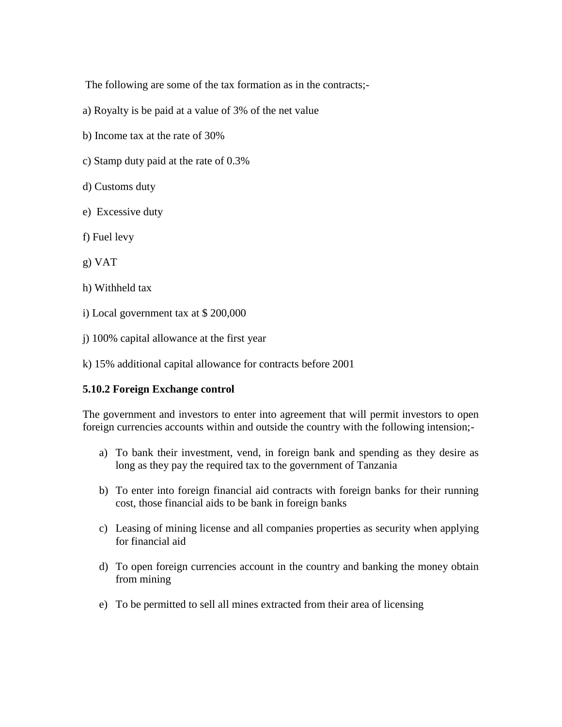The following are some of the tax formation as in the contracts;-

a) Royalty is be paid at a value of 3% of the net value

b) Income tax at the rate of 30%

c) Stamp duty paid at the rate of 0.3%

d) Customs duty

e) Excessive duty

f) Fuel levy

g) VAT

h) Withheld tax

i) Local government tax at $ 200,000

j) 100% capital allowance at the first year

k) 15% additional capital allowance for contracts before 2001

**5.10.2 Foreign Exchange control**

The government and investors to enter into agreement that will permit investors to open foreign currencies accounts within and outside the country with the following intension;-

a) To bank their investment, vend, in foreign bank and spending as they desire as long as they pay the required tax to the government of Tanzania

b) To enter into foreign financial aid contracts with foreign banks for their running cost, those financial aids to be bank in foreign banks

c) Leasing of mining license and all companies properties as security when applying for financial aid

d) To open foreign currencies account in the country and banking the money obtain from mining

e) To be permitted to sell all mines extracted from their area of licensing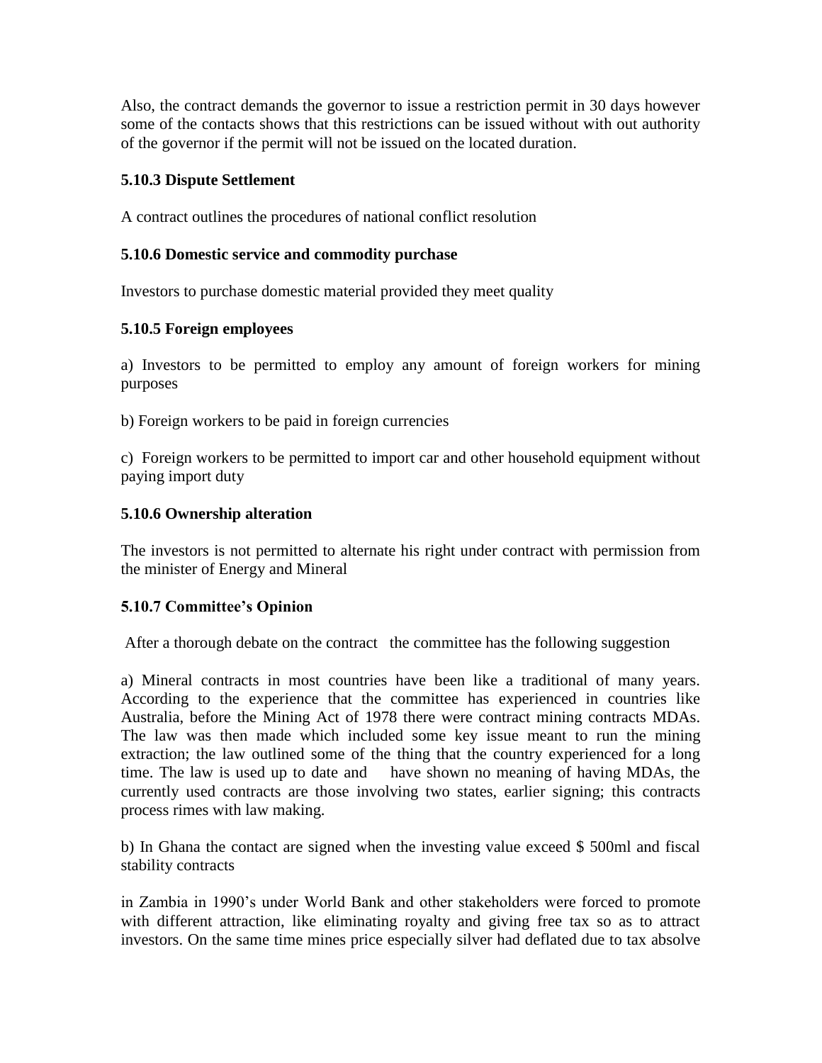Also, the contract demands the governor to issue a restriction permit in 30 days however some of the contacts shows that this restrictions can be issued without with out authority of the governor if the permit will not be issued on the located duration.

### 5.10.3 Dispute Settlement

A contract outlines the procedures of national conflict resolution

### 5.10.6 Domestic service and commodity purchase

Investors to purchase domestic material provided they meet quality

### 5.10.5 Foreign employees

a) Investors to be permitted to employ any amount of foreign workers for mining purposes

b) Foreign workers to be paid in foreign currencies

c) Foreign workers to be permitted to import car and other household equipment without paying import duty

### 5.10.6 Ownership alteration

The investors is not permitted to alternate his right under contract with permission from the minister of Energy and Mineral

### 5.10.7 Committee's Opinion

After a thorough debate on the contract the committee has the following suggestion

a) Mineral contracts in most countries have been like a traditional of many years. According to the experience that the committee has experienced in countries like Australia, before the Mining Act of 1978 there were contract mining contracts MDAs. The law was then made which included some key issue meant to run the mining extraction; the law outlined some of the thing that the country experienced for a long time. The law is used up to date and have shown no meaning of having MDAs, the currently used contracts are those involving two states, earlier signing; this contracts process rimes with law making.

b) In Ghana the contact are signed when the investing value exceed $ 500ml and fiscal stability contracts

in Zambia in 1990's under World Bank and other stakeholders were forced to promote with different attraction, like eliminating royalty and giving free tax so as to attract investors. On the same time mines price especially silver had deflated due to tax absolve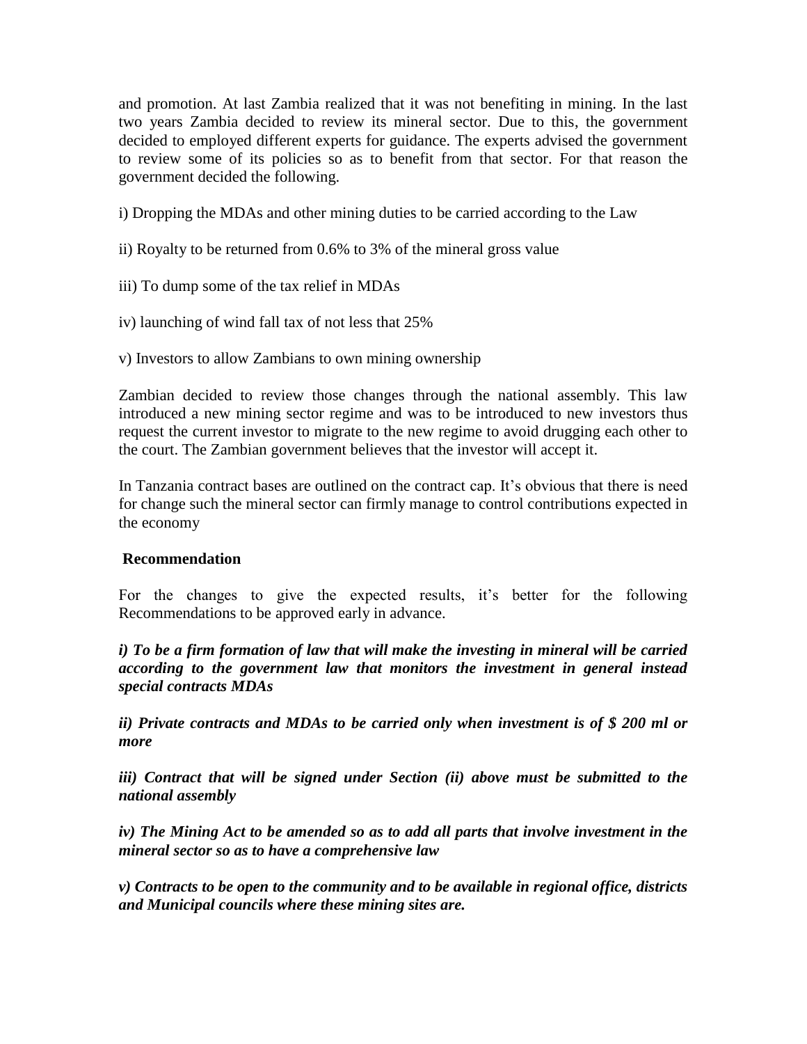and promotion. At last Zambia realized that it was not benefiting in mining. In the last two years Zambia decided to review its mineral sector. Due to this, the government decided to employed different experts for guidance. The experts advised the government to review some of its policies so as to benefit from that sector. For that reason the government decided the following.

i) Dropping the MDAs and other mining duties to be carried according to the Law

ii) Royalty to be returned from 0.6% to 3% of the mineral gross value

iii) To dump some of the tax relief in MDAs

iv) launching of wind fall tax of not less that 25%

v) Investors to allow Zambians to own mining ownership

Zambian decided to review those changes through the national assembly. This law introduced a new mining sector regime and was to be introduced to new investors thus request the current investor to migrate to the new regime to avoid drugging each other to the court. The Zambian government believes that the investor will accept it.

In Tanzania contract bases are outlined on the contract cap. It's obvious that there is need for change such the mineral sector can firmly manage to control contributions expected in the economy

**Recommendation**

For the changes to give the expected results, it's better for the following Recommendations to be approved early in advance.

***i) To be a firm formation of law that will make the investing in mineral will be carried according to the government law that monitors the investment in general instead special contracts MDAs***

***ii) Private contracts and MDAs to be carried only when investment is of $ 200 ml or more***

***iii) Contract that will be signed under Section (ii) above must be submitted to the national assembly***

***iv) The Mining Act to be amended so as to add all parts that involve investment in the mineral sector so as to have a comprehensive law***

***v) Contracts to be open to the community and to be available in regional office, districts and Municipal councils where these mining sites are.***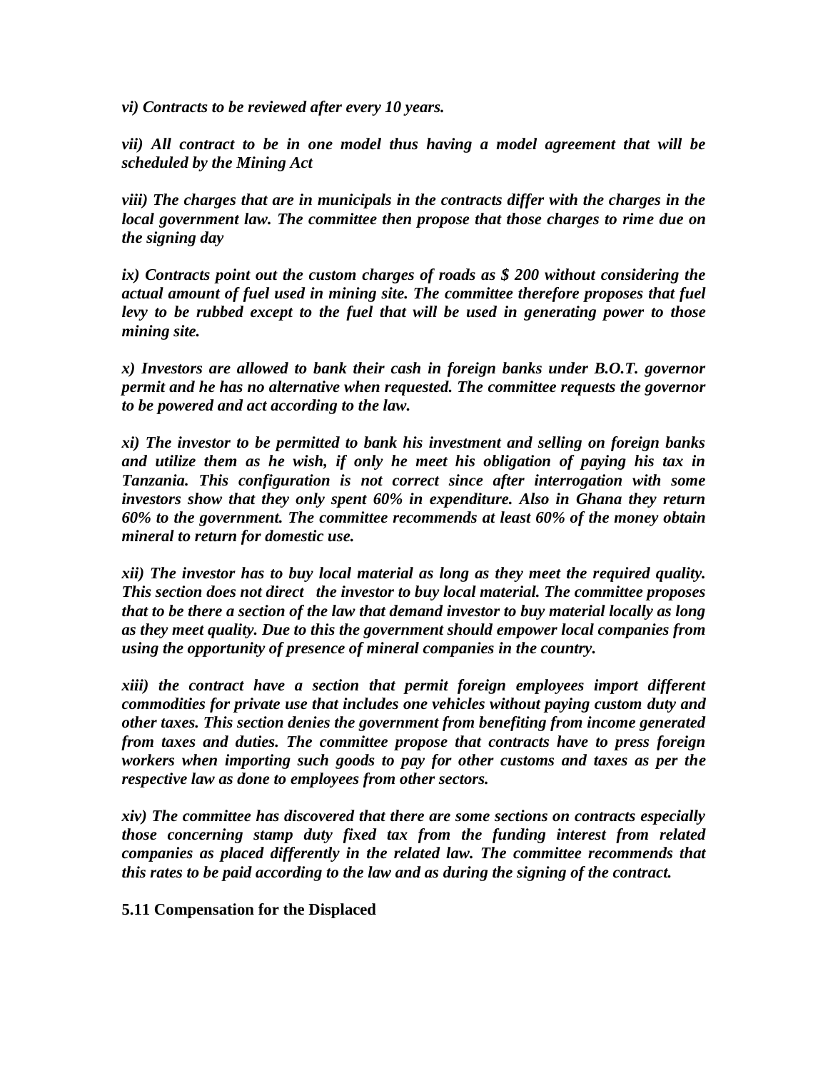***vi) Contracts to be reviewed after every 10 years.***

***vii) All contract to be in one model thus having a model agreement that will be scheduled by the Mining Act***

***viii) The charges that are in municipals in the contracts differ with the charges in the local government law. The committee then propose that those charges to rime due on the signing day***

***ix) Contracts point out the custom charges of roads as $ 200 without considering the actual amount of fuel used in mining site. The committee therefore proposes that fuel levy to be rubbed except to the fuel that will be used in generating power to those mining site.***

***x) Investors are allowed to bank their cash in foreign banks under B.O.T. governor permit and he has no alternative when requested. The committee requests the governor to be powered and act according to the law.***

***xi) The investor to be permitted to bank his investment and selling on foreign banks and utilize them as he wish, if only he meet his obligation of paying his tax in Tanzania. This configuration is not correct since after interrogation with some investors show that they only spent 60% in expenditure. Also in Ghana they return 60% to the government. The committee recommends at least 60% of the money obtain mineral to return for domestic use.***

***xii) The investor has to buy local material as long as they meet the required quality. This section does not direct the investor to buy local material. The committee proposes that to be there a section of the law that demand investor to buy material locally as long as they meet quality. Due to this the government should empower local companies from using the opportunity of presence of mineral companies in the country.***

***xiii) the contract have a section that permit foreign employees import different commodities for private use that includes one vehicles without paying custom duty and other taxes. This section denies the government from benefiting from income generated from taxes and duties. The committee propose that contracts have to press foreign workers when importing such goods to pay for other customs and taxes as per the respective law as done to employees from other sectors.***

***xiv) The committee has discovered that there are some sections on contracts especially those concerning stamp duty fixed tax from the funding interest from related companies as placed differently in the related law. The committee recommends that this rates to be paid according to the law and as during the signing of the contract.***

**5.11 Compensation for the Displaced**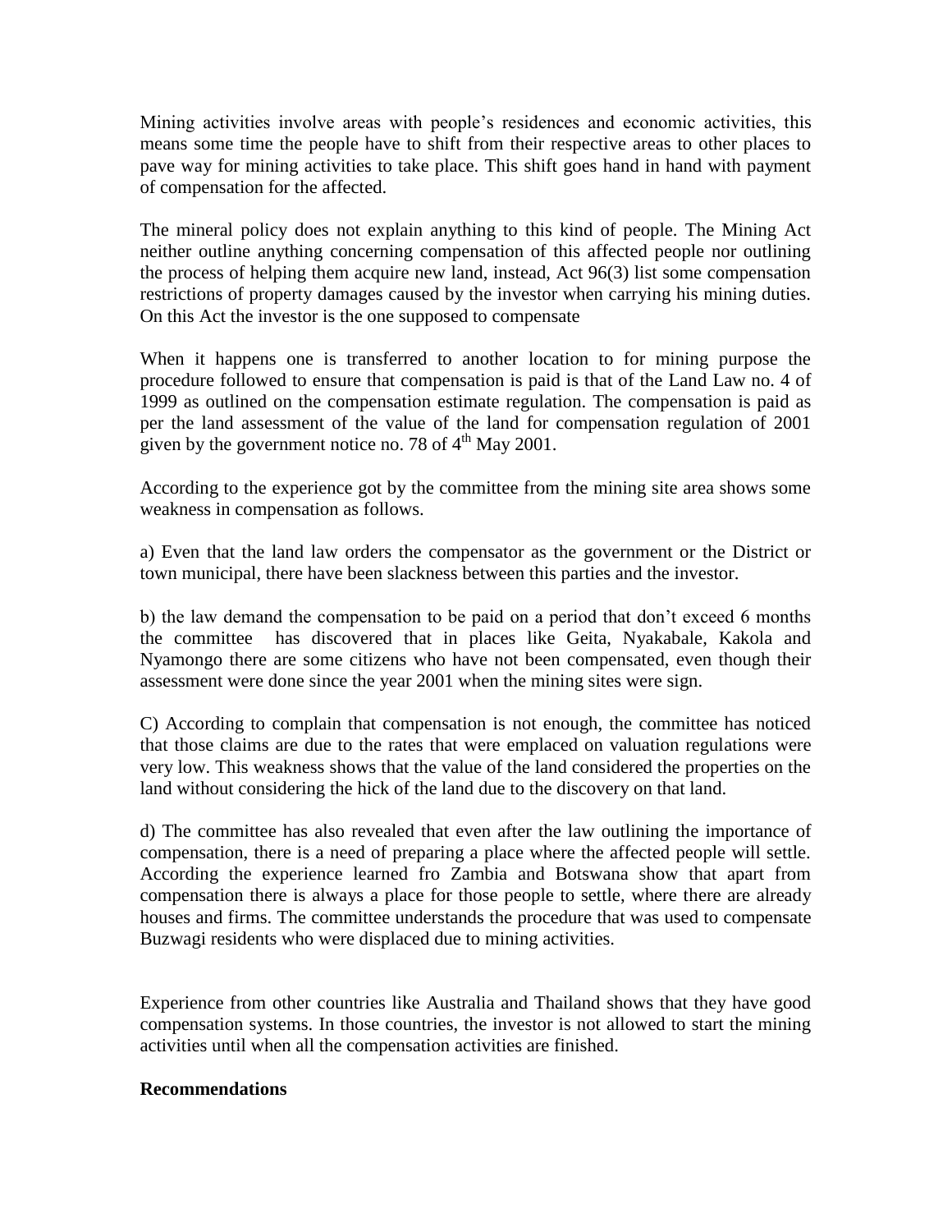Mining activities involve areas with people's residences and economic activities, this means some time the people have to shift from their respective areas to other places to pave way for mining activities to take place. This shift goes hand in hand with payment of compensation for the affected.

The mineral policy does not explain anything to this kind of people. The Mining Act neither outline anything concerning compensation of this affected people nor outlining the process of helping them acquire new land, instead, Act 96(3) list some compensation restrictions of property damages caused by the investor when carrying his mining duties. On this Act the investor is the one supposed to compensate

When it happens one is transferred to another location to for mining purpose the procedure followed to ensure that compensation is paid is that of the Land Law no. 4 of 1999 as outlined on the compensation estimate regulation. The compensation is paid as per the land assessment of the value of the land for compensation regulation of 2001 given by the government notice no. 78 of 4th May 2001.

According to the experience got by the committee from the mining site area shows some weakness in compensation as follows.

a) Even that the land law orders the compensator as the government or the District or town municipal, there have been slackness between this parties and the investor.

b) the law demand the compensation to be paid on a period that don't exceed 6 months the committee has discovered that in places like Geita, Nyakabale, Kakola and Nyamongo there are some citizens who have not been compensated, even though their assessment were done since the year 2001 when the mining sites were sign.

C) According to complain that compensation is not enough, the committee has noticed that those claims are due to the rates that were emplaced on valuation regulations were very low. This weakness shows that the value of the land considered the properties on the land without considering the hick of the land due to the discovery on that land.

d) The committee has also revealed that even after the law outlining the importance of compensation, there is a need of preparing a place where the affected people will settle. According the experience learned fro Zambia and Botswana show that apart from compensation there is always a place for those people to settle, where there are already houses and firms. The committee understands the procedure that was used to compensate Buzwagi residents who were displaced due to mining activities.

Experience from other countries like Australia and Thailand shows that they have good compensation systems. In those countries, the investor is not allowed to start the mining activities until when all the compensation activities are finished.

**Recommendations**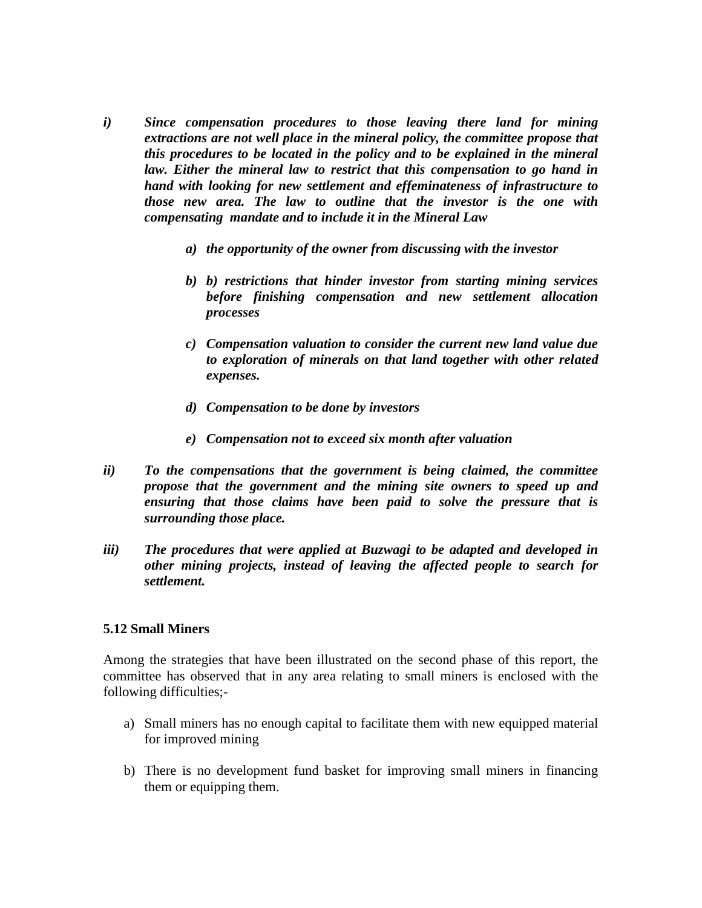i) ***Since compensation procedures to those leaving there land for mining extractions are not well place in the mineral policy, the committee propose that this procedures to be located in the policy and to be explained in the mineral law. Either the mineral law to restrict that this compensation to go hand in hand with looking for new settlement and effeminateness of infrastructure to those new area. The law to outline that the investor is the one with compensating mandate and to include it in the Mineral Law***

   a) ***the opportunity of the owner from discussing with the investor***

   b) ***b) restrictions that hinder investor from starting mining services before finishing compensation and new settlement allocation processes***

   c) ***Compensation valuation to consider the current new land value due to exploration of minerals on that land together with other related expenses.***

   d) ***Compensation to be done by investors***

   e) ***Compensation not to exceed six month after valuation***

ii) ***To the compensations that the government is being claimed, the committee propose that the government and the mining site owners to speed up and ensuring that those claims have been paid to solve the pressure that is surrounding those place.***

iii) ***The procedures that were applied at Buzwagi to be adapted and developed in other mining projects, instead of leaving the affected people to search for settlement.***

**5.12 Small Miners**

Among the strategies that have been illustrated on the second phase of this report, the committee has observed that in any area relating to small miners is enclosed with the following difficulties;-

a) Small miners has no enough capital to facilitate them with new equipped material for improved mining

b) There is no development fund basket for improving small miners in financing them or equipping them.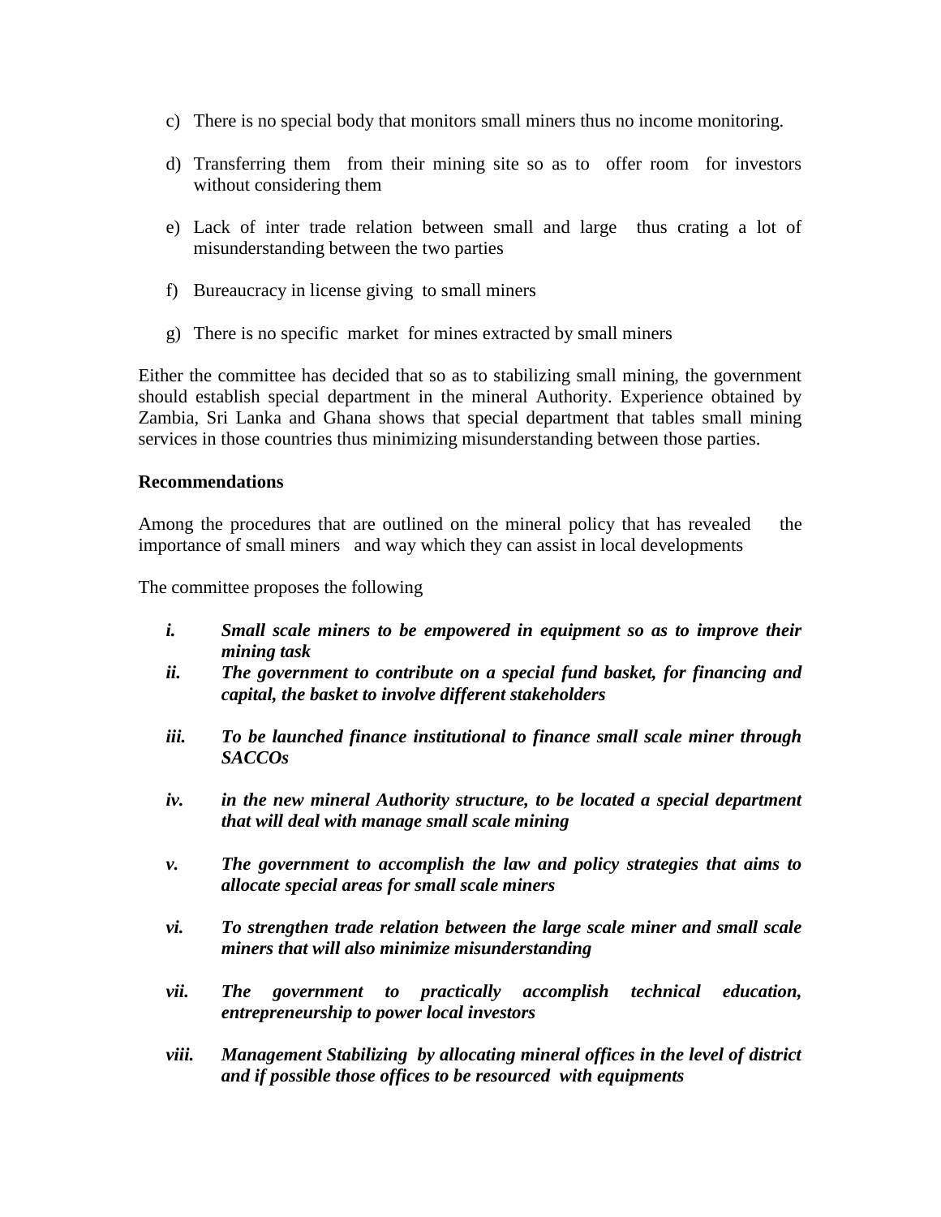c) There is no special body that monitors small miners thus no income monitoring.

d) Transferring them from their mining site so as to offer room for investors without considering them

e) Lack of inter trade relation between small and large thus crating a lot of misunderstanding between the two parties

f) Bureaucracy in license giving to small miners

g) There is no specific market for mines extracted by small miners

Either the committee has decided that so as to stabilizing small mining, the government should establish special department in the mineral Authority. Experience obtained by Zambia, Sri Lanka and Ghana shows that special department that tables small mining services in those countries thus minimizing misunderstanding between those parties.

**Recommendations**

Among the procedures that are outlined on the mineral policy that has revealed the importance of small miners and way which they can assist in local developments

The committee proposes the following

***i. Small scale miners to be empowered in equipment so as to improve their mining task***

***ii. The government to contribute on a special fund basket, for financing and capital, the basket to involve different stakeholders***

***iii. To be launched finance institutional to finance small scale miner through SACCOs***

***iv. in the new mineral Authority structure, to be located a special department that will deal with manage small scale mining***

***v. The government to accomplish the law and policy strategies that aims to allocate special areas for small scale miners***

***vi. To strengthen trade relation between the large scale miner and small scale miners that will also minimize misunderstanding***

***vii. The government to practically accomplish technical education, entrepreneurship to power local investors***

***viii. Management Stabilizing by allocating mineral offices in the level of district and if possible those offices to be resourced with equipments***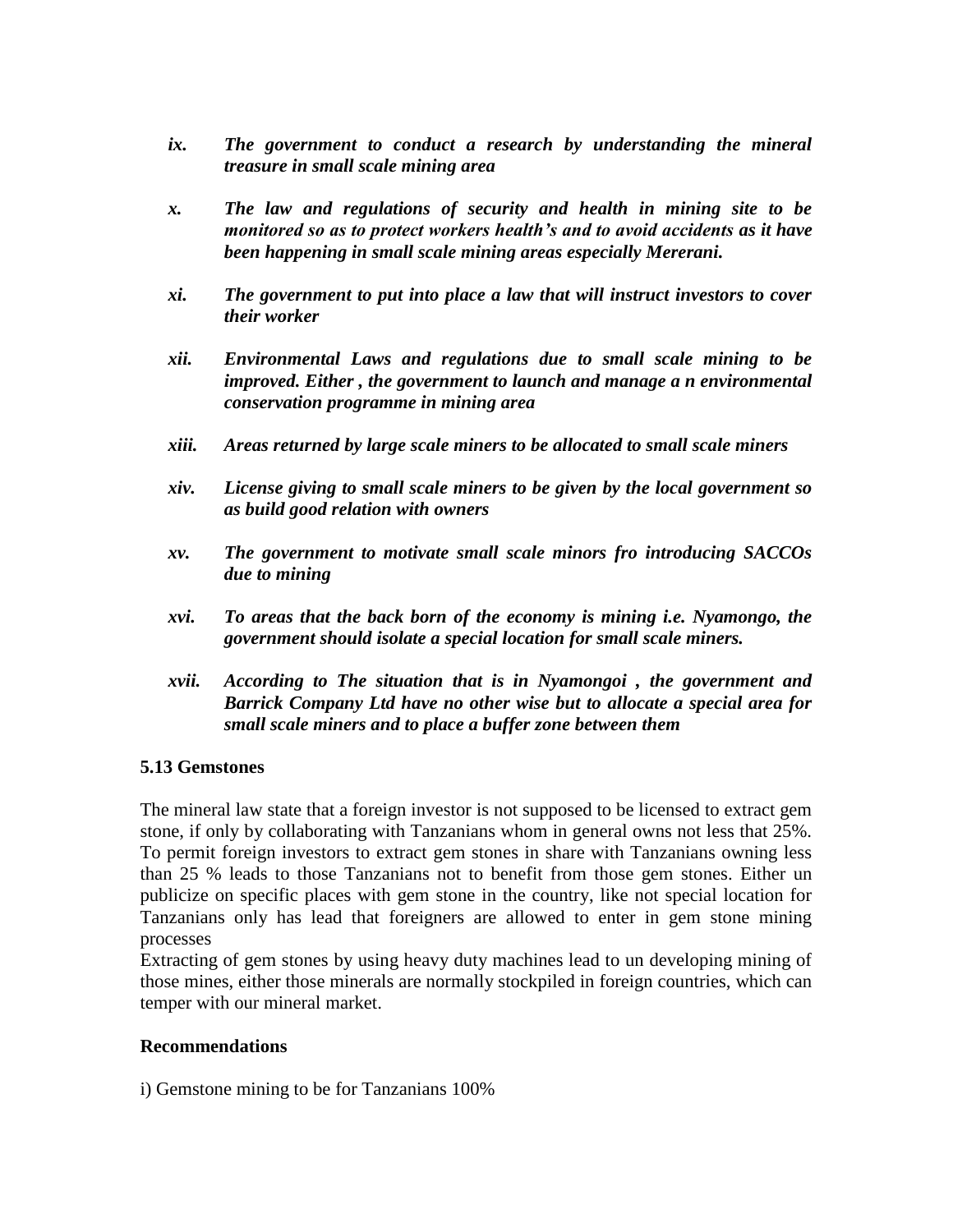*ix. The government to conduct a research by understanding the mineral treasure in small scale mining area*

*x. The law and regulations of security and health in mining site to be monitored so as to protect workers health's and to avoid accidents as it have been happening in small scale mining areas especially Mererani.*

*xi. The government to put into place a law that will instruct investors to cover their worker*

*xii. Environmental Laws and regulations due to small scale mining to be improved. Either , the government to launch and manage a n environmental conservation programme in mining area*

*xiii. Areas returned by large scale miners to be allocated to small scale miners*

*xiv. License giving to small scale miners to be given by the local government so as build good relation with owners*

*xv. The government to motivate small scale minors fro introducing SACCOs due to mining*

*xvi. To areas that the back born of the economy is mining i.e. Nyamongo, the government should isolate a special location for small scale miners.*

*xvii. According to The situation that is in Nyamongoi , the government and Barrick Company Ltd have no other wise but to allocate a special area for small scale miners and to place a buffer zone between them*

### 5.13 Gemstones

The mineral law state that a foreign investor is not supposed to be licensed to extract gem stone, if only by collaborating with Tanzanians whom in general owns not less that 25%. To permit foreign investors to extract gem stones in share with Tanzanians owning less than 25 % leads to those Tanzanians not to benefit from those gem stones. Either un publicize on specific places with gem stone in the country, like not special location for Tanzanians only has lead that foreigners are allowed to enter in gem stone mining processes

Extracting of gem stones by using heavy duty machines lead to un developing mining of those mines, either those minerals are normally stockpiled in foreign countries, which can temper with our mineral market.

#### Recommendations

i) Gemstone mining to be for Tanzanians 100%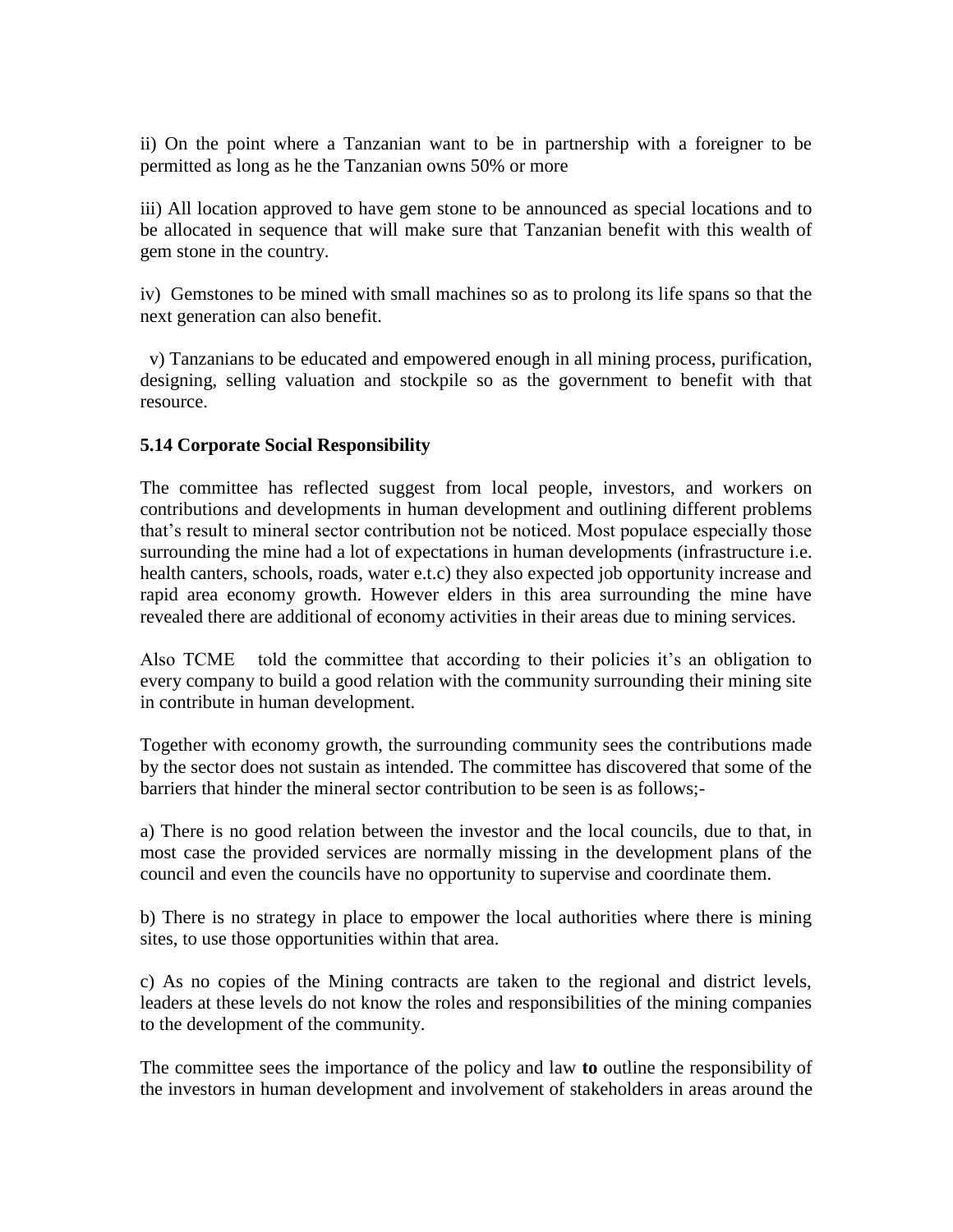ii) On the point where a Tanzanian want to be in partnership with a foreigner to be permitted as long as he the Tanzanian owns 50% or more

iii) All location approved to have gem stone to be announced as special locations and to be allocated in sequence that will make sure that Tanzanian benefit with this wealth of gem stone in the country.

iv) Gemstones to be mined with small machines so as to prolong its life spans so that the next generation can also benefit.

v) Tanzanians to be educated and empowered enough in all mining process, purification, designing, selling valuation and stockpile so as the government to benefit with that resource.

### 5.14 Corporate Social Responsibility

The committee has reflected suggest from local people, investors, and workers on contributions and developments in human development and outlining different problems that's result to mineral sector contribution not be noticed. Most populace especially those surrounding the mine had a lot of expectations in human developments (infrastructure i.e. health canters, schools, roads, water e.t.c) they also expected job opportunity increase and rapid area economy growth. However elders in this area surrounding the mine have revealed there are additional of economy activities in their areas due to mining services.

Also TCME told the committee that according to their policies it's an obligation to every company to build a good relation with the community surrounding their mining site in contribute in human development.

Together with economy growth, the surrounding community sees the contributions made by the sector does not sustain as intended. The committee has discovered that some of the barriers that hinder the mineral sector contribution to be seen is as follows;-

a) There is no good relation between the investor and the local councils, due to that, in most case the provided services are normally missing in the development plans of the council and even the councils have no opportunity to supervise and coordinate them.

b) There is no strategy in place to empower the local authorities where there is mining sites, to use those opportunities within that area.

c) As no copies of the Mining contracts are taken to the regional and district levels, leaders at these levels do not know the roles and responsibilities of the mining companies to the development of the community.

The committee sees the importance of the policy and law **to** outline the responsibility of the investors in human development and involvement of stakeholders in areas around the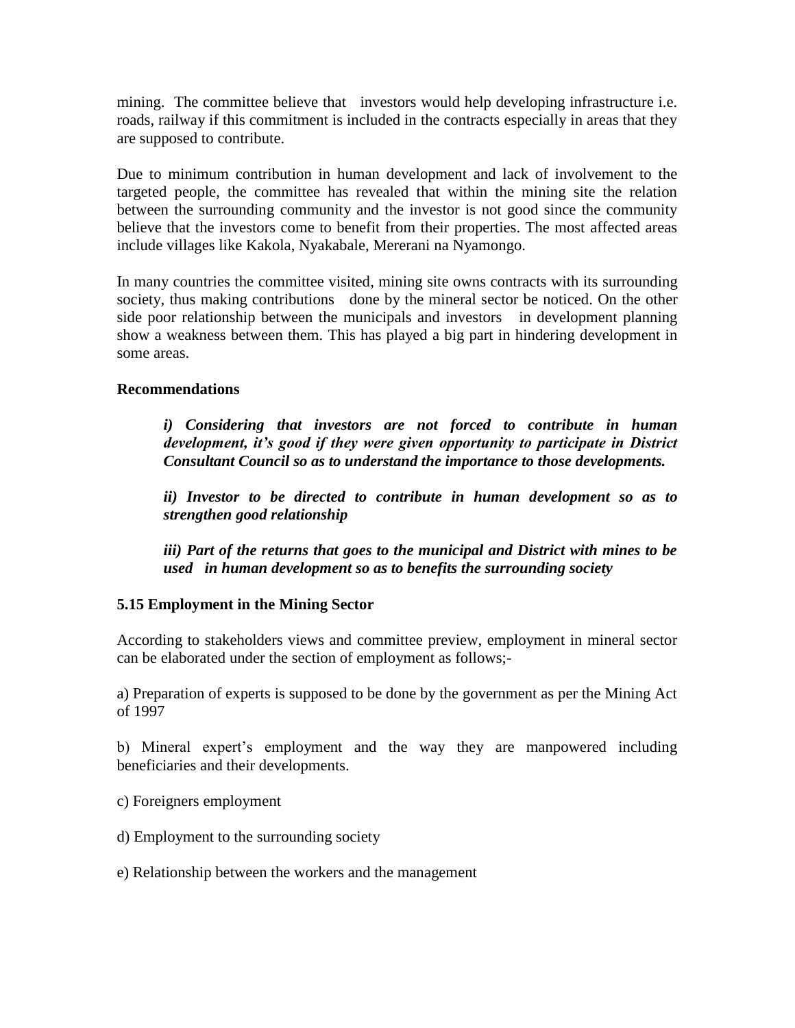mining. The committee believe that investors would help developing infrastructure i.e. roads, railway if this commitment is included in the contracts especially in areas that they are supposed to contribute.

Due to minimum contribution in human development and lack of involvement to the targeted people, the committee has revealed that within the mining site the relation between the surrounding community and the investor is not good since the community believe that the investors come to benefit from their properties. The most affected areas include villages like Kakola, Nyakabale, Mererani na Nyamongo.

In many countries the committee visited, mining site owns contracts with its surrounding society, thus making contributions done by the mineral sector be noticed. On the other side poor relationship between the municipals and investors in development planning show a weakness between them. This has played a big part in hindering development in some areas.

**Recommendations**

> ***i) Considering that investors are not forced to contribute in human development, it's good if they were given opportunity to participate in District Consultant Council so as to understand the importance to those developments.***
>
> ***ii) Investor to be directed to contribute in human development so as to strengthen good relationship***
>
> ***iii) Part of the returns that goes to the municipal and District with mines to be used in human development so as to benefits the surrounding society***

### 5.15 Employment in the Mining Sector

According to stakeholders views and committee preview, employment in mineral sector can be elaborated under the section of employment as follows;-

a) Preparation of experts is supposed to be done by the government as per the Mining Act of 1997

b) Mineral expert's employment and the way they are manpowered including beneficiaries and their developments.

c) Foreigners employment

d) Employment to the surrounding society

e) Relationship between the workers and the management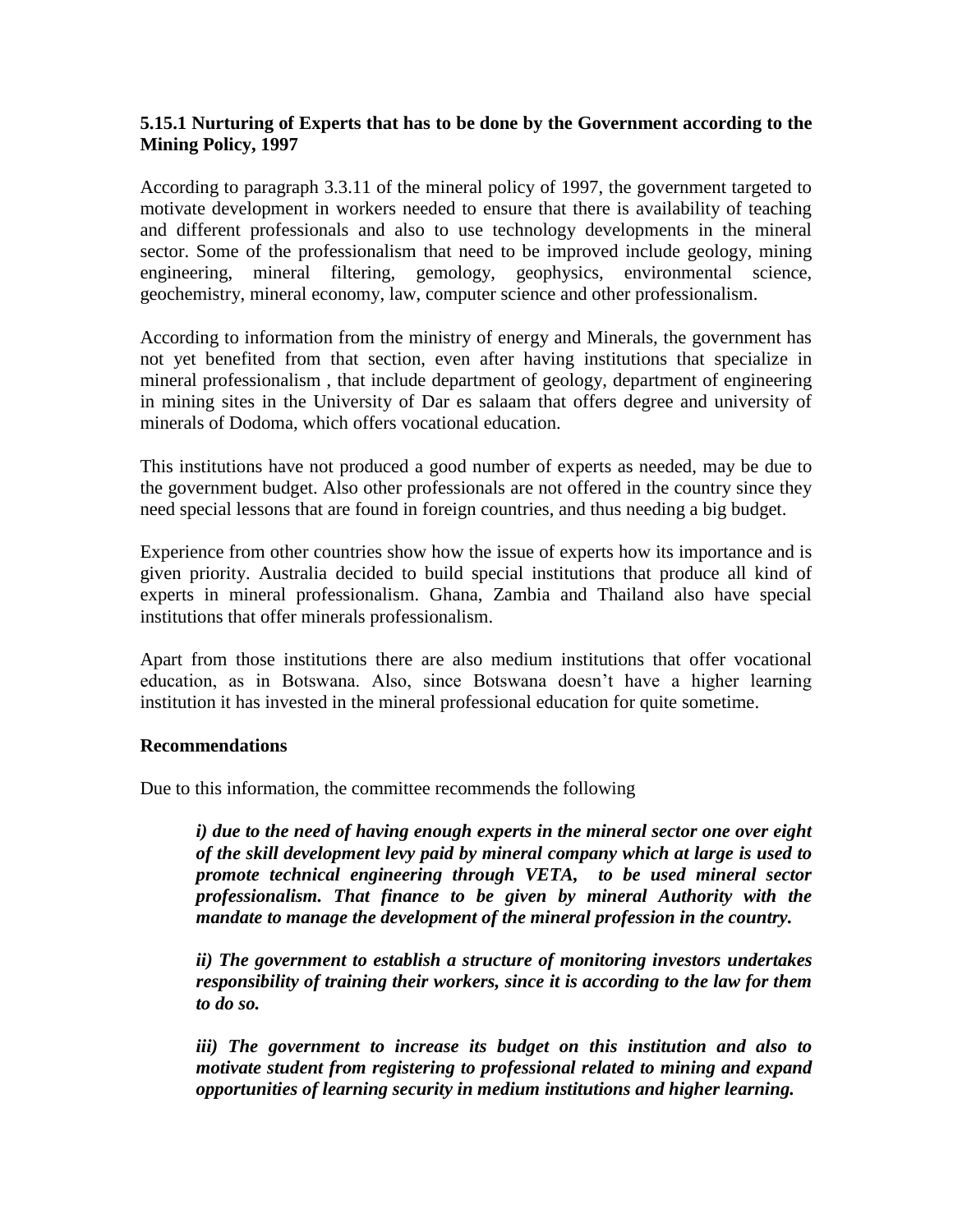### 5.15.1 Nurturing of Experts that has to be done by the Government according to the Mining Policy, 1997

According to paragraph 3.3.11 of the mineral policy of 1997, the government targeted to motivate development in workers needed to ensure that there is availability of teaching and different professionals and also to use technology developments in the mineral sector. Some of the professionalism that need to be improved include geology, mining engineering, mineral filtering, gemology, geophysics, environmental science, geochemistry, mineral economy, law, computer science and other professionalism.

According to information from the ministry of energy and Minerals, the government has not yet benefited from that section, even after having institutions that specialize in mineral professionalism , that include department of geology, department of engineering in mining sites in the University of Dar es salaam that offers degree and university of minerals of Dodoma, which offers vocational education.

This institutions have not produced a good number of experts as needed, may be due to the government budget. Also other professionals are not offered in the country since they need special lessons that are found in foreign countries, and thus needing a big budget.

Experience from other countries show how the issue of experts how its importance and is given priority. Australia decided to build special institutions that produce all kind of experts in mineral professionalism. Ghana, Zambia and Thailand also have special institutions that offer minerals professionalism.

Apart from those institutions there are also medium institutions that offer vocational education, as in Botswana. Also, since Botswana doesn't have a higher learning institution it has invested in the mineral professional education for quite sometime.

**Recommendations**

Due to this information, the committee recommends the following

***i) due to the need of having enough experts in the mineral sector one over eight of the skill development levy paid by mineral company which at large is used to promote technical engineering through VETA, to be used mineral sector professionalism. That finance to be given by mineral Authority with the mandate to manage the development of the mineral profession in the country.***

***ii) The government to establish a structure of monitoring investors undertakes responsibility of training their workers, since it is according to the law for them to do so.***

***iii) The government to increase its budget on this institution and also to motivate student from registering to professional related to mining and expand opportunities of learning security in medium institutions and higher learning.***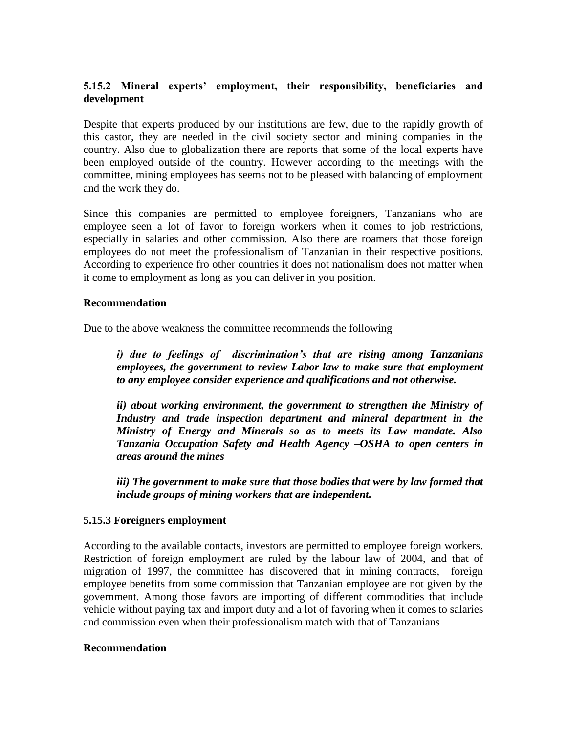### 5.15.2 Mineral experts' employment, their responsibility, beneficiaries and development

Despite that experts produced by our institutions are few, due to the rapidly growth of this castor, they are needed in the civil society sector and mining companies in the country. Also due to globalization there are reports that some of the local experts have been employed outside of the country. However according to the meetings with the committee, mining employees has seems not to be pleased with balancing of employment and the work they do.

Since this companies are permitted to employee foreigners, Tanzanians who are employee seen a lot of favor to foreign workers when it comes to job restrictions, especially in salaries and other commission. Also there are roamers that those foreign employees do not meet the professionalism of Tanzanian in their respective positions. According to experience fro other countries it does not nationalism does not matter when it come to employment as long as you can deliver in you position.

#### Recommendation

Due to the above weakness the committee recommends the following

> ***i) due to feelings of discrimination's that are rising among Tanzanians employees, the government to review Labor law to make sure that employment to any employee consider experience and qualifications and not otherwise.***
>
> ***ii) about working environment, the government to strengthen the Ministry of Industry and trade inspection department and mineral department in the Ministry of Energy and Minerals so as to meets its Law mandate. Also Tanzania Occupation Safety and Health Agency –OSHA to open centers in areas around the mines***
>
> ***iii) The government to make sure that those bodies that were by law formed that include groups of mining workers that are independent.***

### 5.15.3 Foreigners employment

According to the available contacts, investors are permitted to employee foreign workers. Restriction of foreign employment are ruled by the labour law of 2004, and that of migration of 1997, the committee has discovered that in mining contracts, foreign employee benefits from some commission that Tanzanian employee are not given by the government. Among those favors are importing of different commodities that include vehicle without paying tax and import duty and a lot of favoring when it comes to salaries and commission even when their professionalism match with that of Tanzanians

#### Recommendation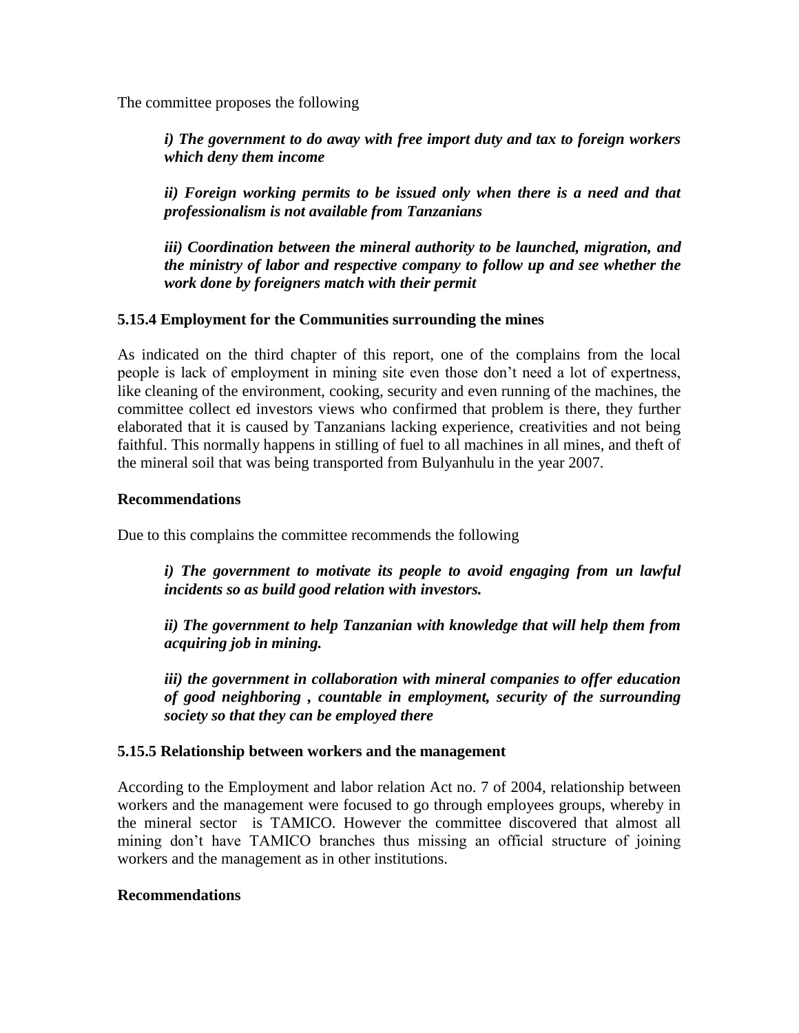The committee proposes the following

> ***i) The government to do away with free import duty and tax to foreign workers which deny them income***
>
> ***ii) Foreign working permits to be issued only when there is a need and that professionalism is not available from Tanzanians***
>
> ***iii) Coordination between the mineral authority to be launched, migration, and the ministry of labor and respective company to follow up and see whether the work done by foreigners match with their permit***

### 5.15.4 Employment for the Communities surrounding the mines

As indicated on the third chapter of this report, one of the complains from the local people is lack of employment in mining site even those don't need a lot of expertness, like cleaning of the environment, cooking, security and even running of the machines, the committee collect ed investors views who confirmed that problem is there, they further elaborated that it is caused by Tanzanians lacking experience, creativities and not being faithful. This normally happens in stilling of fuel to all machines in all mines, and theft of the mineral soil that was being transported from Bulyanhulu in the year 2007.

**Recommendations**

Due to this complains the committee recommends the following

> ***i) The government to motivate its people to avoid engaging from un lawful incidents so as build good relation with investors.***
>
> ***ii) The government to help Tanzanian with knowledge that will help them from acquiring job in mining.***
>
> ***iii) the government in collaboration with mineral companies to offer education of good neighboring , countable in employment, security of the surrounding society so that they can be employed there***

### 5.15.5 Relationship between workers and the management

According to the Employment and labor relation Act no. 7 of 2004, relationship between workers and the management were focused to go through employees groups, whereby in the mineral sector is TAMICO. However the committee discovered that almost all mining don't have TAMICO branches thus missing an official structure of joining workers and the management as in other institutions.

**Recommendations**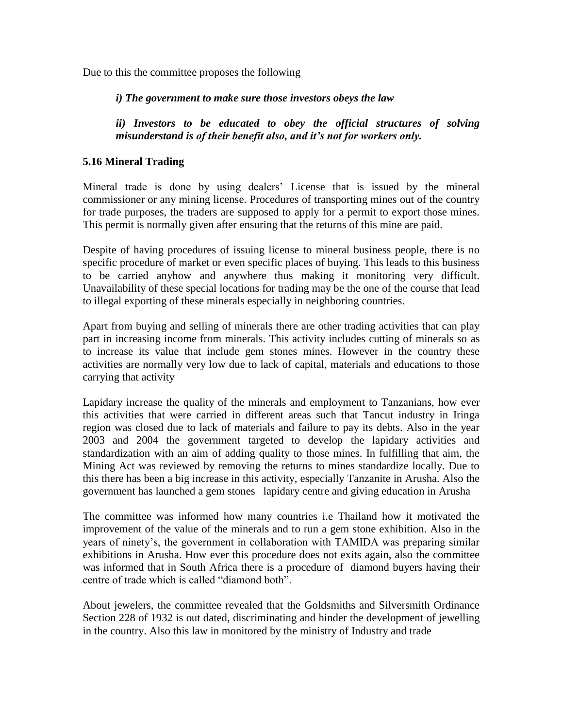Due to this the committee proposes the following

*i) The government to make sure those investors obeys the law*

*ii) Investors to be educated to obey the official structures of solving misunderstand is of their benefit also, and it's not for workers only.*

### 5.16 Mineral Trading

Mineral trade is done by using dealers' License that is issued by the mineral commissioner or any mining license. Procedures of transporting mines out of the country for trade purposes, the traders are supposed to apply for a permit to export those mines. This permit is normally given after ensuring that the returns of this mine are paid.

Despite of having procedures of issuing license to mineral business people, there is no specific procedure of market or even specific places of buying. This leads to this business to be carried anyhow and anywhere thus making it monitoring very difficult. Unavailability of these special locations for trading may be the one of the course that lead to illegal exporting of these minerals especially in neighboring countries.

Apart from buying and selling of minerals there are other trading activities that can play part in increasing income from minerals. This activity includes cutting of minerals so as to increase its value that include gem stones mines. However in the country these activities are normally very low due to lack of capital, materials and educations to those carrying that activity

Lapidary increase the quality of the minerals and employment to Tanzanians, how ever this activities that were carried in different areas such that Tancut industry in Iringa region was closed due to lack of materials and failure to pay its debts. Also in the year 2003 and 2004 the government targeted to develop the lapidary activities and standardization with an aim of adding quality to those mines. In fulfilling that aim, the Mining Act was reviewed by removing the returns to mines standardize locally. Due to this there has been a big increase in this activity, especially Tanzanite in Arusha. Also the government has launched a gem stones lapidary centre and giving education in Arusha

The committee was informed how many countries i.e Thailand how it motivated the improvement of the value of the minerals and to run a gem stone exhibition. Also in the years of ninety's, the government in collaboration with TAMIDA was preparing similar exhibitions in Arusha. How ever this procedure does not exits again, also the committee was informed that in South Africa there is a procedure of diamond buyers having their centre of trade which is called "diamond both".

About jewelers, the committee revealed that the Goldsmiths and Silversmith Ordinance Section 228 of 1932 is out dated, discriminating and hinder the development of jewelling in the country. Also this law in monitored by the ministry of Industry and trade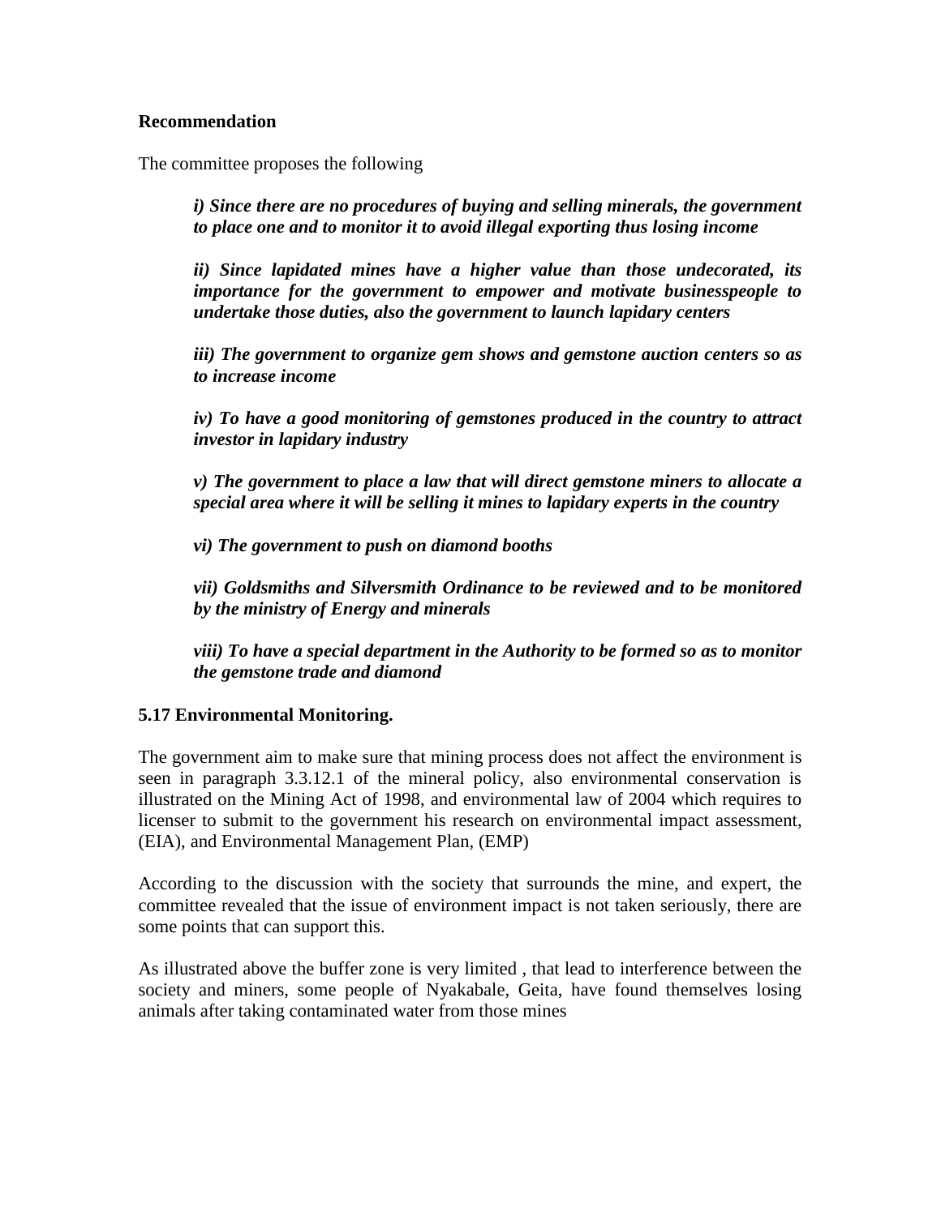**Recommendation**

The committee proposes the following

> ***i) Since there are no procedures of buying and selling minerals, the government to place one and to monitor it to avoid illegal exporting thus losing income***
>
> ***ii) Since lapidated mines have a higher value than those undecorated, its importance for the government to empower and motivate businesspeople to undertake those duties, also the government to launch lapidary centers***
>
> ***iii) The government to organize gem shows and gemstone auction centers so as to increase income***
>
> ***iv) To have a good monitoring of gemstones produced in the country to attract investor in lapidary industry***
>
> ***v) The government to place a law that will direct gemstone miners to allocate a special area where it will be selling it mines to lapidary experts in the country***
>
> ***vi) The government to push on diamond booths***
>
> ***vii) Goldsmiths and Silversmith Ordinance to be reviewed and to be monitored by the ministry of Energy and minerals***
>
> ***viii) To have a special department in the Authority to be formed so as to monitor the gemstone trade and diamond***

**5.17 Environmental Monitoring.**

The government aim to make sure that mining process does not affect the environment is seen in paragraph 3.3.12.1 of the mineral policy, also environmental conservation is illustrated on the Mining Act of 1998, and environmental law of 2004 which requires to licenser to submit to the government his research on environmental impact assessment, (EIA), and Environmental Management Plan, (EMP)

According to the discussion with the society that surrounds the mine, and expert, the committee revealed that the issue of environment impact is not taken seriously, there are some points that can support this.

As illustrated above the buffer zone is very limited , that lead to interference between the society and miners, some people of Nyakabale, Geita, have found themselves losing animals after taking contaminated water from those mines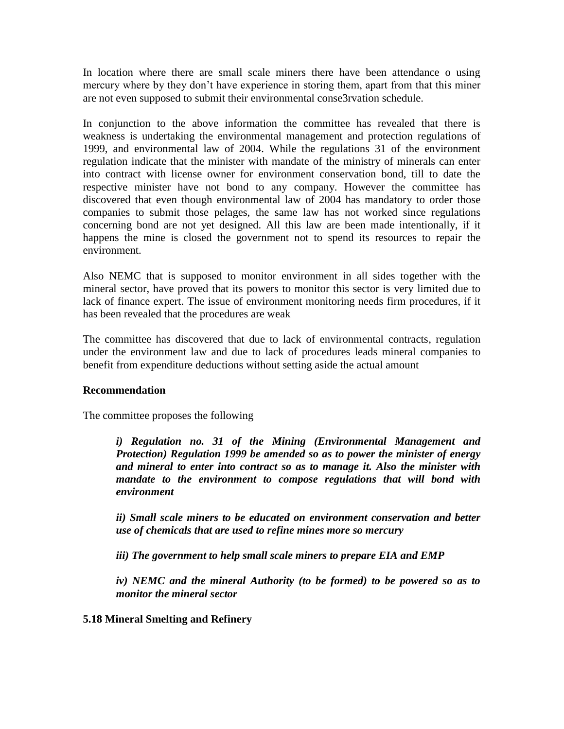In location where there are small scale miners there have been attendance o using mercury where by they don't have experience in storing them, apart from that this miner are not even supposed to submit their environmental conse3rvation schedule.

In conjunction to the above information the committee has revealed that there is weakness is undertaking the environmental management and protection regulations of 1999, and environmental law of 2004. While the regulations 31 of the environment regulation indicate that the minister with mandate of the ministry of minerals can enter into contract with license owner for environment conservation bond, till to date the respective minister have not bond to any company. However the committee has discovered that even though environmental law of 2004 has mandatory to order those companies to submit those pelages, the same law has not worked since regulations concerning bond are not yet designed. All this law are been made intentionally, if it happens the mine is closed the government not to spend its resources to repair the environment.

Also NEMC that is supposed to monitor environment in all sides together with the mineral sector, have proved that its powers to monitor this sector is very limited due to lack of finance expert. The issue of environment monitoring needs firm procedures, if it has been revealed that the procedures are weak

The committee has discovered that due to lack of environmental contracts, regulation under the environment law and due to lack of procedures leads mineral companies to benefit from expenditure deductions without setting aside the actual amount

**Recommendation**

The committee proposes the following

> ***i) Regulation no. 31 of the Mining (Environmental Management and Protection) Regulation 1999 be amended so as to power the minister of energy and mineral to enter into contract so as to manage it. Also the minister with mandate to the environment to compose regulations that will bond with environment***
>
> ***ii) Small scale miners to be educated on environment conservation and better use of chemicals that are used to refine mines more so mercury***
>
> ***iii) The government to help small scale miners to prepare EIA and EMP***
>
> ***iv) NEMC and the mineral Authority (to be formed) to be powered so as to monitor the mineral sector***

**5.18 Mineral Smelting and Refinery**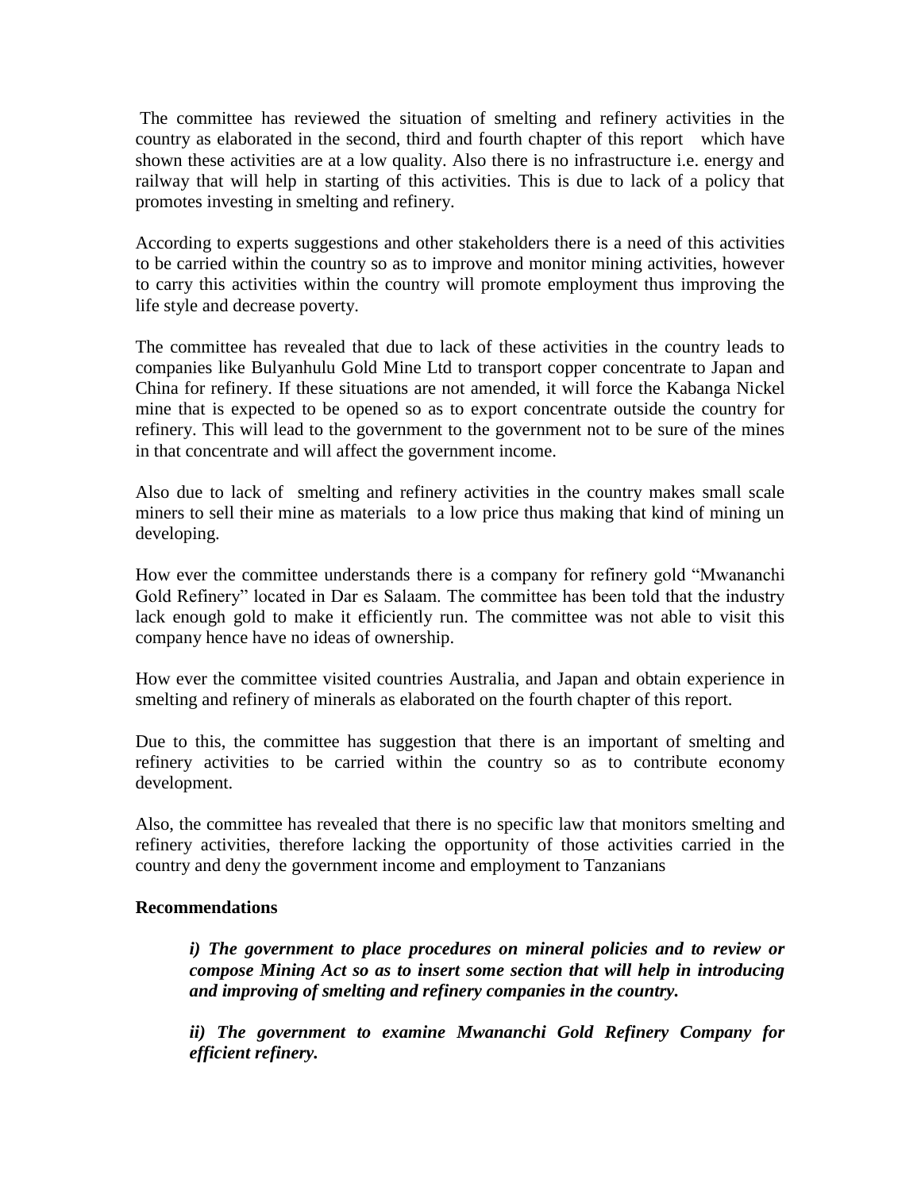The committee has reviewed the situation of smelting and refinery activities in the country as elaborated in the second, third and fourth chapter of this report which have shown these activities are at a low quality. Also there is no infrastructure i.e. energy and railway that will help in starting of this activities. This is due to lack of a policy that promotes investing in smelting and refinery.

According to experts suggestions and other stakeholders there is a need of this activities to be carried within the country so as to improve and monitor mining activities, however to carry this activities within the country will promote employment thus improving the life style and decrease poverty.

The committee has revealed that due to lack of these activities in the country leads to companies like Bulyanhulu Gold Mine Ltd to transport copper concentrate to Japan and China for refinery. If these situations are not amended, it will force the Kabanga Nickel mine that is expected to be opened so as to export concentrate outside the country for refinery. This will lead to the government to the government not to be sure of the mines in that concentrate and will affect the government income.

Also due to lack of smelting and refinery activities in the country makes small scale miners to sell their mine as materials to a low price thus making that kind of mining un developing.

How ever the committee understands there is a company for refinery gold "Mwananchi Gold Refinery" located in Dar es Salaam. The committee has been told that the industry lack enough gold to make it efficiently run. The committee was not able to visit this company hence have no ideas of ownership.

How ever the committee visited countries Australia, and Japan and obtain experience in smelting and refinery of minerals as elaborated on the fourth chapter of this report.

Due to this, the committee has suggestion that there is an important of smelting and refinery activities to be carried within the country so as to contribute economy development.

Also, the committee has revealed that there is no specific law that monitors smelting and refinery activities, therefore lacking the opportunity of those activities carried in the country and deny the government income and employment to Tanzanians

**Recommendations**

***i) The government to place procedures on mineral policies and to review or compose Mining Act so as to insert some section that will help in introducing and improving of smelting and refinery companies in the country.***

***ii) The government to examine Mwananchi Gold Refinery Company for efficient refinery.***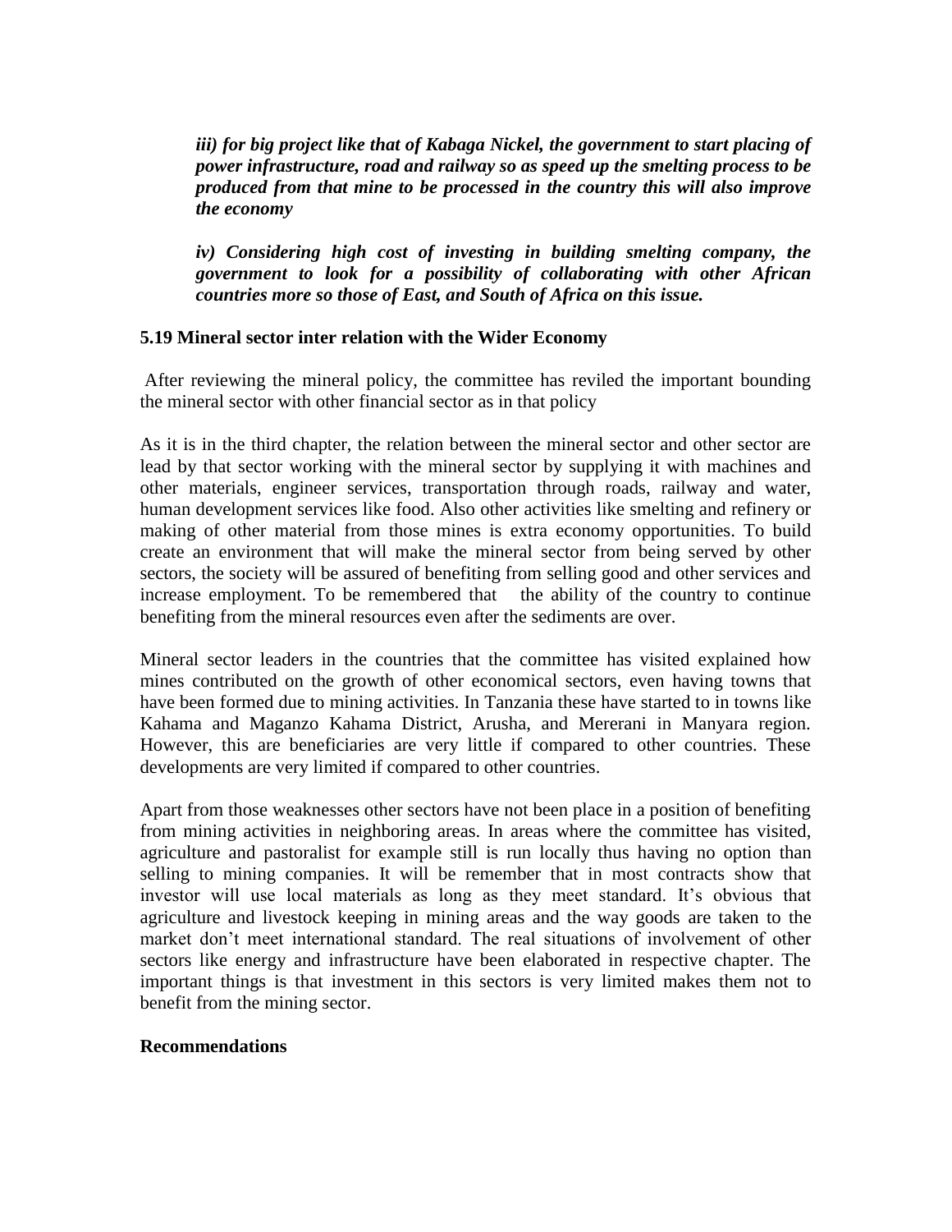*iii) for big project like that of Kabaga Nickel, the government to start placing of power infrastructure, road and railway so as speed up the smelting process to be produced from that mine to be processed in the country this will also improve the economy*

*iv) Considering high cost of investing in building smelting company, the government to look for a possibility of collaborating with other African countries more so those of East, and South of Africa on this issue.*

**5.19 Mineral sector inter relation with the Wider Economy**

After reviewing the mineral policy, the committee has reviled the important bounding the mineral sector with other financial sector as in that policy

As it is in the third chapter, the relation between the mineral sector and other sector are lead by that sector working with the mineral sector by supplying it with machines and other materials, engineer services, transportation through roads, railway and water, human development services like food. Also other activities like smelting and refinery or making of other material from those mines is extra economy opportunities. To build create an environment that will make the mineral sector from being served by other sectors, the society will be assured of benefiting from selling good and other services and increase employment. To be remembered that the ability of the country to continue benefiting from the mineral resources even after the sediments are over.

Mineral sector leaders in the countries that the committee has visited explained how mines contributed on the growth of other economical sectors, even having towns that have been formed due to mining activities. In Tanzania these have started to in towns like Kahama and Maganzo Kahama District, Arusha, and Mererani in Manyara region. However, this are beneficiaries are very little if compared to other countries. These developments are very limited if compared to other countries.

Apart from those weaknesses other sectors have not been place in a position of benefiting from mining activities in neighboring areas. In areas where the committee has visited, agriculture and pastoralist for example still is run locally thus having no option than selling to mining companies. It will be remember that in most contracts show that investor will use local materials as long as they meet standard. It's obvious that agriculture and livestock keeping in mining areas and the way goods are taken to the market don't meet international standard. The real situations of involvement of other sectors like energy and infrastructure have been elaborated in respective chapter. The important things is that investment in this sectors is very limited makes them not to benefit from the mining sector.

**Recommendations**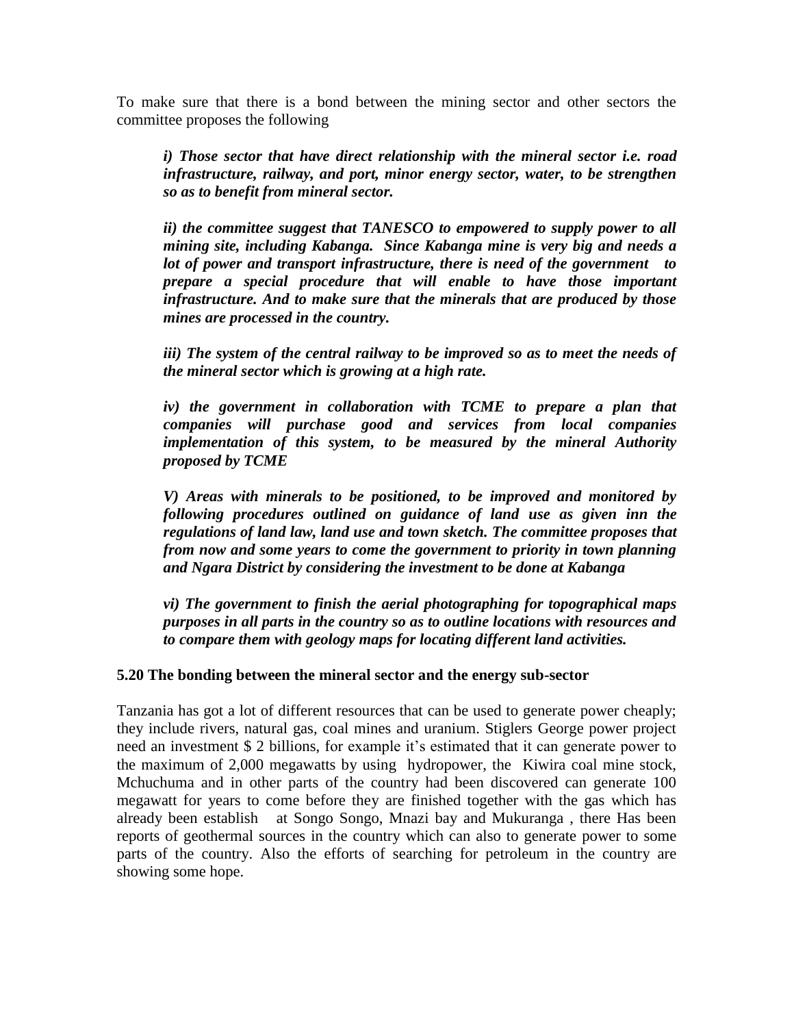To make sure that there is a bond between the mining sector and other sectors the committee proposes the following

***i) Those sector that have direct relationship with the mineral sector i.e. road infrastructure, railway, and port, minor energy sector, water, to be strengthen so as to benefit from mineral sector.***

***ii) the committee suggest that TANESCO to empowered to supply power to all mining site, including Kabanga. Since Kabanga mine is very big and needs a lot of power and transport infrastructure, there is need of the government to prepare a special procedure that will enable to have those important infrastructure. And to make sure that the minerals that are produced by those mines are processed in the country.***

***iii) The system of the central railway to be improved so as to meet the needs of the mineral sector which is growing at a high rate.***

***iv) the government in collaboration with TCME to prepare a plan that companies will purchase good and services from local companies implementation of this system, to be measured by the mineral Authority proposed by TCME***

***V) Areas with minerals to be positioned, to be improved and monitored by following procedures outlined on guidance of land use as given inn the regulations of land law, land use and town sketch. The committee proposes that from now and some years to come the government to priority in town planning and Ngara District by considering the investment to be done at Kabanga***

***vi) The government to finish the aerial photographing for topographical maps purposes in all parts in the country so as to outline locations with resources and to compare them with geology maps for locating different land activities.***

**5.20 The bonding between the mineral sector and the energy sub-sector**

Tanzania has got a lot of different resources that can be used to generate power cheaply; they include rivers, natural gas, coal mines and uranium. Stiglers George power project need an investment $ 2 billions, for example it's estimated that it can generate power to the maximum of 2,000 megawatts by using hydropower, the Kiwira coal mine stock, Mchuchuma and in other parts of the country had been discovered can generate 100 megawatt for years to come before they are finished together with the gas which has already been establish at Songo Songo, Mnazi bay and Mukuranga , there Has been reports of geothermal sources in the country which can also to generate power to some parts of the country. Also the efforts of searching for petroleum in the country are showing some hope.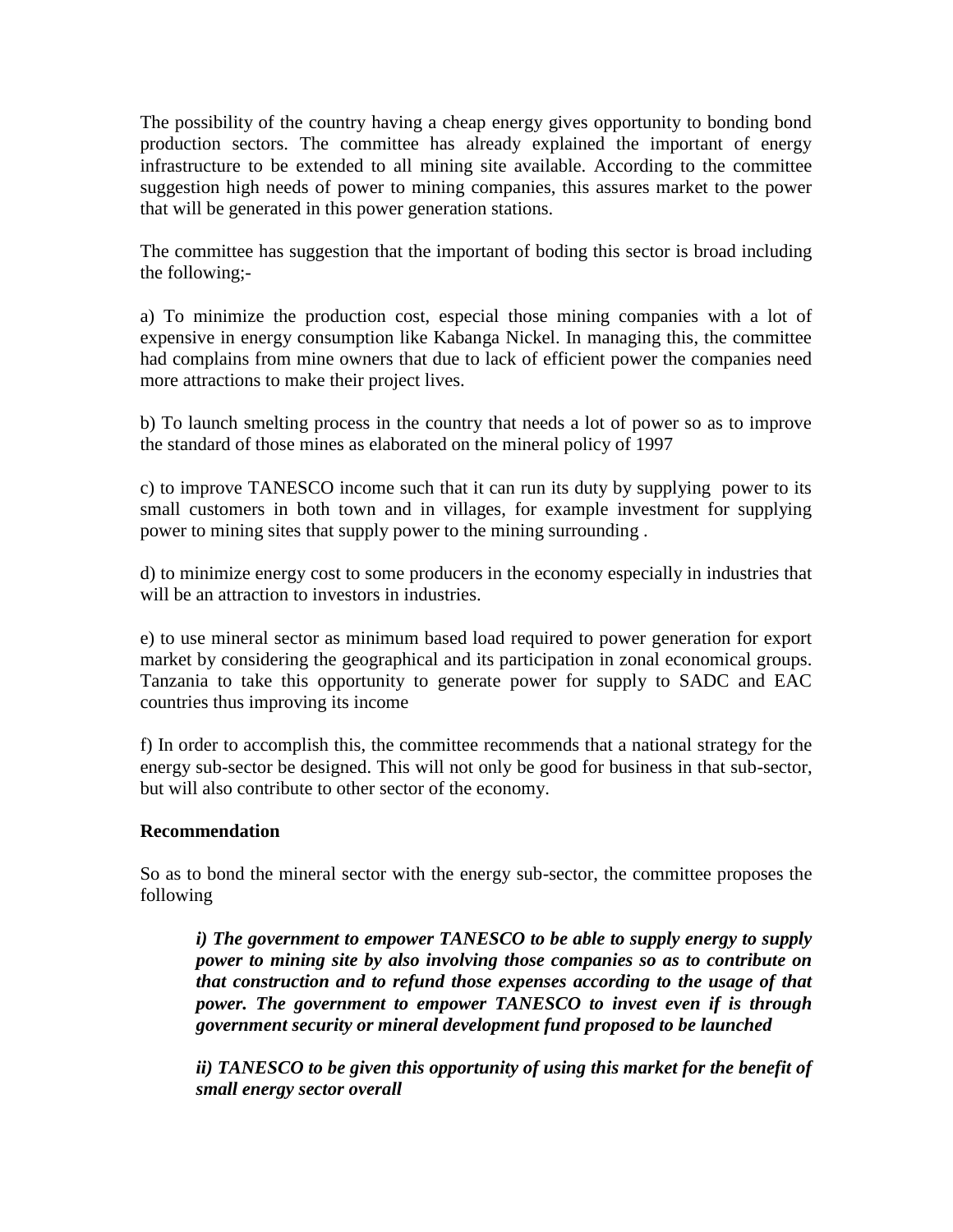The possibility of the country having a cheap energy gives opportunity to bonding bond production sectors. The committee has already explained the important of energy infrastructure to be extended to all mining site available. According to the committee suggestion high needs of power to mining companies, this assures market to the power that will be generated in this power generation stations.

The committee has suggestion that the important of boding this sector is broad including the following;-

a) To minimize the production cost, especial those mining companies with a lot of expensive in energy consumption like Kabanga Nickel. In managing this, the committee had complains from mine owners that due to lack of efficient power the companies need more attractions to make their project lives.

b) To launch smelting process in the country that needs a lot of power so as to improve the standard of those mines as elaborated on the mineral policy of 1997

c) to improve TANESCO income such that it can run its duty by supplying power to its small customers in both town and in villages, for example investment for supplying power to mining sites that supply power to the mining surrounding .

d) to minimize energy cost to some producers in the economy especially in industries that will be an attraction to investors in industries.

e) to use mineral sector as minimum based load required to power generation for export market by considering the geographical and its participation in zonal economical groups. Tanzania to take this opportunity to generate power for supply to SADC and EAC countries thus improving its income

f) In order to accomplish this, the committee recommends that a national strategy for the energy sub-sector be designed. This will not only be good for business in that sub-sector, but will also contribute to other sector of the economy.

**Recommendation**

So as to bond the mineral sector with the energy sub-sector, the committee proposes the following

> ***i) The government to empower TANESCO to be able to supply energy to supply power to mining site by also involving those companies so as to contribute on that construction and to refund those expenses according to the usage of that power. The government to empower TANESCO to invest even if is through government security or mineral development fund proposed to be launched***
>
> ***ii) TANESCO to be given this opportunity of using this market for the benefit of small energy sector overall***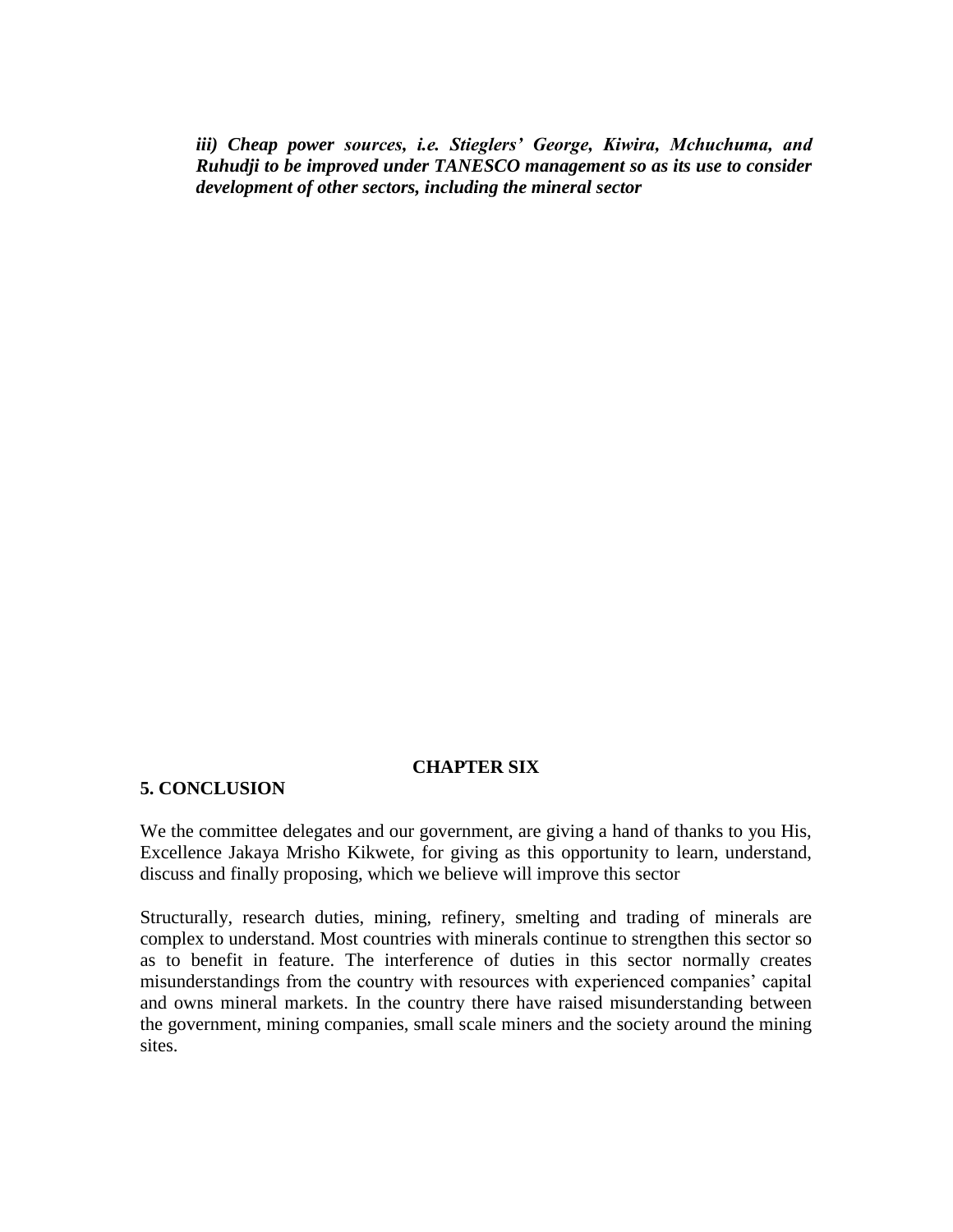***iii) Cheap power sources, i.e. Stieglers' George, Kiwira, Mchuchuma, and Ruhudji to be improved under TANESCO management so as its use to consider development of other sectors, including the mineral sector***

# CHAPTER SIX

## 5. CONCLUSION

We the committee delegates and our government, are giving a hand of thanks to you His, Excellence Jakaya Mrisho Kikwete, for giving as this opportunity to learn, understand, discuss and finally proposing, which we believe will improve this sector

Structurally, research duties, mining, refinery, smelting and trading of minerals are complex to understand. Most countries with minerals continue to strengthen this sector so as to benefit in feature. The interference of duties in this sector normally creates misunderstandings from the country with resources with experienced companies' capital and owns mineral markets. In the country there have raised misunderstanding between the government, mining companies, small scale miners and the society around the mining sites.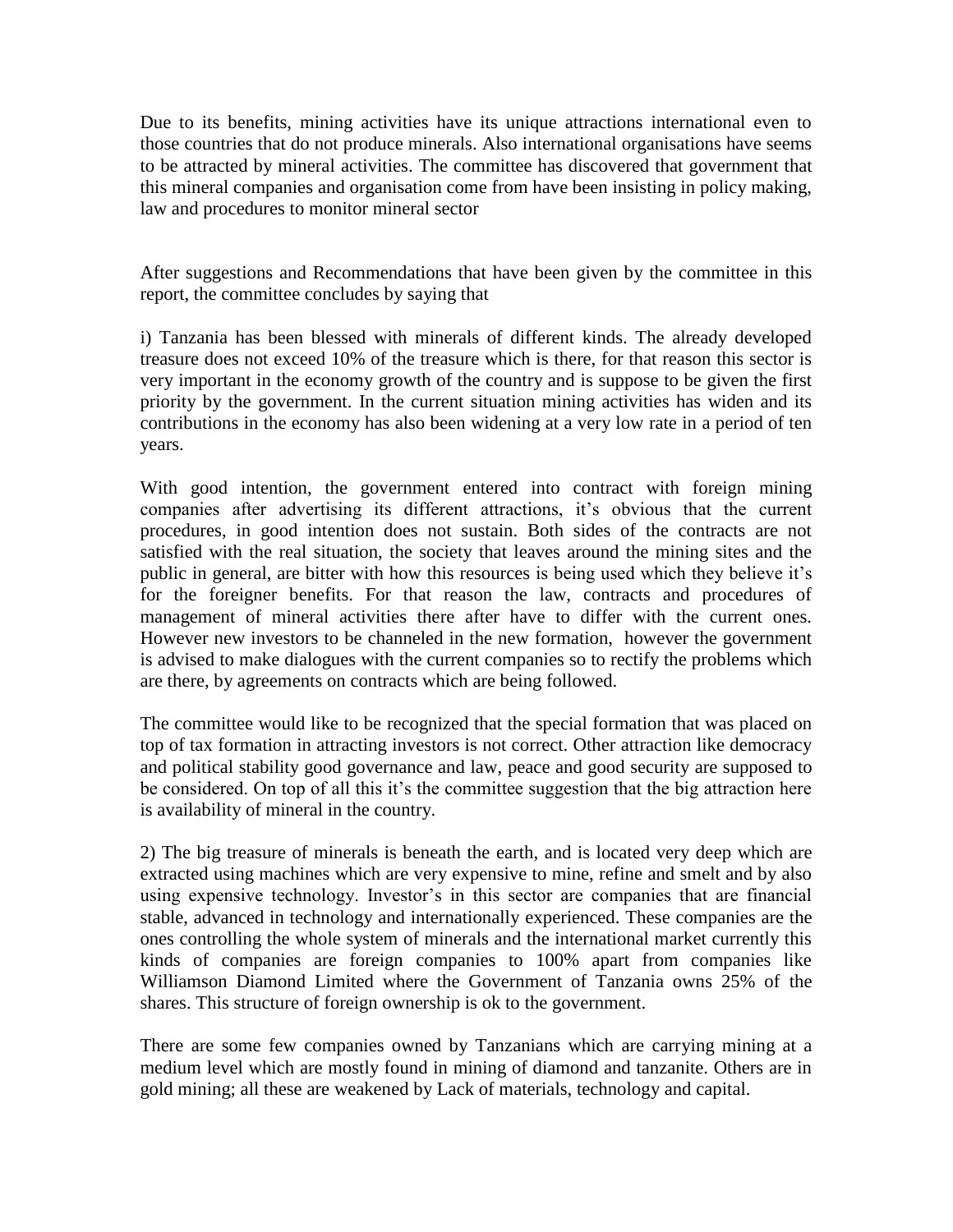Due to its benefits, mining activities have its unique attractions international even to those countries that do not produce minerals. Also international organisations have seems to be attracted by mineral activities. The committee has discovered that government that this mineral companies and organisation come from have been insisting in policy making, law and procedures to monitor mineral sector

After suggestions and Recommendations that have been given by the committee in this report, the committee concludes by saying that

i) Tanzania has been blessed with minerals of different kinds. The already developed treasure does not exceed 10% of the treasure which is there, for that reason this sector is very important in the economy growth of the country and is suppose to be given the first priority by the government. In the current situation mining activities has widen and its contributions in the economy has also been widening at a very low rate in a period of ten years.

With good intention, the government entered into contract with foreign mining companies after advertising its different attractions, it's obvious that the current procedures, in good intention does not sustain. Both sides of the contracts are not satisfied with the real situation, the society that leaves around the mining sites and the public in general, are bitter with how this resources is being used which they believe it's for the foreigner benefits. For that reason the law, contracts and procedures of management of mineral activities there after have to differ with the current ones. However new investors to be channeled in the new formation, however the government is advised to make dialogues with the current companies so to rectify the problems which are there, by agreements on contracts which are being followed.

The committee would like to be recognized that the special formation that was placed on top of tax formation in attracting investors is not correct. Other attraction like democracy and political stability good governance and law, peace and good security are supposed to be considered. On top of all this it's the committee suggestion that the big attraction here is availability of mineral in the country.

2) The big treasure of minerals is beneath the earth, and is located very deep which are extracted using machines which are very expensive to mine, refine and smelt and by also using expensive technology. Investor's in this sector are companies that are financial stable, advanced in technology and internationally experienced. These companies are the ones controlling the whole system of minerals and the international market currently this kinds of companies are foreign companies to 100% apart from companies like Williamson Diamond Limited where the Government of Tanzania owns 25% of the shares. This structure of foreign ownership is ok to the government.

There are some few companies owned by Tanzanians which are carrying mining at a medium level which are mostly found in mining of diamond and tanzanite. Others are in gold mining; all these are weakened by Lack of materials, technology and capital.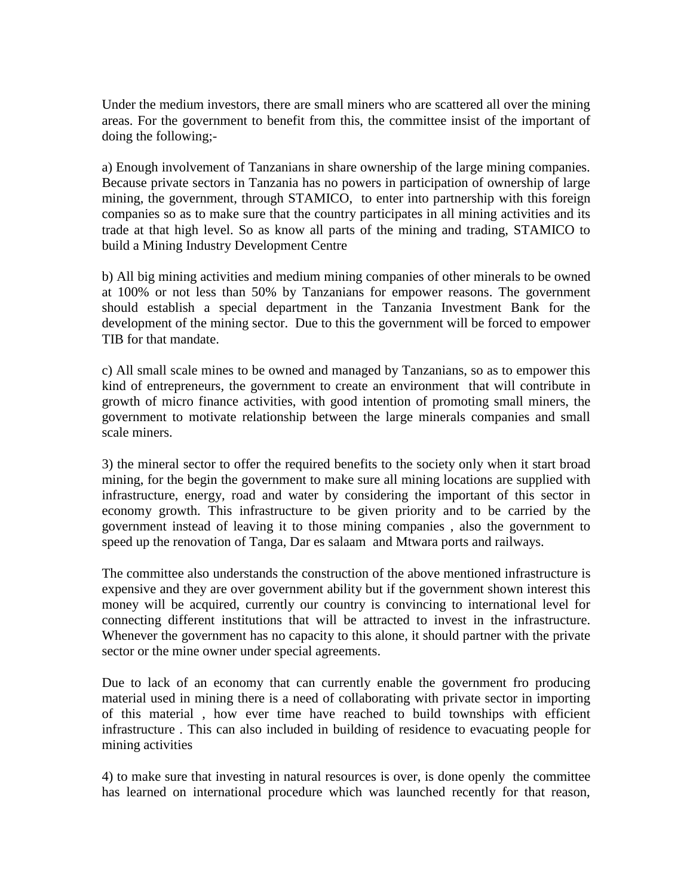Under the medium investors, there are small miners who are scattered all over the mining areas. For the government to benefit from this, the committee insist of the important of doing the following;-

a) Enough involvement of Tanzanians in share ownership of the large mining companies. Because private sectors in Tanzania has no powers in participation of ownership of large mining, the government, through STAMICO, to enter into partnership with this foreign companies so as to make sure that the country participates in all mining activities and its trade at that high level. So as know all parts of the mining and trading, STAMICO to build a Mining Industry Development Centre

b) All big mining activities and medium mining companies of other minerals to be owned at 100% or not less than 50% by Tanzanians for empower reasons. The government should establish a special department in the Tanzania Investment Bank for the development of the mining sector. Due to this the government will be forced to empower TIB for that mandate.

c) All small scale mines to be owned and managed by Tanzanians, so as to empower this kind of entrepreneurs, the government to create an environment that will contribute in growth of micro finance activities, with good intention of promoting small miners, the government to motivate relationship between the large minerals companies and small scale miners.

3) the mineral sector to offer the required benefits to the society only when it start broad mining, for the begin the government to make sure all mining locations are supplied with infrastructure, energy, road and water by considering the important of this sector in economy growth. This infrastructure to be given priority and to be carried by the government instead of leaving it to those mining companies , also the government to speed up the renovation of Tanga, Dar es salaam and Mtwara ports and railways.

The committee also understands the construction of the above mentioned infrastructure is expensive and they are over government ability but if the government shown interest this money will be acquired, currently our country is convincing to international level for connecting different institutions that will be attracted to invest in the infrastructure. Whenever the government has no capacity to this alone, it should partner with the private sector or the mine owner under special agreements.

Due to lack of an economy that can currently enable the government fro producing material used in mining there is a need of collaborating with private sector in importing of this material , how ever time have reached to build townships with efficient infrastructure . This can also included in building of residence to evacuating people for mining activities

4) to make sure that investing in natural resources is over, is done openly the committee has learned on international procedure which was launched recently for that reason,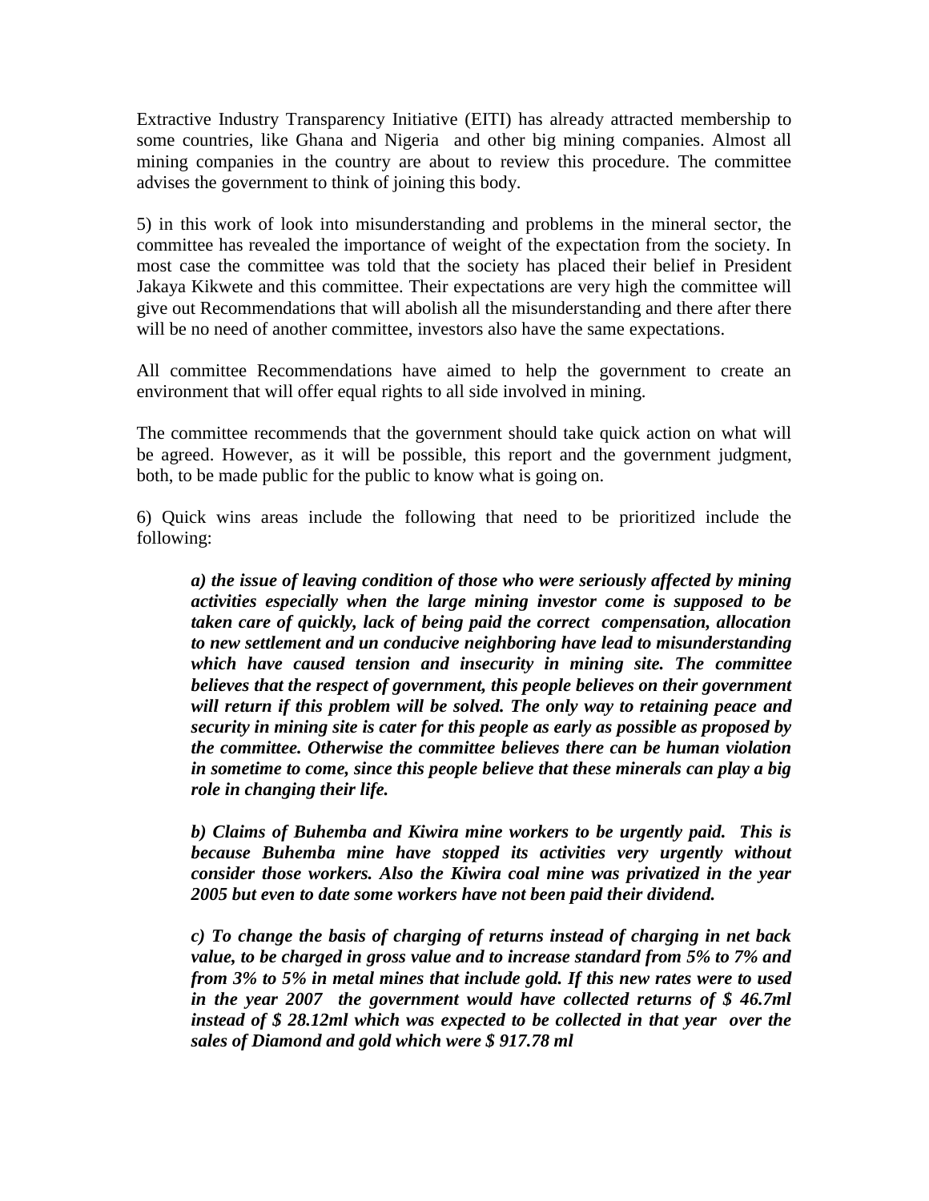Extractive Industry Transparency Initiative (EITI) has already attracted membership to some countries, like Ghana and Nigeria and other big mining companies. Almost all mining companies in the country are about to review this procedure. The committee advises the government to think of joining this body.

5) in this work of look into misunderstanding and problems in the mineral sector, the committee has revealed the importance of weight of the expectation from the society. In most case the committee was told that the society has placed their belief in President Jakaya Kikwete and this committee. Their expectations are very high the committee will give out Recommendations that will abolish all the misunderstanding and there after there will be no need of another committee, investors also have the same expectations.

All committee Recommendations have aimed to help the government to create an environment that will offer equal rights to all side involved in mining.

The committee recommends that the government should take quick action on what will be agreed. However, as it will be possible, this report and the government judgment, both, to be made public for the public to know what is going on.

6) Quick wins areas include the following that need to be prioritized include the following:

> ***a) the issue of leaving condition of those who were seriously affected by mining activities especially when the large mining investor come is supposed to be taken care of quickly, lack of being paid the correct compensation, allocation to new settlement and un conducive neighboring have lead to misunderstanding which have caused tension and insecurity in mining site. The committee believes that the respect of government, this people believes on their government will return if this problem will be solved. The only way to retaining peace and security in mining site is cater for this people as early as possible as proposed by the committee. Otherwise the committee believes there can be human violation in sometime to come, since this people believe that these minerals can play a big role in changing their life.***
>
> ***b) Claims of Buhemba and Kiwira mine workers to be urgently paid. This is because Buhemba mine have stopped its activities very urgently without consider those workers. Also the Kiwira coal mine was privatized in the year 2005 but even to date some workers have not been paid their dividend.***
>
> ***c) To change the basis of charging of returns instead of charging in net back value, to be charged in gross value and to increase standard from 5% to 7% and from 3% to 5% in metal mines that include gold. If this new rates were to used in the year 2007 the government would have collected returns of $ 46.7ml instead of $ 28.12ml which was expected to be collected in that year over the sales of Diamond and gold which were $ 917.78 ml***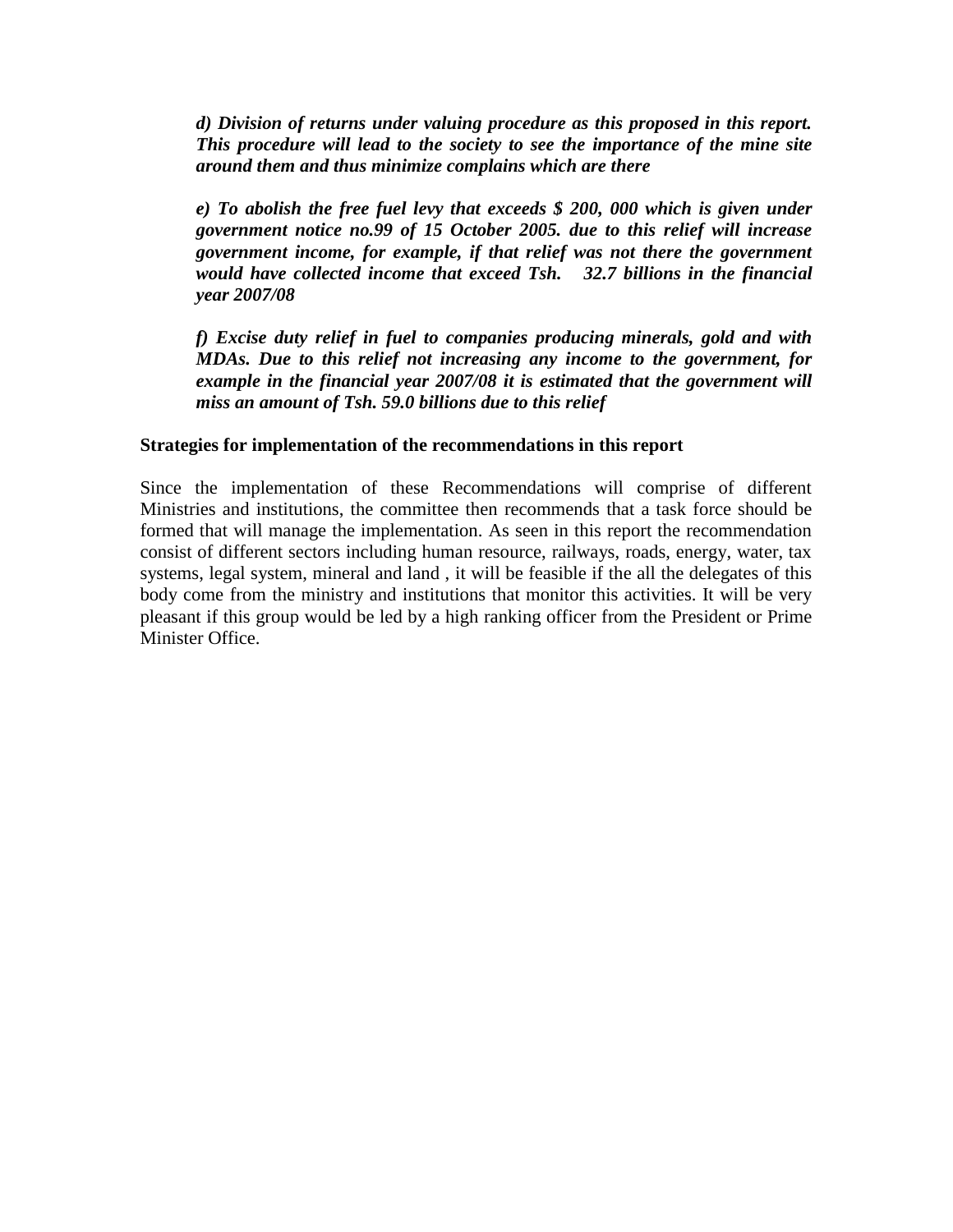*d) Division of returns under valuing procedure as this proposed in this report. This procedure will lead to the society to see the importance of the mine site around them and thus minimize complains which are there*

*e) To abolish the free fuel levy that exceeds $ 200, 000 which is given under government notice no.99 of 15 October 2005. due to this relief will increase government income, for example, if that relief was not there the government would have collected income that exceed Tsh. 32.7 billions in the financial year 2007/08*

*f) Excise duty relief in fuel to companies producing minerals, gold and with MDAs. Due to this relief not increasing any income to the government, for example in the financial year 2007/08 it is estimated that the government will miss an amount of Tsh. 59.0 billions due to this relief*

**Strategies for implementation of the recommendations in this report**

Since the implementation of these Recommendations will comprise of different Ministries and institutions, the committee then recommends that a task force should be formed that will manage the implementation. As seen in this report the recommendation consist of different sectors including human resource, railways, roads, energy, water, tax systems, legal system, mineral and land , it will be feasible if the all the delegates of this body come from the ministry and institutions that monitor this activities. It will be very pleasant if this group would be led by a high ranking officer from the President or Prime Minister Office.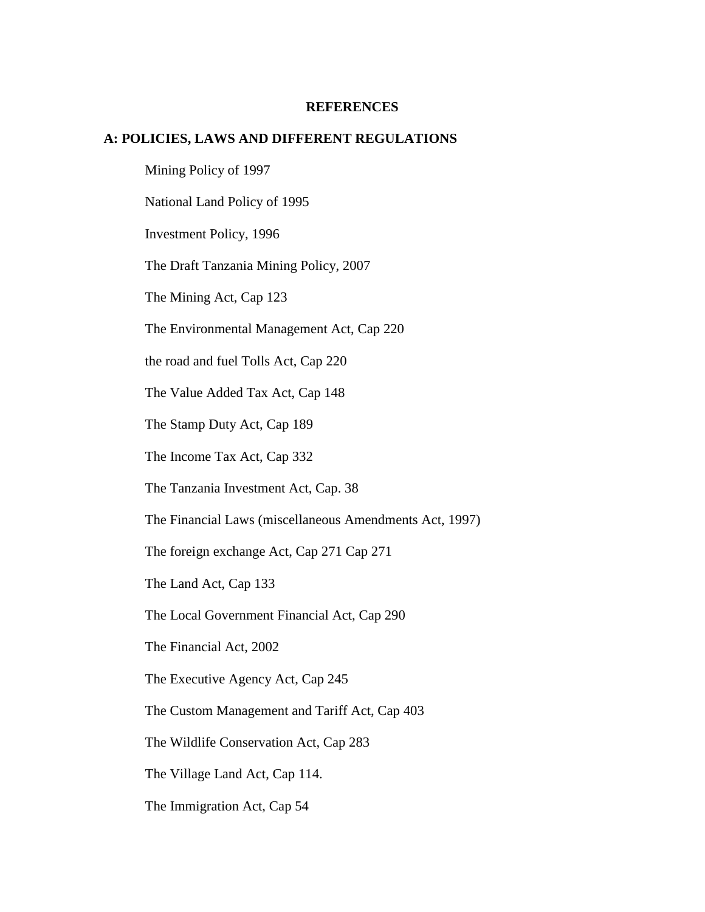# REFERENCES

## A: POLICIES, LAWS AND DIFFERENT REGULATIONS

Mining Policy of 1997

National Land Policy of 1995

Investment Policy, 1996

The Draft Tanzania Mining Policy, 2007

The Mining Act, Cap 123

The Environmental Management Act, Cap 220

the road and fuel Tolls Act, Cap 220

The Value Added Tax Act, Cap 148

The Stamp Duty Act, Cap 189

The Income Tax Act, Cap 332

The Tanzania Investment Act, Cap. 38

The Financial Laws (miscellaneous Amendments Act, 1997)

The foreign exchange Act, Cap 271 Cap 271

The Land Act, Cap 133

The Local Government Financial Act, Cap 290

The Financial Act, 2002

The Executive Agency Act, Cap 245

The Custom Management and Tariff Act, Cap 403

The Wildlife Conservation Act, Cap 283

The Village Land Act, Cap 114.

The Immigration Act, Cap 54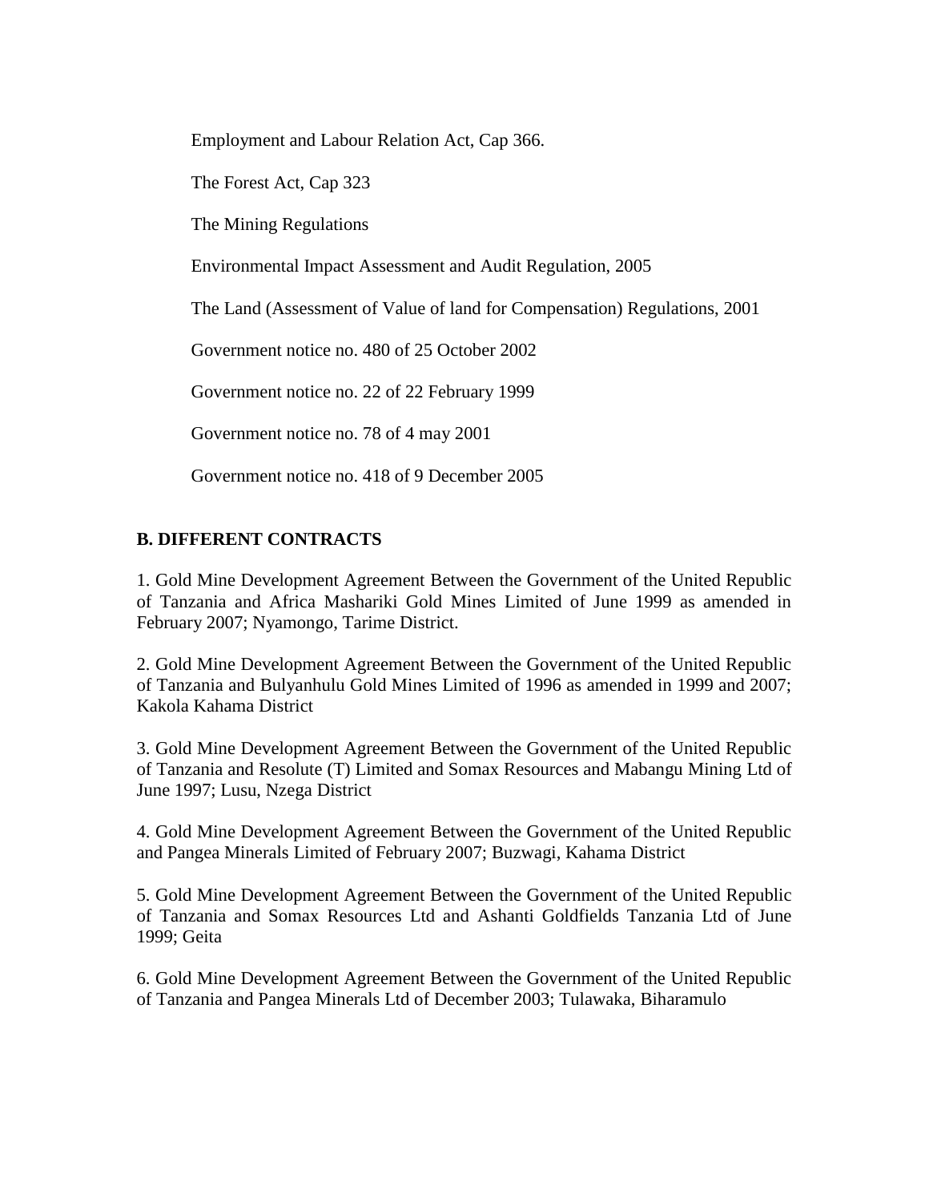Employment and Labour Relation Act, Cap 366.

The Forest Act, Cap 323

The Mining Regulations

Environmental Impact Assessment and Audit Regulation, 2005

The Land (Assessment of Value of land for Compensation) Regulations, 2001

Government notice no. 480 of 25 October 2002

Government notice no. 22 of 22 February 1999

Government notice no. 78 of 4 may 2001

Government notice no. 418 of 9 December 2005

**B. DIFFERENT CONTRACTS**

1. Gold Mine Development Agreement Between the Government of the United Republic of Tanzania and Africa Mashariki Gold Mines Limited of June 1999 as amended in February 2007; Nyamongo, Tarime District.

2. Gold Mine Development Agreement Between the Government of the United Republic of Tanzania and Bulyanhulu Gold Mines Limited of 1996 as amended in 1999 and 2007; Kakola Kahama District

3. Gold Mine Development Agreement Between the Government of the United Republic of Tanzania and Resolute (T) Limited and Somax Resources and Mabangu Mining Ltd of June 1997; Lusu, Nzega District

4. Gold Mine Development Agreement Between the Government of the United Republic and Pangea Minerals Limited of February 2007; Buzwagi, Kahama District

5. Gold Mine Development Agreement Between the Government of the United Republic of Tanzania and Somax Resources Ltd and Ashanti Goldfields Tanzania Ltd of June 1999; Geita

6. Gold Mine Development Agreement Between the Government of the United Republic of Tanzania and Pangea Minerals Ltd of December 2003; Tulawaka, Biharamulo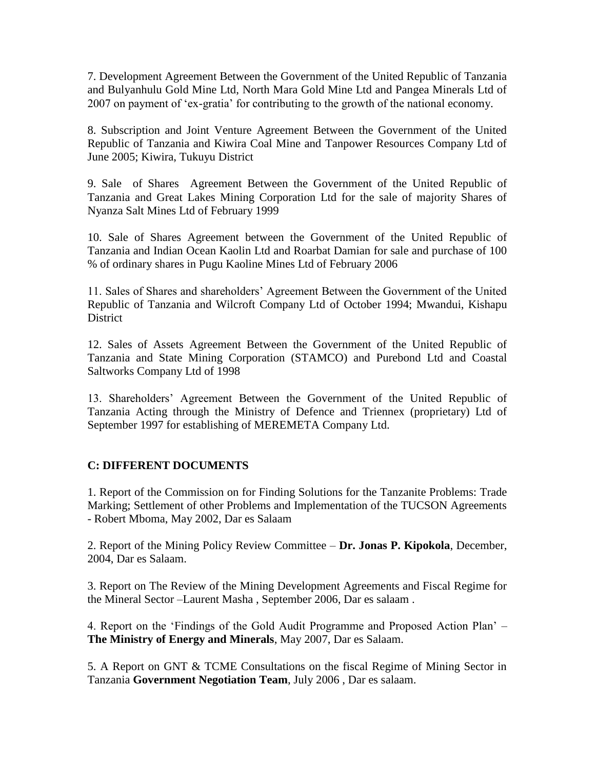7. Development Agreement Between the Government of the United Republic of Tanzania and Bulyanhulu Gold Mine Ltd, North Mara Gold Mine Ltd and Pangea Minerals Ltd of 2007 on payment of 'ex-gratia' for contributing to the growth of the national economy.

8. Subscription and Joint Venture Agreement Between the Government of the United Republic of Tanzania and Kiwira Coal Mine and Tanpower Resources Company Ltd of June 2005; Kiwira, Tukuyu District

9. Sale of Shares Agreement Between the Government of the United Republic of Tanzania and Great Lakes Mining Corporation Ltd for the sale of majority Shares of Nyanza Salt Mines Ltd of February 1999

10. Sale of Shares Agreement between the Government of the United Republic of Tanzania and Indian Ocean Kaolin Ltd and Roarbat Damian for sale and purchase of 100 % of ordinary shares in Pugu Kaoline Mines Ltd of February 2006

11. Sales of Shares and shareholders' Agreement Between the Government of the United Republic of Tanzania and Wilcroft Company Ltd of October 1994; Mwandui, Kishapu District

12. Sales of Assets Agreement Between the Government of the United Republic of Tanzania and State Mining Corporation (STAMCO) and Purebond Ltd and Coastal Saltworks Company Ltd of 1998

13. Shareholders' Agreement Between the Government of the United Republic of Tanzania Acting through the Ministry of Defence and Triennex (proprietary) Ltd of September 1997 for establishing of MEREMETA Company Ltd.

**C: DIFFERENT DOCUMENTS**

1. Report of the Commission on for Finding Solutions for the Tanzanite Problems: Trade Marking; Settlement of other Problems and Implementation of the TUCSON Agreements - Robert Mboma, May 2002, Dar es Salaam

2. Report of the Mining Policy Review Committee – **Dr. Jonas P. Kipokola**, December, 2004, Dar es Salaam.

3. Report on The Review of the Mining Development Agreements and Fiscal Regime for the Mineral Sector –Laurent Masha , September 2006, Dar es salaam .

4. Report on the 'Findings of the Gold Audit Programme and Proposed Action Plan' – **The Ministry of Energy and Minerals**, May 2007, Dar es Salaam.

5. A Report on GNT & TCME Consultations on the fiscal Regime of Mining Sector in Tanzania **Government Negotiation Team**, July 2006 , Dar es salaam.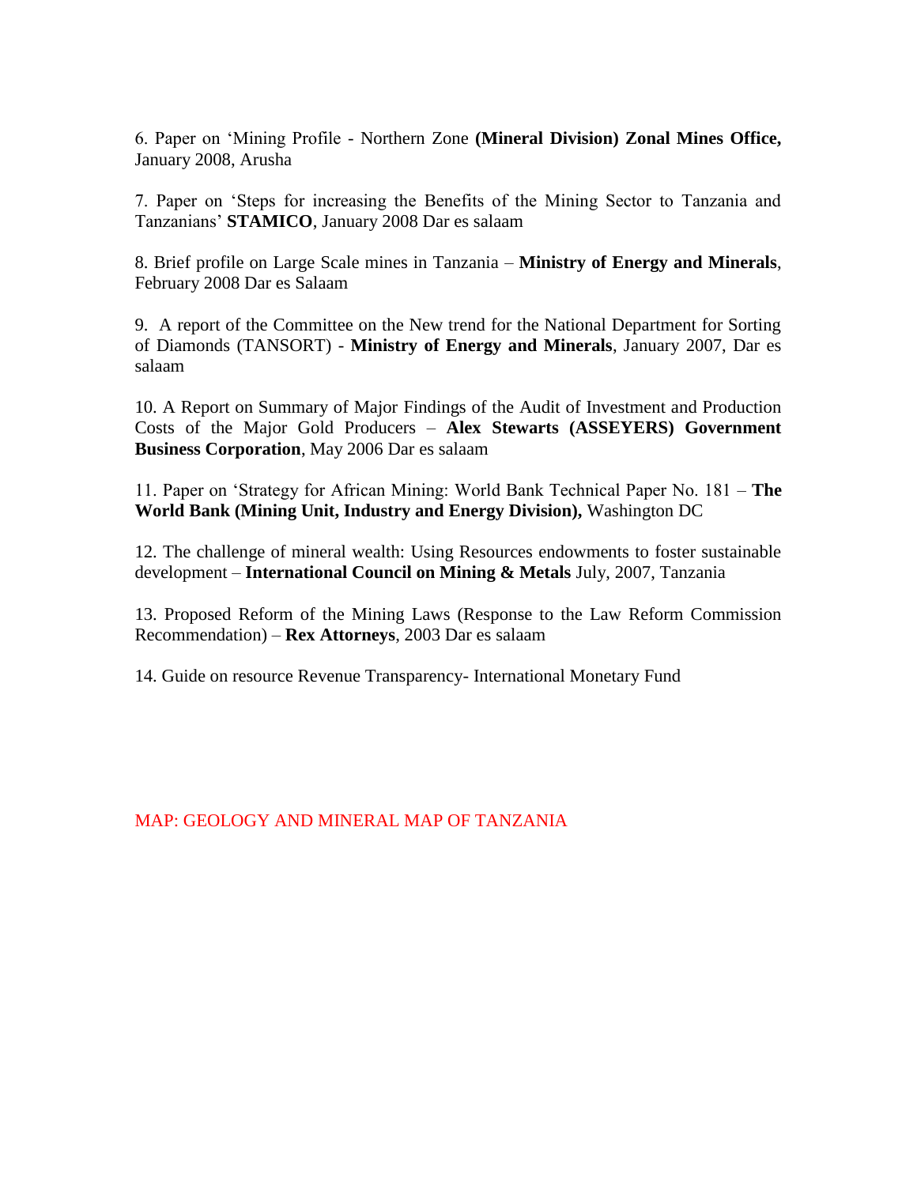6. Paper on 'Mining Profile - Northern Zone **(Mineral Division) Zonal Mines Office,** January 2008, Arusha

7. Paper on 'Steps for increasing the Benefits of the Mining Sector to Tanzania and Tanzanians' **STAMICO**, January 2008 Dar es salaam

8. Brief profile on Large Scale mines in Tanzania – **Ministry of Energy and Minerals**, February 2008 Dar es Salaam

9. A report of the Committee on the New trend for the National Department for Sorting of Diamonds (TANSORT) - **Ministry of Energy and Minerals**, January 2007, Dar es salaam

10. A Report on Summary of Major Findings of the Audit of Investment and Production Costs of the Major Gold Producers – **Alex Stewarts (ASSEYERS) Government Business Corporation**, May 2006 Dar es salaam

11. Paper on 'Strategy for African Mining: World Bank Technical Paper No. 181 – **The World Bank (Mining Unit, Industry and Energy Division),** Washington DC

12. The challenge of mineral wealth: Using Resources endowments to foster sustainable development – **International Council on Mining & Metals** July, 2007, Tanzania

13. Proposed Reform of the Mining Laws (Response to the Law Reform Commission Recommendation) – **Rex Attorneys**, 2003 Dar es salaam

14. Guide on resource Revenue Transparency- International Monetary Fund

MAP: GEOLOGY AND MINERAL MAP OF TANZANIA